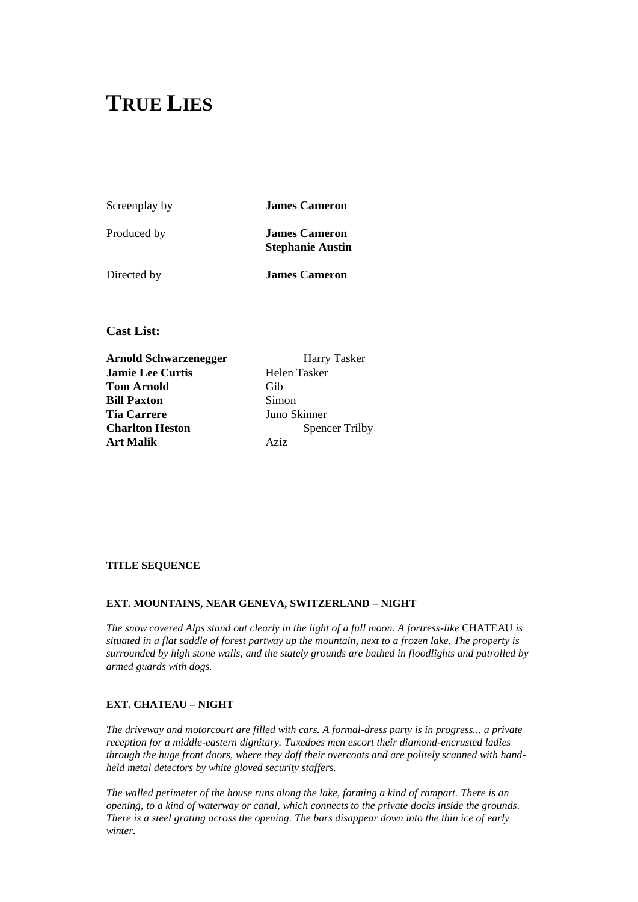# TRUE LIES

| | |
|---|---|
| Screenplay by | **James Cameron** |
| Produced by | **James Cameron**<br>**Stephanie Austin** |
| Directed by | **James Cameron** |

### Cast List:

| | |
|---|---|
| **Arnold Schwarzenegger** | Harry Tasker |
| **Jamie Lee Curtis** | Helen Tasker |
| **Tom Arnold** | Gib |
| **Bill Paxton** | Simon |
| **Tia Carrere** | Juno Skinner |
| **Charlton Heston** | Spencer Trilby |
| **Art Malik** | Aziz |

**TITLE SEQUENCE**

**EXT. MOUNTAINS, NEAR GENEVA, SWITZERLAND – NIGHT**

*The snow covered Alps stand out clearly in the light of a full moon. A fortress-like* CHATEAU *is situated in a flat saddle of forest partway up the mountain, next to a frozen lake. The property is surrounded by high stone walls, and the stately grounds are bathed in floodlights and patrolled by armed guards with dogs.*

**EXT. CHATEAU – NIGHT**

*The driveway and motorcourt are filled with cars. A formal-dress party is in progress... a private reception for a middle-eastern dignitary. Tuxedoes men escort their diamond-encrusted ladies through the huge front doors, where they doff their overcoats and are politely scanned with hand-held metal detectors by white gloved security staffers.*

*The walled perimeter of the house runs along the lake, forming a kind of rampart. There is an opening, to a kind of waterway or canal, which connects to the private docks inside the grounds. There is a steel grating across the opening. The bars disappear down into the thin ice of early winter.*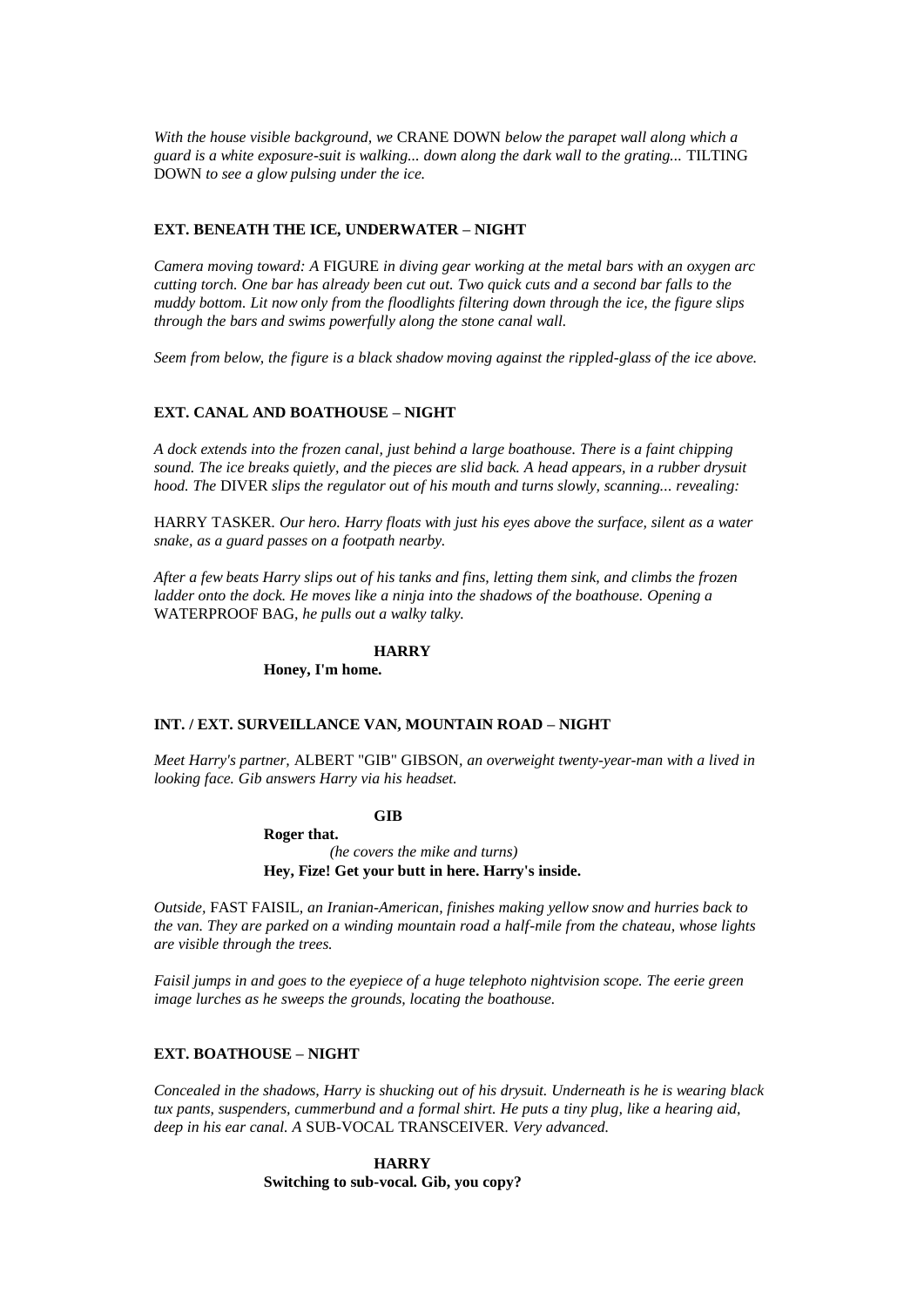*With the house visible background, we* CRANE DOWN *below the parapet wall along which a guard is a white exposure-suit is walking... down along the dark wall to the grating...* TILTING DOWN *to see a glow pulsing under the ice.*

**EXT. BENEATH THE ICE, UNDERWATER – NIGHT**

*Camera moving toward: A* FIGURE *in diving gear working at the metal bars with an oxygen arc cutting torch. One bar has already been cut out. Two quick cuts and a second bar falls to the muddy bottom. Lit now only from the floodlights filtering down through the ice, the figure slips through the bars and swims powerfully along the stone canal wall.*

*Seem from below, the figure is a black shadow moving against the rippled-glass of the ice above.*

**EXT. CANAL AND BOATHOUSE – NIGHT**

*A dock extends into the frozen canal, just behind a large boathouse. There is a faint chipping sound. The ice breaks quietly, and the pieces are slid back. A head appears, in a rubber drysuit hood. The* DIVER *slips the regulator out of his mouth and turns slowly, scanning... revealing:*

HARRY TASKER. *Our hero. Harry floats with just his eyes above the surface, silent as a water snake, as a guard passes on a footpath nearby.*

*After a few beats Harry slips out of his tanks and fins, letting them sink, and climbs the frozen ladder onto the dock. He moves like a ninja into the shadows of the boathouse. Opening a* WATERPROOF BAG, *he pulls out a walky talky.*

**HARRY**
**Honey, I'm home.**

**INT. / EXT. SURVEILLANCE VAN, MOUNTAIN ROAD – NIGHT**

*Meet Harry's partner,* ALBERT "GIB" GIBSON, *an overweight twenty-year-man with a lived in looking face. Gib answers Harry via his headset.*

**GIB**
**Roger that.**
*(he covers the mike and turns)*
**Hey, Fize! Get your butt in here. Harry's inside.**

*Outside,* FAST FAISIL, *an Iranian-American, finishes making yellow snow and hurries back to the van. They are parked on a winding mountain road a half-mile from the chateau, whose lights are visible through the trees.*

*Faisil jumps in and goes to the eyepiece of a huge telephoto nightvision scope. The eerie green image lurches as he sweeps the grounds, locating the boathouse.*

**EXT. BOATHOUSE – NIGHT**

*Concealed in the shadows, Harry is shucking out of his drysuit. Underneath is he is wearing black tux pants, suspenders, cummerbund and a formal shirt. He puts a tiny plug, like a hearing aid, deep in his ear canal. A* SUB-VOCAL TRANSCEIVER. *Very advanced.*

**HARRY**
**Switching to sub-vocal. Gib, you copy?**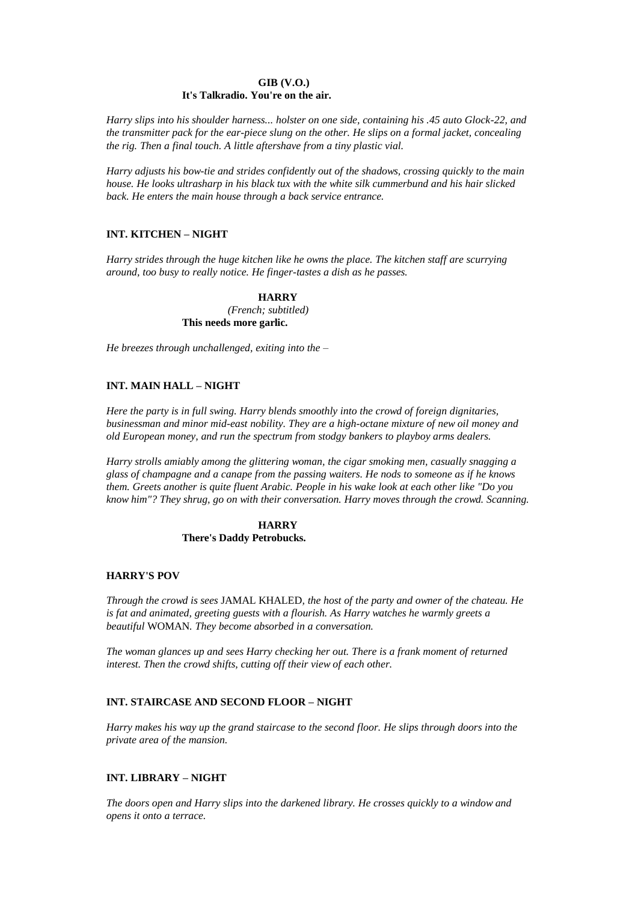**GIB (V.O.)**
**It's Talkradio. You're on the air.**

*Harry slips into his shoulder harness... holster on one side, containing his .45 auto Glock-22, and the transmitter pack for the ear-piece slung on the other. He slips on a formal jacket, concealing the rig. Then a final touch. A little aftershave from a tiny plastic vial.*

*Harry adjusts his bow-tie and strides confidently out of the shadows, crossing quickly to the main house. He looks ultrasharp in his black tux with the white silk cummerbund and his hair slicked back. He enters the main house through a back service entrance.*

**INT. KITCHEN – NIGHT**

*Harry strides through the huge kitchen like he owns the place. The kitchen staff are scurrying around, too busy to really notice. He finger-tastes a dish as he passes.*

**HARRY**
*(French; subtitled)*
**This needs more garlic.**

*He breezes through unchallenged, exiting into the –*

**INT. MAIN HALL – NIGHT**

*Here the party is in full swing. Harry blends smoothly into the crowd of foreign dignitaries, businessman and minor mid-east nobility. They are a high-octane mixture of new oil money and old European money, and run the spectrum from stodgy bankers to playboy arms dealers.*

*Harry strolls amiably among the glittering woman, the cigar smoking men, casually snagging a glass of champagne and a canape from the passing waiters. He nods to someone as if he knows them. Greets another is quite fluent Arabic. People in his wake look at each other like "Do you know him"? They shrug, go on with their conversation. Harry moves through the crowd. Scanning.*

**HARRY**
**There's Daddy Petrobucks.**

**HARRY'S POV**

*Through the crowd is sees* JAMAL KHALED*, the host of the party and owner of the chateau. He is fat and animated, greeting guests with a flourish. As Harry watches he warmly greets a beautiful* WOMAN*. They become absorbed in a conversation.*

*The woman glances up and sees Harry checking her out. There is a frank moment of returned interest. Then the crowd shifts, cutting off their view of each other.*

**INT. STAIRCASE AND SECOND FLOOR – NIGHT**

*Harry makes his way up the grand staircase to the second floor. He slips through doors into the private area of the mansion.*

**INT. LIBRARY – NIGHT**

*The doors open and Harry slips into the darkened library. He crosses quickly to a window and opens it onto a terrace.*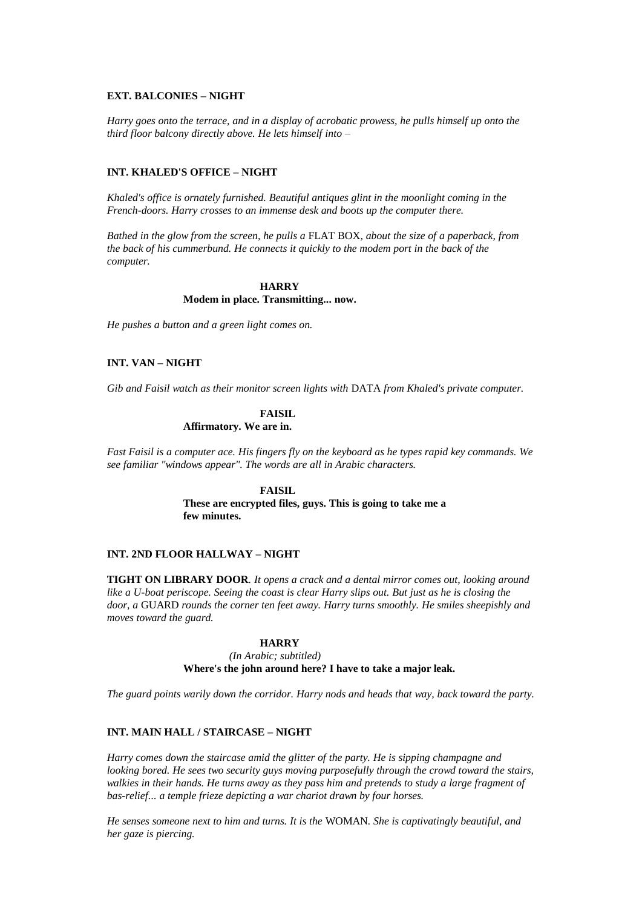**EXT. BALCONIES – NIGHT**

*Harry goes onto the terrace, and in a display of acrobatic prowess, he pulls himself up onto the third floor balcony directly above. He lets himself into –*

**INT. KHALED'S OFFICE – NIGHT**

*Khaled's office is ornately furnished. Beautiful antiques glint in the moonlight coming in the French-doors. Harry crosses to an immense desk and boots up the computer there.*

*Bathed in the glow from the screen, he pulls a* FLAT BOX*, about the size of a paperback, from the back of his cummerbund. He connects it quickly to the modem port in the back of the computer.*

**HARRY**
**Modem in place. Transmitting... now.**

*He pushes a button and a green light comes on.*

**INT. VAN – NIGHT**

*Gib and Faisil watch as their monitor screen lights with* DATA *from Khaled's private computer.*

**FAISIL**
**Affirmatory. We are in.**

*Fast Faisil is a computer ace. His fingers fly on the keyboard as he types rapid key commands. We see familiar "windows appear". The words are all in Arabic characters.*

**FAISIL**
**These are encrypted files, guys. This is going to take me a few minutes.**

**INT. 2ND FLOOR HALLWAY – NIGHT**

**TIGHT ON LIBRARY DOOR***. It opens a crack and a dental mirror comes out, looking around like a U-boat periscope. Seeing the coast is clear Harry slips out. But just as he is closing the door, a* GUARD *rounds the corner ten feet away. Harry turns smoothly. He smiles sheepishly and moves toward the guard.*

**HARRY**
*(In Arabic; subtitled)*
**Where's the john around here? I have to take a major leak.**

*The guard points warily down the corridor. Harry nods and heads that way, back toward the party.*

**INT. MAIN HALL / STAIRCASE – NIGHT**

*Harry comes down the staircase amid the glitter of the party. He is sipping champagne and looking bored. He sees two security guys moving purposefully through the crowd toward the stairs, walkies in their hands. He turns away as they pass him and pretends to study a large fragment of bas-relief... a temple frieze depicting a war chariot drawn by four horses.*

*He senses someone next to him and turns. It is the* WOMAN*. She is captivatingly beautiful, and her gaze is piercing.*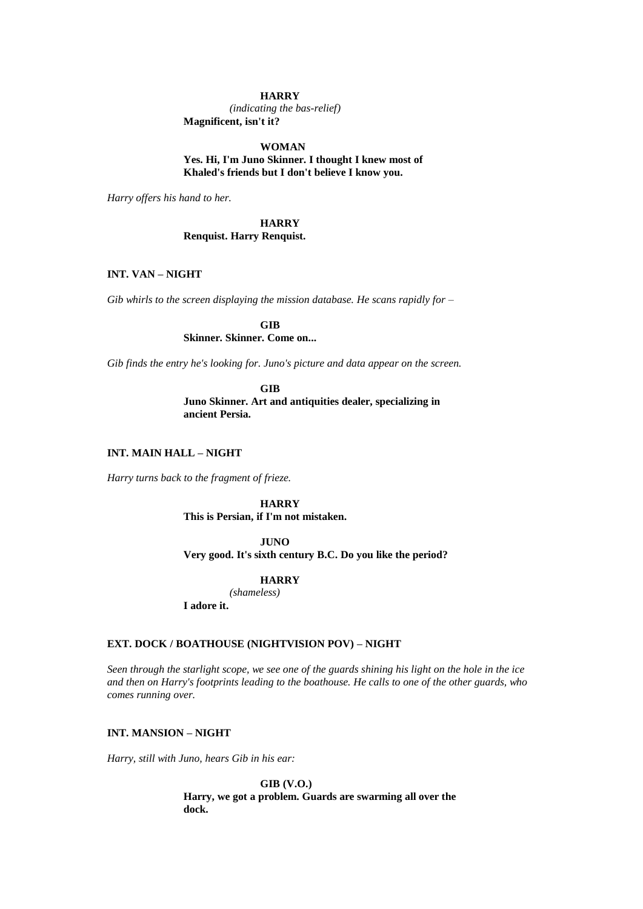**HARRY**
*(indicating the bas-relief)*
**Magnificent, isn't it?**

**WOMAN**
**Yes. Hi, I'm Juno Skinner. I thought I knew most of Khaled's friends but I don't believe I know you.**

*Harry offers his hand to her.*

**HARRY**
**Renquist. Harry Renquist.**

**INT. VAN – NIGHT**

*Gib whirls to the screen displaying the mission database. He scans rapidly for –*

**GIB**
**Skinner. Skinner. Come on...**

*Gib finds the entry he's looking for. Juno's picture and data appear on the screen.*

**GIB**
**Juno Skinner. Art and antiquities dealer, specializing in ancient Persia.**

**INT. MAIN HALL – NIGHT**

*Harry turns back to the fragment of frieze.*

**HARRY**
**This is Persian, if I'm not mistaken.**

**JUNO**
**Very good. It's sixth century B.C. Do you like the period?**

**HARRY**
*(shameless)*
**I adore it.**

**EXT. DOCK / BOATHOUSE (NIGHTVISION POV) – NIGHT**

*Seen through the starlight scope, we see one of the guards shining his light on the hole in the ice and then on Harry's footprints leading to the boathouse. He calls to one of the other guards, who comes running over.*

**INT. MANSION – NIGHT**

*Harry, still with Juno, hears Gib in his ear:*

**GIB (V.O.)**
**Harry, we got a problem. Guards are swarming all over the dock.**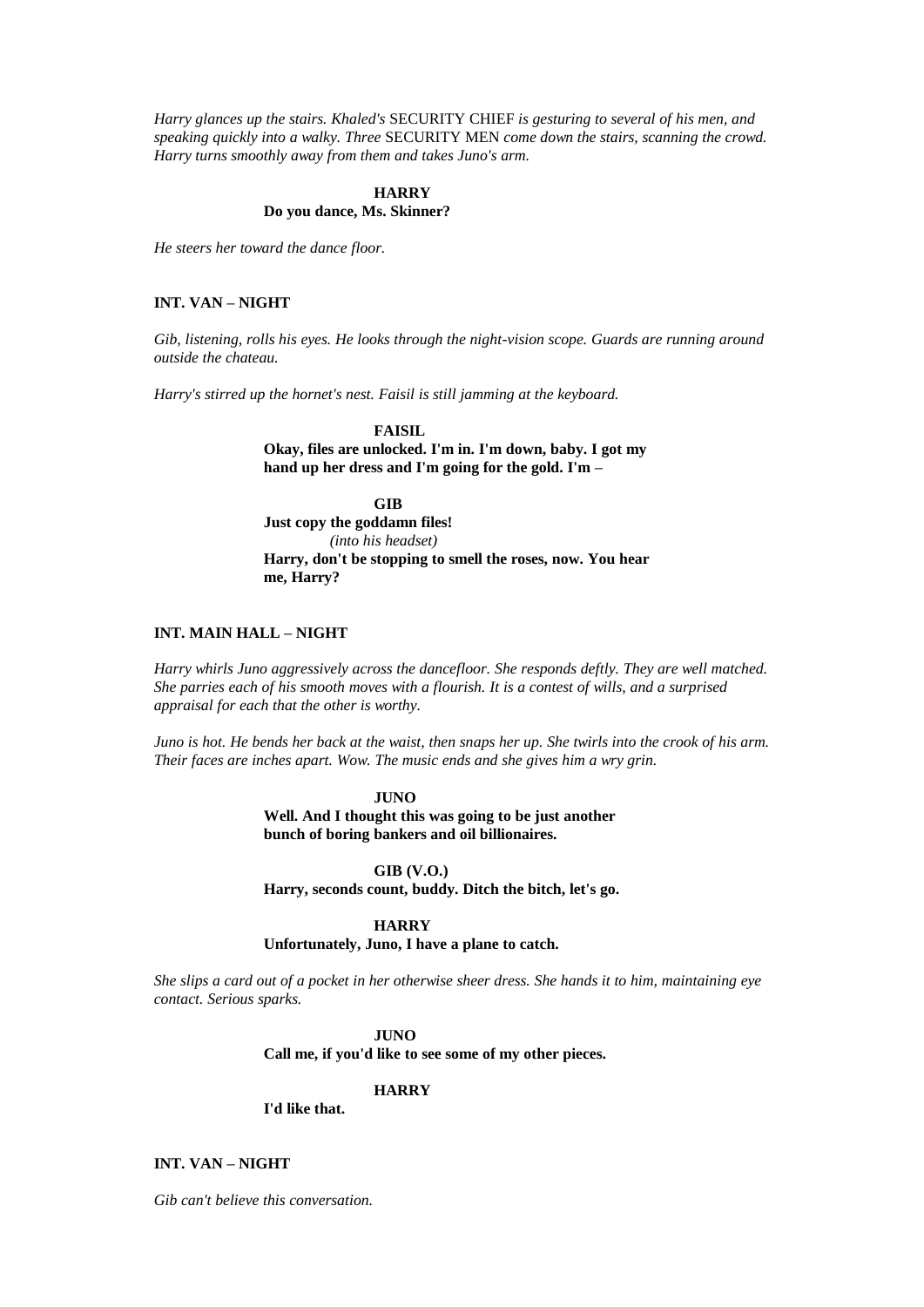*Harry glances up the stairs. Khaled's* SECURITY CHIEF *is gesturing to several of his men, and speaking quickly into a walky. Three* SECURITY MEN *come down the stairs, scanning the crowd. Harry turns smoothly away from them and takes Juno's arm.*

**HARRY**
**Do you dance, Ms. Skinner?**

*He steers her toward the dance floor.*

**INT. VAN – NIGHT**

*Gib, listening, rolls his eyes. He looks through the night-vision scope. Guards are running around outside the chateau.*

*Harry's stirred up the hornet's nest. Faisil is still jamming at the keyboard.*

**FAISIL**
**Okay, files are unlocked. I'm in. I'm down, baby. I got my hand up her dress and I'm going for the gold. I'm –**

**GIB**
**Just copy the goddamn files!**
*(into his headset)*
**Harry, don't be stopping to smell the roses, now. You hear me, Harry?**

**INT. MAIN HALL – NIGHT**

*Harry whirls Juno aggressively across the dancefloor. She responds deftly. They are well matched. She parries each of his smooth moves with a flourish. It is a contest of wills, and a surprised appraisal for each that the other is worthy.*

*Juno is hot. He bends her back at the waist, then snaps her up. She twirls into the crook of his arm. Their faces are inches apart. Wow. The music ends and she gives him a wry grin.*

**JUNO**
**Well. And I thought this was going to be just another bunch of boring bankers and oil billionaires.**

**GIB (V.O.)**
**Harry, seconds count, buddy. Ditch the bitch, let's go.**

**HARRY**
**Unfortunately, Juno, I have a plane to catch.**

*She slips a card out of a pocket in her otherwise sheer dress. She hands it to him, maintaining eye contact. Serious sparks.*

**JUNO**
**Call me, if you'd like to see some of my other pieces.**

**HARRY**
**I'd like that.**

**INT. VAN – NIGHT**

*Gib can't believe this conversation.*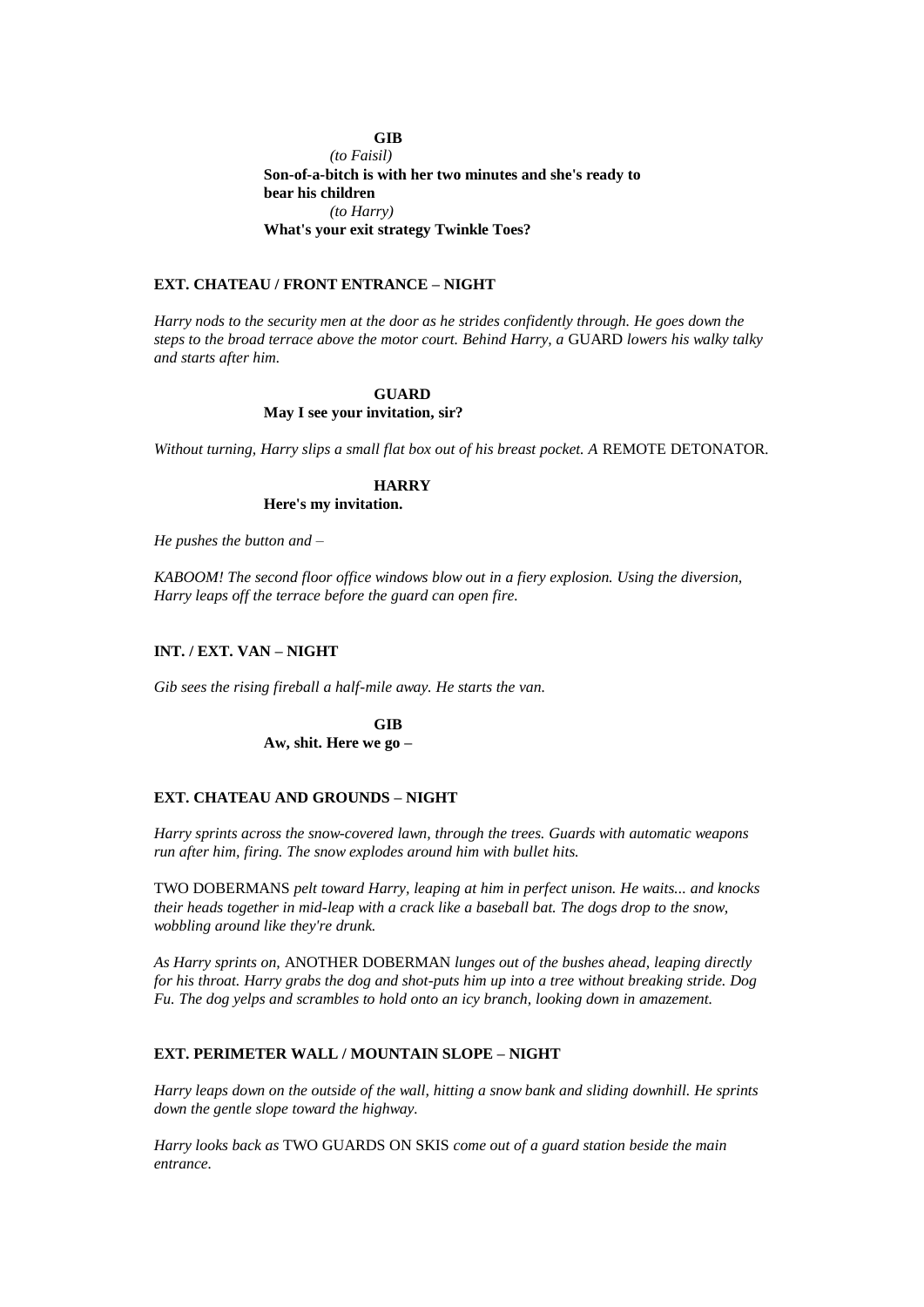**GIB**

*(to Faisil)*

**Son-of-a-bitch is with her two minutes and she's ready to bear his children**

*(to Harry)*

**What's your exit strategy Twinkle Toes?**

**EXT. CHATEAU / FRONT ENTRANCE – NIGHT**

*Harry nods to the security men at the door as he strides confidently through. He goes down the steps to the broad terrace above the motor court. Behind Harry, a* GUARD *lowers his walky talky and starts after him.*

**GUARD**

**May I see your invitation, sir?**

*Without turning, Harry slips a small flat box out of his breast pocket. A* REMOTE DETONATOR.

**HARRY**

**Here's my invitation.**

*He pushes the button and –*

*KABOOM! The second floor office windows blow out in a fiery explosion. Using the diversion, Harry leaps off the terrace before the guard can open fire.*

**INT. / EXT. VAN – NIGHT**

*Gib sees the rising fireball a half-mile away. He starts the van.*

**GIB**

**Aw, shit. Here we go –**

**EXT. CHATEAU AND GROUNDS – NIGHT**

*Harry sprints across the snow-covered lawn, through the trees. Guards with automatic weapons run after him, firing. The snow explodes around him with bullet hits.*

TWO DOBERMANS *pelt toward Harry, leaping at him in perfect unison. He waits... and knocks their heads together in mid-leap with a crack like a baseball bat. The dogs drop to the snow, wobbling around like they're drunk.*

*As Harry sprints on,* ANOTHER DOBERMAN *lunges out of the bushes ahead, leaping directly for his throat. Harry grabs the dog and shot-puts him up into a tree without breaking stride. Dog Fu. The dog yelps and scrambles to hold onto an icy branch, looking down in amazement.*

**EXT. PERIMETER WALL / MOUNTAIN SLOPE – NIGHT**

*Harry leaps down on the outside of the wall, hitting a snow bank and sliding downhill. He sprints down the gentle slope toward the highway.*

*Harry looks back as* TWO GUARDS ON SKIS *come out of a guard station beside the main entrance.*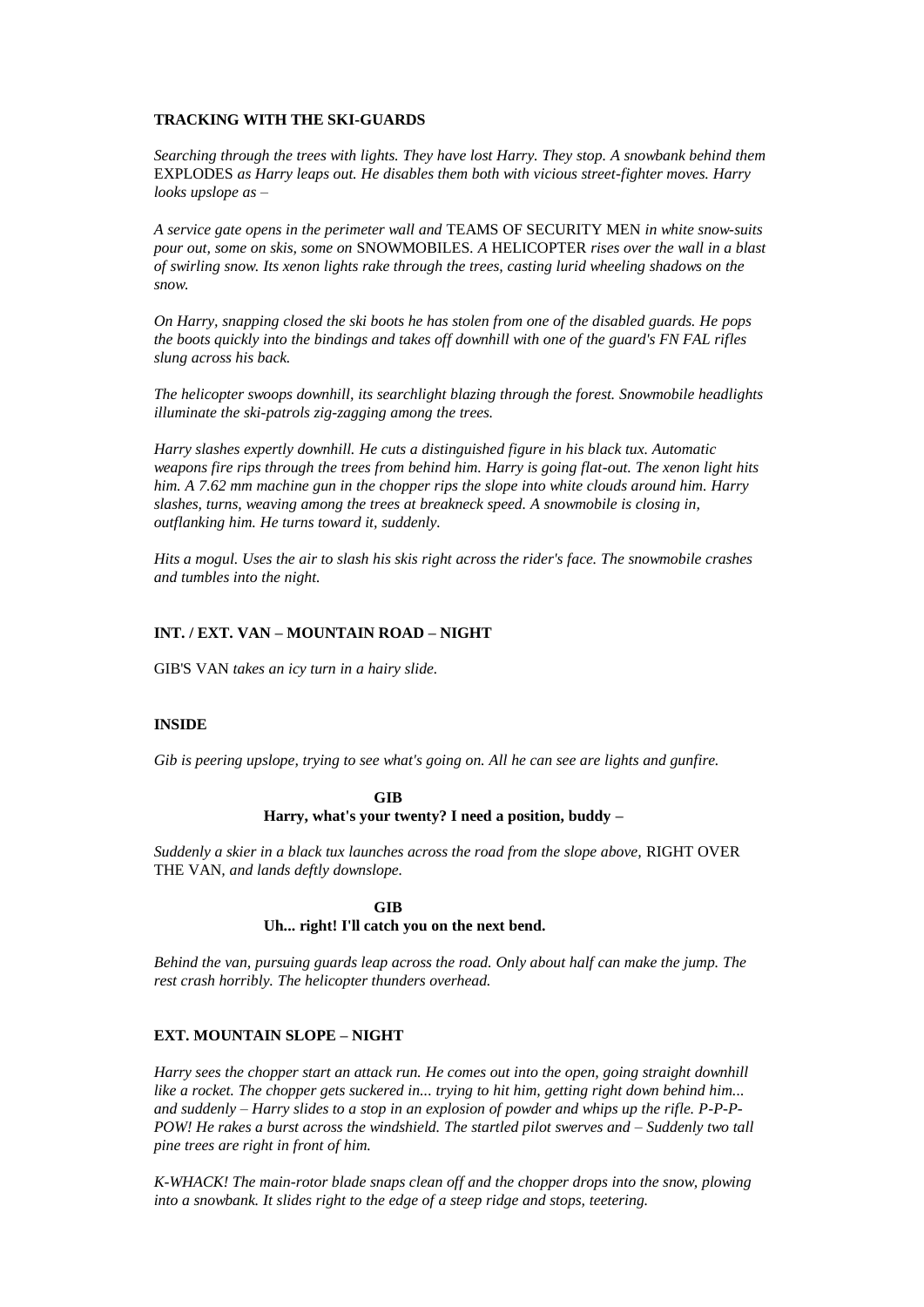**TRACKING WITH THE SKI-GUARDS**

*Searching through the trees with lights. They have lost Harry. They stop. A snowbank behind them* EXPLODES *as Harry leaps out. He disables them both with vicious street-fighter moves. Harry looks upslope as –*

*A service gate opens in the perimeter wall and* TEAMS OF SECURITY MEN *in white snow-suits pour out, some on skis, some on* SNOWMOBILES. *A* HELICOPTER *rises over the wall in a blast of swirling snow. Its xenon lights rake through the trees, casting lurid wheeling shadows on the snow.*

*On Harry, snapping closed the ski boots he has stolen from one of the disabled guards. He pops the boots quickly into the bindings and takes off downhill with one of the guard's FN FAL rifles slung across his back.*

*The helicopter swoops downhill, its searchlight blazing through the forest. Snowmobile headlights illuminate the ski-patrols zig-zagging among the trees.*

*Harry slashes expertly downhill. He cuts a distinguished figure in his black tux. Automatic weapons fire rips through the trees from behind him. Harry is going flat-out. The xenon light hits him. A 7.62 mm machine gun in the chopper rips the slope into white clouds around him. Harry slashes, turns, weaving among the trees at breakneck speed. A snowmobile is closing in, outflanking him. He turns toward it, suddenly.*

*Hits a mogul. Uses the air to slash his skis right across the rider's face. The snowmobile crashes and tumbles into the night.*

**INT. / EXT. VAN – MOUNTAIN ROAD – NIGHT**

GIB'S VAN *takes an icy turn in a hairy slide.*

**INSIDE**

*Gib is peering upslope, trying to see what's going on. All he can see are lights and gunfire.*

**GIB**
**Harry, what's your twenty? I need a position, buddy –**

*Suddenly a skier in a black tux launches across the road from the slope above,* RIGHT OVER THE VAN, *and lands deftly downslope.*

**GIB**
**Uh... right! I'll catch you on the next bend.**

*Behind the van, pursuing guards leap across the road. Only about half can make the jump. The rest crash horribly. The helicopter thunders overhead.*

**EXT. MOUNTAIN SLOPE – NIGHT**

*Harry sees the chopper start an attack run. He comes out into the open, going straight downhill like a rocket. The chopper gets suckered in... trying to hit him, getting right down behind him... and suddenly – Harry slides to a stop in an explosion of powder and whips up the rifle. P-P-P-POW! He rakes a burst across the windshield. The startled pilot swerves and – Suddenly two tall pine trees are right in front of him.*

*K-WHACK! The main-rotor blade snaps clean off and the chopper drops into the snow, plowing into a snowbank. It slides right to the edge of a steep ridge and stops, teetering.*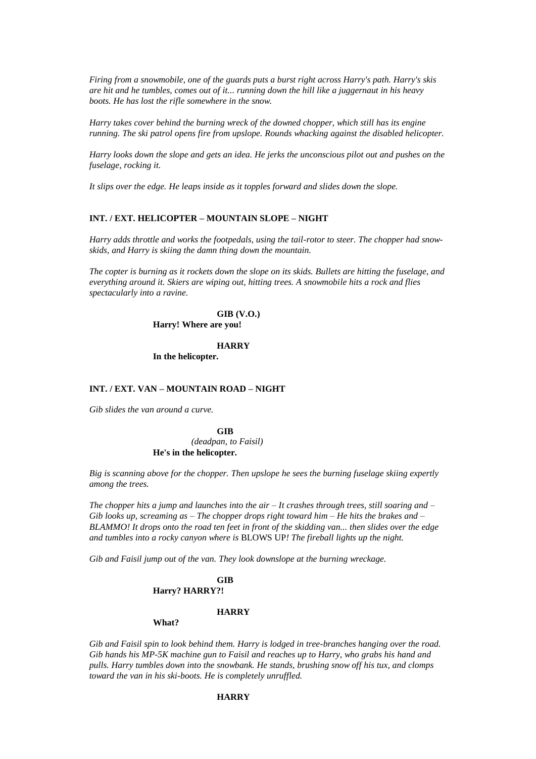*Firing from a snowmobile, one of the guards puts a burst right across Harry's path. Harry's skis are hit and he tumbles, comes out of it... running down the hill like a juggernaut in his heavy boots. He has lost the rifle somewhere in the snow.*

*Harry takes cover behind the burning wreck of the downed chopper, which still has its engine running. The ski patrol opens fire from upslope. Rounds whacking against the disabled helicopter.*

*Harry looks down the slope and gets an idea. He jerks the unconscious pilot out and pushes on the fuselage, rocking it.*

*It slips over the edge. He leaps inside as it topples forward and slides down the slope.*

**INT. / EXT. HELICOPTER – MOUNTAIN SLOPE – NIGHT**

*Harry adds throttle and works the footpedals, using the tail-rotor to steer. The chopper had snow-skids, and Harry is skiing the damn thing down the mountain.*

*The copter is burning as it rockets down the slope on its skids. Bullets are hitting the fuselage, and everything around it. Skiers are wiping out, hitting trees. A snowmobile hits a rock and flies spectacularly into a ravine.*

**GIB (V.O.)**
**Harry! Where are you!**

**HARRY**
**In the helicopter.**

**INT. / EXT. VAN – MOUNTAIN ROAD – NIGHT**

*Gib slides the van around a curve.*

**GIB**
*(deadpan, to Faisil)*
**He's in the helicopter.**

*Big is scanning above for the chopper. Then upslope he sees the burning fuselage skiing expertly among the trees.*

*The chopper hits a jump and launches into the air – It crashes through trees, still soaring and – Gib looks up, screaming as – The chopper drops right toward him – He hits the brakes and – BLAMMO! It drops onto the road ten feet in front of the skidding van... then slides over the edge and tumbles into a rocky canyon where is* BLOWS UP*! The fireball lights up the night.*

*Gib and Faisil jump out of the van. They look downslope at the burning wreckage.*

**GIB**
**Harry? HARRY?!**

**HARRY**
**What?**

*Gib and Faisil spin to look behind them. Harry is lodged in tree-branches hanging over the road. Gib hands his MP-5K machine gun to Faisil and reaches up to Harry, who grabs his hand and pulls. Harry tumbles down into the snowbank. He stands, brushing snow off his tux, and clomps toward the van in his ski-boots. He is completely unruffled.*

**HARRY**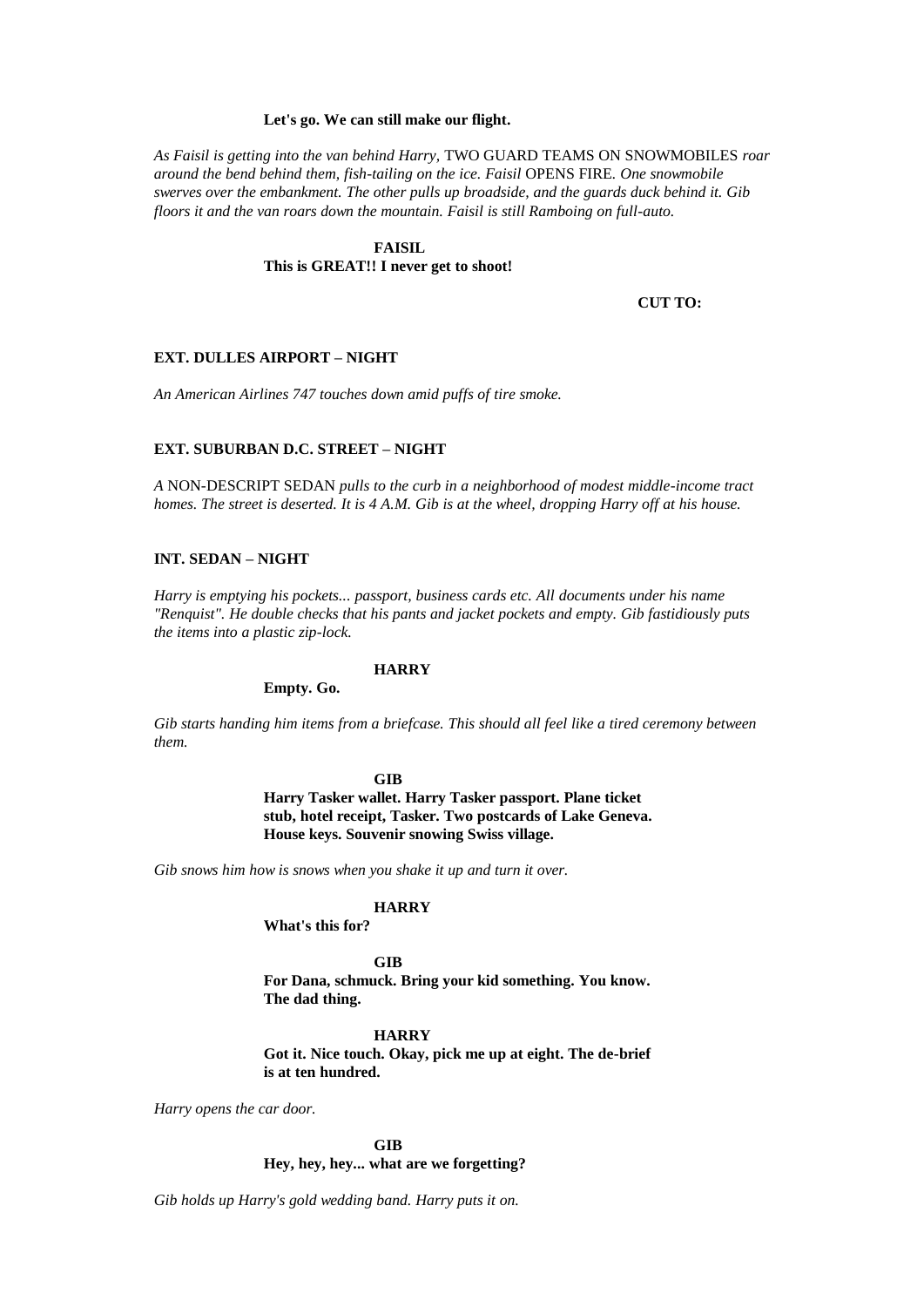**Let's go. We can still make our flight.**

*As Faisil is getting into the van behind Harry,* TWO GUARD TEAMS ON SNOWMOBILES *roar around the bend behind them, fish-tailing on the ice. Faisil* OPENS FIRE*. One snowmobile swerves over the embankment. The other pulls up broadside, and the guards duck behind it. Gib floors it and the van roars down the mountain. Faisil is still Ramboing on full-auto.*

**FAISIL**
**This is GREAT!! I never get to shoot!**

**CUT TO:**

**EXT. DULLES AIRPORT – NIGHT**

*An American Airlines 747 touches down amid puffs of tire smoke.*

**EXT. SUBURBAN D.C. STREET – NIGHT**

*A* NON-DESCRIPT SEDAN *pulls to the curb in a neighborhood of modest middle-income tract homes. The street is deserted. It is 4 A.M. Gib is at the wheel, dropping Harry off at his house.*

**INT. SEDAN – NIGHT**

*Harry is emptying his pockets... passport, business cards etc. All documents under his name "Renquist". He double checks that his pants and jacket pockets and empty. Gib fastidiously puts the items into a plastic zip-lock.*

**HARRY**
**Empty. Go.**

*Gib starts handing him items from a briefcase. This should all feel like a tired ceremony between them.*

**GIB**
**Harry Tasker wallet. Harry Tasker passport. Plane ticket stub, hotel receipt, Tasker. Two postcards of Lake Geneva. House keys. Souvenir snowing Swiss village.**

*Gib snows him how is snows when you shake it up and turn it over.*

**HARRY**
**What's this for?**

**GIB**
**For Dana, schmuck. Bring your kid something. You know. The dad thing.**

**HARRY**
**Got it. Nice touch. Okay, pick me up at eight. The de-brief is at ten hundred.**

*Harry opens the car door.*

**GIB**
**Hey, hey, hey... what are we forgetting?**

*Gib holds up Harry's gold wedding band. Harry puts it on.*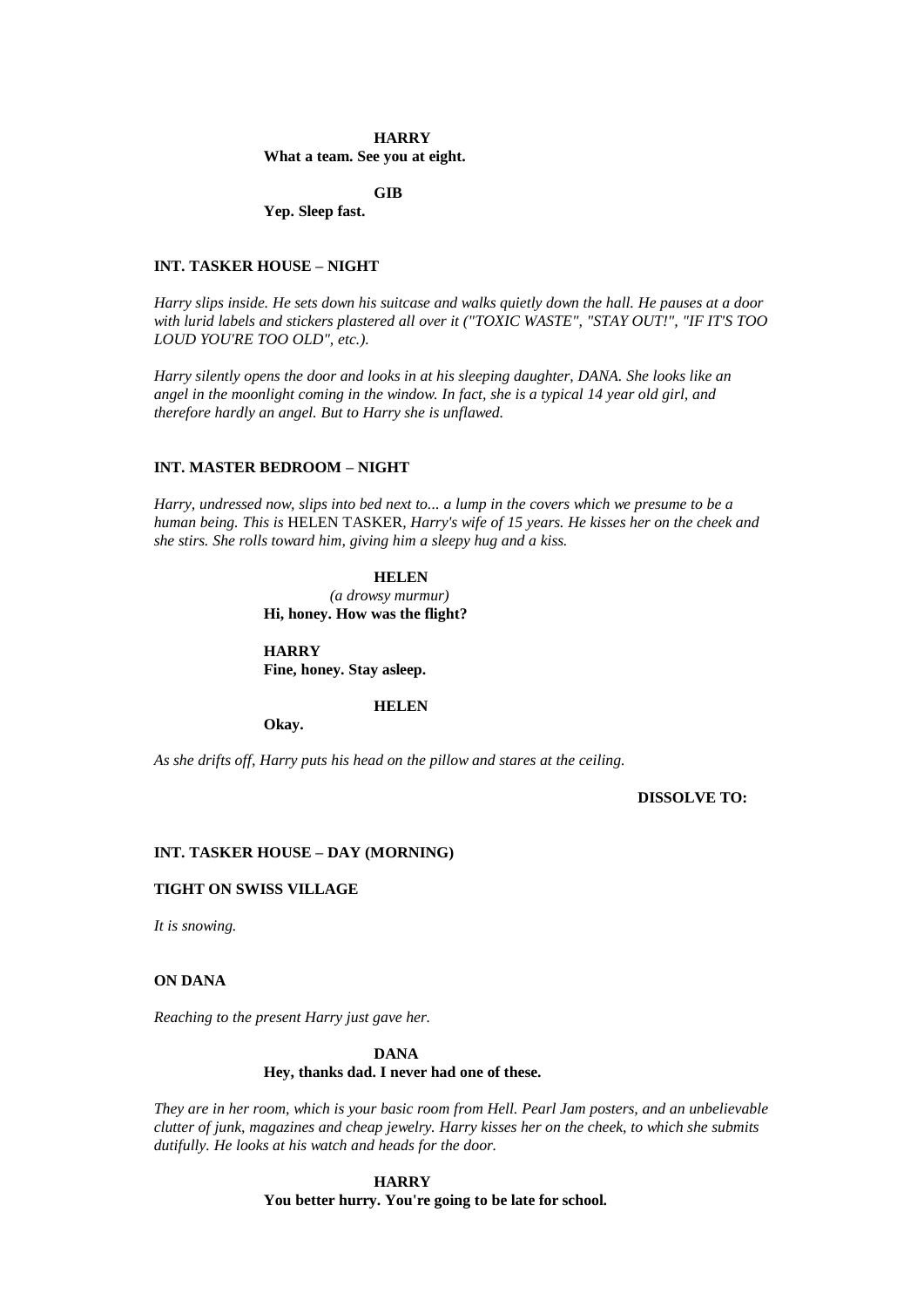**HARRY**
**What a team. See you at eight.**

**GIB**
**Yep. Sleep fast.**

**INT. TASKER HOUSE – NIGHT**

*Harry slips inside. He sets down his suitcase and walks quietly down the hall. He pauses at a door with lurid labels and stickers plastered all over it ("TOXIC WASTE", "STAY OUT!", "IF IT'S TOO LOUD YOU'RE TOO OLD", etc.).*

*Harry silently opens the door and looks in at his sleeping daughter, DANA. She looks like an angel in the moonlight coming in the window. In fact, she is a typical 14 year old girl, and therefore hardly an angel. But to Harry she is unflawed.*

**INT. MASTER BEDROOM – NIGHT**

*Harry, undressed now, slips into bed next to... a lump in the covers which we presume to be a human being. This is* HELEN TASKER, *Harry's wife of 15 years. He kisses her on the cheek and she stirs. She rolls toward him, giving him a sleepy hug and a kiss.*

**HELEN**
*(a drowsy murmur)*
**Hi, honey. How was the flight?**

**HARRY**
**Fine, honey. Stay asleep.**

**HELEN**
**Okay.**

*As she drifts off, Harry puts his head on the pillow and stares at the ceiling.*

**DISSOLVE TO:**

**INT. TASKER HOUSE – DAY (MORNING)**

**TIGHT ON SWISS VILLAGE**

*It is snowing.*

**ON DANA**

*Reaching to the present Harry just gave her.*

**DANA**
**Hey, thanks dad. I never had one of these.**

*They are in her room, which is your basic room from Hell. Pearl Jam posters, and an unbelievable clutter of junk, magazines and cheap jewelry. Harry kisses her on the cheek, to which she submits dutifully. He looks at his watch and heads for the door.*

**HARRY**
**You better hurry. You're going to be late for school.**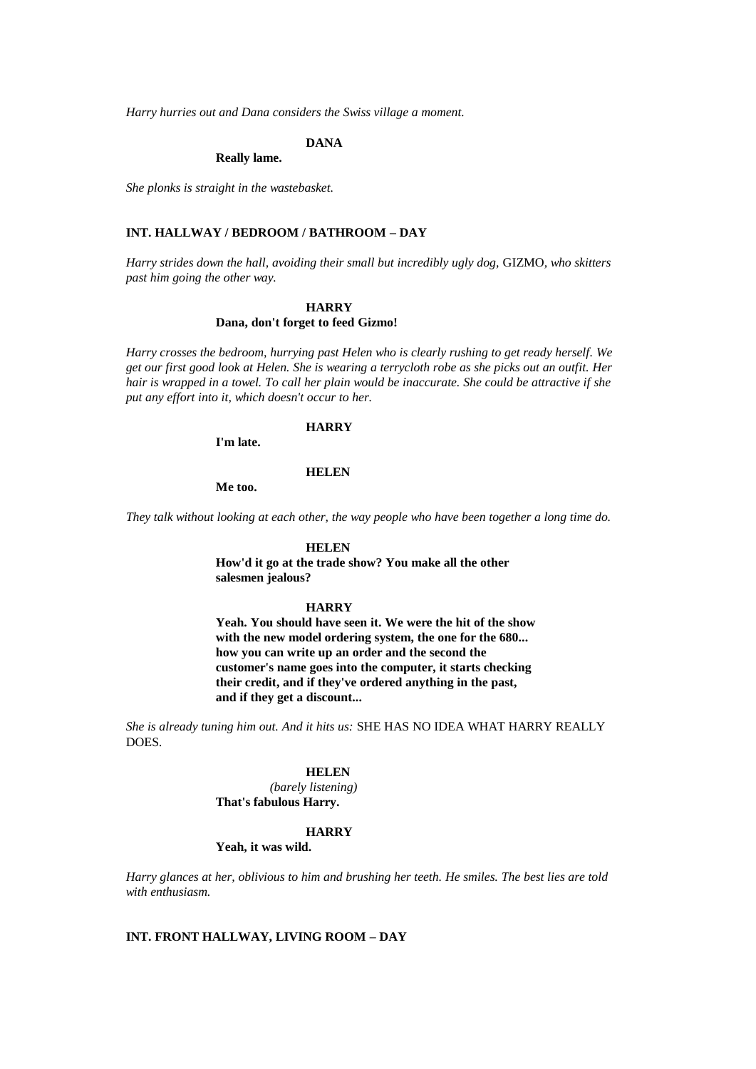*Harry hurries out and Dana considers the Swiss village a moment.*

**DANA**

**Really lame.**

*She plonks is straight in the wastebasket.*

**INT. HALLWAY / BEDROOM / BATHROOM – DAY**

*Harry strides down the hall, avoiding their small but incredibly ugly dog,* GIZMO*, who skitters past him going the other way.*

**HARRY**

**Dana, don't forget to feed Gizmo!**

*Harry crosses the bedroom, hurrying past Helen who is clearly rushing to get ready herself. We get our first good look at Helen. She is wearing a terrycloth robe as she picks out an outfit. Her hair is wrapped in a towel. To call her plain would be inaccurate. She could be attractive if she put any effort into it, which doesn't occur to her.*

**HARRY**

**I'm late.**

**HELEN**

**Me too.**

*They talk without looking at each other, the way people who have been together a long time do.*

**HELEN**

**How'd it go at the trade show? You make all the other salesmen jealous?**

**HARRY**

**Yeah. You should have seen it. We were the hit of the show with the new model ordering system, the one for the 680... how you can write up an order and the second the customer's name goes into the computer, it starts checking their credit, and if they've ordered anything in the past, and if they get a discount...**

*She is already tuning him out. And it hits us:* SHE HAS NO IDEA WHAT HARRY REALLY DOES.

**HELEN**

*(barely listening)*

**That's fabulous Harry.**

**HARRY**

**Yeah, it was wild.**

*Harry glances at her, oblivious to him and brushing her teeth. He smiles. The best lies are told with enthusiasm.*

**INT. FRONT HALLWAY, LIVING ROOM – DAY**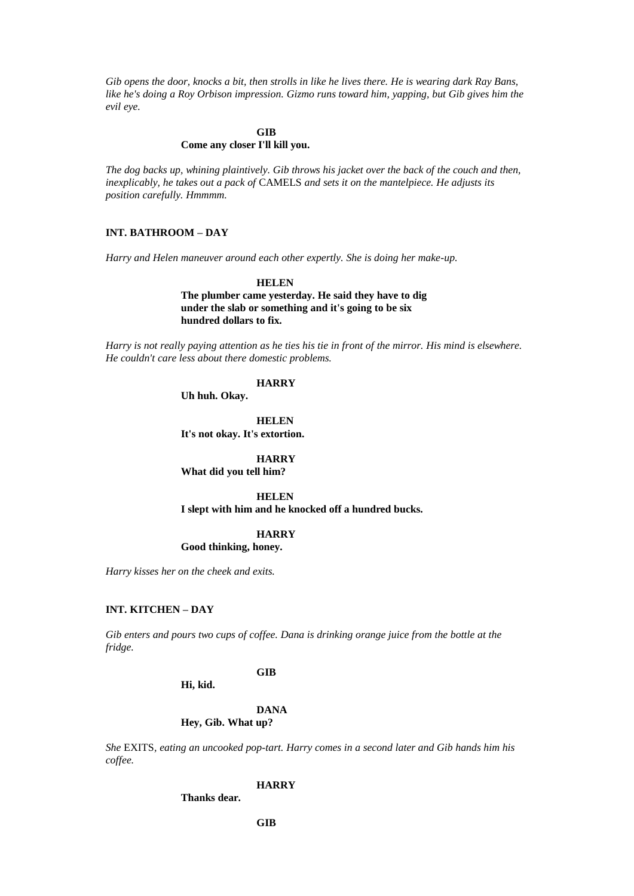*Gib opens the door, knocks a bit, then strolls in like he lives there. He is wearing dark Ray Bans, like he's doing a Roy Orbison impression. Gizmo runs toward him, yapping, but Gib gives him the evil eye.*

**GIB**
**Come any closer I'll kill you.**

*The dog backs up, whining plaintively. Gib throws his jacket over the back of the couch and then, inexplicably, he takes out a pack of* CAMELS *and sets it on the mantelpiece. He adjusts its position carefully. Hmmmm.*

**INT. BATHROOM – DAY**

*Harry and Helen maneuver around each other expertly. She is doing her make-up.*

**HELEN**
**The plumber came yesterday. He said they have to dig under the slab or something and it's going to be six hundred dollars to fix.**

*Harry is not really paying attention as he ties his tie in front of the mirror. His mind is elsewhere. He couldn't care less about there domestic problems.*

**HARRY**
**Uh huh. Okay.**

**HELEN**
**It's not okay. It's extortion.**

**HARRY**
**What did you tell him?**

**HELEN**
**I slept with him and he knocked off a hundred bucks.**

**HARRY**
**Good thinking, honey.**

*Harry kisses her on the cheek and exits.*

**INT. KITCHEN – DAY**

*Gib enters and pours two cups of coffee. Dana is drinking orange juice from the bottle at the fridge.*

**GIB**
**Hi, kid.**

**DANA**
**Hey, Gib. What up?**

*She* EXITS*, eating an uncooked pop-tart. Harry comes in a second later and Gib hands him his coffee.*

**HARRY**
**Thanks dear.**

**GIB**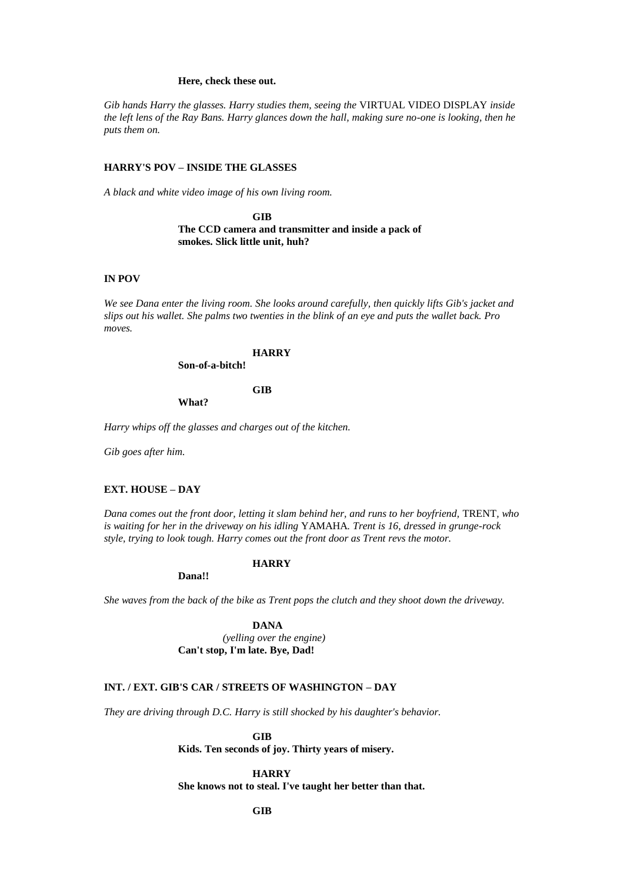**Here, check these out.**

*Gib hands Harry the glasses. Harry studies them, seeing the* VIRTUAL VIDEO DISPLAY *inside the left lens of the Ray Bans. Harry glances down the hall, making sure no-one is looking, then he puts them on.*

**HARRY'S POV – INSIDE THE GLASSES**

*A black and white video image of his own living room.*

**GIB**

**The CCD camera and transmitter and inside a pack of smokes. Slick little unit, huh?**

**IN POV**

*We see Dana enter the living room. She looks around carefully, then quickly lifts Gib's jacket and slips out his wallet. She palms two twenties in the blink of an eye and puts the wallet back. Pro moves.*

**HARRY**

**Son-of-a-bitch!**

**GIB**

**What?**

*Harry whips off the glasses and charges out of the kitchen.*

*Gib goes after him.*

**EXT. HOUSE – DAY**

*Dana comes out the front door, letting it slam behind her, and runs to her boyfriend,* TRENT, *who is waiting for her in the driveway on his idling* YAMAHA*. Trent is 16, dressed in grunge-rock style, trying to look tough. Harry comes out the front door as Trent revs the motor.*

**HARRY**

**Dana!!**

*She waves from the back of the bike as Trent pops the clutch and they shoot down the driveway.*

**DANA**

*(yelling over the engine)*

**Can't stop, I'm late. Bye, Dad!**

**INT. / EXT. GIB'S CAR / STREETS OF WASHINGTON – DAY**

*They are driving through D.C. Harry is still shocked by his daughter's behavior.*

**GIB**

**Kids. Ten seconds of joy. Thirty years of misery.**

**HARRY**

**She knows not to steal. I've taught her better than that.**

**GIB**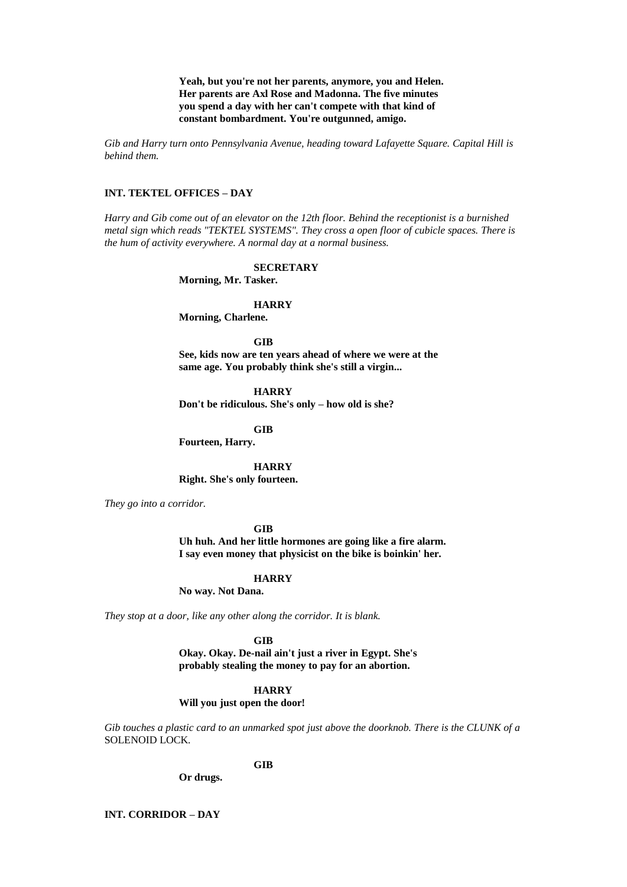**Yeah, but you're not her parents, anymore, you and Helen. Her parents are Axl Rose and Madonna. The five minutes you spend a day with her can't compete with that kind of constant bombardment. You're outgunned, amigo.**

*Gib and Harry turn onto Pennsylvania Avenue, heading toward Lafayette Square. Capital Hill is behind them.*

**INT. TEKTEL OFFICES – DAY**

*Harry and Gib come out of an elevator on the 12th floor. Behind the receptionist is a burnished metal sign which reads "TEKTEL SYSTEMS". They cross a open floor of cubicle spaces. There is the hum of activity everywhere. A normal day at a normal business.*

**SECRETARY**
**Morning, Mr. Tasker.**

**HARRY**
**Morning, Charlene.**

**GIB**
**See, kids now are ten years ahead of where we were at the same age. You probably think she's still a virgin...**

**HARRY**
**Don't be ridiculous. She's only – how old is she?**

**GIB**
**Fourteen, Harry.**

**HARRY**
**Right. She's only fourteen.**

*They go into a corridor.*

**GIB**
**Uh huh. And her little hormones are going like a fire alarm. I say even money that physicist on the bike is boinkin' her.**

**HARRY**
**No way. Not Dana.**

*They stop at a door, like any other along the corridor. It is blank.*

**GIB**
**Okay. Okay. De-nail ain't just a river in Egypt. She's probably stealing the money to pay for an abortion.**

**HARRY**
**Will you just open the door!**

*Gib touches a plastic card to an unmarked spot just above the doorknob. There is the CLUNK of a* SOLENOID LOCK.

**GIB**
**Or drugs.**

**INT. CORRIDOR – DAY**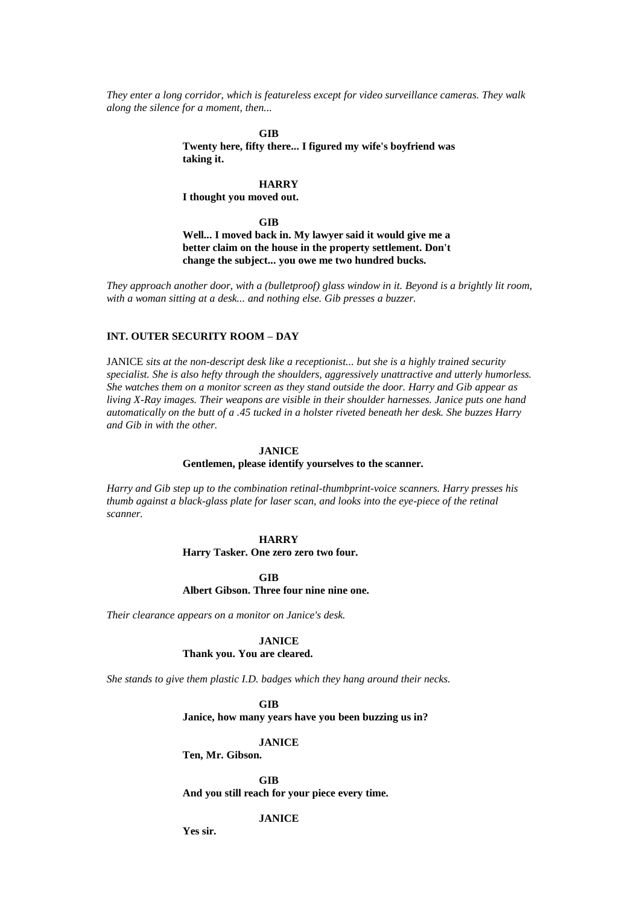*They enter a long corridor, which is featureless except for video surveillance cameras. They walk along the silence for a moment, then...*

**GIB**

**Twenty here, fifty there... I figured my wife's boyfriend was taking it.**

**HARRY**

**I thought you moved out.**

**GIB**

**Well... I moved back in. My lawyer said it would give me a better claim on the house in the property settlement. Don't change the subject... you owe me two hundred bucks.**

*They approach another door, with a (bulletproof) glass window in it. Beyond is a brightly lit room, with a woman sitting at a desk... and nothing else. Gib presses a buzzer.*

**INT. OUTER SECURITY ROOM – DAY**

JANICE *sits at the non-descript desk like a receptionist... but she is a highly trained security specialist. She is also hefty through the shoulders, aggressively unattractive and utterly humorless. She watches them on a monitor screen as they stand outside the door. Harry and Gib appear as living X-Ray images. Their weapons are visible in their shoulder harnesses. Janice puts one hand automatically on the butt of a .45 tucked in a holster riveted beneath her desk. She buzzes Harry and Gib in with the other.*

**JANICE**

**Gentlemen, please identify yourselves to the scanner.**

*Harry and Gib step up to the combination retinal-thumbprint-voice scanners. Harry presses his thumb against a black-glass plate for laser scan, and looks into the eye-piece of the retinal scanner.*

**HARRY**

**Harry Tasker. One zero zero two four.**

**GIB**

**Albert Gibson. Three four nine nine one.**

*Their clearance appears on a monitor on Janice's desk.*

**JANICE**

**Thank you. You are cleared.**

*She stands to give them plastic I.D. badges which they hang around their necks.*

**GIB**

**Janice, how many years have you been buzzing us in?**

**JANICE**

**Ten, Mr. Gibson.**

**GIB**

**And you still reach for your piece every time.**

**JANICE**

**Yes sir.**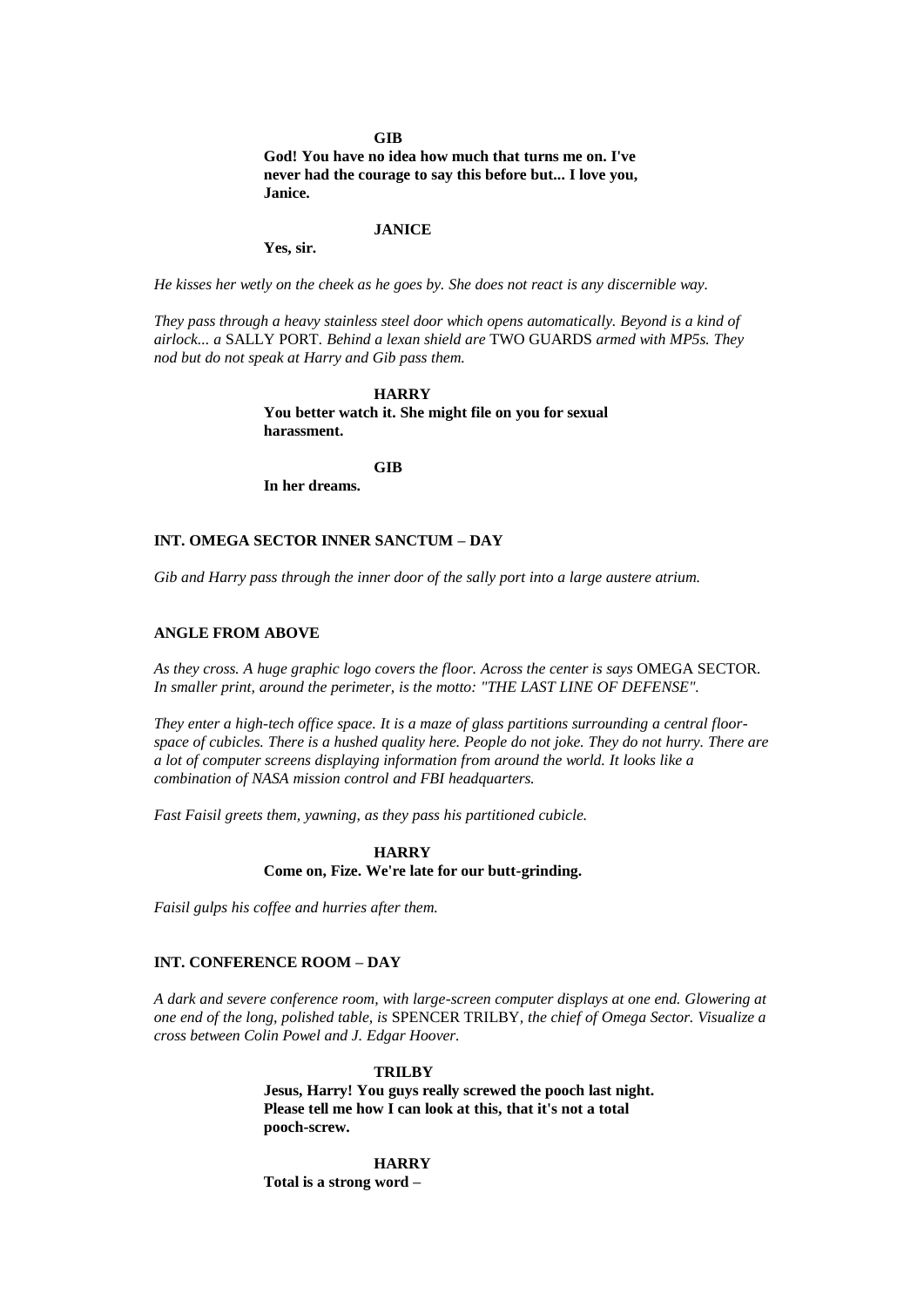**GIB**

**God! You have no idea how much that turns me on. I've never had the courage to say this before but... I love you, Janice.**

**JANICE**

**Yes, sir.**

*He kisses her wetly on the cheek as he goes by. She does not react is any discernible way.*

*They pass through a heavy stainless steel door which opens automatically. Beyond is a kind of airlock... a* SALLY PORT. *Behind a lexan shield are* TWO GUARDS *armed with MP5s. They nod but do not speak at Harry and Gib pass them.*

**HARRY**

**You better watch it. She might file on you for sexual harassment.**

**GIB**

**In her dreams.**

**INT. OMEGA SECTOR INNER SANCTUM – DAY**

*Gib and Harry pass through the inner door of the sally port into a large austere atrium.*

**ANGLE FROM ABOVE**

*As they cross. A huge graphic logo covers the floor. Across the center is says* OMEGA SECTOR. *In smaller print, around the perimeter, is the motto: "THE LAST LINE OF DEFENSE".*

*They enter a high-tech office space. It is a maze of glass partitions surrounding a central floor-space of cubicles. There is a hushed quality here. People do not joke. They do not hurry. There are a lot of computer screens displaying information from around the world. It looks like a combination of NASA mission control and FBI headquarters.*

*Fast Faisil greets them, yawning, as they pass his partitioned cubicle.*

**HARRY**

**Come on, Fize. We're late for our butt-grinding.**

*Faisil gulps his coffee and hurries after them.*

**INT. CONFERENCE ROOM – DAY**

*A dark and severe conference room, with large-screen computer displays at one end. Glowering at one end of the long, polished table, is* SPENCER TRILBY, *the chief of Omega Sector. Visualize a cross between Colin Powel and J. Edgar Hoover.*

**TRILBY**

**Jesus, Harry! You guys really screwed the pooch last night. Please tell me how I can look at this, that it's not a total pooch-screw.**

**HARRY**

**Total is a strong word –**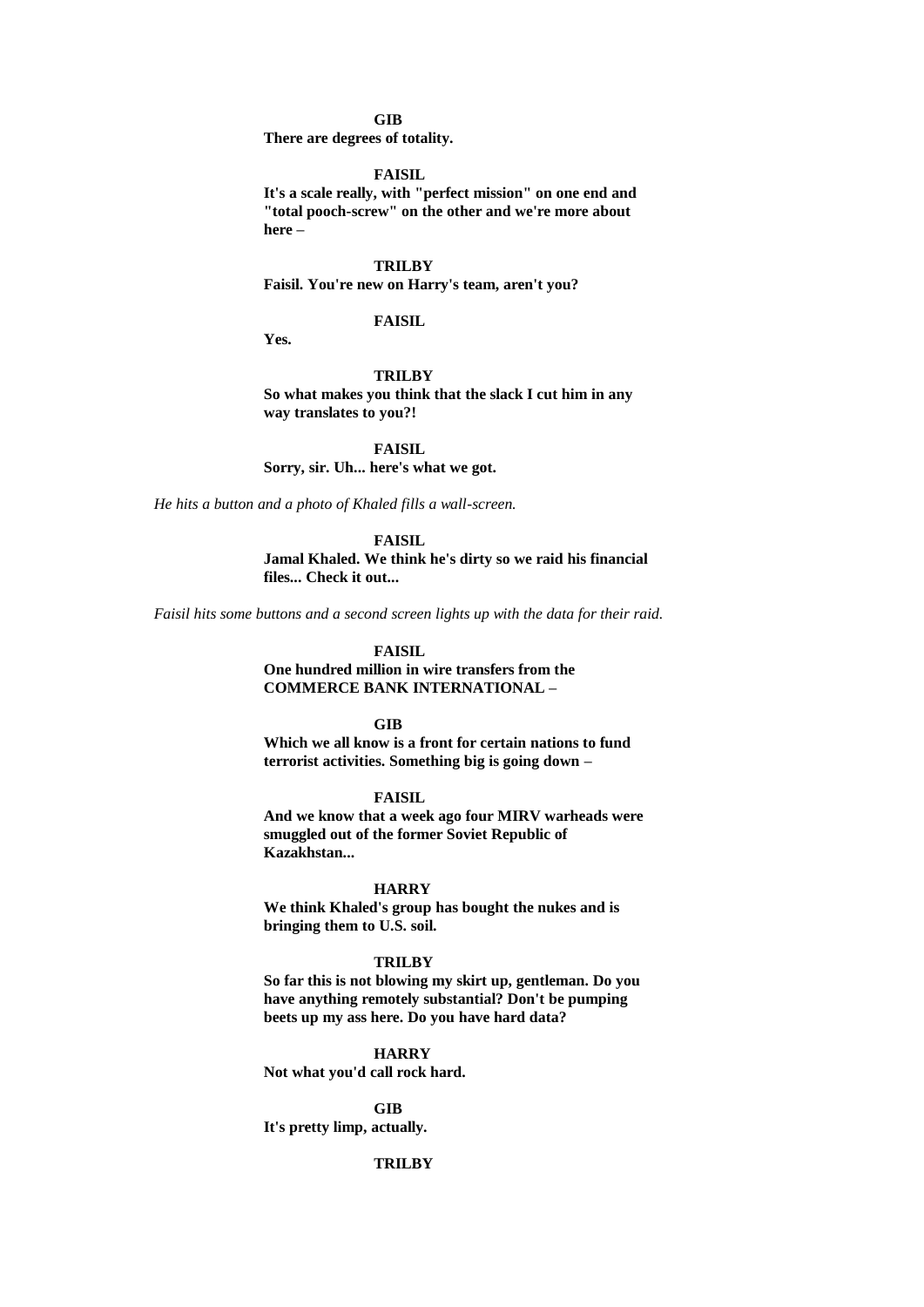**GIB**

**There are degrees of totality.**

**FAISIL**

**It's a scale really, with "perfect mission" on one end and "total pooch-screw" on the other and we're more about here –**

**TRILBY**

**Faisil. You're new on Harry's team, aren't you?**

**FAISIL**

**Yes.**

**TRILBY**

**So what makes you think that the slack I cut him in any way translates to you?!**

**FAISIL**

**Sorry, sir. Uh... here's what we got.**

*He hits a button and a photo of Khaled fills a wall-screen.*

**FAISIL**

**Jamal Khaled. We think he's dirty so we raid his financial files... Check it out...**

*Faisil hits some buttons and a second screen lights up with the data for their raid.*

**FAISIL**

**One hundred million in wire transfers from the COMMERCE BANK INTERNATIONAL –**

**GIB**

**Which we all know is a front for certain nations to fund terrorist activities. Something big is going down –**

**FAISIL**

**And we know that a week ago four MIRV warheads were smuggled out of the former Soviet Republic of Kazakhstan...**

**HARRY**

**We think Khaled's group has bought the nukes and is bringing them to U.S. soil.**

**TRILBY**

**So far this is not blowing my skirt up, gentleman. Do you have anything remotely substantial? Don't be pumping beets up my ass here. Do you have hard data?**

**HARRY**

**Not what you'd call rock hard.**

**GIB**

**It's pretty limp, actually.**

**TRILBY**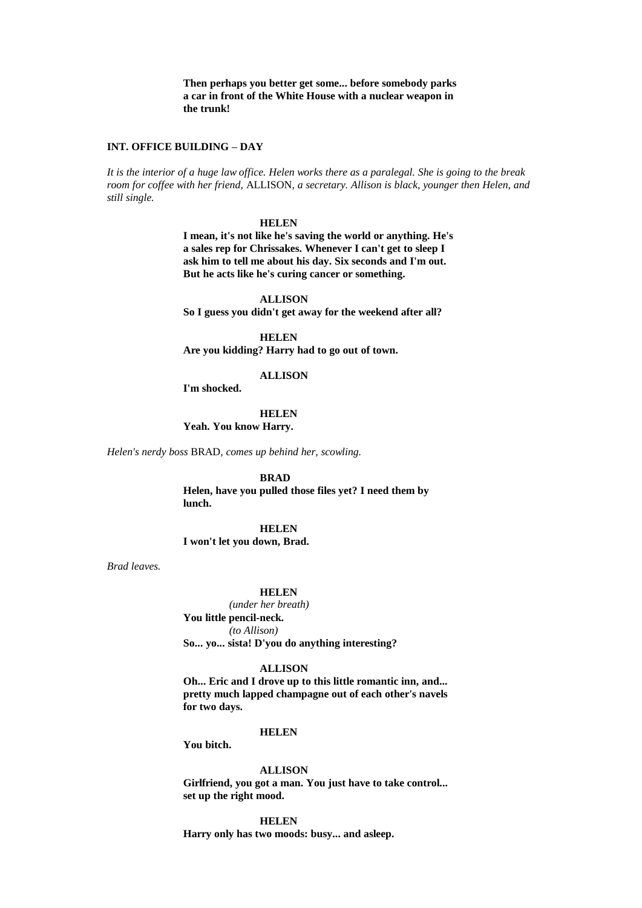**Then perhaps you better get some... before somebody parks a car in front of the White House with a nuclear weapon in the trunk!**

**INT. OFFICE BUILDING – DAY**

*It is the interior of a huge law office. Helen works there as a paralegal. She is going to the break room for coffee with her friend,* ALLISON*, a secretary. Allison is black, younger then Helen, and still single.*

**HELEN**
**I mean, it's not like he's saving the world or anything. He's a sales rep for Chrissakes. Whenever I can't get to sleep I ask him to tell me about his day. Six seconds and I'm out. But he acts like he's curing cancer or something.**

**ALLISON**
**So I guess you didn't get away for the weekend after all?**

**HELEN**
**Are you kidding? Harry had to go out of town.**

**ALLISON**
**I'm shocked.**

**HELEN**
**Yeah. You know Harry.**

*Helen's nerdy boss* BRAD*, comes up behind her, scowling.*

**BRAD**
**Helen, have you pulled those files yet? I need them by lunch.**

**HELEN**
**I won't let you down, Brad.**

*Brad leaves.*

**HELEN**
*(under her breath)*
**You little pencil-neck.**
*(to Allison)*
**So... yo... sista! D'you do anything interesting?**

**ALLISON**
**Oh... Eric and I drove up to this little romantic inn, and... pretty much lapped champagne out of each other's navels for two days.**

**HELEN**
**You bitch.**

**ALLISON**
**Girlfriend, you got a man. You just have to take control... set up the right mood.**

**HELEN**
**Harry only has two moods: busy... and asleep.**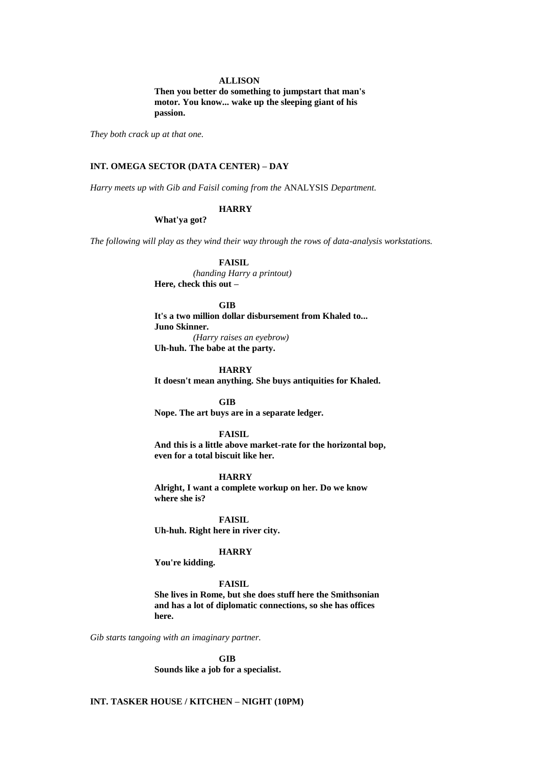**ALLISON**

**Then you better do something to jumpstart that man's motor. You know... wake up the sleeping giant of his passion.**

*They both crack up at that one.*

**INT. OMEGA SECTOR (DATA CENTER) – DAY**

*Harry meets up with Gib and Faisil coming from the* ANALYSIS *Department.*

**HARRY**

**What'ya got?**

*The following will play as they wind their way through the rows of data-analysis workstations.*

**FAISIL**

*(handing Harry a printout)*

**Here, check this out –**

**GIB**

**It's a two million dollar disbursement from Khaled to... Juno Skinner.**

*(Harry raises an eyebrow)*

**Uh-huh. The babe at the party.**

**HARRY**

**It doesn't mean anything. She buys antiquities for Khaled.**

**GIB**

**Nope. The art buys are in a separate ledger.**

**FAISIL**

**And this is a little above market-rate for the horizontal bop, even for a total biscuit like her.**

**HARRY**

**Alright, I want a complete workup on her. Do we know where she is?**

**FAISIL**

**Uh-huh. Right here in river city.**

**HARRY**

**You're kidding.**

**FAISIL**

**She lives in Rome, but she does stuff here the Smithsonian and has a lot of diplomatic connections, so she has offices here.**

*Gib starts tangoing with an imaginary partner.*

**GIB**

**Sounds like a job for a specialist.**

**INT. TASKER HOUSE / KITCHEN – NIGHT (10PM)**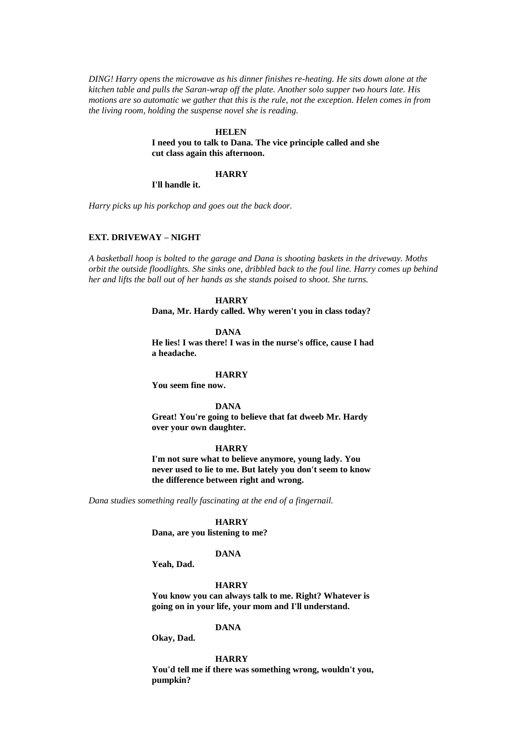*DING! Harry opens the microwave as his dinner finishes re-heating. He sits down alone at the kitchen table and pulls the Saran-wrap off the plate. Another solo supper two hours late. His motions are so automatic we gather that this is the rule, not the exception. Helen comes in from the living room, holding the suspense novel she is reading.*

**HELEN**

**I need you to talk to Dana. The vice principle called and she cut class again this afternoon.**

**HARRY**

**I'll handle it.**

*Harry picks up his porkchop and goes out the back door.*

**EXT. DRIVEWAY – NIGHT**

*A basketball hoop is bolted to the garage and Dana is shooting baskets in the driveway. Moths orbit the outside floodlights. She sinks one, dribbled back to the foul line. Harry comes up behind her and lifts the ball out of her hands as she stands poised to shoot. She turns.*

**HARRY**

**Dana, Mr. Hardy called. Why weren't you in class today?**

**DANA**

**He lies! I was there! I was in the nurse's office, cause I had a headache.**

**HARRY**

**You seem fine now.**

**DANA**

**Great! You're going to believe that fat dweeb Mr. Hardy over your own daughter.**

**HARRY**

**I'm not sure what to believe anymore, young lady. You never used to lie to me. But lately you don't seem to know the difference between right and wrong.**

*Dana studies something really fascinating at the end of a fingernail.*

**HARRY**

**Dana, are you listening to me?**

**DANA**

**Yeah, Dad.**

**HARRY**

**You know you can always talk to me. Right? Whatever is going on in your life, your mom and I'll understand.**

**DANA**

**Okay, Dad.**

**HARRY**

**You'd tell me if there was something wrong, wouldn't you, pumpkin?**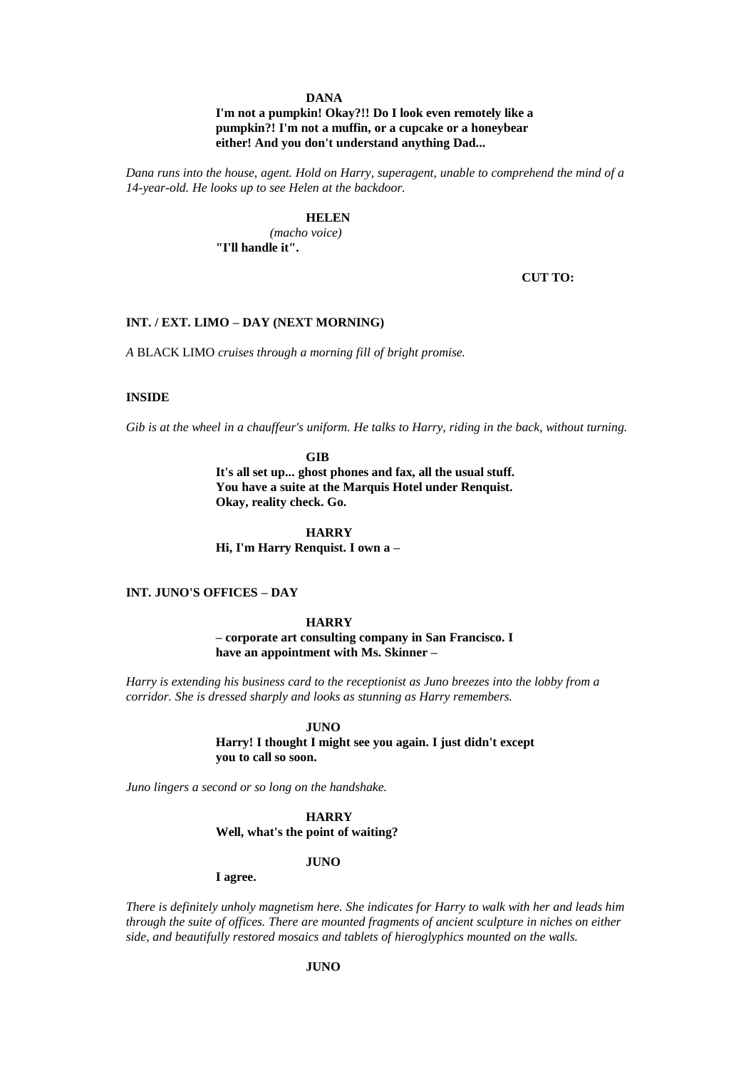**DANA**
**I'm not a pumpkin! Okay?!! Do I look even remotely like a pumpkin?! I'm not a muffin, or a cupcake or a honeybear either! And you don't understand anything Dad...**

*Dana runs into the house, agent. Hold on Harry, superagent, unable to comprehend the mind of a 14-year-old. He looks up to see Helen at the backdoor.*

**HELEN**
*(macho voice)*
**"I'll handle it".**

**CUT TO:**

**INT. / EXT. LIMO – DAY (NEXT MORNING)**

*A* BLACK LIMO *cruises through a morning fill of bright promise.*

**INSIDE**

*Gib is at the wheel in a chauffeur's uniform. He talks to Harry, riding in the back, without turning.*

**GIB**
**It's all set up... ghost phones and fax, all the usual stuff. You have a suite at the Marquis Hotel under Renquist. Okay, reality check. Go.**

**HARRY**
**Hi, I'm Harry Renquist. I own a –**

**INT. JUNO'S OFFICES – DAY**

**HARRY**
**– corporate art consulting company in San Francisco. I have an appointment with Ms. Skinner –**

*Harry is extending his business card to the receptionist as Juno breezes into the lobby from a corridor. She is dressed sharply and looks as stunning as Harry remembers.*

**JUNO**
**Harry! I thought I might see you again. I just didn't except you to call so soon.**

*Juno lingers a second or so long on the handshake.*

**HARRY**
**Well, what's the point of waiting?**

**JUNO**
**I agree.**

*There is definitely unholy magnetism here. She indicates for Harry to walk with her and leads him through the suite of offices. There are mounted fragments of ancient sculpture in niches on either side, and beautifully restored mosaics and tablets of hieroglyphics mounted on the walls.*

**JUNO**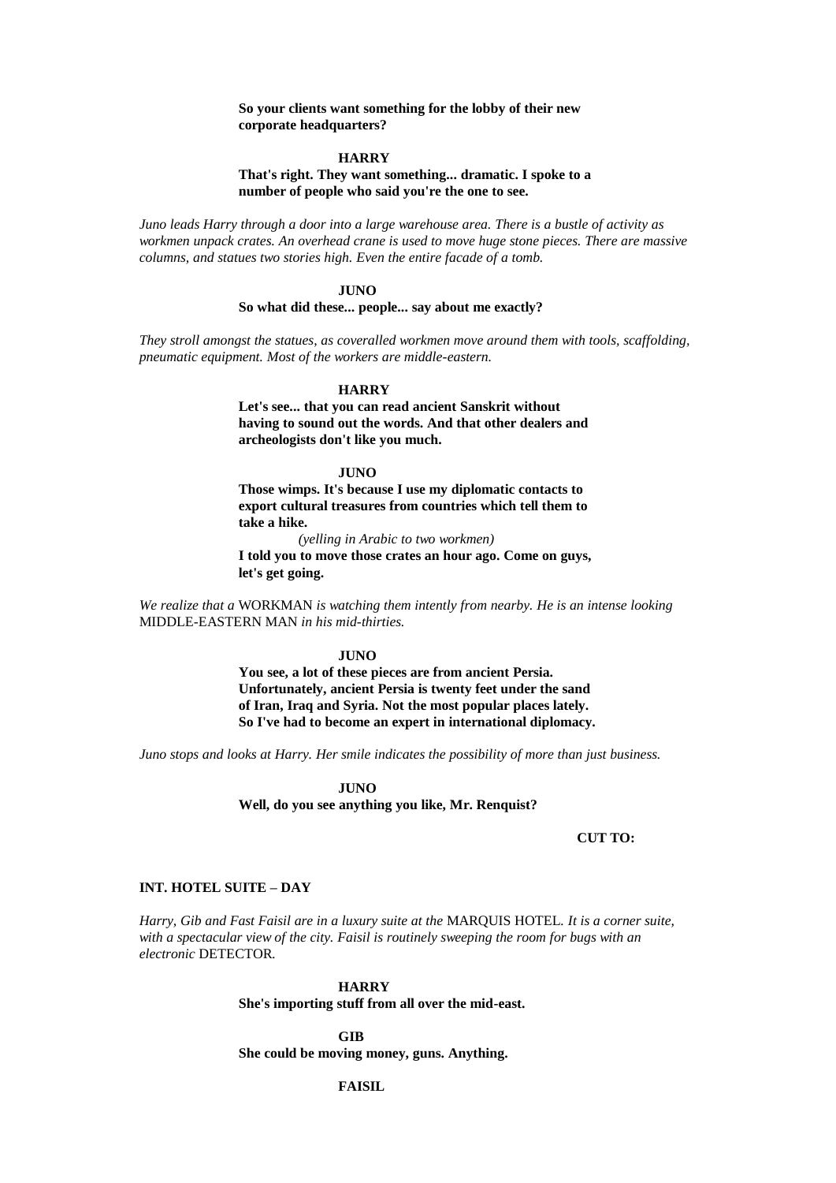**So your clients want something for the lobby of their new corporate headquarters?**

**HARRY**

**That's right. They want something... dramatic. I spoke to a number of people who said you're the one to see.**

*Juno leads Harry through a door into a large warehouse area. There is a bustle of activity as workmen unpack crates. An overhead crane is used to move huge stone pieces. There are massive columns, and statues two stories high. Even the entire facade of a tomb.*

**JUNO**

**So what did these... people... say about me exactly?**

*They stroll amongst the statues, as coveralled workmen move around them with tools, scaffolding, pneumatic equipment. Most of the workers are middle-eastern.*

**HARRY**

**Let's see... that you can read ancient Sanskrit without having to sound out the words. And that other dealers and archeologists don't like you much.**

**JUNO**

**Those wimps. It's because I use my diplomatic contacts to export cultural treasures from countries which tell them to take a hike.**

*(yelling in Arabic to two workmen)*

**I told you to move those crates an hour ago. Come on guys, let's get going.**

*We realize that a* WORKMAN *is watching them intently from nearby. He is an intense looking* MIDDLE-EASTERN MAN *in his mid-thirties.*

**JUNO**

**You see, a lot of these pieces are from ancient Persia. Unfortunately, ancient Persia is twenty feet under the sand of Iran, Iraq and Syria. Not the most popular places lately. So I've had to become an expert in international diplomacy.**

*Juno stops and looks at Harry. Her smile indicates the possibility of more than just business.*

**JUNO**

**Well, do you see anything you like, Mr. Renquist?**

**CUT TO:**

**INT. HOTEL SUITE – DAY**

*Harry, Gib and Fast Faisil are in a luxury suite at the* MARQUIS HOTEL. *It is a corner suite, with a spectacular view of the city. Faisil is routinely sweeping the room for bugs with an electronic* DETECTOR.

**HARRY**

**She's importing stuff from all over the mid-east.**

**GIB**

**She could be moving money, guns. Anything.**

**FAISIL**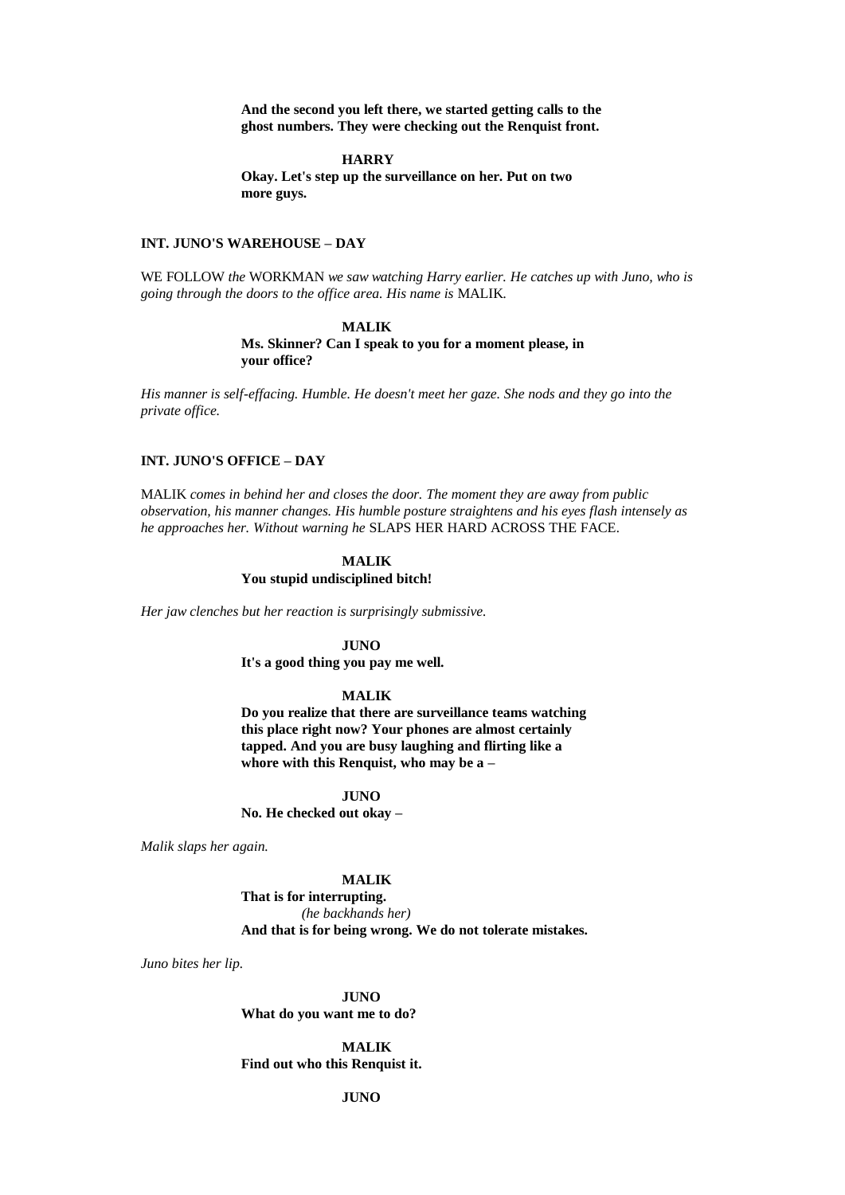**And the second you left there, we started getting calls to the ghost numbers. They were checking out the Renquist front.**

**HARRY**

**Okay. Let's step up the surveillance on her. Put on two more guys.**

**INT. JUNO'S WAREHOUSE – DAY**

WE FOLLOW *the* WORKMAN *we saw watching Harry earlier. He catches up with Juno, who is going through the doors to the office area. His name is* MALIK*.*

**MALIK**

**Ms. Skinner? Can I speak to you for a moment please, in your office?**

*His manner is self-effacing. Humble. He doesn't meet her gaze. She nods and they go into the private office.*

**INT. JUNO'S OFFICE – DAY**

MALIK *comes in behind her and closes the door. The moment they are away from public observation, his manner changes. His humble posture straightens and his eyes flash intensely as he approaches her. Without warning he* SLAPS HER HARD ACROSS THE FACE.

**MALIK**

**You stupid undisciplined bitch!**

*Her jaw clenches but her reaction is surprisingly submissive.*

**JUNO**

**It's a good thing you pay me well.**

**MALIK**

**Do you realize that there are surveillance teams watching this place right now? Your phones are almost certainly tapped. And you are busy laughing and flirting like a whore with this Renquist, who may be a –**

**JUNO**

**No. He checked out okay –**

*Malik slaps her again.*

**MALIK**

**That is for interrupting.**

*(he backhands her)*

**And that is for being wrong. We do not tolerate mistakes.**

*Juno bites her lip.*

**JUNO**

**What do you want me to do?**

**MALIK**

**Find out who this Renquist it.**

**JUNO**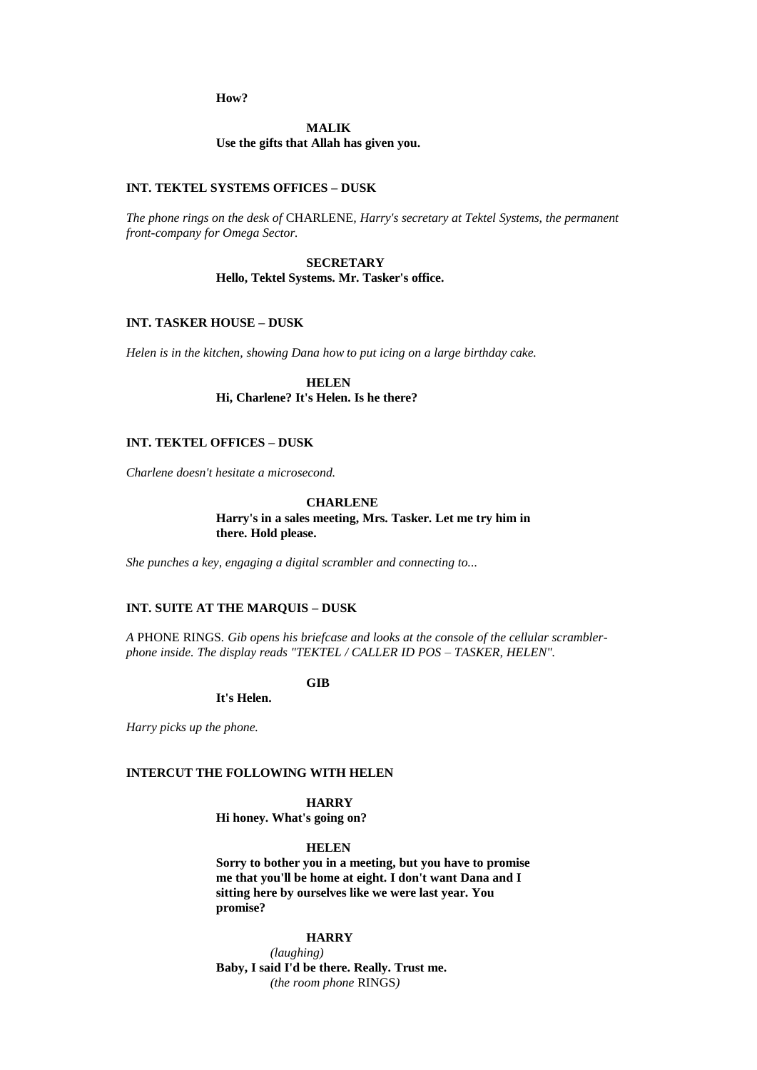**How?**

**MALIK**
**Use the gifts that Allah has given you.**

**INT. TEKTEL SYSTEMS OFFICES – DUSK**

*The phone rings on the desk of* CHARLENE, *Harry's secretary at Tektel Systems, the permanent front-company for Omega Sector.*

**SECRETARY**
**Hello, Tektel Systems. Mr. Tasker's office.**

**INT. TASKER HOUSE – DUSK**

*Helen is in the kitchen, showing Dana how to put icing on a large birthday cake.*

**HELEN**
**Hi, Charlene? It's Helen. Is he there?**

**INT. TEKTEL OFFICES – DUSK**

*Charlene doesn't hesitate a microsecond.*

**CHARLENE**
**Harry's in a sales meeting, Mrs. Tasker. Let me try him in there. Hold please.**

*She punches a key, engaging a digital scrambler and connecting to...*

**INT. SUITE AT THE MARQUIS – DUSK**

*A* PHONE RINGS. *Gib opens his briefcase and looks at the console of the cellular scrambler-phone inside. The display reads "TEKTEL / CALLER ID POS – TASKER, HELEN".*

**GIB**
**It's Helen.**

*Harry picks up the phone.*

**INTERCUT THE FOLLOWING WITH HELEN**

**HARRY**
**Hi honey. What's going on?**

**HELEN**
**Sorry to bother you in a meeting, but you have to promise me that you'll be home at eight. I don't want Dana and I sitting here by ourselves like we were last year. You promise?**

**HARRY**
*(laughing)*
**Baby, I said I'd be there. Really. Trust me.**
*(the room phone* RINGS*)*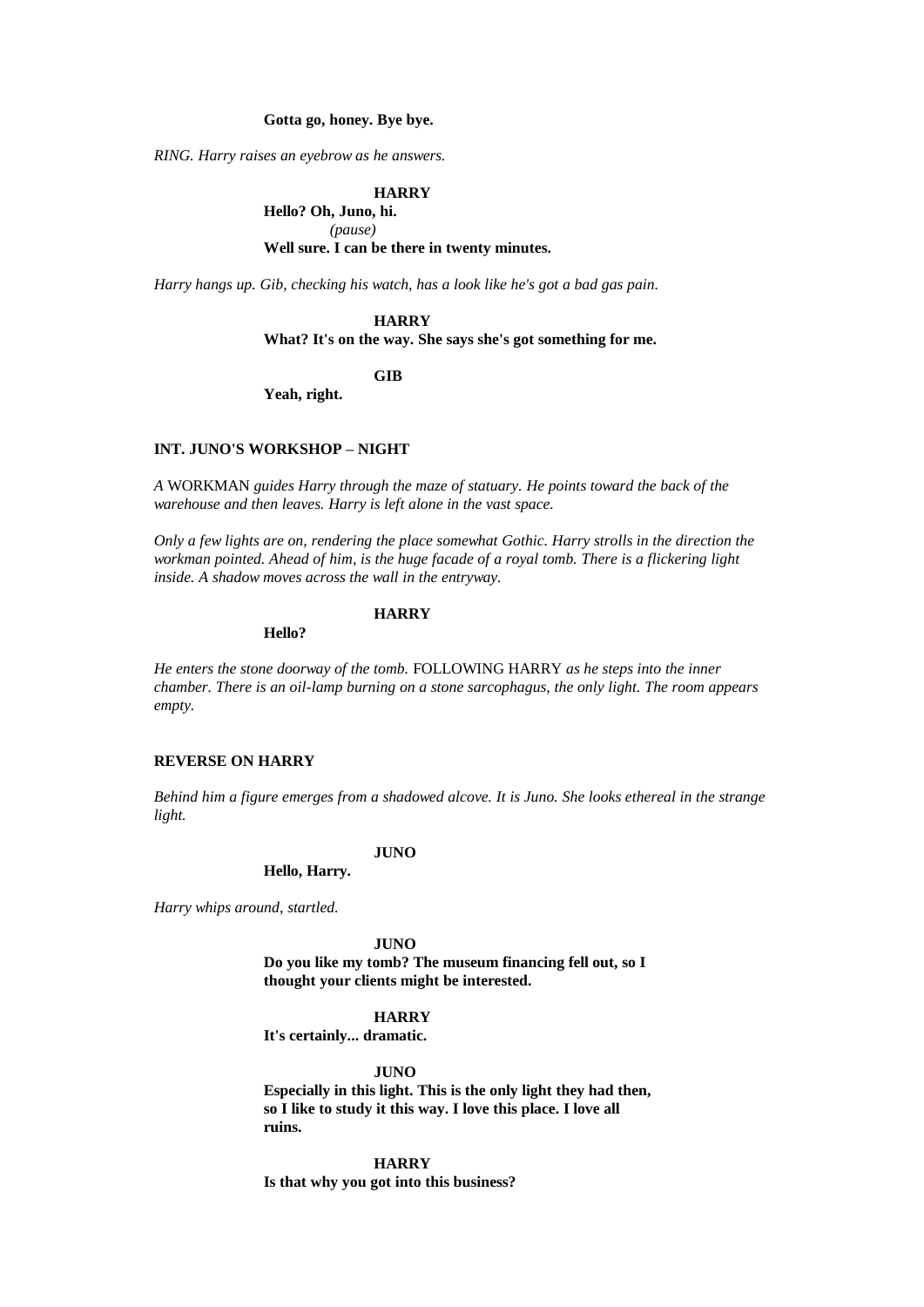**Gotta go, honey. Bye bye.**

*RING. Harry raises an eyebrow as he answers.*

**HARRY**

**Hello? Oh, Juno, hi.**

*(pause)*

**Well sure. I can be there in twenty minutes.**

*Harry hangs up. Gib, checking his watch, has a look like he's got a bad gas pain.*

**HARRY**

**What? It's on the way. She says she's got something for me.**

**GIB**

**Yeah, right.**

**INT. JUNO'S WORKSHOP – NIGHT**

*A* WORKMAN *guides Harry through the maze of statuary. He points toward the back of the warehouse and then leaves. Harry is left alone in the vast space.*

*Only a few lights are on, rendering the place somewhat Gothic. Harry strolls in the direction the workman pointed. Ahead of him, is the huge facade of a royal tomb. There is a flickering light inside. A shadow moves across the wall in the entryway.*

**HARRY**

**Hello?**

*He enters the stone doorway of the tomb.* FOLLOWING HARRY *as he steps into the inner chamber. There is an oil-lamp burning on a stone sarcophagus, the only light. The room appears empty.*

**REVERSE ON HARRY**

*Behind him a figure emerges from a shadowed alcove. It is Juno. She looks ethereal in the strange light.*

**JUNO**

**Hello, Harry.**

*Harry whips around, startled.*

**JUNO**

**Do you like my tomb? The museum financing fell out, so I thought your clients might be interested.**

**HARRY**

**It's certainly... dramatic.**

**JUNO**

**Especially in this light. This is the only light they had then, so I like to study it this way. I love this place. I love all ruins.**

**HARRY**

**Is that why you got into this business?**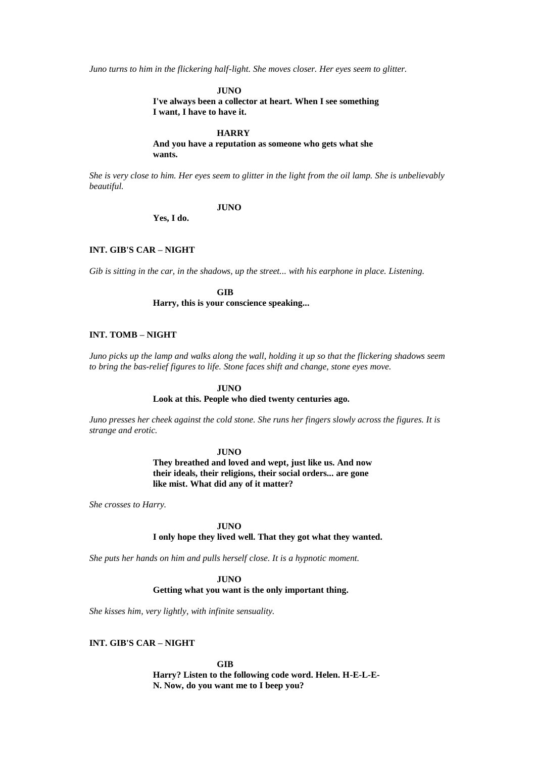*Juno turns to him in the flickering half-light. She moves closer. Her eyes seem to glitter.*

**JUNO**
**I've always been a collector at heart. When I see something I want, I have to have it.**

**HARRY**
**And you have a reputation as someone who gets what she wants.**

*She is very close to him. Her eyes seem to glitter in the light from the oil lamp. She is unbelievably beautiful.*

**JUNO**
**Yes, I do.**

**INT. GIB'S CAR – NIGHT**

*Gib is sitting in the car, in the shadows, up the street... with his earphone in place. Listening.*

**GIB**
**Harry, this is your conscience speaking...**

**INT. TOMB – NIGHT**

*Juno picks up the lamp and walks along the wall, holding it up so that the flickering shadows seem to bring the bas-relief figures to life. Stone faces shift and change, stone eyes move.*

**JUNO**
**Look at this. People who died twenty centuries ago.**

*Juno presses her cheek against the cold stone. She runs her fingers slowly across the figures. It is strange and erotic.*

**JUNO**
**They breathed and loved and wept, just like us. And now their ideals, their religions, their social orders... are gone like mist. What did any of it matter?**

*She crosses to Harry.*

**JUNO**
**I only hope they lived well. That they got what they wanted.**

*She puts her hands on him and pulls herself close. It is a hypnotic moment.*

**JUNO**
**Getting what you want is the only important thing.**

*She kisses him, very lightly, with infinite sensuality.*

**INT. GIB'S CAR – NIGHT**

**GIB**
**Harry? Listen to the following code word. Helen. H-E-L-E-N. Now, do you want me to I beep you?**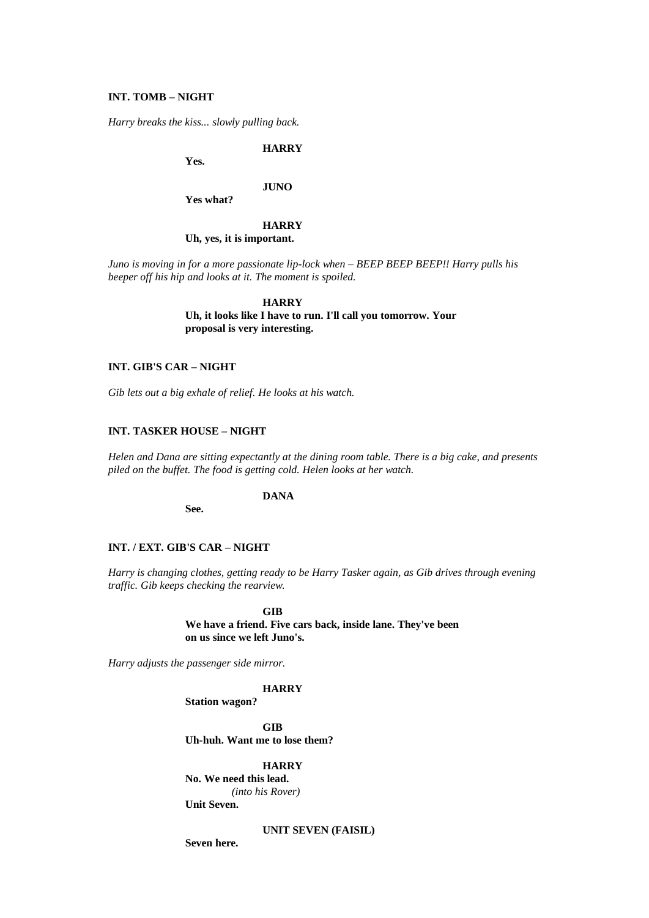**INT. TOMB – NIGHT**

*Harry breaks the kiss... slowly pulling back.*

**HARRY**

**Yes.**

**JUNO**

**Yes what?**

**HARRY**

**Uh, yes, it is important.**

*Juno is moving in for a more passionate lip-lock when – BEEP BEEP BEEP!! Harry pulls his beeper off his hip and looks at it. The moment is spoiled.*

**HARRY**

**Uh, it looks like I have to run. I'll call you tomorrow. Your proposal is very interesting.**

**INT. GIB'S CAR – NIGHT**

*Gib lets out a big exhale of relief. He looks at his watch.*

**INT. TASKER HOUSE – NIGHT**

*Helen and Dana are sitting expectantly at the dining room table. There is a big cake, and presents piled on the buffet. The food is getting cold. Helen looks at her watch.*

**DANA**

**See.**

**INT. / EXT. GIB'S CAR – NIGHT**

*Harry is changing clothes, getting ready to be Harry Tasker again, as Gib drives through evening traffic. Gib keeps checking the rearview.*

**GIB**

**We have a friend. Five cars back, inside lane. They've been on us since we left Juno's.**

*Harry adjusts the passenger side mirror.*

**HARRY**

**Station wagon?**

**GIB**

**Uh-huh. Want me to lose them?**

**HARRY**

**No. We need this lead.**
*(into his Rover)*
**Unit Seven.**

**UNIT SEVEN (FAISIL)**

**Seven here.**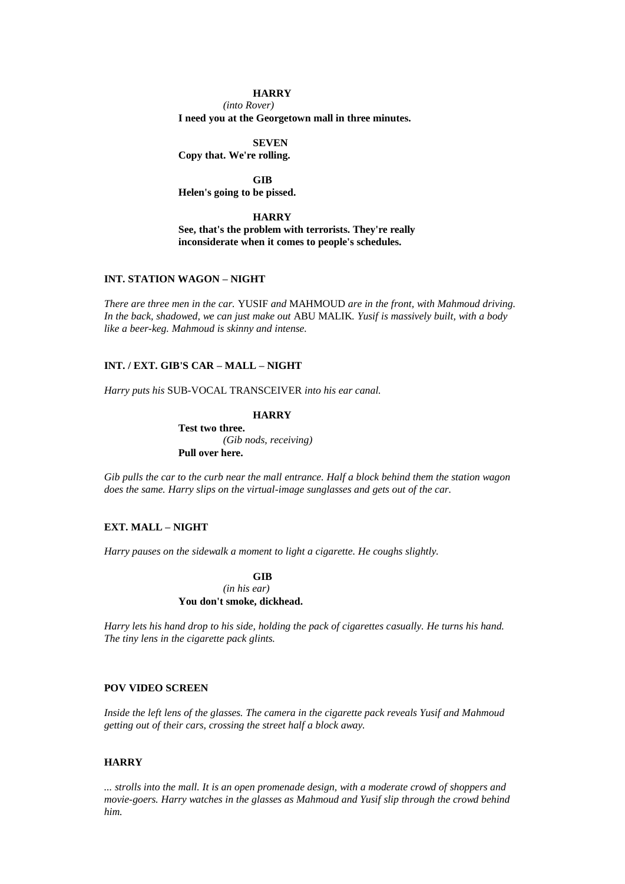**HARRY**

*(into Rover)*

**I need you at the Georgetown mall in three minutes.**

**SEVEN**

**Copy that. We're rolling.**

**GIB**

**Helen's going to be pissed.**

**HARRY**

**See, that's the problem with terrorists. They're really inconsiderate when it comes to people's schedules.**

**INT. STATION WAGON – NIGHT**

*There are three men in the car.* YUSIF *and* MAHMOUD *are in the front, with Mahmoud driving. In the back, shadowed, we can just make out* ABU MALIK*. Yusif is massively built, with a body like a beer-keg. Mahmoud is skinny and intense.*

**INT. / EXT. GIB'S CAR – MALL – NIGHT**

*Harry puts his* SUB-VOCAL TRANSCEIVER *into his ear canal.*

**HARRY**

**Test two three.**

*(Gib nods, receiving)*

**Pull over here.**

*Gib pulls the car to the curb near the mall entrance. Half a block behind them the station wagon does the same. Harry slips on the virtual-image sunglasses and gets out of the car.*

**EXT. MALL – NIGHT**

*Harry pauses on the sidewalk a moment to light a cigarette. He coughs slightly.*

**GIB**

*(in his ear)*

**You don't smoke, dickhead.**

*Harry lets his hand drop to his side, holding the pack of cigarettes casually. He turns his hand. The tiny lens in the cigarette pack glints.*

**POV VIDEO SCREEN**

*Inside the left lens of the glasses. The camera in the cigarette pack reveals Yusif and Mahmoud getting out of their cars, crossing the street half a block away.*

**HARRY**

*... strolls into the mall. It is an open promenade design, with a moderate crowd of shoppers and movie-goers. Harry watches in the glasses as Mahmoud and Yusif slip through the crowd behind him.*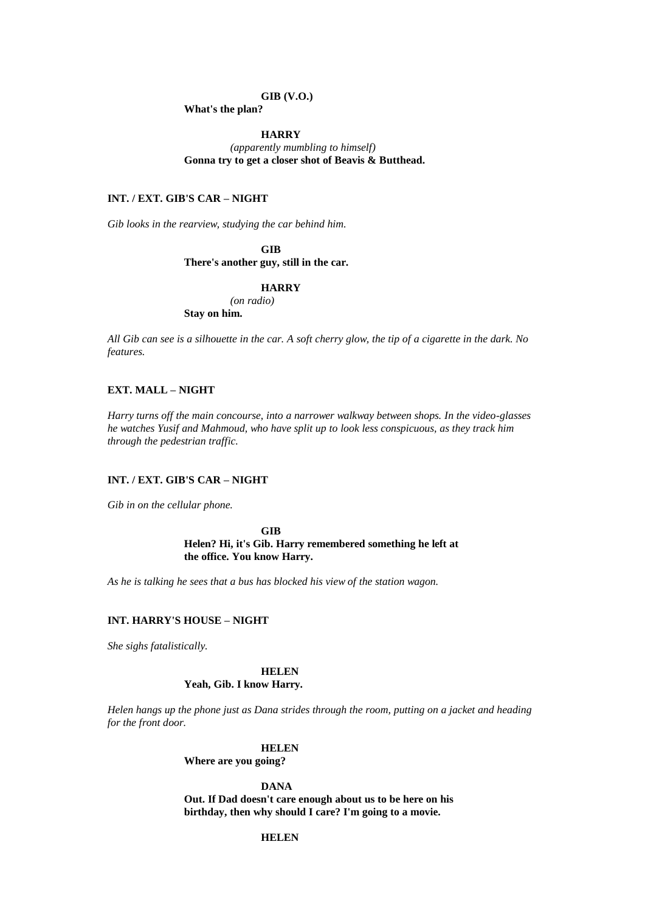**GIB (V.O.)**
**What's the plan?**

**HARRY**
*(apparently mumbling to himself)*
**Gonna try to get a closer shot of Beavis & Butthead.**

**INT. / EXT. GIB'S CAR – NIGHT**

*Gib looks in the rearview, studying the car behind him.*

**GIB**
**There's another guy, still in the car.**

**HARRY**
*(on radio)*
**Stay on him.**

*All Gib can see is a silhouette in the car. A soft cherry glow, the tip of a cigarette in the dark. No features.*

**EXT. MALL – NIGHT**

*Harry turns off the main concourse, into a narrower walkway between shops. In the video-glasses he watches Yusif and Mahmoud, who have split up to look less conspicuous, as they track him through the pedestrian traffic.*

**INT. / EXT. GIB'S CAR – NIGHT**

*Gib in on the cellular phone.*

**GIB**
**Helen? Hi, it's Gib. Harry remembered something he left at the office. You know Harry.**

*As he is talking he sees that a bus has blocked his view of the station wagon.*

**INT. HARRY'S HOUSE – NIGHT**

*She sighs fatalistically.*

**HELEN**
**Yeah, Gib. I know Harry.**

*Helen hangs up the phone just as Dana strides through the room, putting on a jacket and heading for the front door.*

**HELEN**
**Where are you going?**

**DANA**
**Out. If Dad doesn't care enough about us to be here on his birthday, then why should I care? I'm going to a movie.**

**HELEN**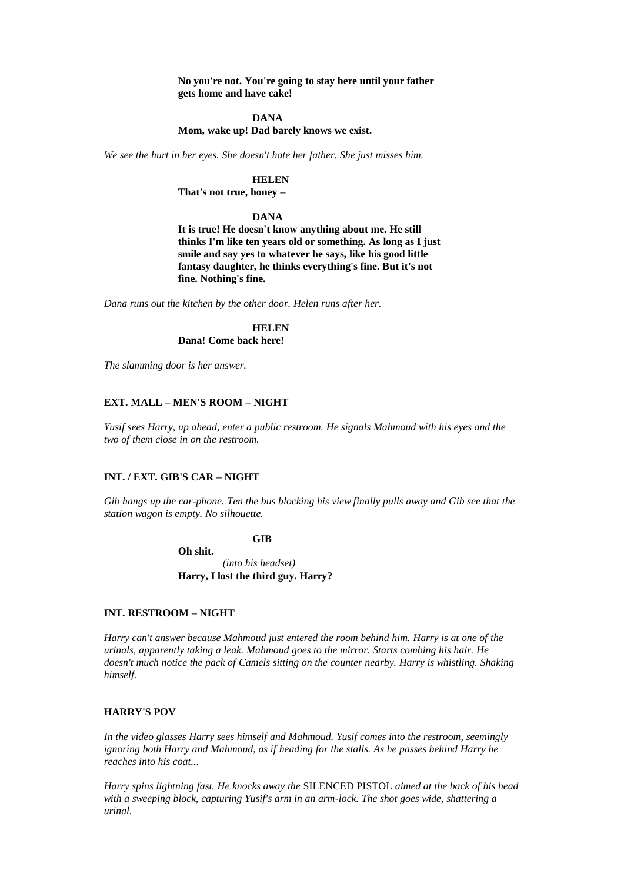**No you're not. You're going to stay here until your father gets home and have cake!**

**DANA**

**Mom, wake up! Dad barely knows we exist.**

*We see the hurt in her eyes. She doesn't hate her father. She just misses him.*

**HELEN**

**That's not true, honey –**

**DANA**

**It is true! He doesn't know anything about me. He still thinks I'm like ten years old or something. As long as I just smile and say yes to whatever he says, like his good little fantasy daughter, he thinks everything's fine. But it's not fine. Nothing's fine.**

*Dana runs out the kitchen by the other door. Helen runs after her.*

**HELEN**

**Dana! Come back here!**

*The slamming door is her answer.*

**EXT. MALL – MEN'S ROOM – NIGHT**

*Yusif sees Harry, up ahead, enter a public restroom. He signals Mahmoud with his eyes and the two of them close in on the restroom.*

**INT. / EXT. GIB'S CAR – NIGHT**

*Gib hangs up the car-phone. Ten the bus blocking his view finally pulls away and Gib see that the station wagon is empty. No silhouette.*

**GIB**

**Oh shit.**

*(into his headset)*

**Harry, I lost the third guy. Harry?**

**INT. RESTROOM – NIGHT**

*Harry can't answer because Mahmoud just entered the room behind him. Harry is at one of the urinals, apparently taking a leak. Mahmoud goes to the mirror. Starts combing his hair. He doesn't much notice the pack of Camels sitting on the counter nearby. Harry is whistling. Shaking himself.*

**HARRY'S POV**

*In the video glasses Harry sees himself and Mahmoud. Yusif comes into the restroom, seemingly ignoring both Harry and Mahmoud, as if heading for the stalls. As he passes behind Harry he reaches into his coat...*

*Harry spins lightning fast. He knocks away the* SILENCED PISTOL *aimed at the back of his head with a sweeping block, capturing Yusif's arm in an arm-lock. The shot goes wide, shattering a urinal.*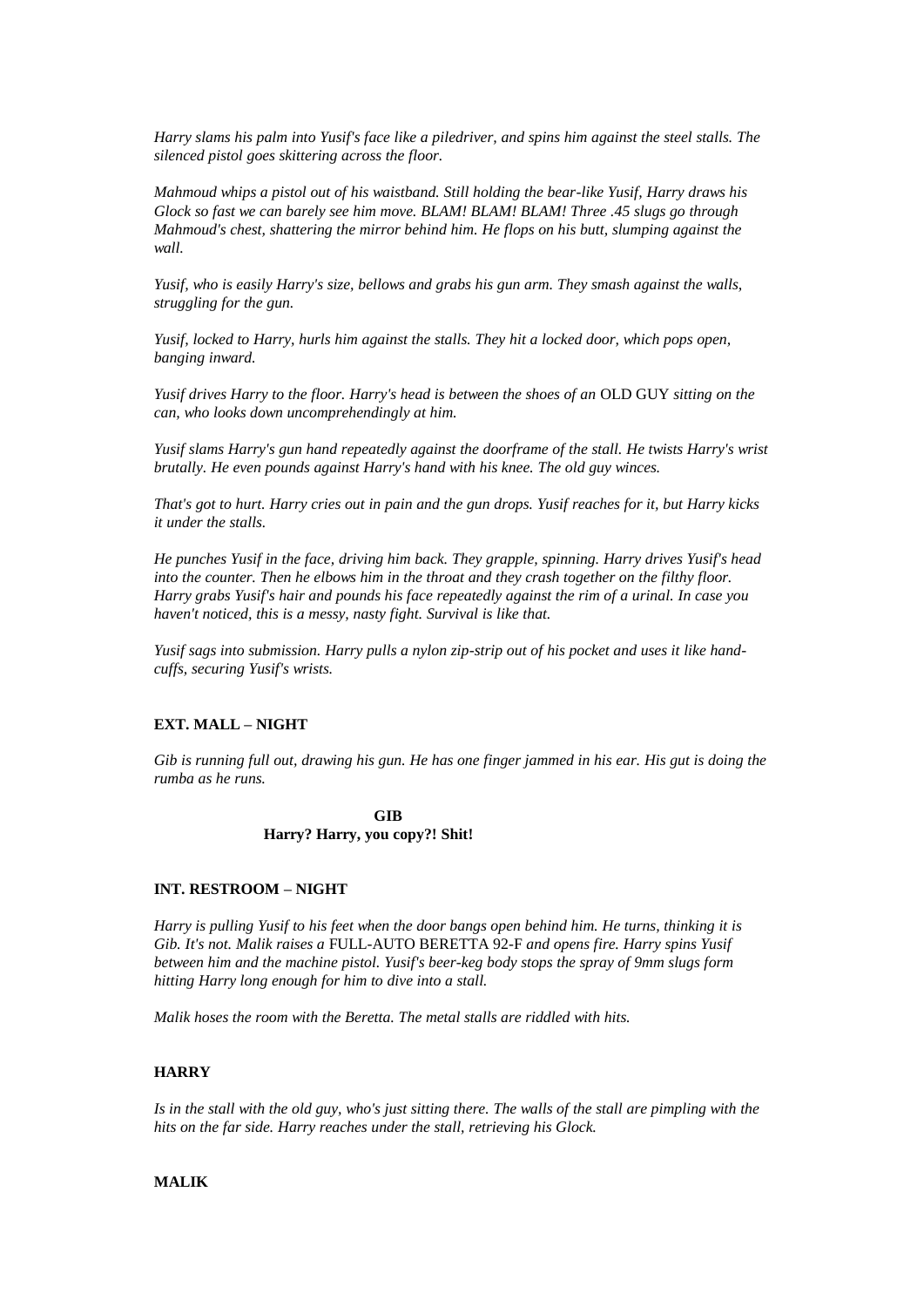*Harry slams his palm into Yusif's face like a piledriver, and spins him against the steel stalls. The silenced pistol goes skittering across the floor.*

*Mahmoud whips a pistol out of his waistband. Still holding the bear-like Yusif, Harry draws his Glock so fast we can barely see him move. BLAM! BLAM! BLAM! Three .45 slugs go through Mahmoud's chest, shattering the mirror behind him. He flops on his butt, slumping against the wall.*

*Yusif, who is easily Harry's size, bellows and grabs his gun arm. They smash against the walls, struggling for the gun.*

*Yusif, locked to Harry, hurls him against the stalls. They hit a locked door, which pops open, banging inward.*

*Yusif drives Harry to the floor. Harry's head is between the shoes of an* OLD GUY *sitting on the can, who looks down uncomprehendingly at him.*

*Yusif slams Harry's gun hand repeatedly against the doorframe of the stall. He twists Harry's wrist brutally. He even pounds against Harry's hand with his knee. The old guy winces.*

*That's got to hurt. Harry cries out in pain and the gun drops. Yusif reaches for it, but Harry kicks it under the stalls.*

*He punches Yusif in the face, driving him back. They grapple, spinning. Harry drives Yusif's head into the counter. Then he elbows him in the throat and they crash together on the filthy floor. Harry grabs Yusif's hair and pounds his face repeatedly against the rim of a urinal. In case you haven't noticed, this is a messy, nasty fight. Survival is like that.*

*Yusif sags into submission. Harry pulls a nylon zip-strip out of his pocket and uses it like hand-cuffs, securing Yusif's wrists.*

**EXT. MALL – NIGHT**

*Gib is running full out, drawing his gun. He has one finger jammed in his ear. His gut is doing the rumba as he runs.*

**GIB**
**Harry? Harry, you copy?! Shit!**

**INT. RESTROOM – NIGHT**

*Harry is pulling Yusif to his feet when the door bangs open behind him. He turns, thinking it is Gib. It's not. Malik raises a* FULL-AUTO BERETTA 92-F *and opens fire. Harry spins Yusif between him and the machine pistol. Yusif's beer-keg body stops the spray of 9mm slugs form hitting Harry long enough for him to dive into a stall.*

*Malik hoses the room with the Beretta. The metal stalls are riddled with hits.*

**HARRY**

*Is in the stall with the old guy, who's just sitting there. The walls of the stall are pimpling with the hits on the far side. Harry reaches under the stall, retrieving his Glock.*

**MALIK**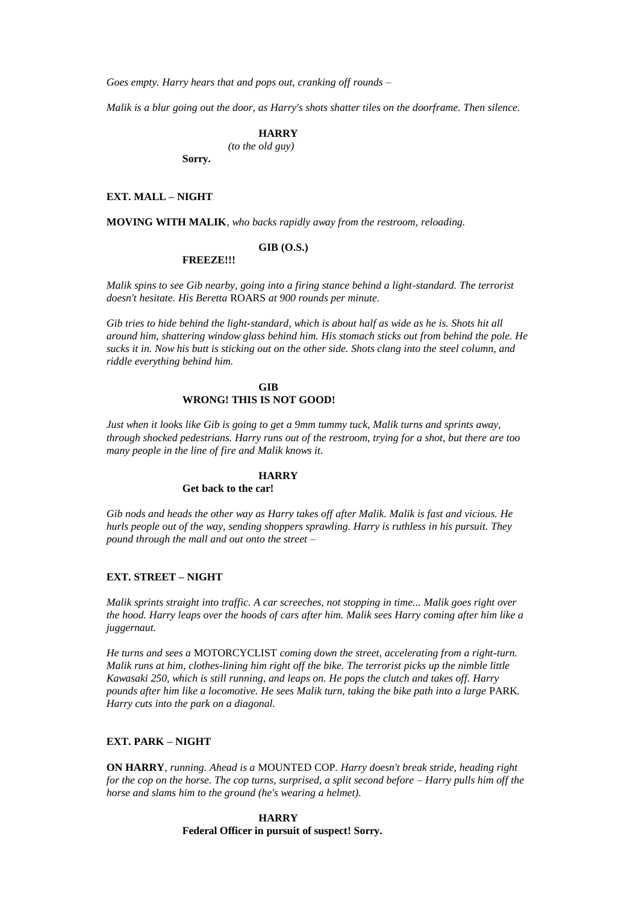*Goes empty. Harry hears that and pops out, cranking off rounds –*

*Malik is a blur going out the door, as Harry's shots shatter tiles on the doorframe. Then silence.*

**HARRY**
*(to the old guy)*
**Sorry.**

**EXT. MALL – NIGHT**

**MOVING WITH MALIK**, *who backs rapidly away from the restroom, reloading.*

**GIB (O.S.)**
**FREEZE!!!**

*Malik spins to see Gib nearby, going into a firing stance behind a light-standard. The terrorist doesn't hesitate. His Beretta* ROARS *at 900 rounds per minute.*

*Gib tries to hide behind the light-standard, which is about half as wide as he is. Shots hit all around him, shattering window glass behind him. His stomach sticks out from behind the pole. He sucks it in. Now his butt is sticking out on the other side. Shots clang into the steel column, and riddle everything behind him.*

**GIB**
**WRONG! THIS IS NOT GOOD!**

*Just when it looks like Gib is going to get a 9mm tummy tuck, Malik turns and sprints away, through shocked pedestrians. Harry runs out of the restroom, trying for a shot, but there are too many people in the line of fire and Malik knows it.*

**HARRY**
**Get back to the car!**

*Gib nods and heads the other way as Harry takes off after Malik. Malik is fast and vicious. He hurls people out of the way, sending shoppers sprawling. Harry is ruthless in his pursuit. They pound through the mall and out onto the street –*

**EXT. STREET – NIGHT**

*Malik sprints straight into traffic. A car screeches, not stopping in time... Malik goes right over the hood. Harry leaps over the hoods of cars after him. Malik sees Harry coming after him like a juggernaut.*

*He turns and sees a* MOTORCYCLIST *coming down the street, accelerating from a right-turn. Malik runs at him, clothes-lining him right off the bike. The terrorist picks up the nimble little Kawasaki 250, which is still running, and leaps on. He pops the clutch and takes off. Harry pounds after him like a locomotive. He sees Malik turn, taking the bike path into a large* PARK*. Harry cuts into the park on a diagonal.*

**EXT. PARK – NIGHT**

**ON HARRY***, running. Ahead is a* MOUNTED COP*. Harry doesn't break stride, heading right for the cop on the horse. The cop turns, surprised, a split second before – Harry pulls him off the horse and slams him to the ground (he's wearing a helmet).*

**HARRY**
**Federal Officer in pursuit of suspect! Sorry.**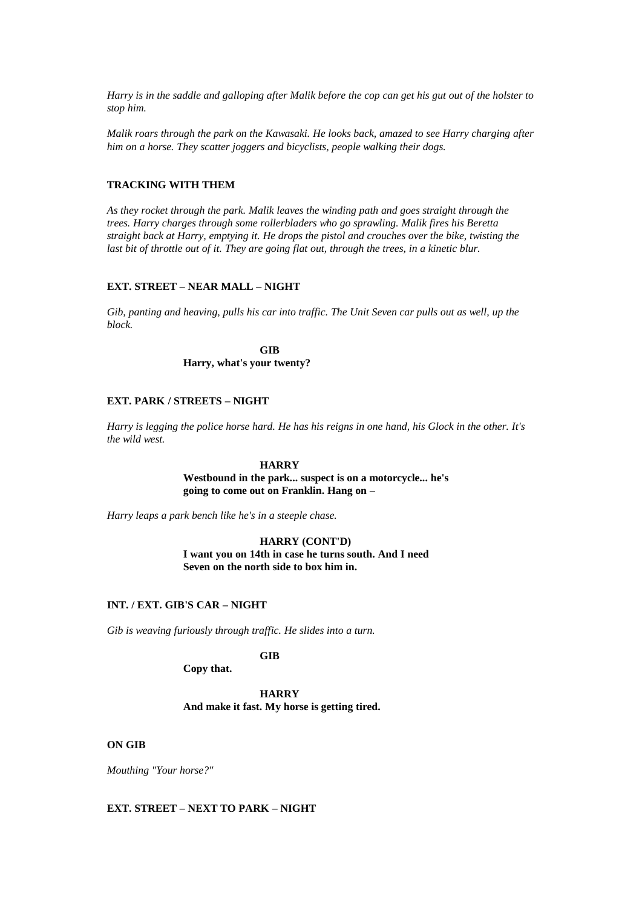*Harry is in the saddle and galloping after Malik before the cop can get his gut out of the holster to stop him.*

*Malik roars through the park on the Kawasaki. He looks back, amazed to see Harry charging after him on a horse. They scatter joggers and bicyclists, people walking their dogs.*

**TRACKING WITH THEM**

*As they rocket through the park. Malik leaves the winding path and goes straight through the trees. Harry charges through some rollerbladers who go sprawling. Malik fires his Beretta straight back at Harry, emptying it. He drops the pistol and crouches over the bike, twisting the last bit of throttle out of it. They are going flat out, through the trees, in a kinetic blur.*

**EXT. STREET – NEAR MALL – NIGHT**

*Gib, panting and heaving, pulls his car into traffic. The Unit Seven car pulls out as well, up the block.*

**GIB**
**Harry, what's your twenty?**

**EXT. PARK / STREETS – NIGHT**

*Harry is legging the police horse hard. He has his reigns in one hand, his Glock in the other. It's the wild west.*

**HARRY**
**Westbound in the park... suspect is on a motorcycle... he's going to come out on Franklin. Hang on –**

*Harry leaps a park bench like he's in a steeple chase.*

**HARRY (CONT'D)**
**I want you on 14th in case he turns south. And I need Seven on the north side to box him in.**

**INT. / EXT. GIB'S CAR – NIGHT**

*Gib is weaving furiously through traffic. He slides into a turn.*

**GIB**
**Copy that.**

**HARRY**
**And make it fast. My horse is getting tired.**

**ON GIB**

*Mouthing "Your horse?"*

**EXT. STREET – NEXT TO PARK – NIGHT**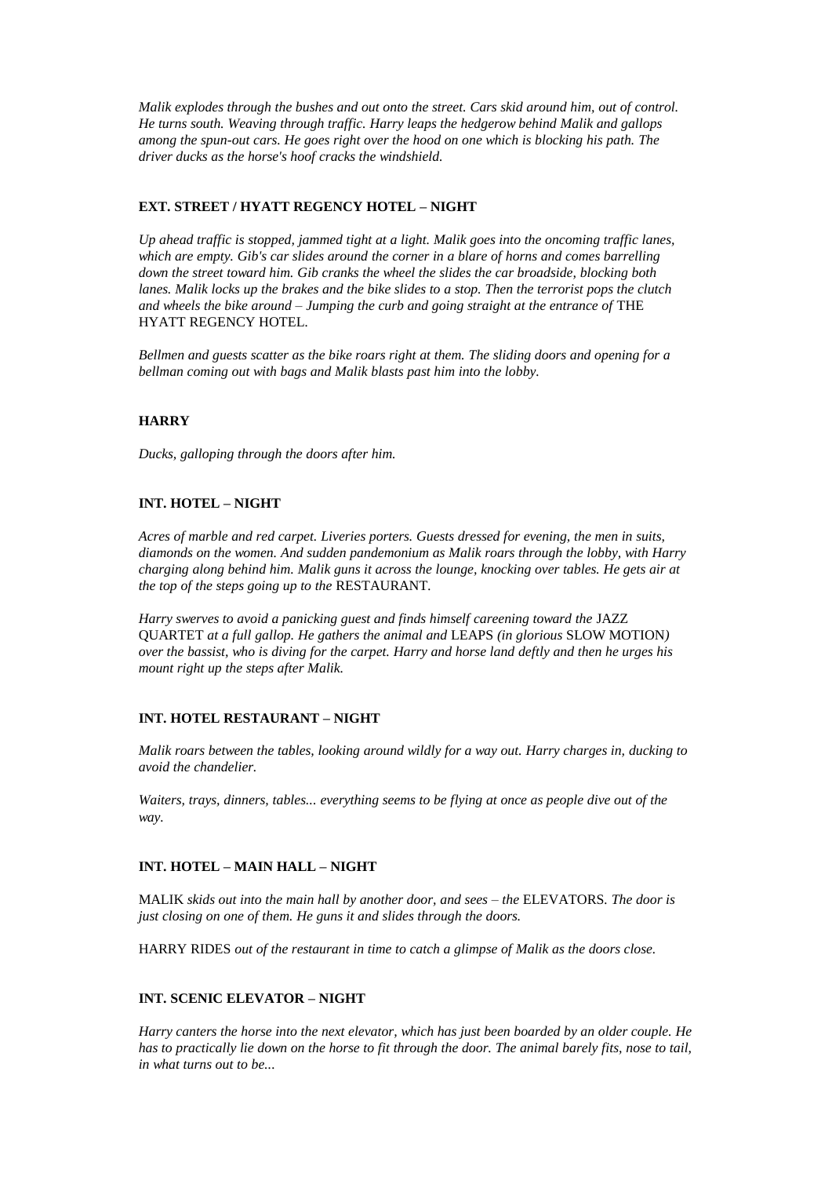*Malik explodes through the bushes and out onto the street. Cars skid around him, out of control. He turns south. Weaving through traffic. Harry leaps the hedgerow behind Malik and gallops among the spun-out cars. He goes right over the hood on one which is blocking his path. The driver ducks as the horse's hoof cracks the windshield.*

**EXT. STREET / HYATT REGENCY HOTEL – NIGHT**

*Up ahead traffic is stopped, jammed tight at a light. Malik goes into the oncoming traffic lanes, which are empty. Gib's car slides around the corner in a blare of horns and comes barrelling down the street toward him. Gib cranks the wheel the slides the car broadside, blocking both lanes. Malik locks up the brakes and the bike slides to a stop. Then the terrorist pops the clutch and wheels the bike around – Jumping the curb and going straight at the entrance of* THE HYATT REGENCY HOTEL.

*Bellmen and guests scatter as the bike roars right at them. The sliding doors and opening for a bellman coming out with bags and Malik blasts past him into the lobby.*

**HARRY**

*Ducks, galloping through the doors after him.*

**INT. HOTEL – NIGHT**

*Acres of marble and red carpet. Liveries porters. Guests dressed for evening, the men in suits, diamonds on the women. And sudden pandemonium as Malik roars through the lobby, with Harry charging along behind him. Malik guns it across the lounge, knocking over tables. He gets air at the top of the steps going up to the* RESTAURANT.

*Harry swerves to avoid a panicking guest and finds himself careening toward the* JAZZ QUARTET *at a full gallop. He gathers the animal and* LEAPS *(in glorious* SLOW MOTION*) over the bassist, who is diving for the carpet. Harry and horse land deftly and then he urges his mount right up the steps after Malik.*

**INT. HOTEL RESTAURANT – NIGHT**

*Malik roars between the tables, looking around wildly for a way out. Harry charges in, ducking to avoid the chandelier.*

*Waiters, trays, dinners, tables... everything seems to be flying at once as people dive out of the way.*

**INT. HOTEL – MAIN HALL – NIGHT**

MALIK *skids out into the main hall by another door, and sees – the* ELEVATORS*. The door is just closing on one of them. He guns it and slides through the doors.*

HARRY RIDES *out of the restaurant in time to catch a glimpse of Malik as the doors close.*

**INT. SCENIC ELEVATOR – NIGHT**

*Harry canters the horse into the next elevator, which has just been boarded by an older couple. He has to practically lie down on the horse to fit through the door. The animal barely fits, nose to tail, in what turns out to be...*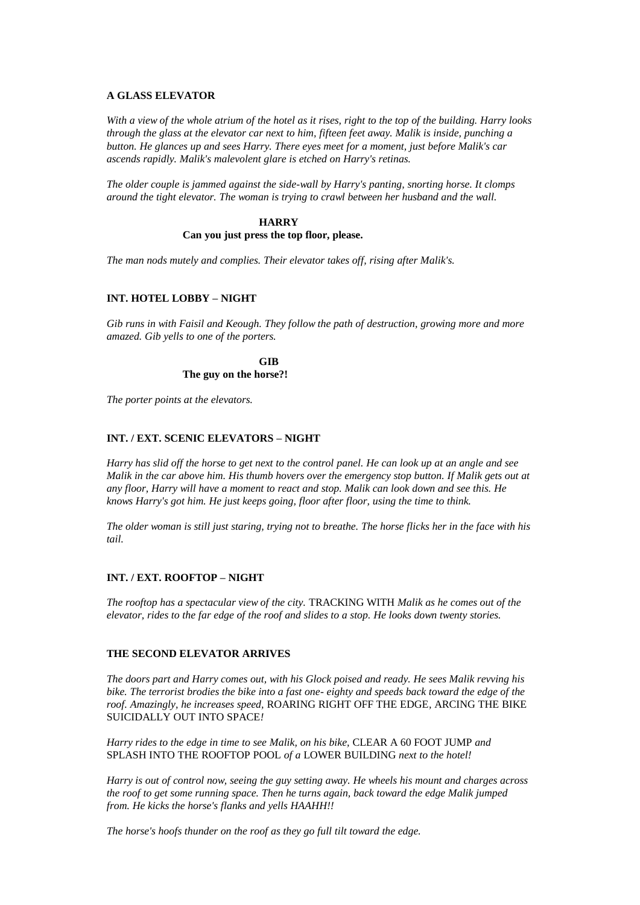**A GLASS ELEVATOR**

*With a view of the whole atrium of the hotel as it rises, right to the top of the building. Harry looks through the glass at the elevator car next to him, fifteen feet away. Malik is inside, punching a button. He glances up and sees Harry. There eyes meet for a moment, just before Malik's car ascends rapidly. Malik's malevolent glare is etched on Harry's retinas.*

*The older couple is jammed against the side-wall by Harry's panting, snorting horse. It clomps around the tight elevator. The woman is trying to crawl between her husband and the wall.*

**HARRY**
**Can you just press the top floor, please.**

*The man nods mutely and complies. Their elevator takes off, rising after Malik's.*

**INT. HOTEL LOBBY – NIGHT**

*Gib runs in with Faisil and Keough. They follow the path of destruction, growing more and more amazed. Gib yells to one of the porters.*

**GIB**
**The guy on the horse?!**

*The porter points at the elevators.*

**INT. / EXT. SCENIC ELEVATORS – NIGHT**

*Harry has slid off the horse to get next to the control panel. He can look up at an angle and see Malik in the car above him. His thumb hovers over the emergency stop button. If Malik gets out at any floor, Harry will have a moment to react and stop. Malik can look down and see this. He knows Harry's got him. He just keeps going, floor after floor, using the time to think.*

*The older woman is still just staring, trying not to breathe. The horse flicks her in the face with his tail.*

**INT. / EXT. ROOFTOP – NIGHT**

*The rooftop has a spectacular view of the city.* TRACKING WITH *Malik as he comes out of the elevator, rides to the far edge of the roof and slides to a stop. He looks down twenty stories.*

**THE SECOND ELEVATOR ARRIVES**

*The doors part and Harry comes out, with his Glock poised and ready. He sees Malik revving his bike. The terrorist brodies the bike into a fast one- eighty and speeds back toward the edge of the roof. Amazingly, he increases speed,* ROARING RIGHT OFF THE EDGE, ARCING THE BIKE SUICIDALLY OUT INTO SPACE*!*

*Harry rides to the edge in time to see Malik, on his bike,* CLEAR A 60 FOOT JUMP *and* SPLASH INTO THE ROOFTOP POOL *of a* LOWER BUILDING *next to the hotel!*

*Harry is out of control now, seeing the guy setting away. He wheels his mount and charges across the roof to get some running space. Then he turns again, back toward the edge Malik jumped from. He kicks the horse's flanks and yells HAAHH!!*

*The horse's hoofs thunder on the roof as they go full tilt toward the edge.*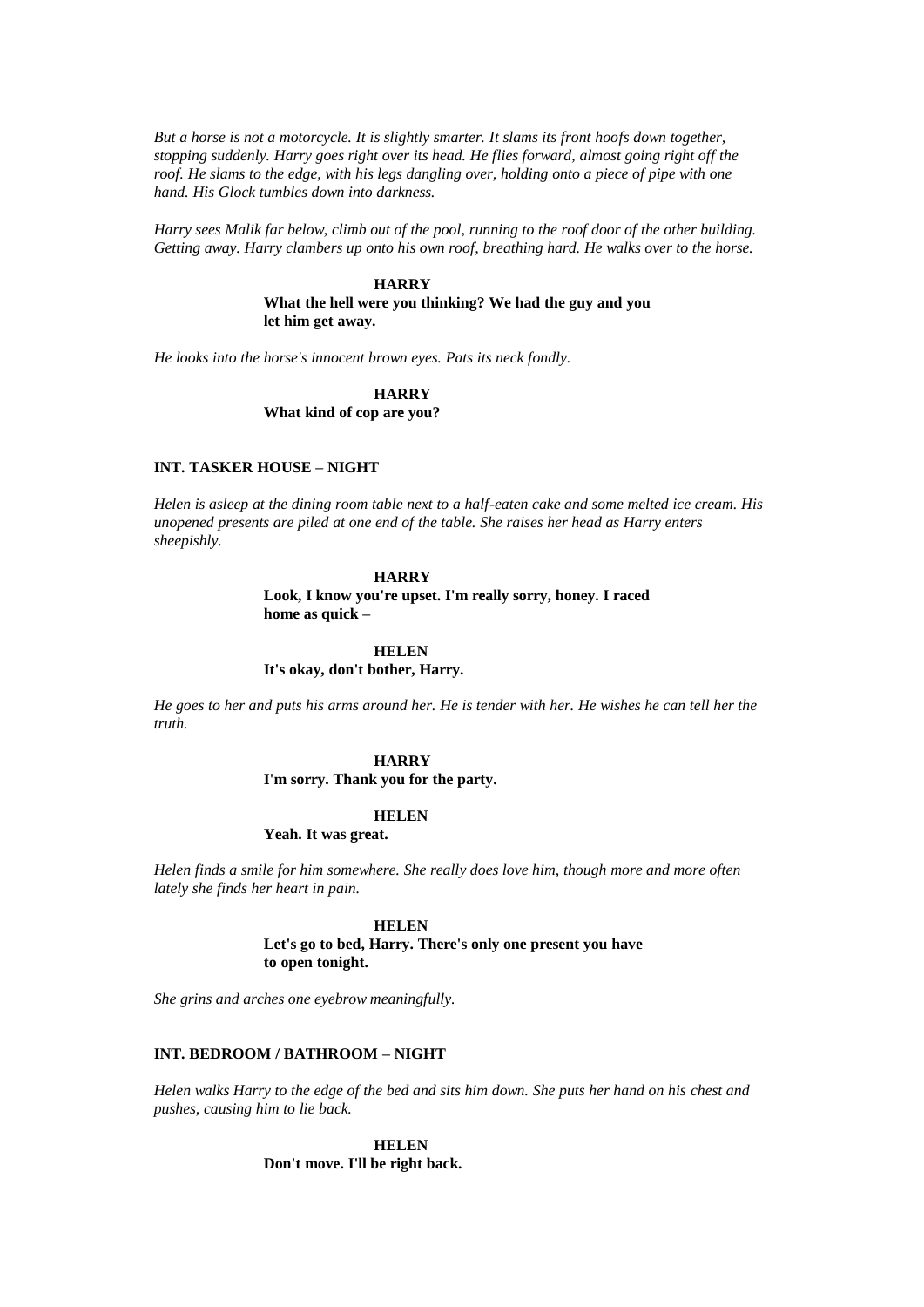*But a horse is not a motorcycle. It is slightly smarter. It slams its front hoofs down together, stopping suddenly. Harry goes right over its head. He flies forward, almost going right off the roof. He slams to the edge, with his legs dangling over, holding onto a piece of pipe with one hand. His Glock tumbles down into darkness.*

*Harry sees Malik far below, climb out of the pool, running to the roof door of the other building. Getting away. Harry clambers up onto his own roof, breathing hard. He walks over to the horse.*

**HARRY**
**What the hell were you thinking? We had the guy and you let him get away.**

*He looks into the horse's innocent brown eyes. Pats its neck fondly.*

**HARRY**
**What kind of cop are you?**

**INT. TASKER HOUSE – NIGHT**

*Helen is asleep at the dining room table next to a half-eaten cake and some melted ice cream. His unopened presents are piled at one end of the table. She raises her head as Harry enters sheepishly.*

**HARRY**
**Look, I know you're upset. I'm really sorry, honey. I raced home as quick –**

**HELEN**
**It's okay, don't bother, Harry.**

*He goes to her and puts his arms around her. He is tender with her. He wishes he can tell her the truth.*

**HARRY**
**I'm sorry. Thank you for the party.**

**HELEN**
**Yeah. It was great.**

*Helen finds a smile for him somewhere. She really does love him, though more and more often lately she finds her heart in pain.*

**HELEN**
**Let's go to bed, Harry. There's only one present you have to open tonight.**

*She grins and arches one eyebrow meaningfully.*

**INT. BEDROOM / BATHROOM – NIGHT**

*Helen walks Harry to the edge of the bed and sits him down. She puts her hand on his chest and pushes, causing him to lie back.*

**HELEN**
**Don't move. I'll be right back.**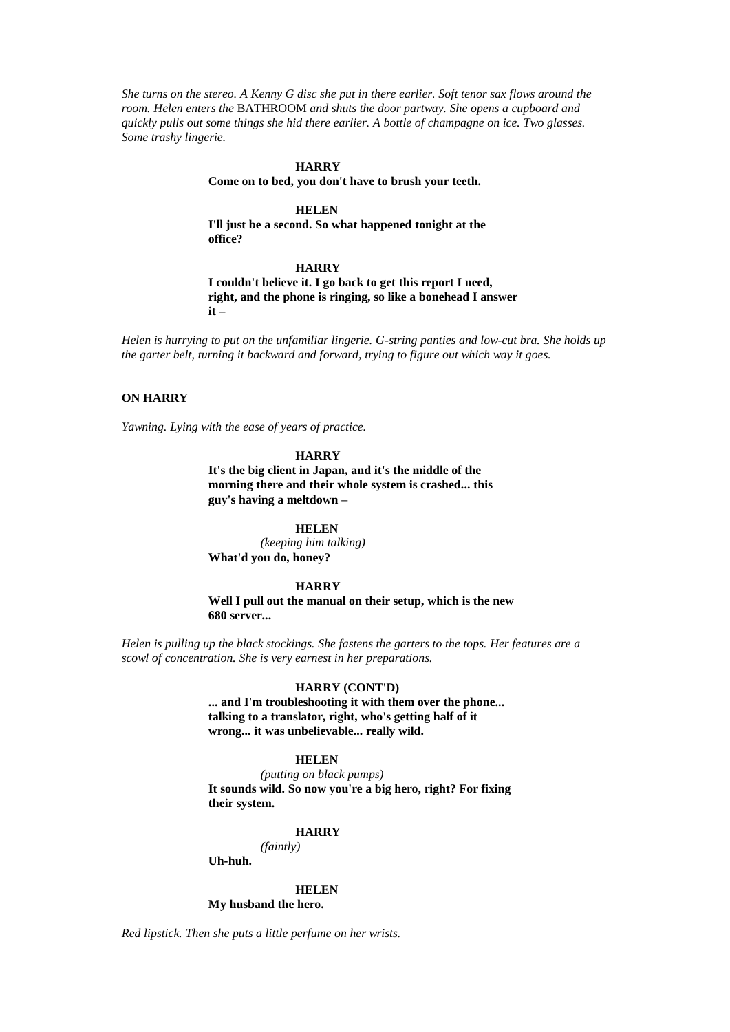*She turns on the stereo. A Kenny G disc she put in there earlier. Soft tenor sax flows around the room. Helen enters the* BATHROOM *and shuts the door partway. She opens a cupboard and quickly pulls out some things she hid there earlier. A bottle of champagne on ice. Two glasses. Some trashy lingerie.*

**HARRY**
**Come on to bed, you don't have to brush your teeth.**

**HELEN**
**I'll just be a second. So what happened tonight at the office?**

**HARRY**
**I couldn't believe it. I go back to get this report I need, right, and the phone is ringing, so like a bonehead I answer it –**

*Helen is hurrying to put on the unfamiliar lingerie. G-string panties and low-cut bra. She holds up the garter belt, turning it backward and forward, trying to figure out which way it goes.*

**ON HARRY**

*Yawning. Lying with the ease of years of practice.*

**HARRY**
**It's the big client in Japan, and it's the middle of the morning there and their whole system is crashed... this guy's having a meltdown –**

**HELEN**
*(keeping him talking)*
**What'd you do, honey?**

**HARRY**
**Well I pull out the manual on their setup, which is the new 680 server...**

*Helen is pulling up the black stockings. She fastens the garters to the tops. Her features are a scowl of concentration. She is very earnest in her preparations.*

**HARRY (CONT'D)**
**... and I'm troubleshooting it with them over the phone... talking to a translator, right, who's getting half of it wrong... it was unbelievable... really wild.**

**HELEN**
*(putting on black pumps)*
**It sounds wild. So now you're a big hero, right? For fixing their system.**

**HARRY**
*(faintly)*
**Uh-huh.**

**HELEN**
**My husband the hero.**

*Red lipstick. Then she puts a little perfume on her wrists.*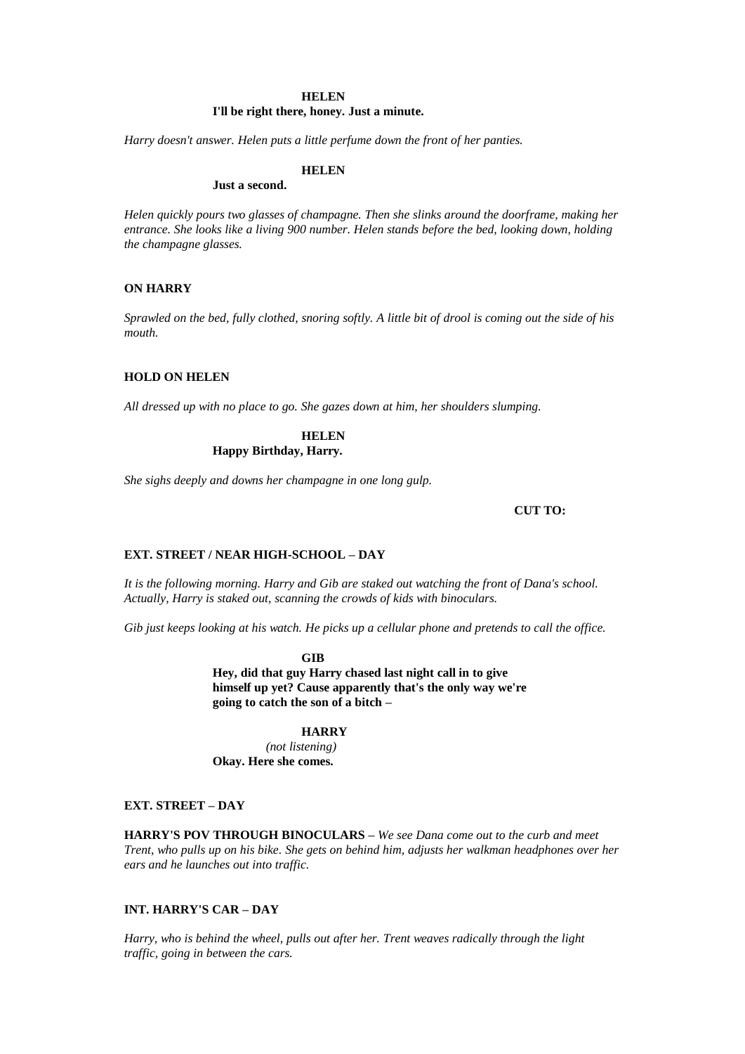**HELEN**
**I'll be right there, honey. Just a minute.**

*Harry doesn't answer. Helen puts a little perfume down the front of her panties.*

**HELEN**
**Just a second.**

*Helen quickly pours two glasses of champagne. Then she slinks around the doorframe, making her entrance. She looks like a living 900 number. Helen stands before the bed, looking down, holding the champagne glasses.*

**ON HARRY**

*Sprawled on the bed, fully clothed, snoring softly. A little bit of drool is coming out the side of his mouth.*

**HOLD ON HELEN**

*All dressed up with no place to go. She gazes down at him, her shoulders slumping.*

**HELEN**
**Happy Birthday, Harry.**

*She sighs deeply and downs her champagne in one long gulp.*

**CUT TO:**

**EXT. STREET / NEAR HIGH-SCHOOL – DAY**

*It is the following morning. Harry and Gib are staked out watching the front of Dana's school. Actually, Harry is staked out, scanning the crowds of kids with binoculars.*

*Gib just keeps looking at his watch. He picks up a cellular phone and pretends to call the office.*

**GIB**
**Hey, did that guy Harry chased last night call in to give himself up yet? Cause apparently that's the only way we're going to catch the son of a bitch –**

**HARRY**
*(not listening)*
**Okay. Here she comes.**

**EXT. STREET – DAY**

**HARRY'S POV THROUGH BINOCULARS –** *We see Dana come out to the curb and meet Trent, who pulls up on his bike. She gets on behind him, adjusts her walkman headphones over her ears and he launches out into traffic.*

**INT. HARRY'S CAR – DAY**

*Harry, who is behind the wheel, pulls out after her. Trent weaves radically through the light traffic, going in between the cars.*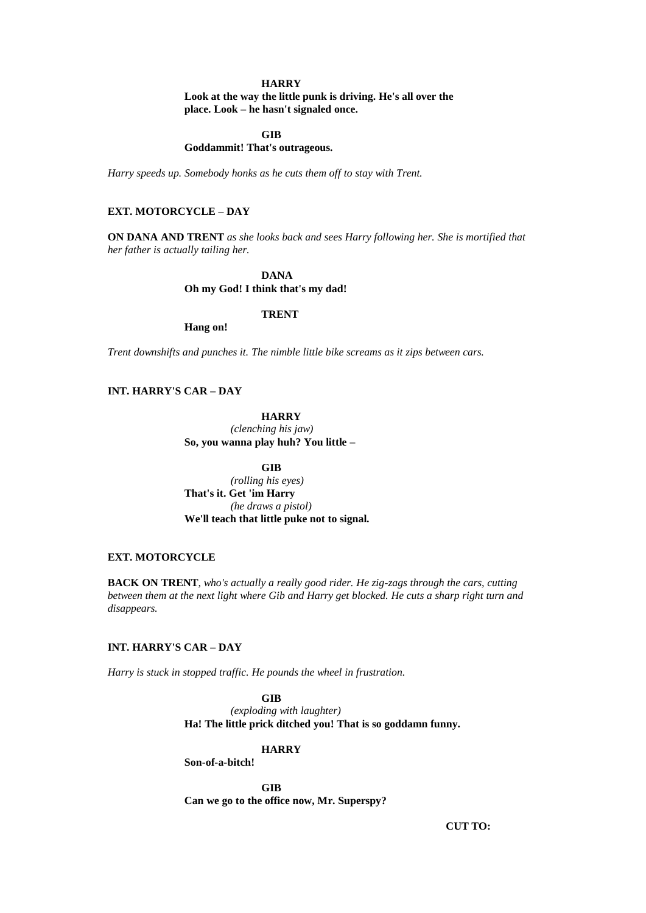**HARRY**

**Look at the way the little punk is driving. He's all over the place. Look – he hasn't signaled once.**

**GIB**

**Goddammit! That's outrageous.**

*Harry speeds up. Somebody honks as he cuts them off to stay with Trent.*

**EXT. MOTORCYCLE – DAY**

**ON DANA AND TRENT** *as she looks back and sees Harry following her. She is mortified that her father is actually tailing her.*

**DANA**

**Oh my God! I think that's my dad!**

**TRENT**

**Hang on!**

*Trent downshifts and punches it. The nimble little bike screams as it zips between cars.*

**INT. HARRY'S CAR – DAY**

**HARRY**

*(clenching his jaw)*

**So, you wanna play huh? You little –**

**GIB**

*(rolling his eyes)*

**That's it. Get 'im Harry**

*(he draws a pistol)*

**We'll teach that little puke not to signal.**

**EXT. MOTORCYCLE**

**BACK ON TRENT**, *who's actually a really good rider. He zig-zags through the cars, cutting between them at the next light where Gib and Harry get blocked. He cuts a sharp right turn and disappears.*

**INT. HARRY'S CAR – DAY**

*Harry is stuck in stopped traffic. He pounds the wheel in frustration.*

**GIB**

*(exploding with laughter)*

**Ha! The little prick ditched you! That is so goddamn funny.**

**HARRY**

**Son-of-a-bitch!**

**GIB**

**Can we go to the office now, Mr. Superspy?**

**CUT TO:**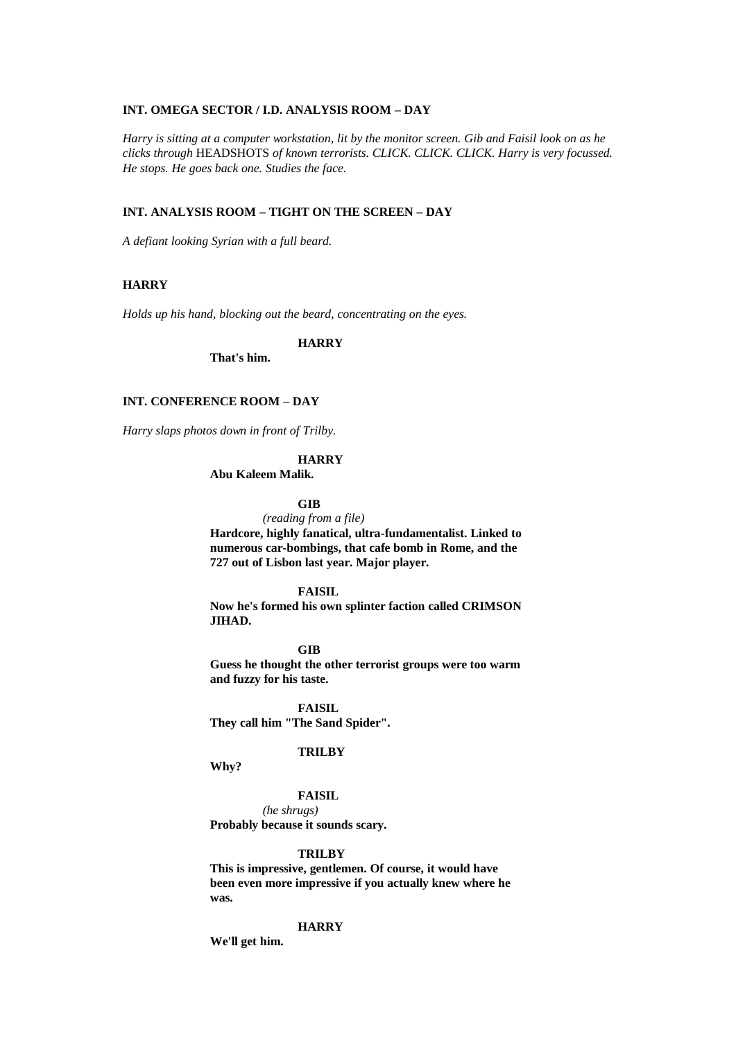**INT. OMEGA SECTOR / I.D. ANALYSIS ROOM – DAY**

*Harry is sitting at a computer workstation, lit by the monitor screen. Gib and Faisil look on as he clicks through* HEADSHOTS *of known terrorists. CLICK. CLICK. CLICK. Harry is very focussed. He stops. He goes back one. Studies the face.*

**INT. ANALYSIS ROOM – TIGHT ON THE SCREEN – DAY**

*A defiant looking Syrian with a full beard.*

**HARRY**

*Holds up his hand, blocking out the beard, concentrating on the eyes.*

**HARRY**
**That's him.**

**INT. CONFERENCE ROOM – DAY**

*Harry slaps photos down in front of Trilby.*

**HARRY**
**Abu Kaleem Malik.**

**GIB**
*(reading from a file)*
**Hardcore, highly fanatical, ultra-fundamentalist. Linked to numerous car-bombings, that cafe bomb in Rome, and the 727 out of Lisbon last year. Major player.**

**FAISIL**
**Now he's formed his own splinter faction called CRIMSON JIHAD.**

**GIB**
**Guess he thought the other terrorist groups were too warm and fuzzy for his taste.**

**FAISIL**
**They call him "The Sand Spider".**

**TRILBY**
**Why?**

**FAISIL**
*(he shrugs)*
**Probably because it sounds scary.**

**TRILBY**
**This is impressive, gentlemen. Of course, it would have been even more impressive if you actually knew where he was.**

**HARRY**
**We'll get him.**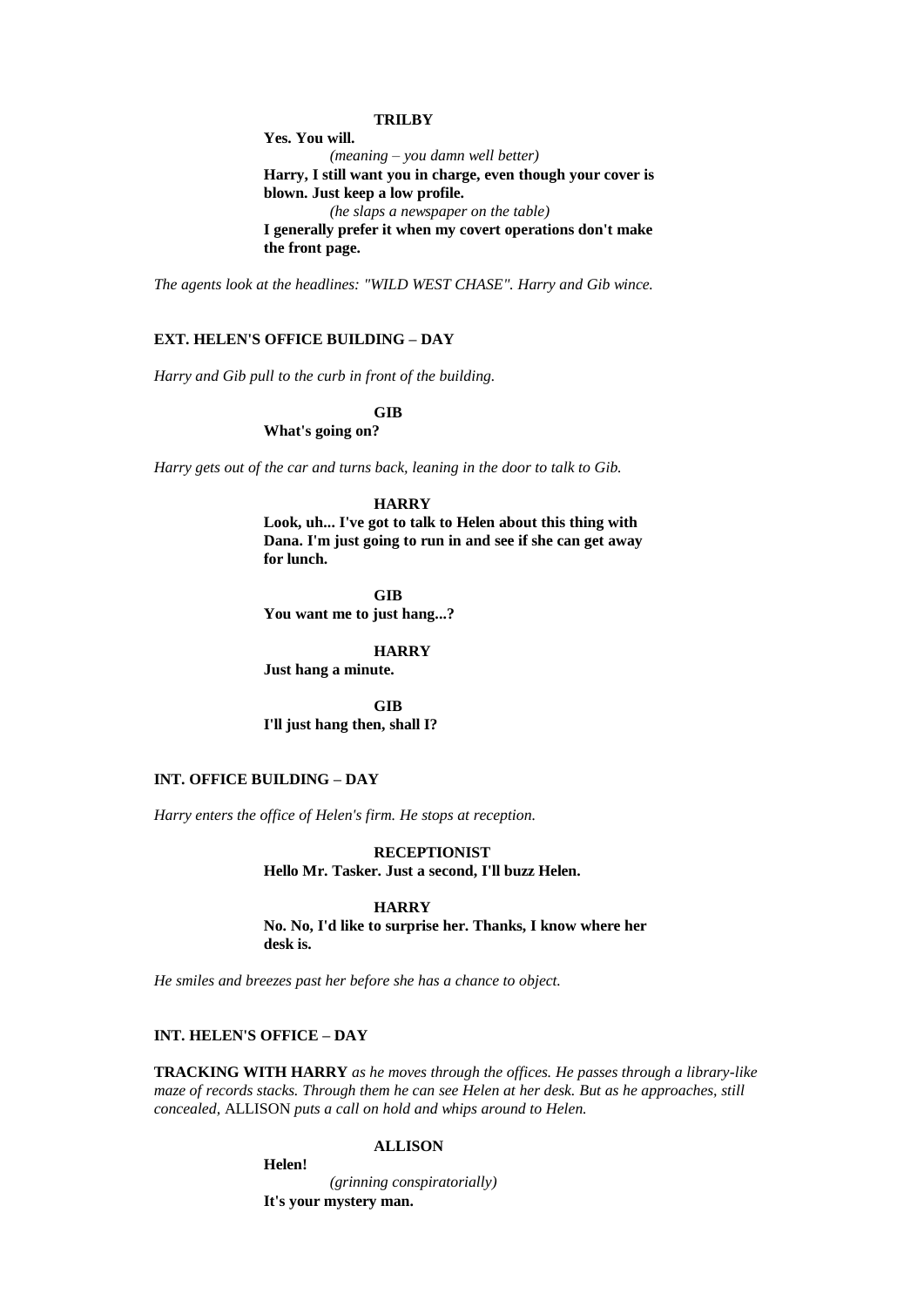**TRILBY**

**Yes. You will.**

*(meaning – you damn well better)*

**Harry, I still want you in charge, even though your cover is blown. Just keep a low profile.**

*(he slaps a newspaper on the table)*

**I generally prefer it when my covert operations don't make the front page.**

*The agents look at the headlines: "WILD WEST CHASE". Harry and Gib wince.*

**EXT. HELEN'S OFFICE BUILDING – DAY**

*Harry and Gib pull to the curb in front of the building.*

**GIB**

**What's going on?**

*Harry gets out of the car and turns back, leaning in the door to talk to Gib.*

**HARRY**

**Look, uh... I've got to talk to Helen about this thing with Dana. I'm just going to run in and see if she can get away for lunch.**

**GIB**

**You want me to just hang...?**

**HARRY**

**Just hang a minute.**

**GIB**

**I'll just hang then, shall I?**

**INT. OFFICE BUILDING – DAY**

*Harry enters the office of Helen's firm. He stops at reception.*

**RECEPTIONIST**

**Hello Mr. Tasker. Just a second, I'll buzz Helen.**

**HARRY**

**No. No, I'd like to surprise her. Thanks, I know where her desk is.**

*He smiles and breezes past her before she has a chance to object.*

**INT. HELEN'S OFFICE – DAY**

**TRACKING WITH HARRY** *as he moves through the offices. He passes through a library-like maze of records stacks. Through them he can see Helen at her desk. But as he approaches, still concealed,* ALLISON *puts a call on hold and whips around to Helen.*

**ALLISON**

**Helen!**

*(grinning conspiratorially)*

**It's your mystery man.**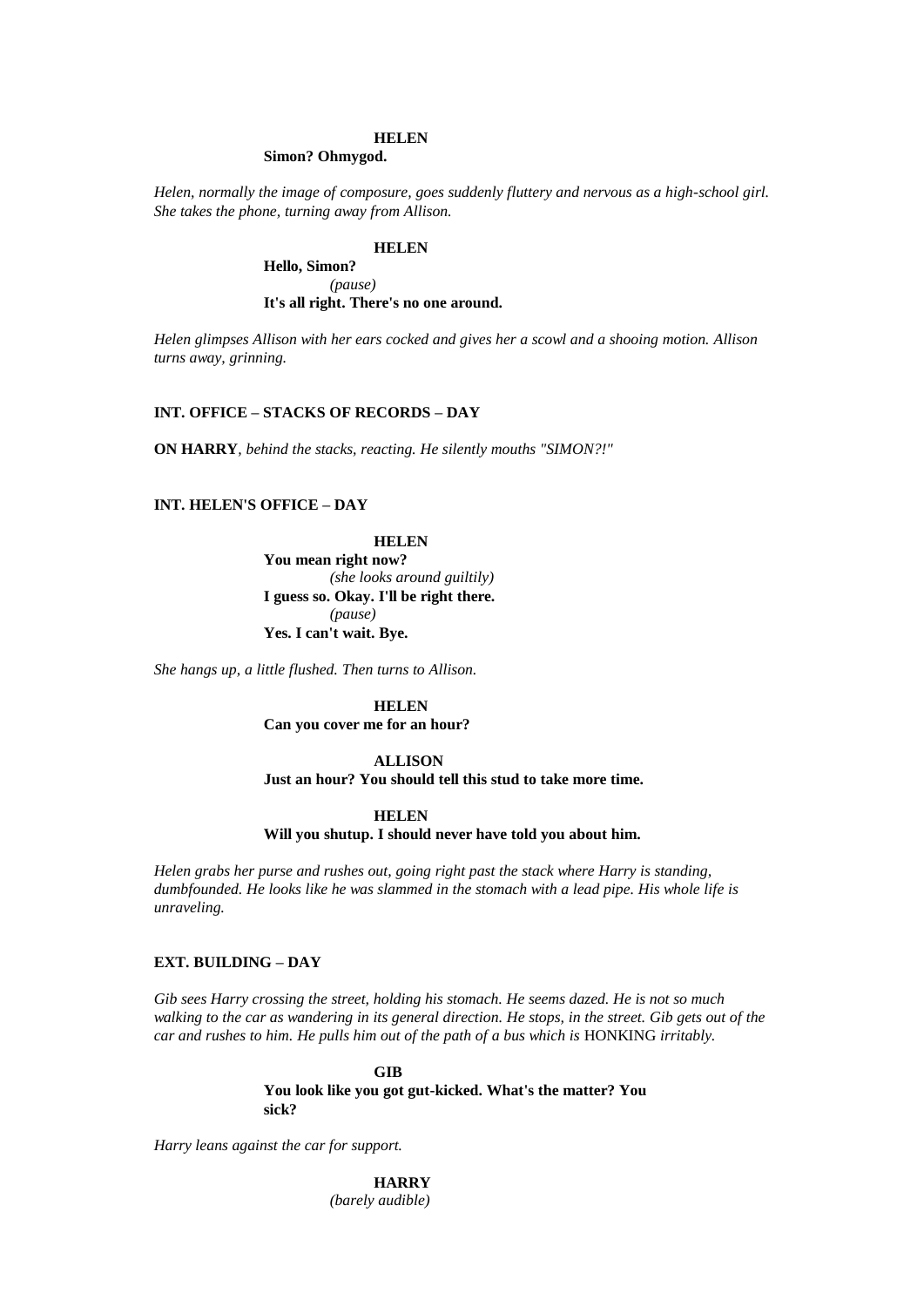**HELEN**

**Simon? Ohmygod.**

*Helen, normally the image of composure, goes suddenly fluttery and nervous as a high-school girl. She takes the phone, turning away from Allison.*

**HELEN**

**Hello, Simon?**

*(pause)*

**It's all right. There's no one around.**

*Helen glimpses Allison with her ears cocked and gives her a scowl and a shooing motion. Allison turns away, grinning.*

**INT. OFFICE – STACKS OF RECORDS – DAY**

**ON HARRY**, *behind the stacks, reacting. He silently mouths "SIMON?!"*

**INT. HELEN'S OFFICE – DAY**

**HELEN**

**You mean right now?**

*(she looks around guiltily)*

**I guess so. Okay. I'll be right there.**

*(pause)*

**Yes. I can't wait. Bye.**

*She hangs up, a little flushed. Then turns to Allison.*

**HELEN**

**Can you cover me for an hour?**

**ALLISON**

**Just an hour? You should tell this stud to take more time.**

**HELEN**

**Will you shutup. I should never have told you about him.**

*Helen grabs her purse and rushes out, going right past the stack where Harry is standing, dumbfounded. He looks like he was slammed in the stomach with a lead pipe. His whole life is unraveling.*

**EXT. BUILDING – DAY**

*Gib sees Harry crossing the street, holding his stomach. He seems dazed. He is not so much walking to the car as wandering in its general direction. He stops, in the street. Gib gets out of the car and rushes to him. He pulls him out of the path of a bus which is* HONKING *irritably.*

**GIB**

**You look like you got gut-kicked. What's the matter? You sick?**

*Harry leans against the car for support.*

**HARRY**

*(barely audible)*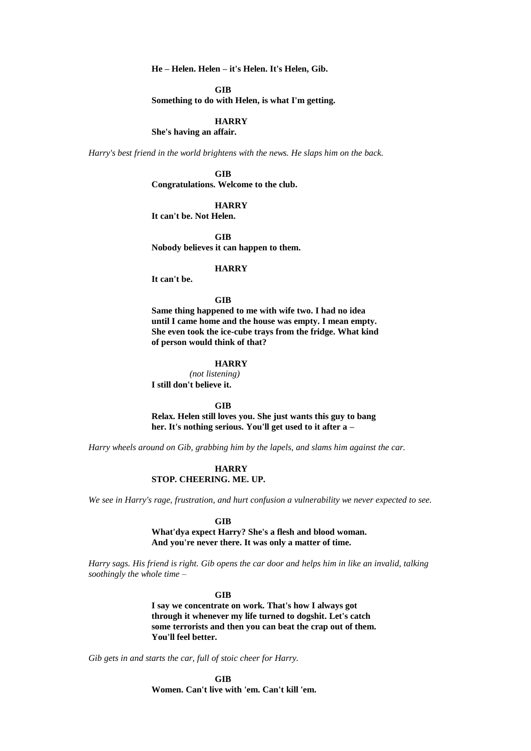**He – Helen. Helen – it's Helen. It's Helen, Gib.**

**GIB**
**Something to do with Helen, is what I'm getting.**

**HARRY**
**She's having an affair.**

*Harry's best friend in the world brightens with the news. He slaps him on the back.*

**GIB**
**Congratulations. Welcome to the club.**

**HARRY**
**It can't be. Not Helen.**

**GIB**
**Nobody believes it can happen to them.**

**HARRY**
**It can't be.**

**GIB**
**Same thing happened to me with wife two. I had no idea until I came home and the house was empty. I mean empty. She even took the ice-cube trays from the fridge. What kind of person would think of that?**

**HARRY**
*(not listening)*
**I still don't believe it.**

**GIB**
**Relax. Helen still loves you. She just wants this guy to bang her. It's nothing serious. You'll get used to it after a –**

*Harry wheels around on Gib, grabbing him by the lapels, and slams him against the car.*

**HARRY**
**STOP. CHEERING. ME. UP.**

*We see in Harry's rage, frustration, and hurt confusion a vulnerability we never expected to see.*

**GIB**
**What'dya expect Harry? She's a flesh and blood woman. And you're never there. It was only a matter of time.**

*Harry sags. His friend is right. Gib opens the car door and helps him in like an invalid, talking soothingly the whole time –*

**GIB**
**I say we concentrate on work. That's how I always got through it whenever my life turned to dogshit. Let's catch some terrorists and then you can beat the crap out of them. You'll feel better.**

*Gib gets in and starts the car, full of stoic cheer for Harry.*

**GIB**
**Women. Can't live with 'em. Can't kill 'em.**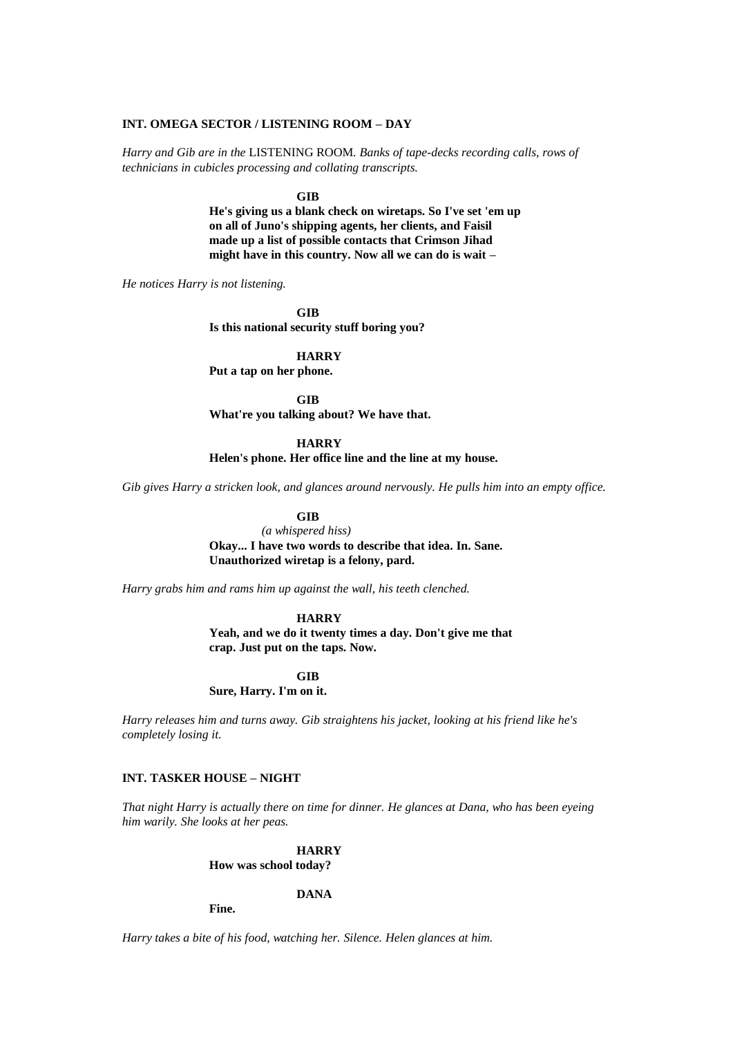**INT. OMEGA SECTOR / LISTENING ROOM – DAY**

*Harry and Gib are in the* LISTENING ROOM*. Banks of tape-decks recording calls, rows of technicians in cubicles processing and collating transcripts.*

**GIB**

**He's giving us a blank check on wiretaps. So I've set 'em up on all of Juno's shipping agents, her clients, and Faisil made up a list of possible contacts that Crimson Jihad might have in this country. Now all we can do is wait –**

*He notices Harry is not listening.*

**GIB**

**Is this national security stuff boring you?**

**HARRY**

**Put a tap on her phone.**

**GIB**

**What're you talking about? We have that.**

**HARRY**

**Helen's phone. Her office line and the line at my house.**

*Gib gives Harry a stricken look, and glances around nervously. He pulls him into an empty office.*

**GIB**

*(a whispered hiss)*

**Okay... I have two words to describe that idea. In. Sane. Unauthorized wiretap is a felony, pard.**

*Harry grabs him and rams him up against the wall, his teeth clenched.*

**HARRY**

**Yeah, and we do it twenty times a day. Don't give me that crap. Just put on the taps. Now.**

**GIB**

**Sure, Harry. I'm on it.**

*Harry releases him and turns away. Gib straightens his jacket, looking at his friend like he's completely losing it.*

**INT. TASKER HOUSE – NIGHT**

*That night Harry is actually there on time for dinner. He glances at Dana, who has been eyeing him warily. She looks at her peas.*

**HARRY**

**How was school today?**

**DANA**

**Fine.**

*Harry takes a bite of his food, watching her. Silence. Helen glances at him.*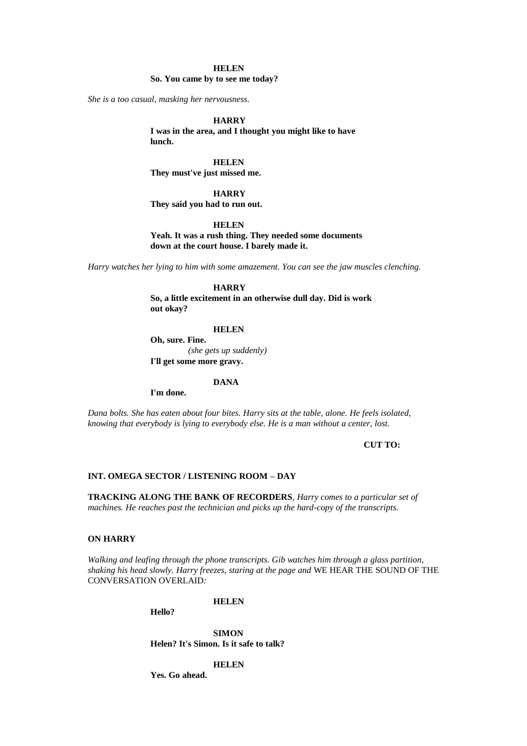**HELEN**
**So. You came by to see me today?**

*She is a too casual, masking her nervousness.*

**HARRY**
**I was in the area, and I thought you might like to have lunch.**

**HELEN**
**They must've just missed me.**

**HARRY**
**They said you had to run out.**

**HELEN**
**Yeah. It was a rush thing. They needed some documents down at the court house. I barely made it.**

*Harry watches her lying to him with some amazement. You can see the jaw muscles clenching.*

**HARRY**
**So, a little excitement in an otherwise dull day. Did is work out okay?**

**HELEN**
**Oh, sure. Fine.**
*(she gets up suddenly)*
**I'll get some more gravy.**

**DANA**
**I'm done.**

*Dana bolts. She has eaten about four bites. Harry sits at the table, alone. He feels isolated, knowing that everybody is lying to everybody else. He is a man without a center, lost.*

**CUT TO:**

**INT. OMEGA SECTOR / LISTENING ROOM – DAY**

**TRACKING ALONG THE BANK OF RECORDERS**, *Harry comes to a particular set of machines. He reaches past the technician and picks up the hard-copy of the transcripts.*

**ON HARRY**

*Walking and leafing through the phone transcripts. Gib watches him through a glass partition, shaking his head slowly. Harry freezes, staring at the page and* WE HEAR THE SOUND OF THE CONVERSATION OVERLAID*:*

**HELEN**
**Hello?**

**SIMON**
**Helen? It's Simon. Is it safe to talk?**

**HELEN**
**Yes. Go ahead.**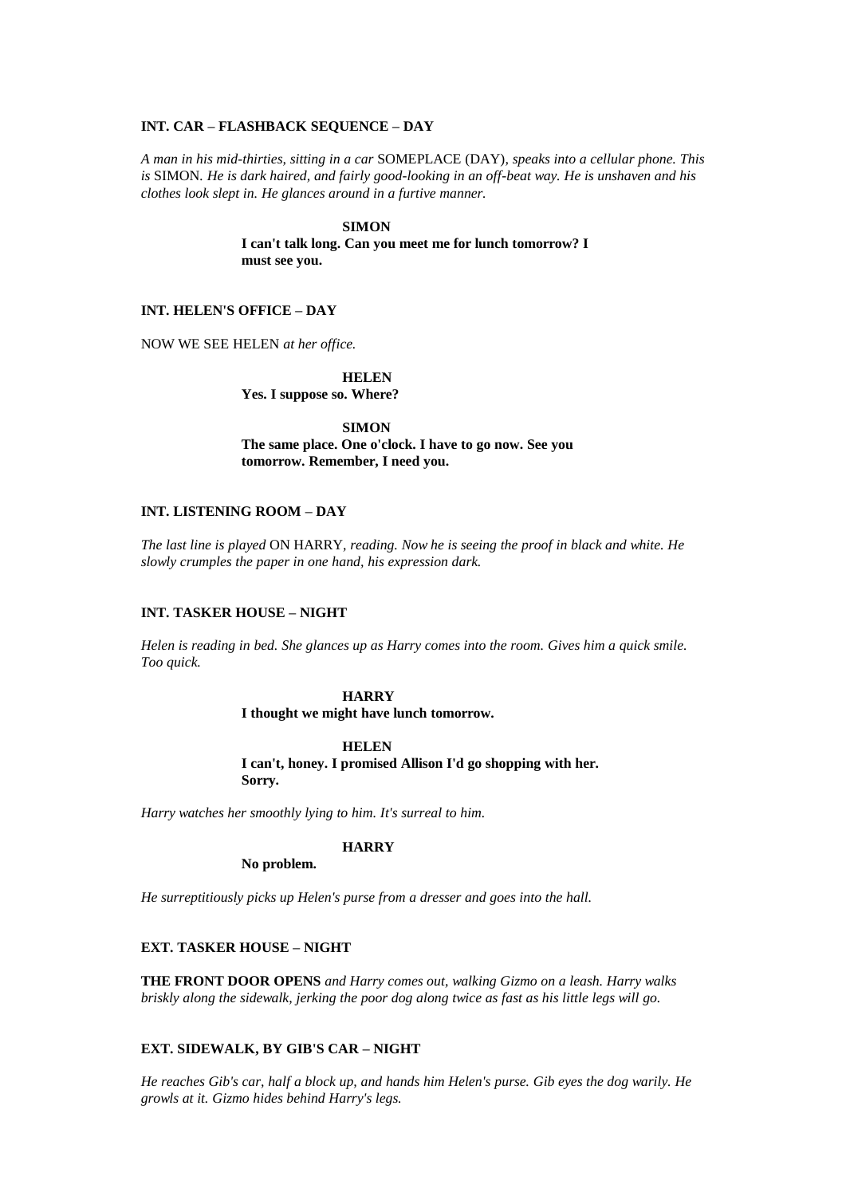**INT. CAR – FLASHBACK SEQUENCE – DAY**

*A man in his mid-thirties, sitting in a car* SOMEPLACE (DAY)*, speaks into a cellular phone. This is* SIMON*. He is dark haired, and fairly good-looking in an off-beat way. He is unshaven and his clothes look slept in. He glances around in a furtive manner.*

**SIMON**
**I can't talk long. Can you meet me for lunch tomorrow? I must see you.**

**INT. HELEN'S OFFICE – DAY**

NOW WE SEE HELEN *at her office.*

**HELEN**
**Yes. I suppose so. Where?**

**SIMON**
**The same place. One o'clock. I have to go now. See you tomorrow. Remember, I need you.**

**INT. LISTENING ROOM – DAY**

*The last line is played* ON HARRY*, reading. Now he is seeing the proof in black and white. He slowly crumples the paper in one hand, his expression dark.*

**INT. TASKER HOUSE – NIGHT**

*Helen is reading in bed. She glances up as Harry comes into the room. Gives him a quick smile. Too quick.*

**HARRY**
**I thought we might have lunch tomorrow.**

**HELEN**
**I can't, honey. I promised Allison I'd go shopping with her. Sorry.**

*Harry watches her smoothly lying to him. It's surreal to him.*

**HARRY**
**No problem.**

*He surreptitiously picks up Helen's purse from a dresser and goes into the hall.*

**EXT. TASKER HOUSE – NIGHT**

**THE FRONT DOOR OPENS** *and Harry comes out, walking Gizmo on a leash. Harry walks briskly along the sidewalk, jerking the poor dog along twice as fast as his little legs will go.*

**EXT. SIDEWALK, BY GIB'S CAR – NIGHT**

*He reaches Gib's car, half a block up, and hands him Helen's purse. Gib eyes the dog warily. He growls at it. Gizmo hides behind Harry's legs.*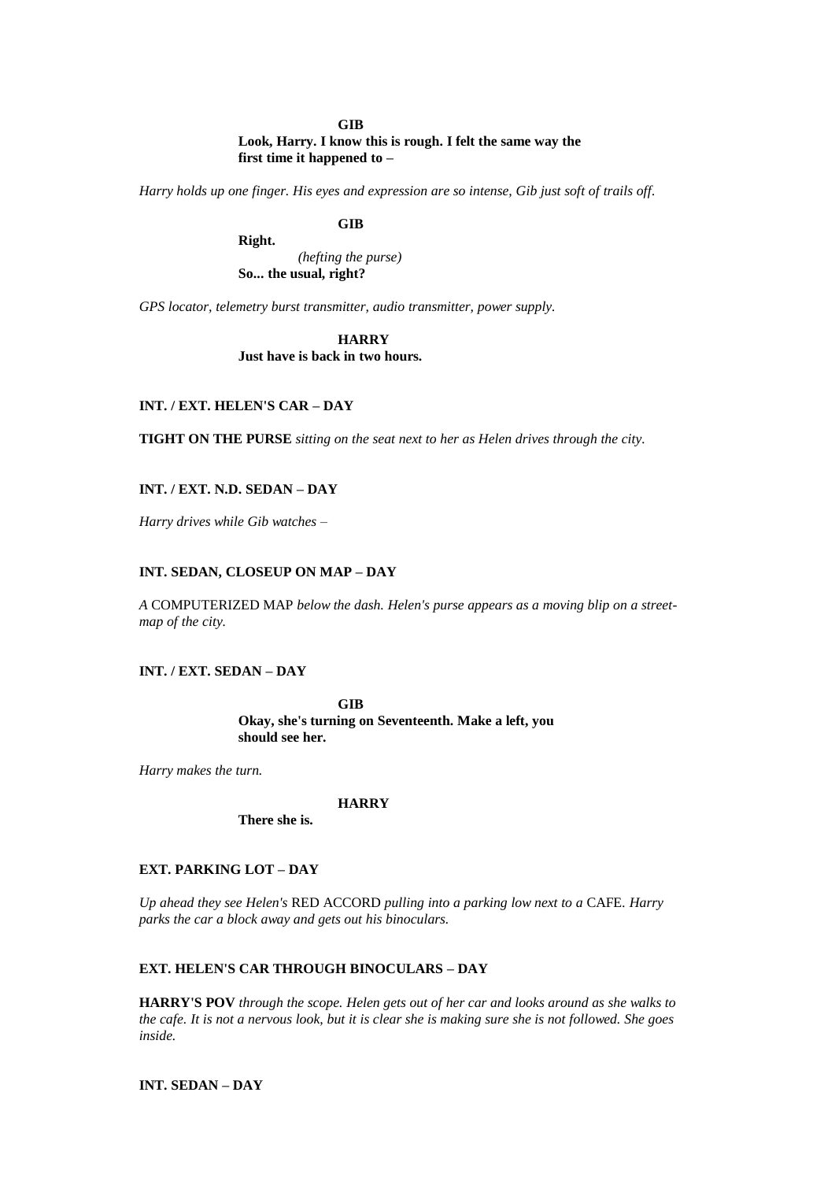**GIB**
**Look, Harry. I know this is rough. I felt the same way the first time it happened to –**

*Harry holds up one finger. His eyes and expression are so intense, Gib just soft of trails off.*

**GIB**
**Right.**
*(hefting the purse)*
**So... the usual, right?**

*GPS locator, telemetry burst transmitter, audio transmitter, power supply.*

**HARRY**
**Just have is back in two hours.**

**INT. / EXT. HELEN'S CAR – DAY**

**TIGHT ON THE PURSE** *sitting on the seat next to her as Helen drives through the city.*

**INT. / EXT. N.D. SEDAN – DAY**

*Harry drives while Gib watches –*

**INT. SEDAN, CLOSEUP ON MAP – DAY**

*A* COMPUTERIZED MAP *below the dash. Helen's purse appears as a moving blip on a street-map of the city.*

**INT. / EXT. SEDAN – DAY**

**GIB**
**Okay, she's turning on Seventeenth. Make a left, you should see her.**

*Harry makes the turn.*

**HARRY**
**There she is.**

**EXT. PARKING LOT – DAY**

*Up ahead they see Helen's* RED ACCORD *pulling into a parking low next to a* CAFE. *Harry parks the car a block away and gets out his binoculars.*

**EXT. HELEN'S CAR THROUGH BINOCULARS – DAY**

**HARRY'S POV** *through the scope. Helen gets out of her car and looks around as she walks to the cafe. It is not a nervous look, but it is clear she is making sure she is not followed. She goes inside.*

**INT. SEDAN – DAY**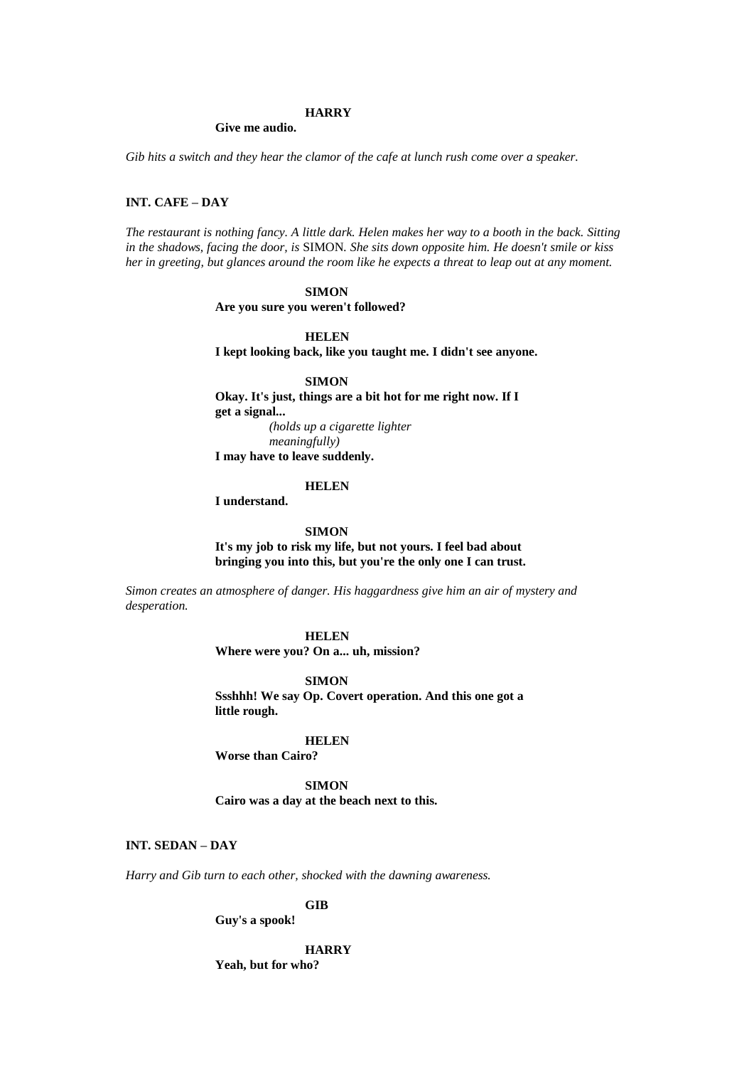**HARRY**

**Give me audio.**

*Gib hits a switch and they hear the clamor of the cafe at lunch rush come over a speaker.*

**INT. CAFE – DAY**

*The restaurant is nothing fancy. A little dark. Helen makes her way to a booth in the back. Sitting in the shadows, facing the door, is* SIMON. *She sits down opposite him. He doesn't smile or kiss her in greeting, but glances around the room like he expects a threat to leap out at any moment.*

**SIMON**

**Are you sure you weren't followed?**

**HELEN**

**I kept looking back, like you taught me. I didn't see anyone.**

**SIMON**

**Okay. It's just, things are a bit hot for me right now. If I get a signal...**

*(holds up a cigarette lighter meaningfully)*

**I may have to leave suddenly.**

**HELEN**

**I understand.**

**SIMON**

**It's my job to risk my life, but not yours. I feel bad about bringing you into this, but you're the only one I can trust.**

*Simon creates an atmosphere of danger. His haggardness give him an air of mystery and desperation.*

**HELEN**

**Where were you? On a... uh, mission?**

**SIMON**

**Ssshhh! We say Op. Covert operation. And this one got a little rough.**

**HELEN**

**Worse than Cairo?**

**SIMON**

**Cairo was a day at the beach next to this.**

**INT. SEDAN – DAY**

*Harry and Gib turn to each other, shocked with the dawning awareness.*

**GIB**

**Guy's a spook!**

**HARRY**

**Yeah, but for who?**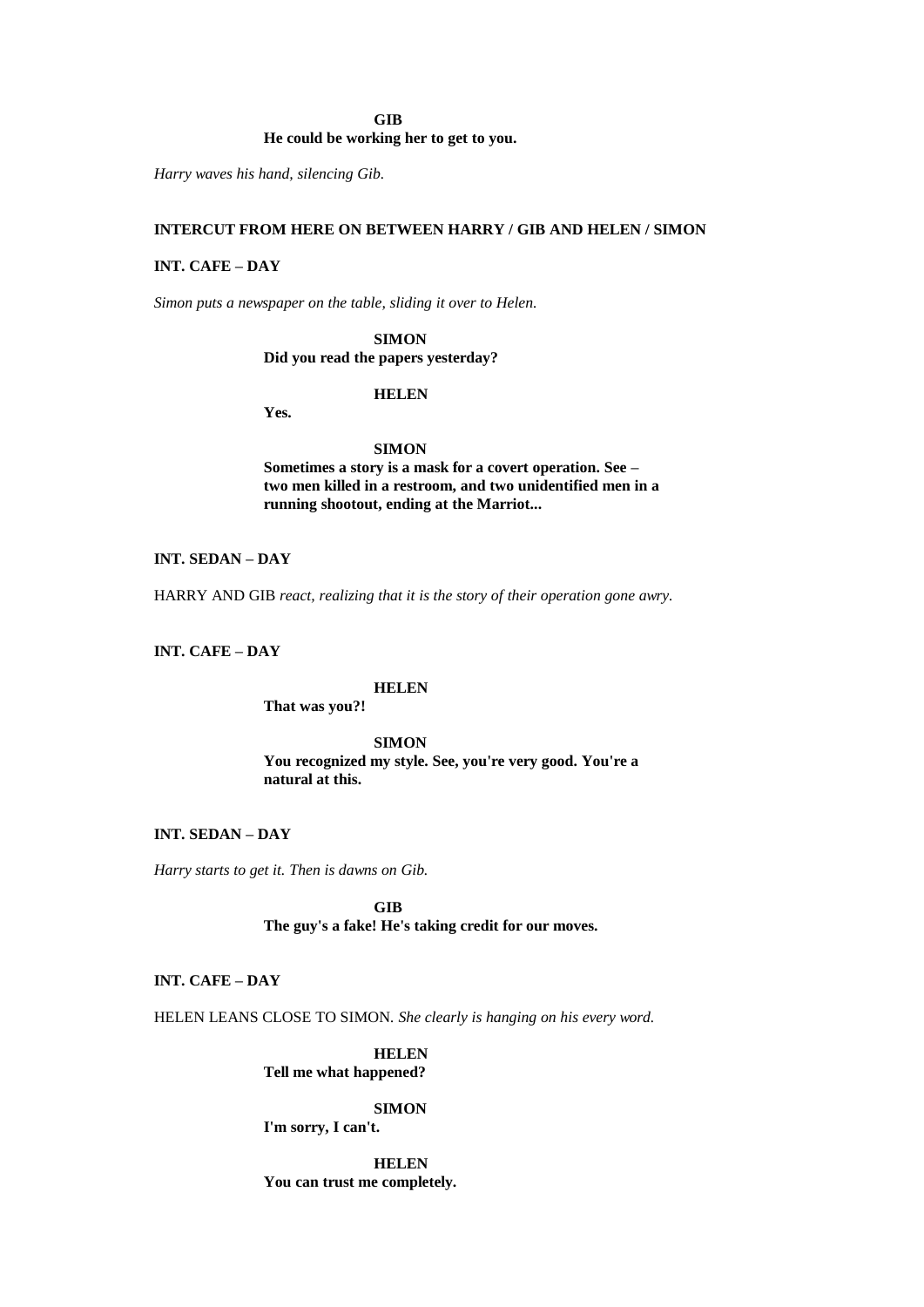**GIB**
**He could be working her to get to you.**

*Harry waves his hand, silencing Gib.*

**INTERCUT FROM HERE ON BETWEEN HARRY / GIB AND HELEN / SIMON**

**INT. CAFE – DAY**

*Simon puts a newspaper on the table, sliding it over to Helen.*

**SIMON**
**Did you read the papers yesterday?**

**HELEN**
**Yes.**

**SIMON**
**Sometimes a story is a mask for a covert operation. See – two men killed in a restroom, and two unidentified men in a running shootout, ending at the Marriot...**

**INT. SEDAN – DAY**

HARRY AND GIB *react, realizing that it is the story of their operation gone awry.*

**INT. CAFE – DAY**

**HELEN**
**That was you?!**

**SIMON**
**You recognized my style. See, you're very good. You're a natural at this.**

**INT. SEDAN – DAY**

*Harry starts to get it. Then is dawns on Gib.*

**GIB**
**The guy's a fake! He's taking credit for our moves.**

**INT. CAFE – DAY**

HELEN LEANS CLOSE TO SIMON. *She clearly is hanging on his every word.*

**HELEN**
**Tell me what happened?**

**SIMON**
**I'm sorry, I can't.**

**HELEN**
**You can trust me completely.**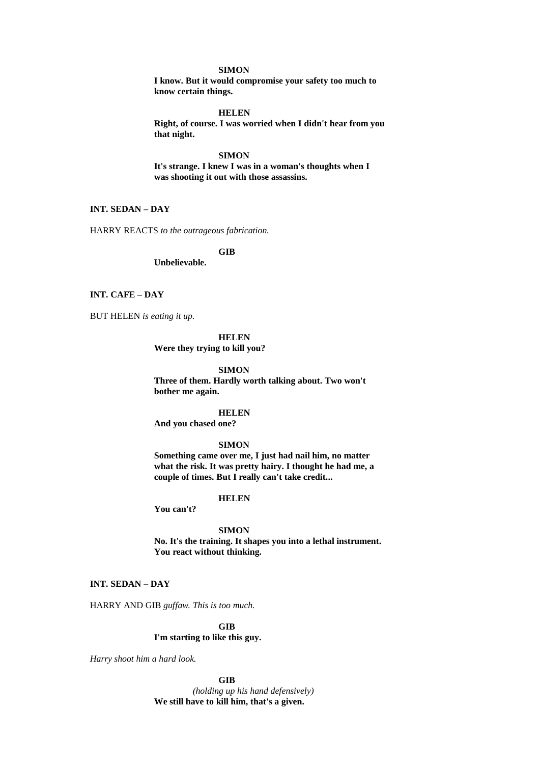**SIMON**

**I know. But it would compromise your safety too much to know certain things.**

**HELEN**

**Right, of course. I was worried when I didn't hear from you that night.**

**SIMON**

**It's strange. I knew I was in a woman's thoughts when I was shooting it out with those assassins.**

**INT. SEDAN – DAY**

HARRY REACTS *to the outrageous fabrication.*

**GIB**

**Unbelievable.**

**INT. CAFE – DAY**

BUT HELEN *is eating it up.*

**HELEN**

**Were they trying to kill you?**

**SIMON**

**Three of them. Hardly worth talking about. Two won't bother me again.**

**HELEN**

**And you chased one?**

**SIMON**

**Something came over me, I just had nail him, no matter what the risk. It was pretty hairy. I thought he had me, a couple of times. But I really can't take credit...**

**HELEN**

**You can't?**

**SIMON**

**No. It's the training. It shapes you into a lethal instrument. You react without thinking.**

**INT. SEDAN – DAY**

HARRY AND GIB *guffaw. This is too much.*

**GIB**

**I'm starting to like this guy.**

*Harry shoot him a hard look.*

**GIB**

*(holding up his hand defensively)*

**We still have to kill him, that's a given.**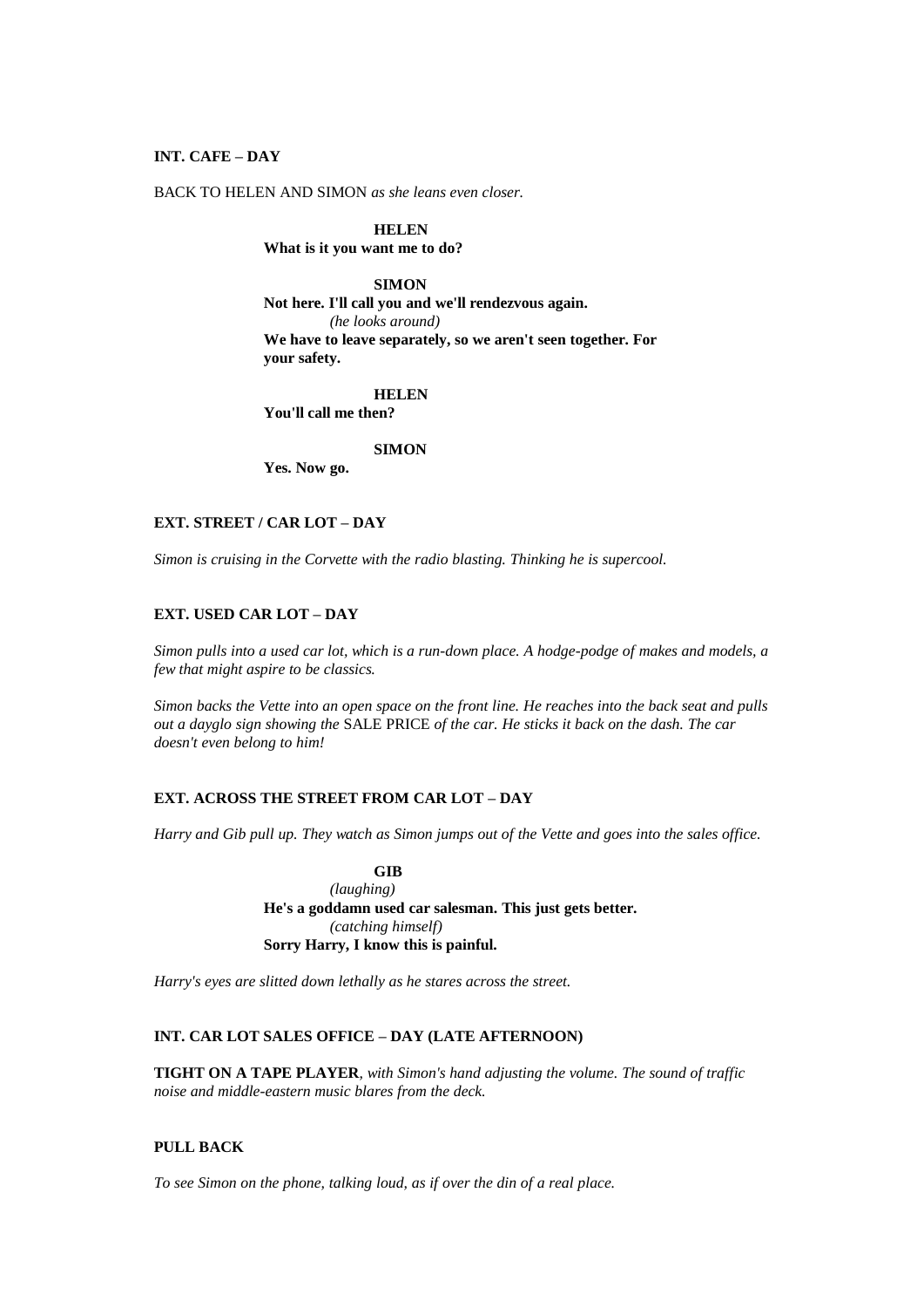**INT. CAFE – DAY**

BACK TO HELEN AND SIMON *as she leans even closer.*

**HELEN**
**What is it you want me to do?**

**SIMON**
**Not here. I'll call you and we'll rendezvous again.**
*(he looks around)*
**We have to leave separately, so we aren't seen together. For your safety.**

**HELEN**
**You'll call me then?**

**SIMON**
**Yes. Now go.**

**EXT. STREET / CAR LOT – DAY**

*Simon is cruising in the Corvette with the radio blasting. Thinking he is supercool.*

**EXT. USED CAR LOT – DAY**

*Simon pulls into a used car lot, which is a run-down place. A hodge-podge of makes and models, a few that might aspire to be classics.*

*Simon backs the Vette into an open space on the front line. He reaches into the back seat and pulls out a dayglo sign showing the* SALE PRICE *of the car. He sticks it back on the dash. The car doesn't even belong to him!*

**EXT. ACROSS THE STREET FROM CAR LOT – DAY**

*Harry and Gib pull up. They watch as Simon jumps out of the Vette and goes into the sales office.*

**GIB**
*(laughing)*
**He's a goddamn used car salesman. This just gets better.**
*(catching himself)*
**Sorry Harry, I know this is painful.**

*Harry's eyes are slitted down lethally as he stares across the street.*

**INT. CAR LOT SALES OFFICE – DAY (LATE AFTERNOON)**

**TIGHT ON A TAPE PLAYER**, *with Simon's hand adjusting the volume. The sound of traffic noise and middle-eastern music blares from the deck.*

**PULL BACK**

*To see Simon on the phone, talking loud, as if over the din of a real place.*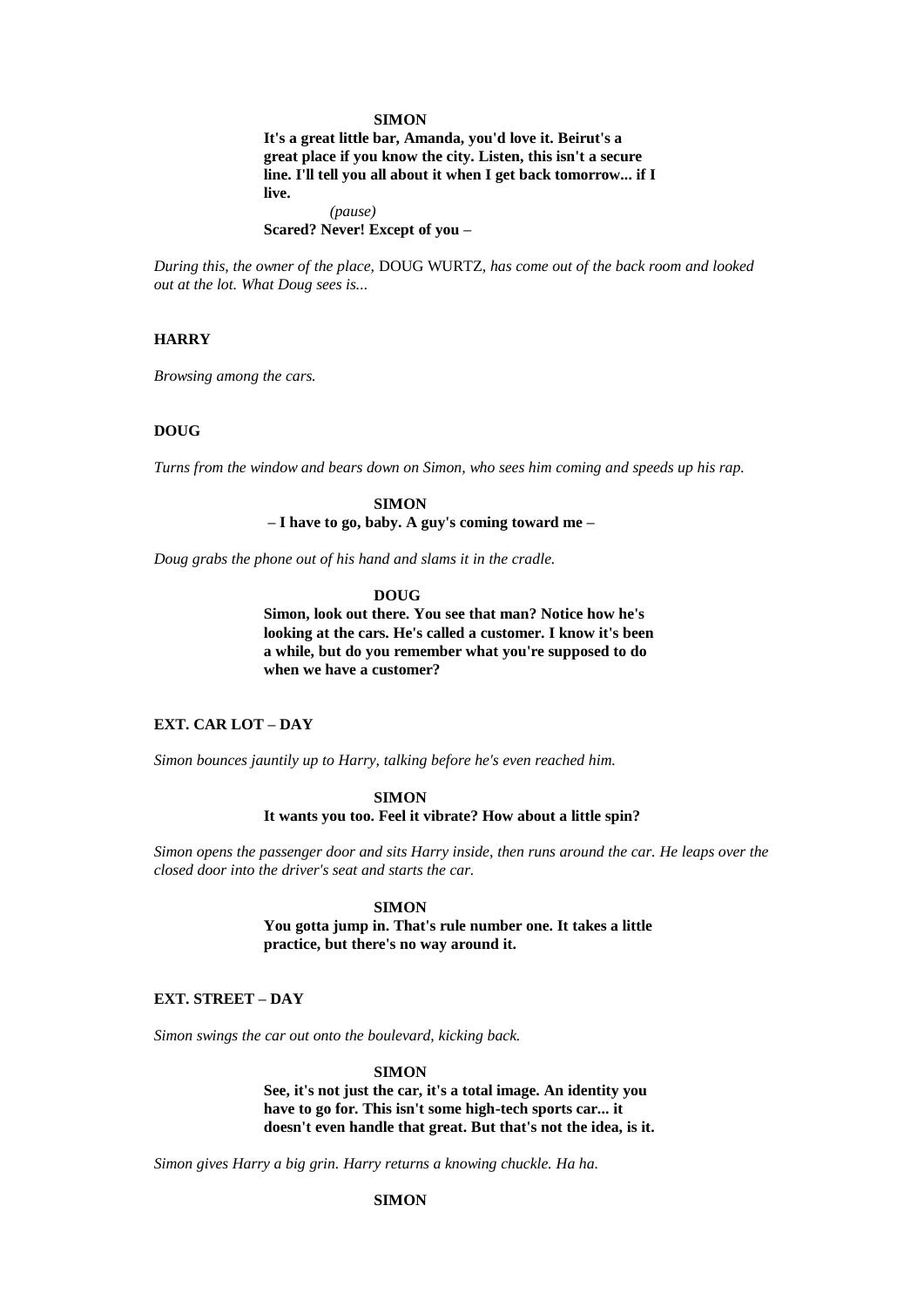**SIMON**

**It's a great little bar, Amanda, you'd love it. Beirut's a great place if you know the city. Listen, this isn't a secure line. I'll tell you all about it when I get back tomorrow... if I live.**

*(pause)*

**Scared? Never! Except of you –**

*During this, the owner of the place,* DOUG WURTZ*, has come out of the back room and looked out at the lot. What Doug sees is...*

**HARRY**

*Browsing among the cars.*

**DOUG**

*Turns from the window and bears down on Simon, who sees him coming and speeds up his rap.*

**SIMON**

**– I have to go, baby. A guy's coming toward me –**

*Doug grabs the phone out of his hand and slams it in the cradle.*

**DOUG**

**Simon, look out there. You see that man? Notice how he's looking at the cars. He's called a customer. I know it's been a while, but do you remember what you're supposed to do when we have a customer?**

**EXT. CAR LOT – DAY**

*Simon bounces jauntily up to Harry, talking before he's even reached him.*

**SIMON**

**It wants you too. Feel it vibrate? How about a little spin?**

*Simon opens the passenger door and sits Harry inside, then runs around the car. He leaps over the closed door into the driver's seat and starts the car.*

**SIMON**

**You gotta jump in. That's rule number one. It takes a little practice, but there's no way around it.**

**EXT. STREET – DAY**

*Simon swings the car out onto the boulevard, kicking back.*

**SIMON**

**See, it's not just the car, it's a total image. An identity you have to go for. This isn't some high-tech sports car... it doesn't even handle that great. But that's not the idea, is it.**

*Simon gives Harry a big grin. Harry returns a knowing chuckle. Ha ha.*

**SIMON**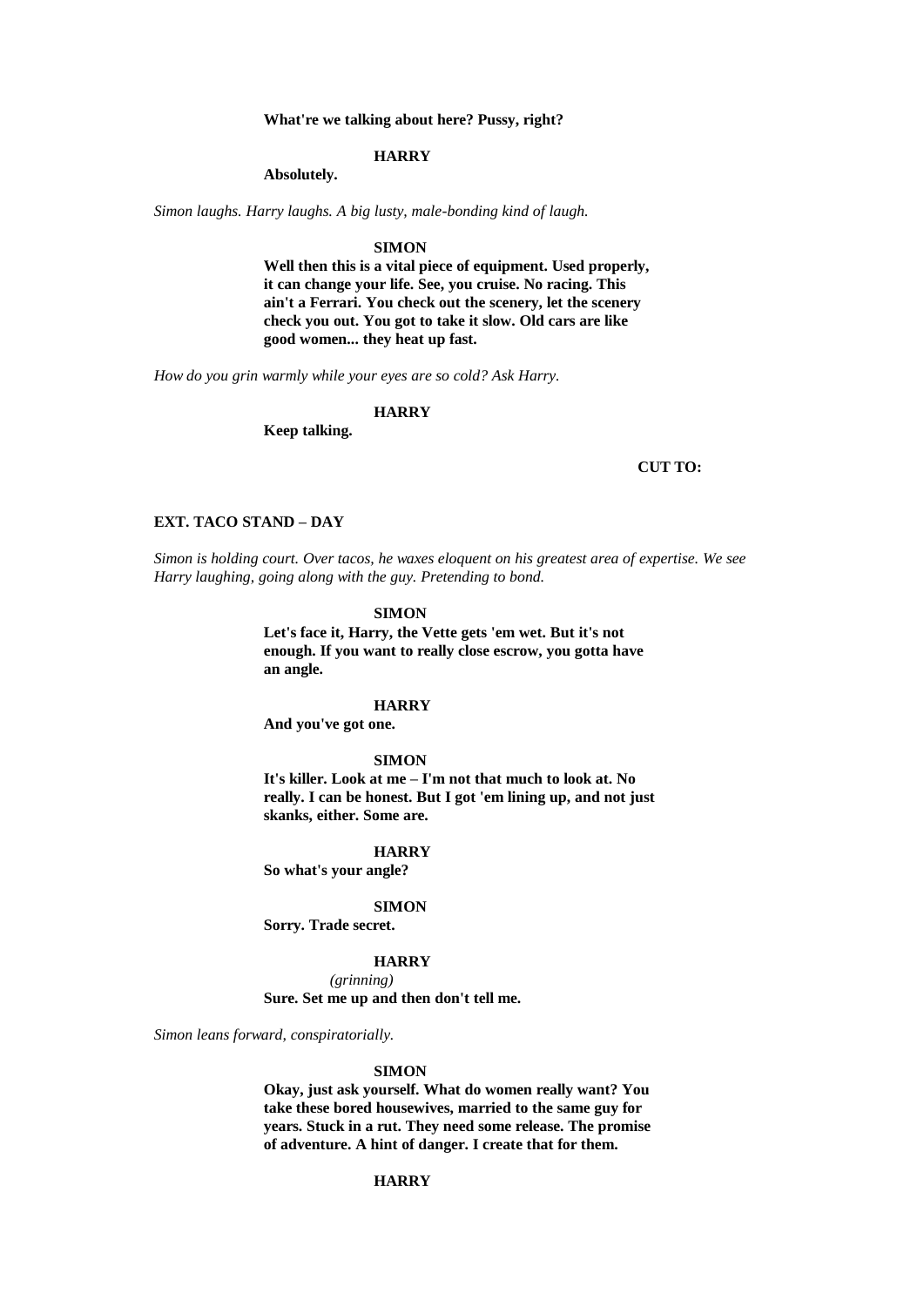**What're we talking about here? Pussy, right?**

**HARRY**

**Absolutely.**

*Simon laughs. Harry laughs. A big lusty, male-bonding kind of laugh.*

**SIMON**

**Well then this is a vital piece of equipment. Used properly, it can change your life. See, you cruise. No racing. This ain't a Ferrari. You check out the scenery, let the scenery check you out. You got to take it slow. Old cars are like good women... they heat up fast.**

*How do you grin warmly while your eyes are so cold? Ask Harry.*

**HARRY**

**Keep talking.**

**CUT TO:**

**EXT. TACO STAND – DAY**

*Simon is holding court. Over tacos, he waxes eloquent on his greatest area of expertise. We see Harry laughing, going along with the guy. Pretending to bond.*

**SIMON**

**Let's face it, Harry, the Vette gets 'em wet. But it's not enough. If you want to really close escrow, you gotta have an angle.**

**HARRY**

**And you've got one.**

**SIMON**

**It's killer. Look at me – I'm not that much to look at. No really. I can be honest. But I got 'em lining up, and not just skanks, either. Some are.**

**HARRY**

**So what's your angle?**

**SIMON**

**Sorry. Trade secret.**

**HARRY**

*(grinning)*

**Sure. Set me up and then don't tell me.**

*Simon leans forward, conspiratorially.*

**SIMON**

**Okay, just ask yourself. What do women really want? You take these bored housewives, married to the same guy for years. Stuck in a rut. They need some release. The promise of adventure. A hint of danger. I create that for them.**

**HARRY**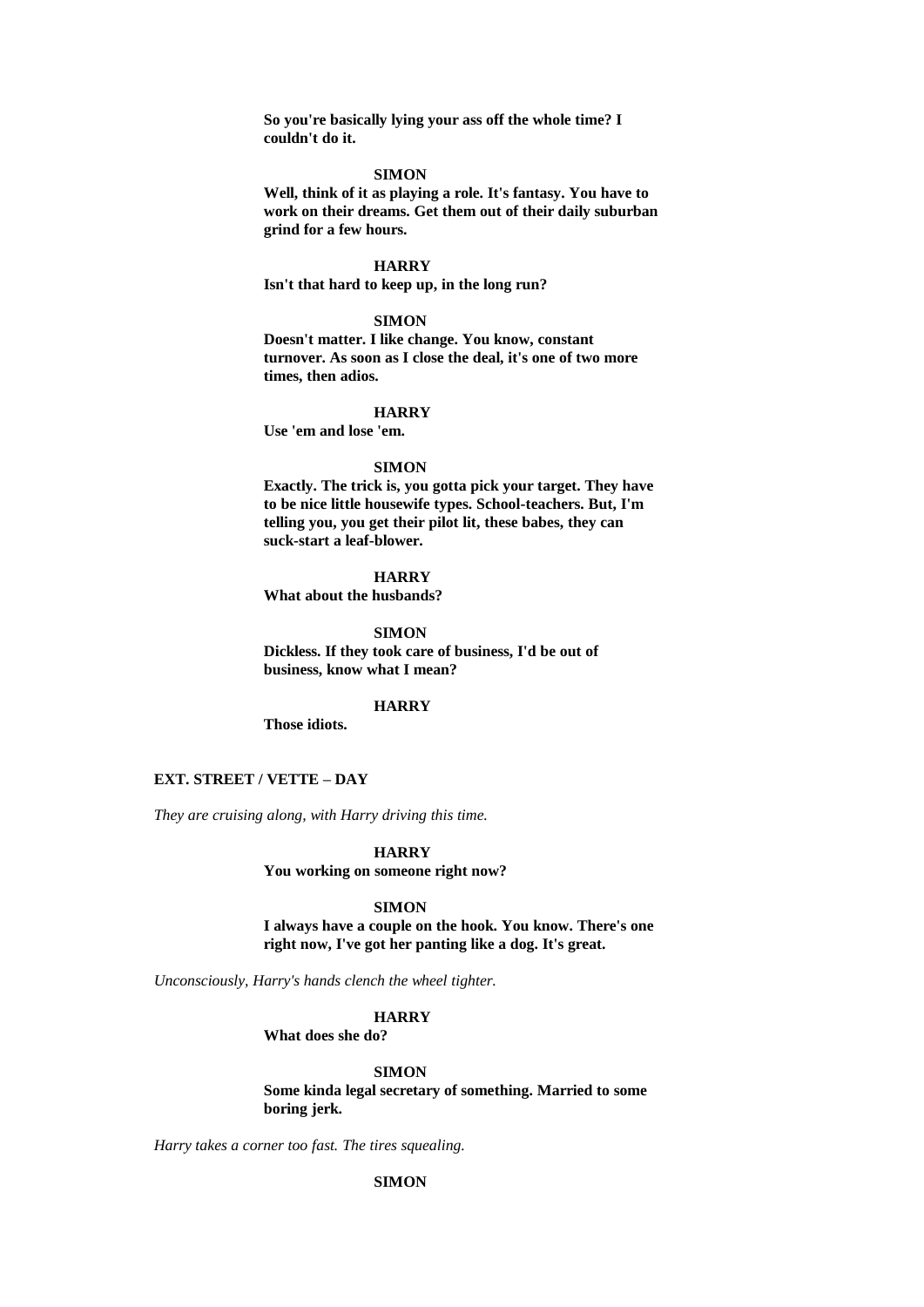**So you're basically lying your ass off the whole time? I couldn't do it.**

**SIMON**

**Well, think of it as playing a role. It's fantasy. You have to work on their dreams. Get them out of their daily suburban grind for a few hours.**

**HARRY**

**Isn't that hard to keep up, in the long run?**

**SIMON**

**Doesn't matter. I like change. You know, constant turnover. As soon as I close the deal, it's one of two more times, then adios.**

**HARRY**

**Use 'em and lose 'em.**

**SIMON**

**Exactly. The trick is, you gotta pick your target. They have to be nice little housewife types. School-teachers. But, I'm telling you, you get their pilot lit, these babes, they can suck-start a leaf-blower.**

**HARRY**

**What about the husbands?**

**SIMON**

**Dickless. If they took care of business, I'd be out of business, know what I mean?**

**HARRY**

**Those idiots.**

**EXT. STREET / VETTE – DAY**

*They are cruising along, with Harry driving this time.*

**HARRY**

**You working on someone right now?**

**SIMON**

**I always have a couple on the hook. You know. There's one right now, I've got her panting like a dog. It's great.**

*Unconsciously, Harry's hands clench the wheel tighter.*

**HARRY**

**What does she do?**

**SIMON**

**Some kinda legal secretary of something. Married to some boring jerk.**

*Harry takes a corner too fast. The tires squealing.*

**SIMON**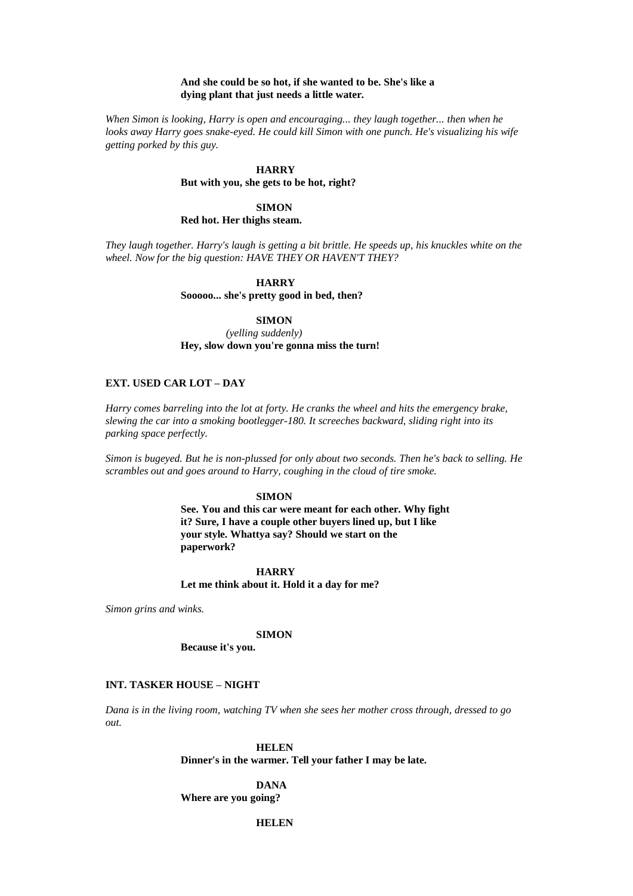**And she could be so hot, if she wanted to be. She's like a dying plant that just needs a little water.**

*When Simon is looking, Harry is open and encouraging... they laugh together... then when he looks away Harry goes snake-eyed. He could kill Simon with one punch. He's visualizing his wife getting porked by this guy.*

**HARRY**
**But with you, she gets to be hot, right?**

**SIMON**
**Red hot. Her thighs steam.**

*They laugh together. Harry's laugh is getting a bit brittle. He speeds up, his knuckles white on the wheel. Now for the big question: HAVE THEY OR HAVEN'T THEY?*

**HARRY**
**Sooooo... she's pretty good in bed, then?**

**SIMON**
*(yelling suddenly)*
**Hey, slow down you're gonna miss the turn!**

**EXT. USED CAR LOT – DAY**

*Harry comes barreling into the lot at forty. He cranks the wheel and hits the emergency brake, slewing the car into a smoking bootlegger-180. It screeches backward, sliding right into its parking space perfectly.*

*Simon is bugeyed. But he is non-plussed for only about two seconds. Then he's back to selling. He scrambles out and goes around to Harry, coughing in the cloud of tire smoke.*

**SIMON**
**See. You and this car were meant for each other. Why fight it? Sure, I have a couple other buyers lined up, but I like your style. Whattya say? Should we start on the paperwork?**

**HARRY**
**Let me think about it. Hold it a day for me?**

*Simon grins and winks.*

**SIMON**
**Because it's you.**

**INT. TASKER HOUSE – NIGHT**

*Dana is in the living room, watching TV when she sees her mother cross through, dressed to go out.*

**HELEN**
**Dinner's in the warmer. Tell your father I may be late.**

**DANA**
**Where are you going?**

**HELEN**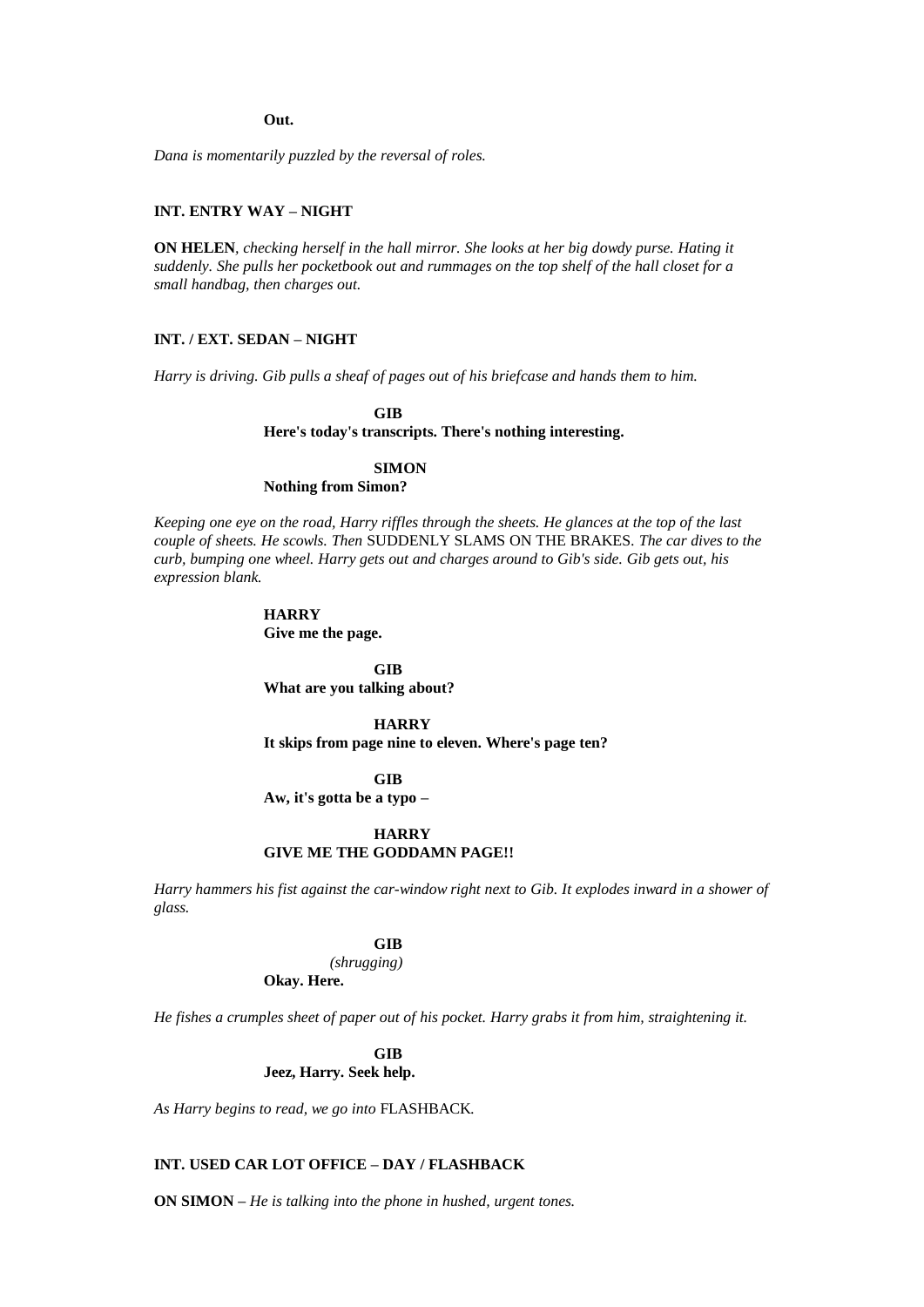**Out.**

*Dana is momentarily puzzled by the reversal of roles.*

**INT. ENTRY WAY – NIGHT**

**ON HELEN**, *checking herself in the hall mirror. She looks at her big dowdy purse. Hating it suddenly. She pulls her pocketbook out and rummages on the top shelf of the hall closet for a small handbag, then charges out.*

**INT. / EXT. SEDAN – NIGHT**

*Harry is driving. Gib pulls a sheaf of pages out of his briefcase and hands them to him.*

**GIB**
**Here's today's transcripts. There's nothing interesting.**

**SIMON**
**Nothing from Simon?**

*Keeping one eye on the road, Harry riffles through the sheets. He glances at the top of the last couple of sheets. He scowls. Then* SUDDENLY SLAMS ON THE BRAKES. *The car dives to the curb, bumping one wheel. Harry gets out and charges around to Gib's side. Gib gets out, his expression blank.*

**HARRY**
**Give me the page.**

**GIB**
**What are you talking about?**

**HARRY**
**It skips from page nine to eleven. Where's page ten?**

**GIB**
**Aw, it's gotta be a typo –**

**HARRY**
**GIVE ME THE GODDAMN PAGE!!**

*Harry hammers his fist against the car-window right next to Gib. It explodes inward in a shower of glass.*

**GIB**
*(shrugging)*
**Okay. Here.**

*He fishes a crumples sheet of paper out of his pocket. Harry grabs it from him, straightening it.*

**GIB**
**Jeez, Harry. Seek help.**

*As Harry begins to read, we go into* FLASHBACK*.*

**INT. USED CAR LOT OFFICE – DAY / FLASHBACK**

**ON SIMON** – *He is talking into the phone in hushed, urgent tones.*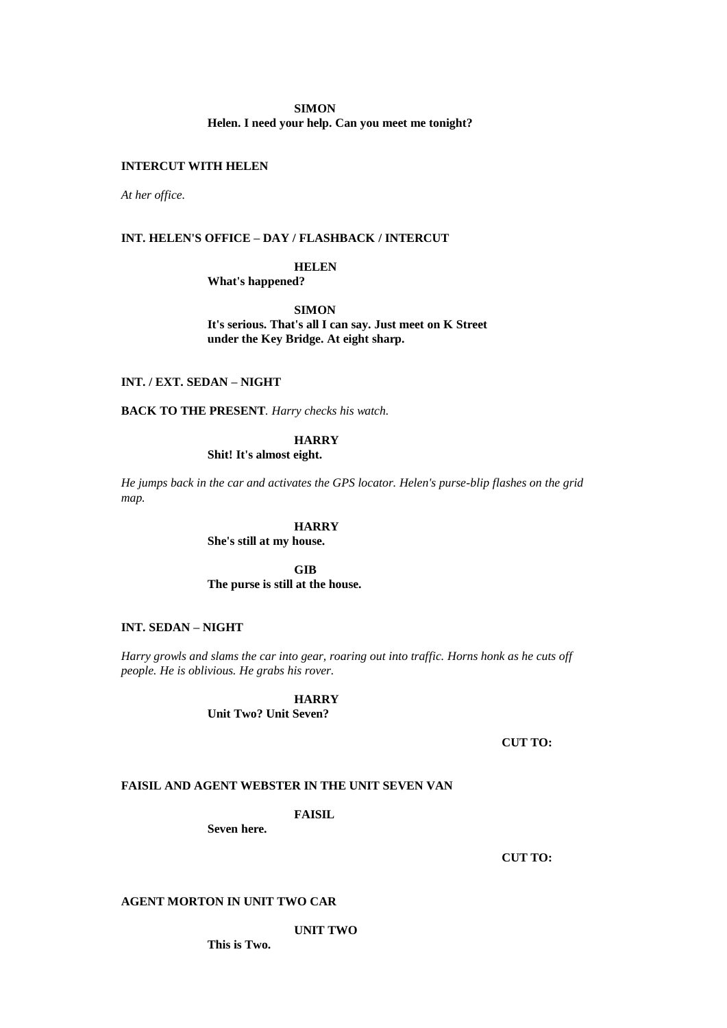**SIMON**
**Helen. I need your help. Can you meet me tonight?**

**INTERCUT WITH HELEN**

*At her office.*

**INT. HELEN'S OFFICE – DAY / FLASHBACK / INTERCUT**

**HELEN**
**What's happened?**

**SIMON**
**It's serious. That's all I can say. Just meet on K Street under the Key Bridge. At eight sharp.**

**INT. / EXT. SEDAN – NIGHT**

**BACK TO THE PRESENT**. *Harry checks his watch.*

**HARRY**
**Shit! It's almost eight.**

*He jumps back in the car and activates the GPS locator. Helen's purse-blip flashes on the grid map.*

**HARRY**
**She's still at my house.**

**GIB**
**The purse is still at the house.**

**INT. SEDAN – NIGHT**

*Harry growls and slams the car into gear, roaring out into traffic. Horns honk as he cuts off people. He is oblivious. He grabs his rover.*

**HARRY**
**Unit Two? Unit Seven?**

**CUT TO:**

**FAISIL AND AGENT WEBSTER IN THE UNIT SEVEN VAN**

**FAISIL**
**Seven here.**

**CUT TO:**

**AGENT MORTON IN UNIT TWO CAR**

**UNIT TWO**
**This is Two.**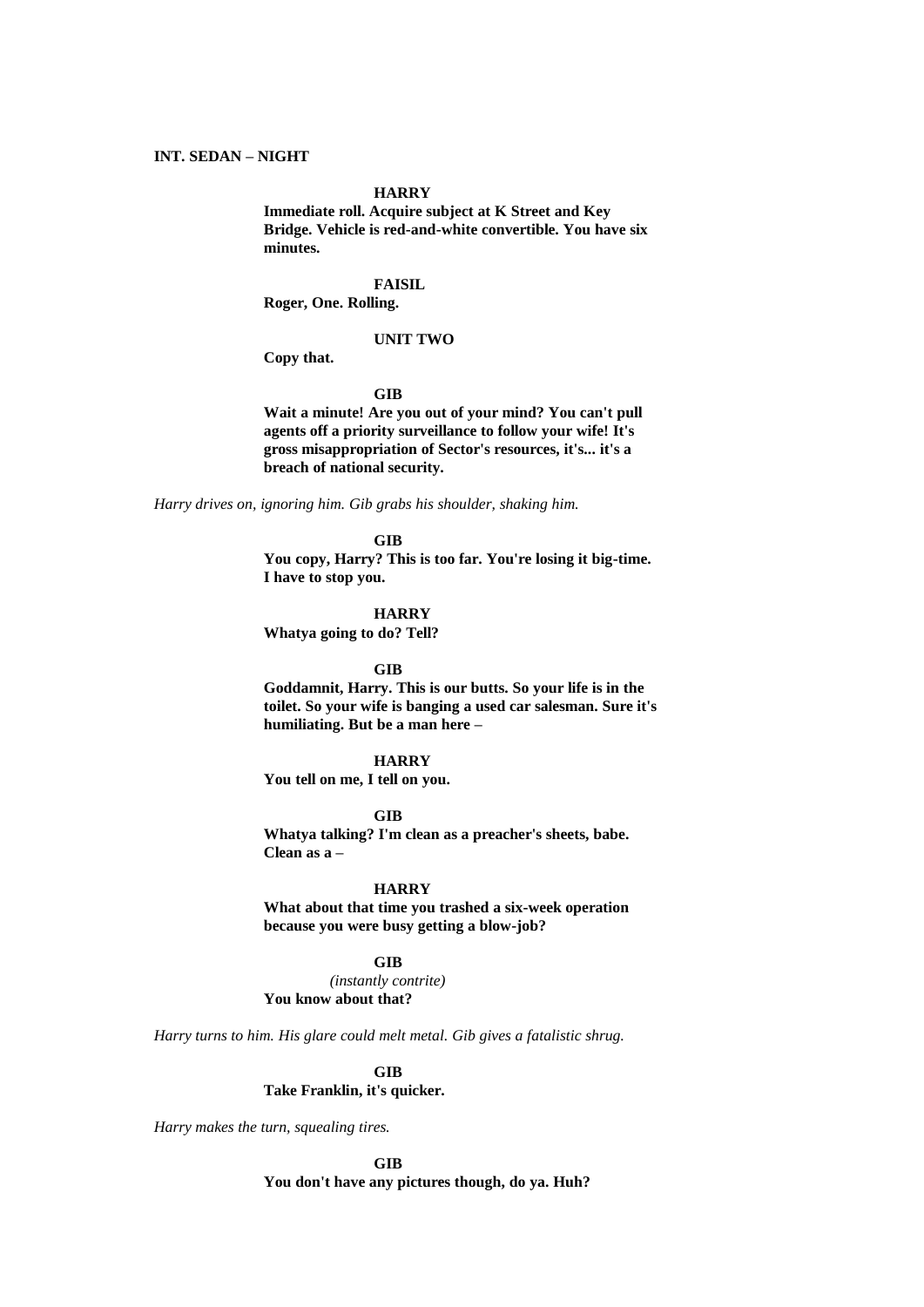**INT. SEDAN – NIGHT**

**HARRY**

**Immediate roll. Acquire subject at K Street and Key Bridge. Vehicle is red-and-white convertible. You have six minutes.**

**FAISIL**

**Roger, One. Rolling.**

**UNIT TWO**

**Copy that.**

**GIB**

**Wait a minute! Are you out of your mind? You can't pull agents off a priority surveillance to follow your wife! It's gross misappropriation of Sector's resources, it's... it's a breach of national security.**

*Harry drives on, ignoring him. Gib grabs his shoulder, shaking him.*

**GIB**

**You copy, Harry? This is too far. You're losing it big-time. I have to stop you.**

**HARRY**

**Whatya going to do? Tell?**

**GIB**

**Goddamnit, Harry. This is our butts. So your life is in the toilet. So your wife is banging a used car salesman. Sure it's humiliating. But be a man here –**

**HARRY**

**You tell on me, I tell on you.**

**GIB**

**Whatya talking? I'm clean as a preacher's sheets, babe. Clean as a –**

**HARRY**

**What about that time you trashed a six-week operation because you were busy getting a blow-job?**

**GIB**

*(instantly contrite)*

**You know about that?**

*Harry turns to him. His glare could melt metal. Gib gives a fatalistic shrug.*

**GIB**

**Take Franklin, it's quicker.**

*Harry makes the turn, squealing tires.*

**GIB**

**You don't have any pictures though, do ya. Huh?**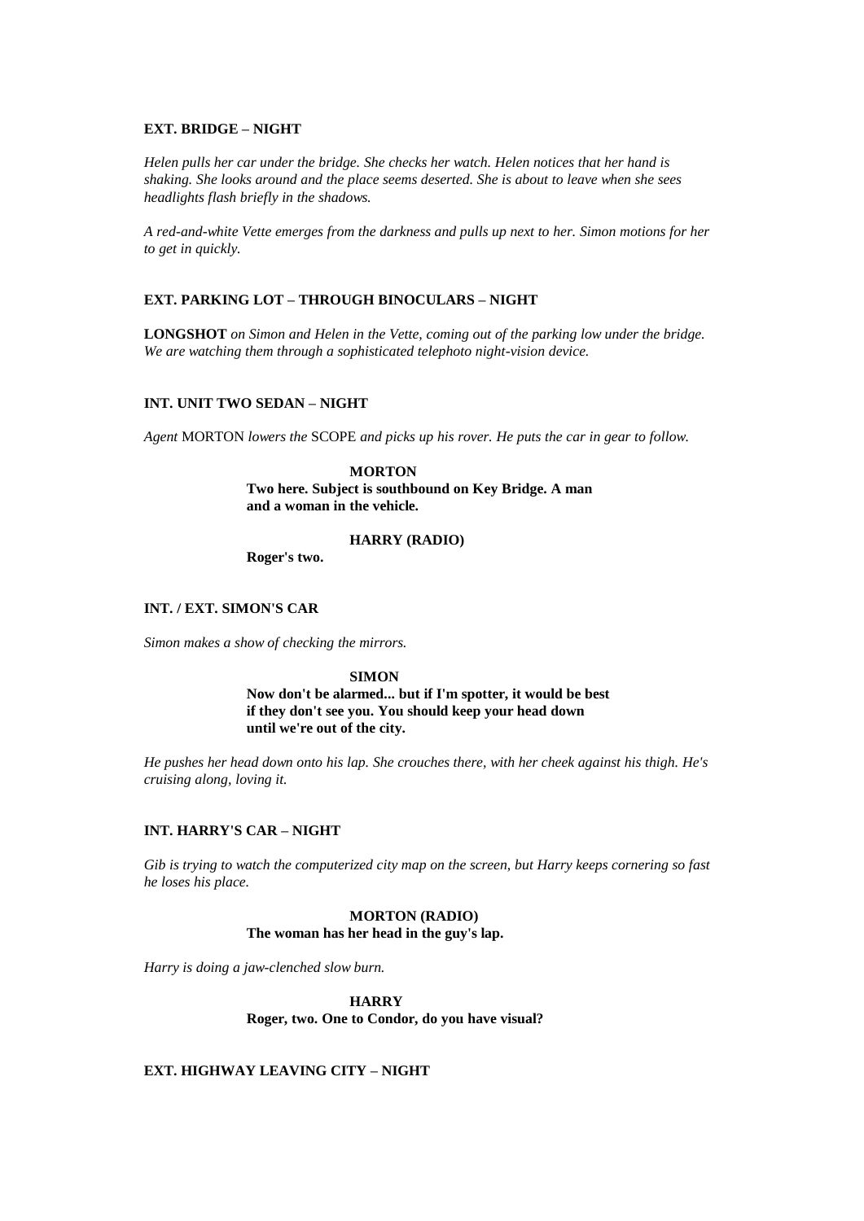**EXT. BRIDGE – NIGHT**

*Helen pulls her car under the bridge. She checks her watch. Helen notices that her hand is shaking. She looks around and the place seems deserted. She is about to leave when she sees headlights flash briefly in the shadows.*

*A red-and-white Vette emerges from the darkness and pulls up next to her. Simon motions for her to get in quickly.*

**EXT. PARKING LOT – THROUGH BINOCULARS – NIGHT**

**LONGSHOT** *on Simon and Helen in the Vette, coming out of the parking low under the bridge. We are watching them through a sophisticated telephoto night-vision device.*

**INT. UNIT TWO SEDAN – NIGHT**

*Agent* MORTON *lowers the* SCOPE *and picks up his rover. He puts the car in gear to follow.*

**MORTON**
**Two here. Subject is southbound on Key Bridge. A man and a woman in the vehicle.**

**HARRY (RADIO)**
**Roger's two.**

**INT. / EXT. SIMON'S CAR**

*Simon makes a show of checking the mirrors.*

**SIMON**
**Now don't be alarmed... but if I'm spotter, it would be best if they don't see you. You should keep your head down until we're out of the city.**

*He pushes her head down onto his lap. She crouches there, with her cheek against his thigh. He's cruising along, loving it.*

**INT. HARRY'S CAR – NIGHT**

*Gib is trying to watch the computerized city map on the screen, but Harry keeps cornering so fast he loses his place.*

**MORTON (RADIO)**
**The woman has her head in the guy's lap.**

*Harry is doing a jaw-clenched slow burn.*

**HARRY**
**Roger, two. One to Condor, do you have visual?**

**EXT. HIGHWAY LEAVING CITY – NIGHT**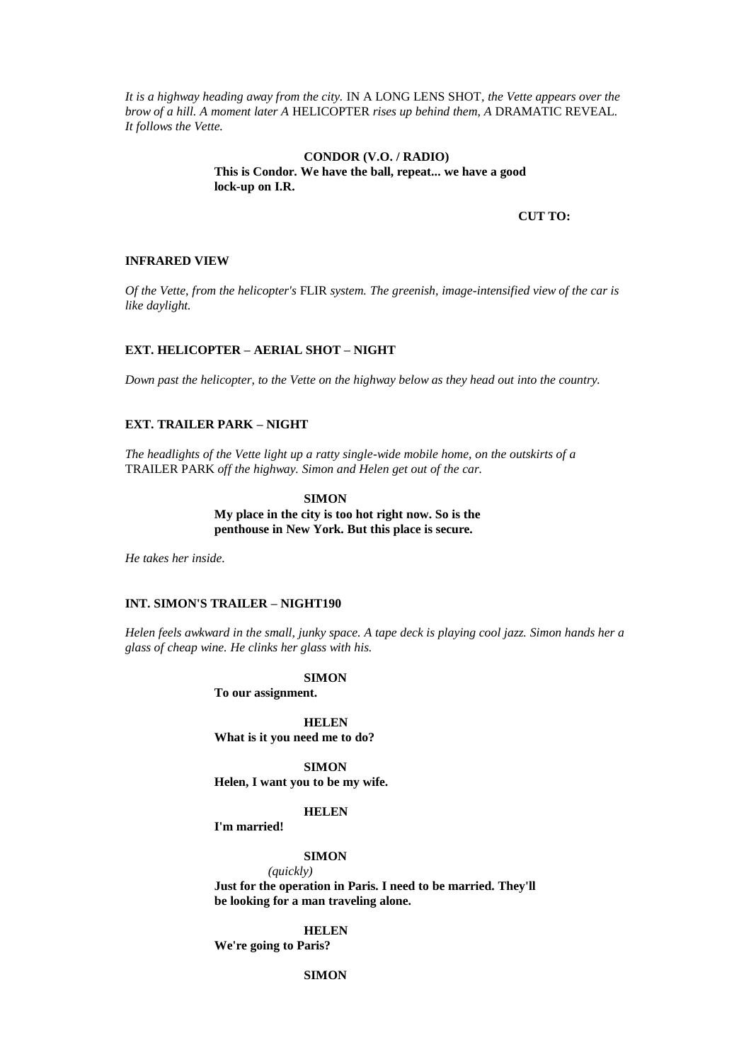*It is a highway heading away from the city.* IN A LONG LENS SHOT, *the Vette appears over the brow of a hill. A moment later A* HELICOPTER *rises up behind them, A* DRAMATIC REVEAL. *It follows the Vette.*

**CONDOR (V.O. / RADIO)**
**This is Condor. We have the ball, repeat... we have a good lock-up on I.R.**

**CUT TO:**

**INFRARED VIEW**

*Of the Vette, from the helicopter's* FLIR *system. The greenish, image-intensified view of the car is like daylight.*

**EXT. HELICOPTER – AERIAL SHOT – NIGHT**

*Down past the helicopter, to the Vette on the highway below as they head out into the country.*

**EXT. TRAILER PARK – NIGHT**

*The headlights of the Vette light up a ratty single-wide mobile home, on the outskirts of a* TRAILER PARK *off the highway. Simon and Helen get out of the car.*

**SIMON**
**My place in the city is too hot right now. So is the penthouse in New York. But this place is secure.**

*He takes her inside.*

**INT. SIMON'S TRAILER – NIGHT190**

*Helen feels awkward in the small, junky space. A tape deck is playing cool jazz. Simon hands her a glass of cheap wine. He clinks her glass with his.*

**SIMON**
**To our assignment.**

**HELEN**
**What is it you need me to do?**

**SIMON**
**Helen, I want you to be my wife.**

**HELEN**
**I'm married!**

**SIMON**
*(quickly)*
**Just for the operation in Paris. I need to be married. They'll be looking for a man traveling alone.**

**HELEN**
**We're going to Paris?**

**SIMON**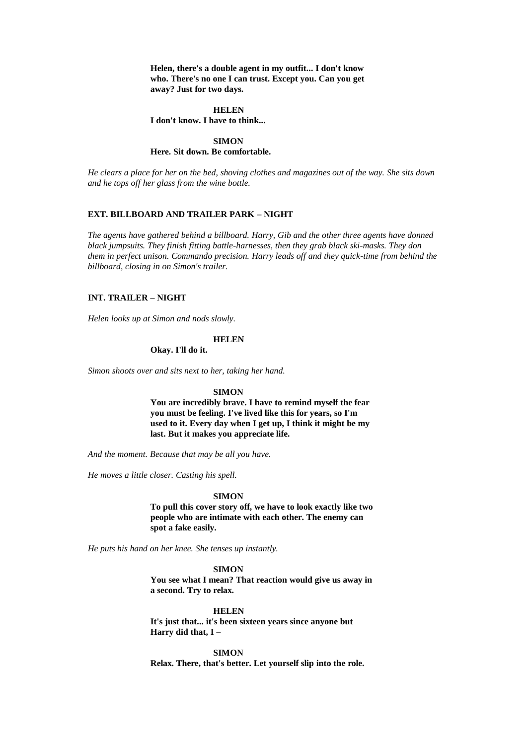**Helen, there's a double agent in my outfit... I don't know who. There's no one I can trust. Except you. Can you get away? Just for two days.**

**HELEN**
**I don't know. I have to think...**

**SIMON**
**Here. Sit down. Be comfortable.**

*He clears a place for her on the bed, shoving clothes and magazines out of the way. She sits down and he tops off her glass from the wine bottle.*

**EXT. BILLBOARD AND TRAILER PARK – NIGHT**

*The agents have gathered behind a billboard. Harry, Gib and the other three agents have donned black jumpsuits. They finish fitting battle-harnesses, then they grab black ski-masks. They don them in perfect unison. Commando precision. Harry leads off and they quick-time from behind the billboard, closing in on Simon's trailer.*

**INT. TRAILER – NIGHT**

*Helen looks up at Simon and nods slowly.*

**HELEN**
**Okay. I'll do it.**

*Simon shoots over and sits next to her, taking her hand.*

**SIMON**
**You are incredibly brave. I have to remind myself the fear you must be feeling. I've lived like this for years, so I'm used to it. Every day when I get up, I think it might be my last. But it makes you appreciate life.**

*And the moment. Because that may be all you have.*

*He moves a little closer. Casting his spell.*

**SIMON**
**To pull this cover story off, we have to look exactly like two people who are intimate with each other. The enemy can spot a fake easily.**

*He puts his hand on her knee. She tenses up instantly.*

**SIMON**
**You see what I mean? That reaction would give us away in a second. Try to relax.**

**HELEN**
**It's just that... it's been sixteen years since anyone but Harry did that, I –**

**SIMON**
**Relax. There, that's better. Let yourself slip into the role.**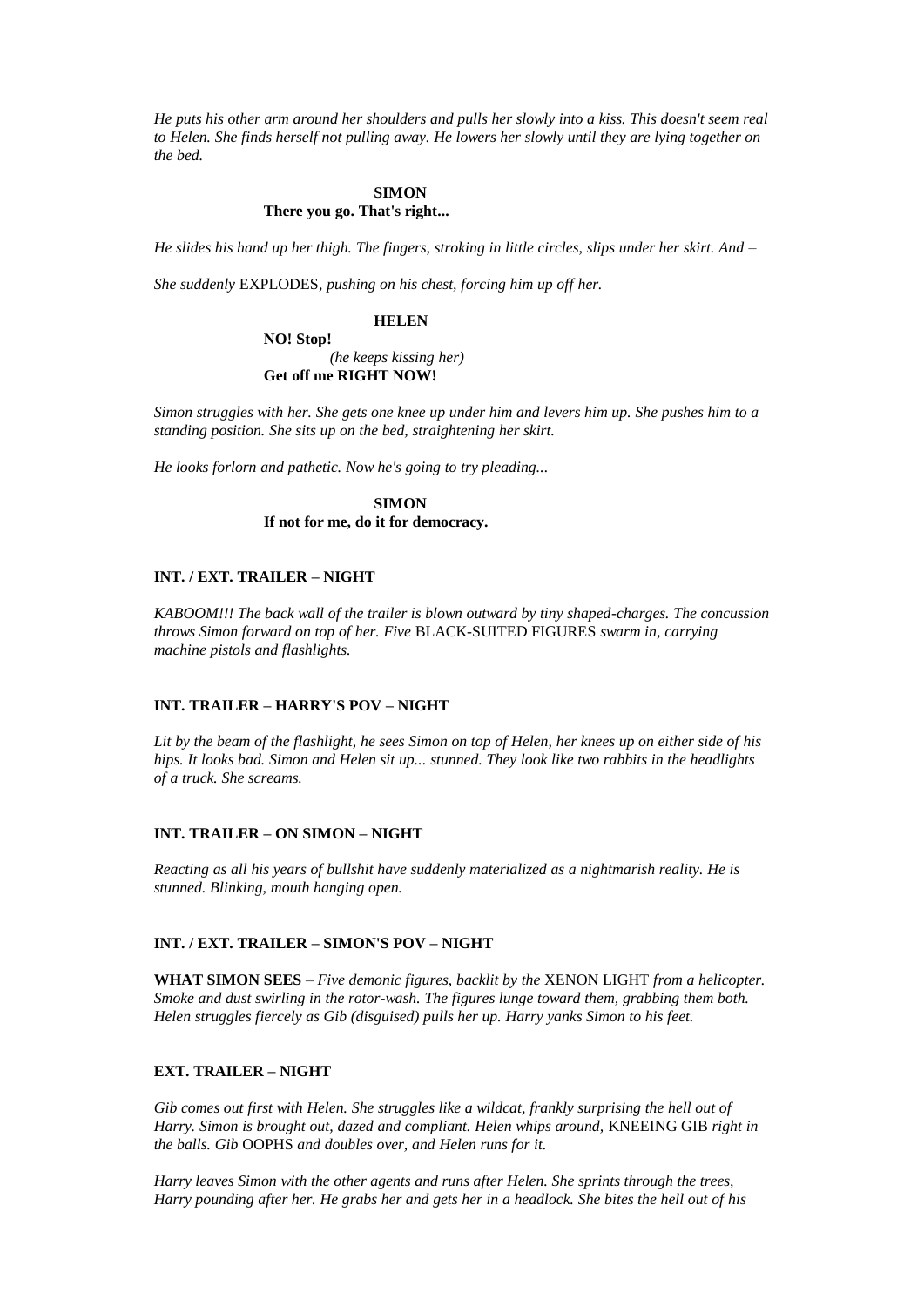*He puts his other arm around her shoulders and pulls her slowly into a kiss. This doesn't seem real to Helen. She finds herself not pulling away. He lowers her slowly until they are lying together on the bed.*

**SIMON**
**There you go. That's right...**

*He slides his hand up her thigh. The fingers, stroking in little circles, slips under her skirt. And –*

*She suddenly* EXPLODES, *pushing on his chest, forcing him up off her.*

**HELEN**
**NO! Stop!**
*(he keeps kissing her)*
**Get off me RIGHT NOW!**

*Simon struggles with her. She gets one knee up under him and levers him up. She pushes him to a standing position. She sits up on the bed, straightening her skirt.*

*He looks forlorn and pathetic. Now he's going to try pleading...*

**SIMON**
**If not for me, do it for democracy.**

**INT. / EXT. TRAILER – NIGHT**

*KABOOM!!! The back wall of the trailer is blown outward by tiny shaped-charges. The concussion throws Simon forward on top of her. Five* BLACK-SUITED FIGURES *swarm in, carrying machine pistols and flashlights.*

**INT. TRAILER – HARRY'S POV – NIGHT**

*Lit by the beam of the flashlight, he sees Simon on top of Helen, her knees up on either side of his hips. It looks bad. Simon and Helen sit up... stunned. They look like two rabbits in the headlights of a truck. She screams.*

**INT. TRAILER – ON SIMON – NIGHT**

*Reacting as all his years of bullshit have suddenly materialized as a nightmarish reality. He is stunned. Blinking, mouth hanging open.*

**INT. / EXT. TRAILER – SIMON'S POV – NIGHT**

**WHAT SIMON SEES** – *Five demonic figures, backlit by the* XENON LIGHT *from a helicopter. Smoke and dust swirling in the rotor-wash. The figures lunge toward them, grabbing them both. Helen struggles fiercely as Gib (disguised) pulls her up. Harry yanks Simon to his feet.*

**EXT. TRAILER – NIGHT**

*Gib comes out first with Helen. She struggles like a wildcat, frankly surprising the hell out of Harry. Simon is brought out, dazed and compliant. Helen whips around,* KNEEING GIB *right in the balls. Gib* OOPHS *and doubles over, and Helen runs for it.*

*Harry leaves Simon with the other agents and runs after Helen. She sprints through the trees, Harry pounding after her. He grabs her and gets her in a headlock. She bites the hell out of his*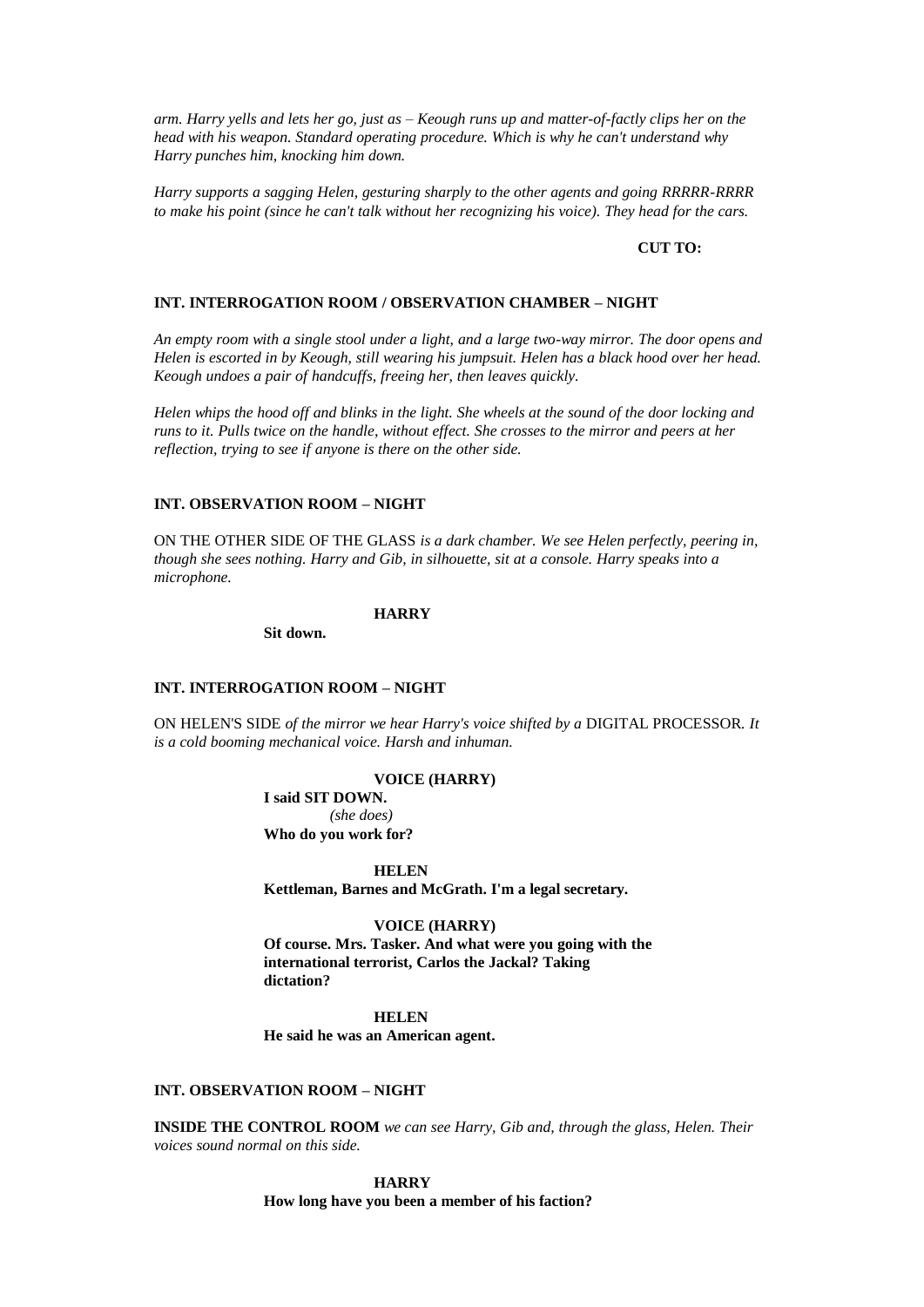*arm. Harry yells and lets her go, just as – Keough runs up and matter-of-factly clips her on the head with his weapon. Standard operating procedure. Which is why he can't understand why Harry punches him, knocking him down.*

*Harry supports a sagging Helen, gesturing sharply to the other agents and going RRRRR-RRRR to make his point (since he can't talk without her recognizing his voice). They head for the cars.*

**CUT TO:**

**INT. INTERROGATION ROOM / OBSERVATION CHAMBER – NIGHT**

*An empty room with a single stool under a light, and a large two-way mirror. The door opens and Helen is escorted in by Keough, still wearing his jumpsuit. Helen has a black hood over her head. Keough undoes a pair of handcuffs, freeing her, then leaves quickly.*

*Helen whips the hood off and blinks in the light. She wheels at the sound of the door locking and runs to it. Pulls twice on the handle, without effect. She crosses to the mirror and peers at her reflection, trying to see if anyone is there on the other side.*

**INT. OBSERVATION ROOM – NIGHT**

ON THE OTHER SIDE OF THE GLASS *is a dark chamber. We see Helen perfectly, peering in, though she sees nothing. Harry and Gib, in silhouette, sit at a console. Harry speaks into a microphone.*

**HARRY**

**Sit down.**

**INT. INTERROGATION ROOM – NIGHT**

ON HELEN'S SIDE *of the mirror we hear Harry's voice shifted by a* DIGITAL PROCESSOR*. It is a cold booming mechanical voice. Harsh and inhuman.*

**VOICE (HARRY)**

**I said SIT DOWN.**

*(she does)*

**Who do you work for?**

**HELEN**

**Kettleman, Barnes and McGrath. I'm a legal secretary.**

**VOICE (HARRY)**

**Of course. Mrs. Tasker. And what were you going with the international terrorist, Carlos the Jackal? Taking dictation?**

**HELEN**

**He said he was an American agent.**

**INT. OBSERVATION ROOM – NIGHT**

**INSIDE THE CONTROL ROOM** *we can see Harry, Gib and, through the glass, Helen. Their voices sound normal on this side.*

**HARRY**

**How long have you been a member of his faction?**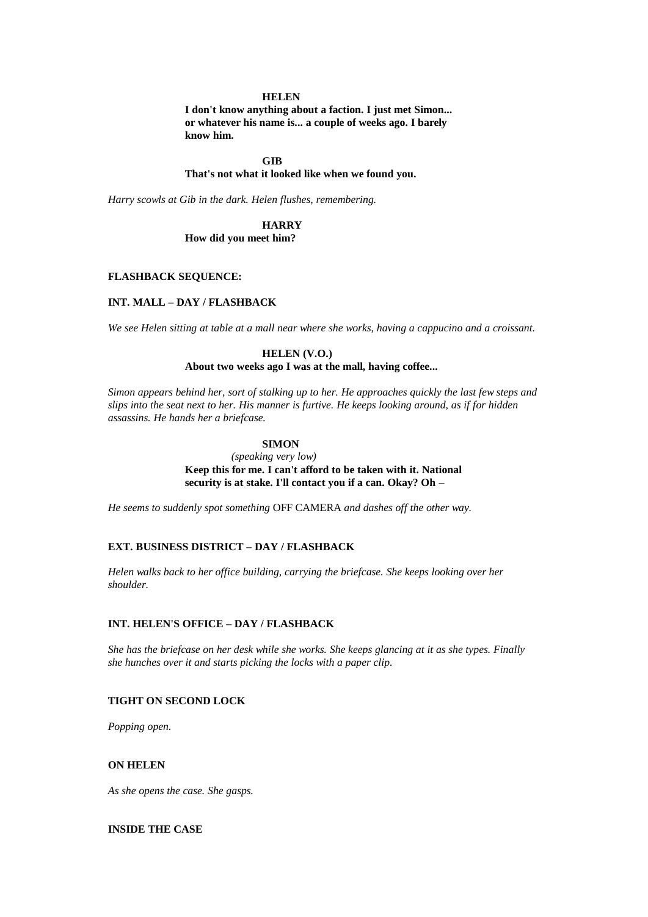**HELEN**

**I don't know anything about a faction. I just met Simon... or whatever his name is... a couple of weeks ago. I barely know him.**

**GIB**

**That's not what it looked like when we found you.**

*Harry scowls at Gib in the dark. Helen flushes, remembering.*

**HARRY**

**How did you meet him?**

**FLASHBACK SEQUENCE:**

**INT. MALL – DAY / FLASHBACK**

*We see Helen sitting at table at a mall near where she works, having a cappucino and a croissant.*

**HELEN (V.O.)**

**About two weeks ago I was at the mall, having coffee...**

*Simon appears behind her, sort of stalking up to her. He approaches quickly the last few steps and slips into the seat next to her. His manner is furtive. He keeps looking around, as if for hidden assassins. He hands her a briefcase.*

**SIMON**

*(speaking very low)*

**Keep this for me. I can't afford to be taken with it. National security is at stake. I'll contact you if a can. Okay? Oh –**

*He seems to suddenly spot something* OFF CAMERA *and dashes off the other way.*

**EXT. BUSINESS DISTRICT – DAY / FLASHBACK**

*Helen walks back to her office building, carrying the briefcase. She keeps looking over her shoulder.*

**INT. HELEN'S OFFICE – DAY / FLASHBACK**

*She has the briefcase on her desk while she works. She keeps glancing at it as she types. Finally she hunches over it and starts picking the locks with a paper clip.*

**TIGHT ON SECOND LOCK**

*Popping open.*

**ON HELEN**

*As she opens the case. She gasps.*

**INSIDE THE CASE**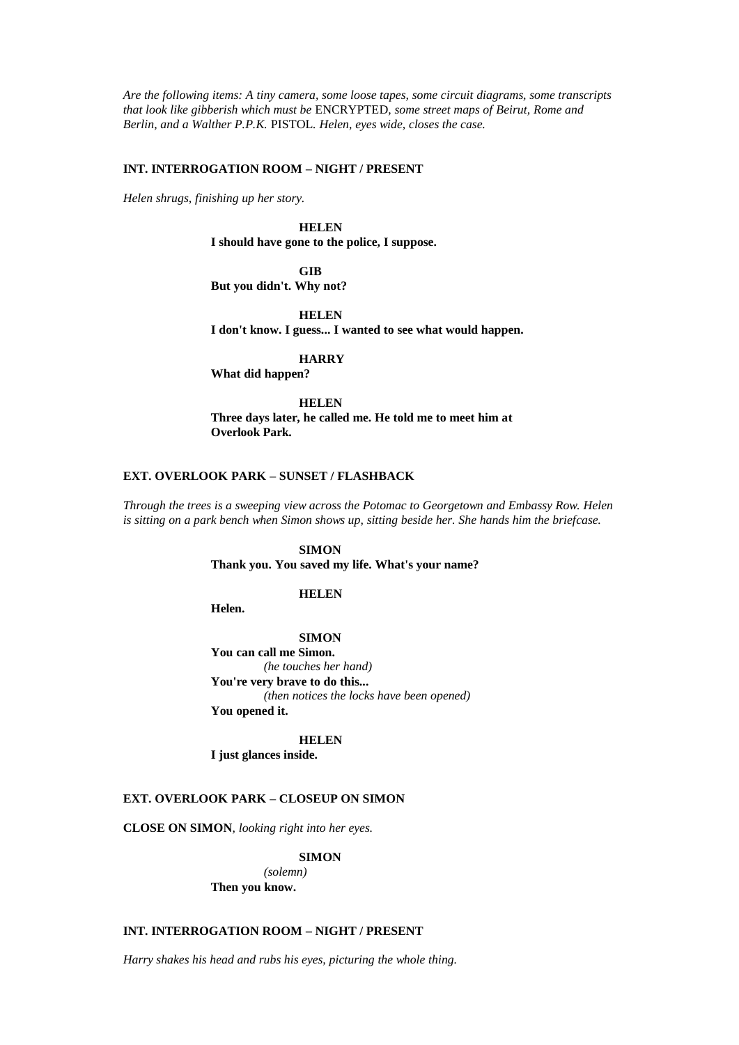*Are the following items: A tiny camera, some loose tapes, some circuit diagrams, some transcripts that look like gibberish which must be* ENCRYPTED*, some street maps of Beirut, Rome and Berlin, and a Walther P.P.K.* PISTOL*. Helen, eyes wide, closes the case.*

**INT. INTERROGATION ROOM – NIGHT / PRESENT**

*Helen shrugs, finishing up her story.*

**HELEN**
**I should have gone to the police, I suppose.**

**GIB**
**But you didn't. Why not?**

**HELEN**
**I don't know. I guess... I wanted to see what would happen.**

**HARRY**
**What did happen?**

**HELEN**
**Three days later, he called me. He told me to meet him at Overlook Park.**

**EXT. OVERLOOK PARK – SUNSET / FLASHBACK**

*Through the trees is a sweeping view across the Potomac to Georgetown and Embassy Row. Helen is sitting on a park bench when Simon shows up, sitting beside her. She hands him the briefcase.*

**SIMON**
**Thank you. You saved my life. What's your name?**

**HELEN**
**Helen.**

**SIMON**
**You can call me Simon.**
*(he touches her hand)*
**You're very brave to do this...**
*(then notices the locks have been opened)*
**You opened it.**

**HELEN**
**I just glances inside.**

**EXT. OVERLOOK PARK – CLOSEUP ON SIMON**

**CLOSE ON SIMON***, looking right into her eyes.*

**SIMON**
*(solemn)*
**Then you know.**

**INT. INTERROGATION ROOM – NIGHT / PRESENT**

*Harry shakes his head and rubs his eyes, picturing the whole thing.*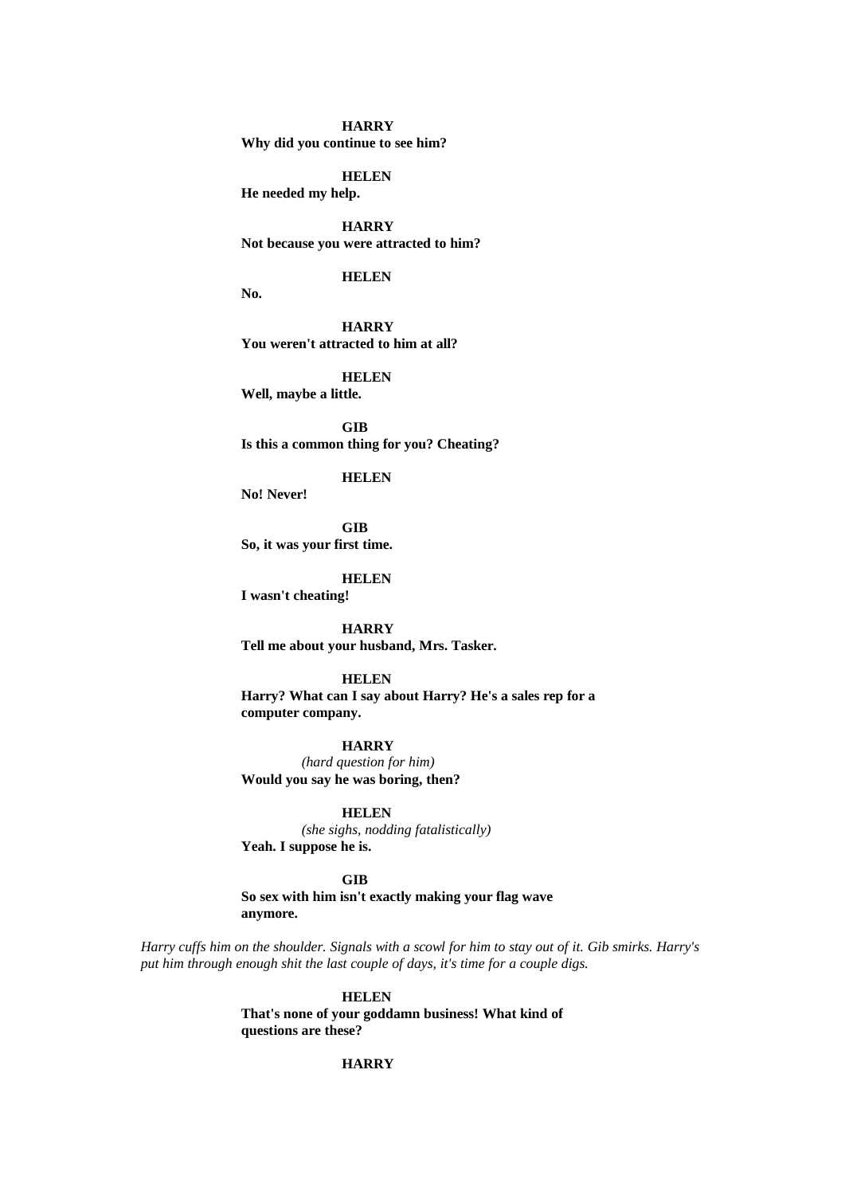**HARRY**
**Why did you continue to see him?**

**HELEN**
**He needed my help.**

**HARRY**
**Not because you were attracted to him?**

**HELEN**
**No.**

**HARRY**
**You weren't attracted to him at all?**

**HELEN**
**Well, maybe a little.**

**GIB**
**Is this a common thing for you? Cheating?**

**HELEN**
**No! Never!**

**GIB**
**So, it was your first time.**

**HELEN**
**I wasn't cheating!**

**HARRY**
**Tell me about your husband, Mrs. Tasker.**

**HELEN**
**Harry? What can I say about Harry? He's a sales rep for a computer company.**

**HARRY**
*(hard question for him)*
**Would you say he was boring, then?**

**HELEN**
*(she sighs, nodding fatalistically)*
**Yeah. I suppose he is.**

**GIB**
**So sex with him isn't exactly making your flag wave anymore.**

*Harry cuffs him on the shoulder. Signals with a scowl for him to stay out of it. Gib smirks. Harry's put him through enough shit the last couple of days, it's time for a couple digs.*

**HELEN**
**That's none of your goddamn business! What kind of questions are these?**

**HARRY**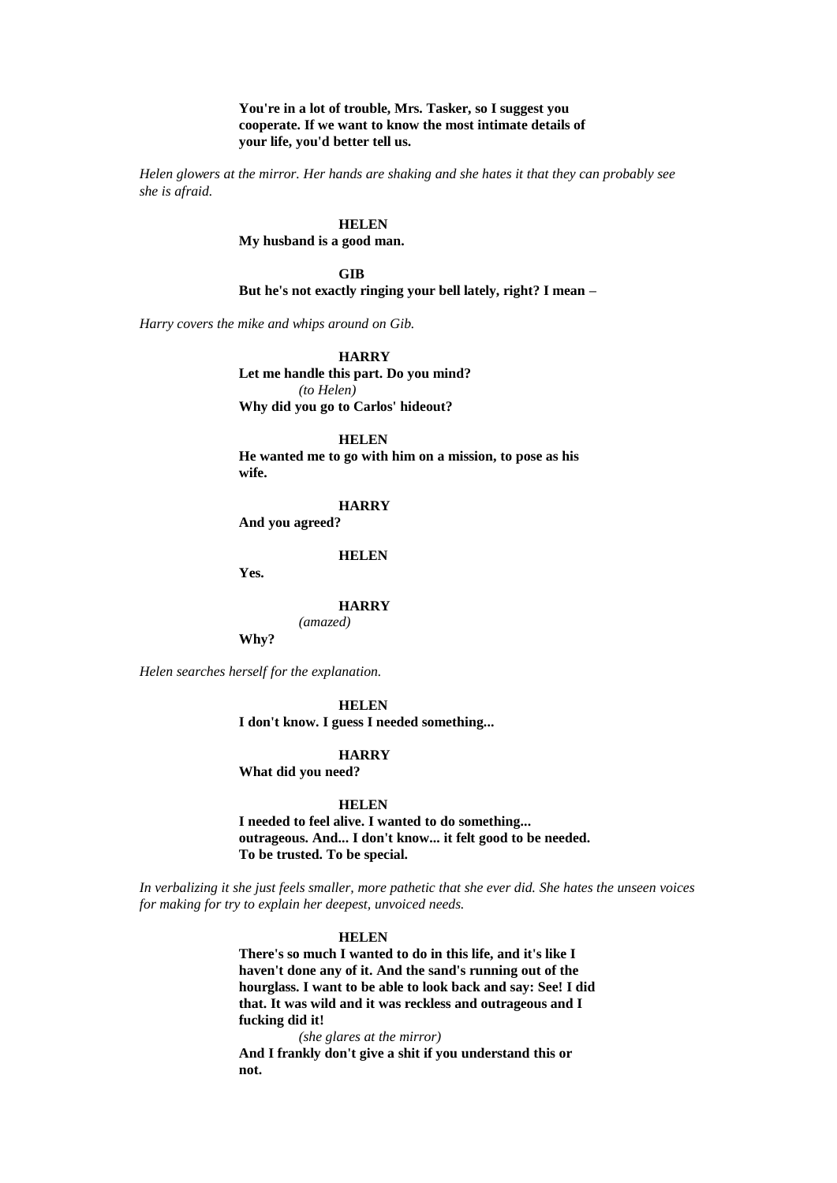**You're in a lot of trouble, Mrs. Tasker, so I suggest you cooperate. If we want to know the most intimate details of your life, you'd better tell us.**

*Helen glowers at the mirror. Her hands are shaking and she hates it that they can probably see she is afraid.*

**HELEN**
**My husband is a good man.**

**GIB**
**But he's not exactly ringing your bell lately, right? I mean –**

*Harry covers the mike and whips around on Gib.*

**HARRY**
**Let me handle this part. Do you mind?**
*(to Helen)*
**Why did you go to Carlos' hideout?**

**HELEN**
**He wanted me to go with him on a mission, to pose as his wife.**

**HARRY**
**And you agreed?**

**HELEN**
**Yes.**

**HARRY**
*(amazed)*
**Why?**

*Helen searches herself for the explanation.*

**HELEN**
**I don't know. I guess I needed something...**

**HARRY**
**What did you need?**

**HELEN**
**I needed to feel alive. I wanted to do something... outrageous. And... I don't know... it felt good to be needed. To be trusted. To be special.**

*In verbalizing it she just feels smaller, more pathetic that she ever did. She hates the unseen voices for making for try to explain her deepest, unvoiced needs.*

**HELEN**
**There's so much I wanted to do in this life, and it's like I haven't done any of it. And the sand's running out of the hourglass. I want to be able to look back and say: See! I did that. It was wild and it was reckless and outrageous and I fucking did it!**
*(she glares at the mirror)*
**And I frankly don't give a shit if you understand this or not.**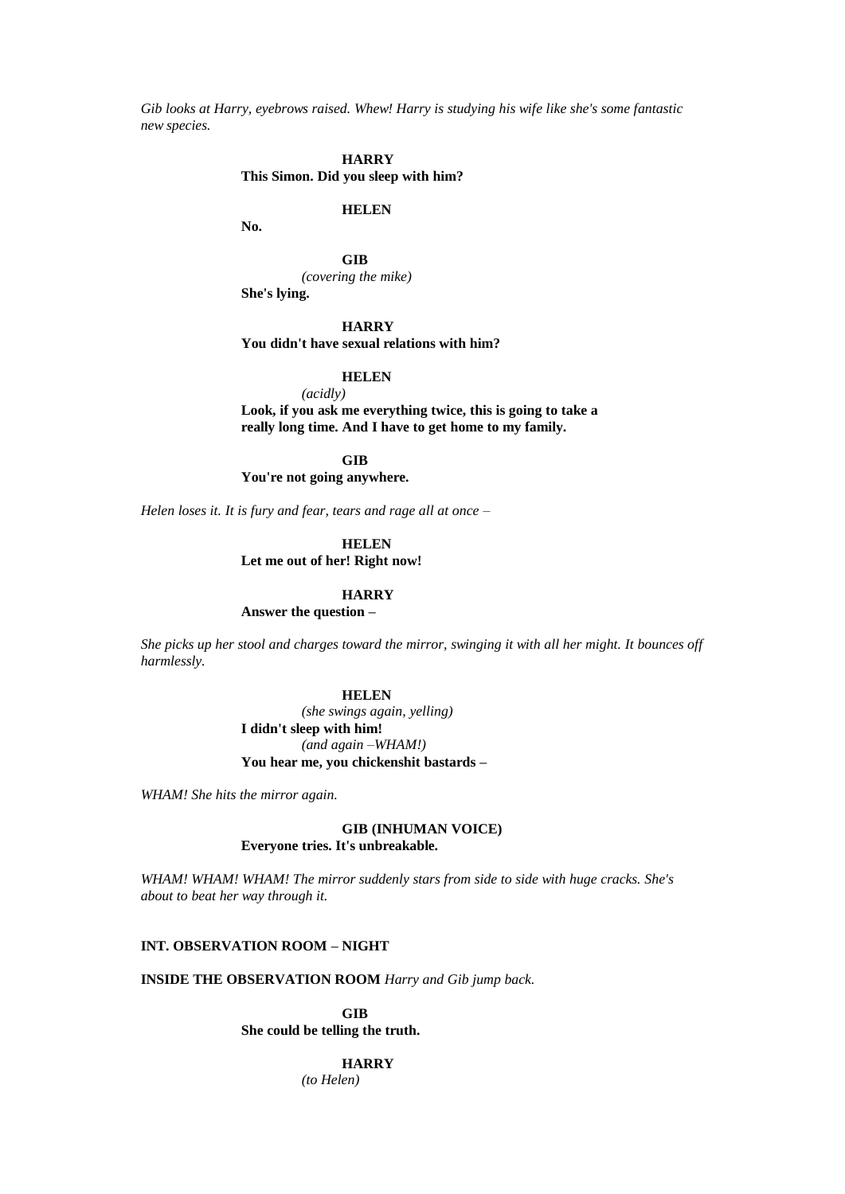*Gib looks at Harry, eyebrows raised. Whew! Harry is studying his wife like she's some fantastic new species.*

**HARRY**
**This Simon. Did you sleep with him?**

**HELEN**
**No.**

**GIB**
*(covering the mike)*
**She's lying.**

**HARRY**
**You didn't have sexual relations with him?**

**HELEN**
*(acidly)*
**Look, if you ask me everything twice, this is going to take a really long time. And I have to get home to my family.**

**GIB**
**You're not going anywhere.**

*Helen loses it. It is fury and fear, tears and rage all at once –*

**HELEN**
**Let me out of her! Right now!**

**HARRY**
**Answer the question –**

*She picks up her stool and charges toward the mirror, swinging it with all her might. It bounces off harmlessly.*

**HELEN**
*(she swings again, yelling)*
**I didn't sleep with him!**
*(and again –WHAM!)*
**You hear me, you chickenshit bastards –**

*WHAM! She hits the mirror again.*

**GIB (INHUMAN VOICE)**
**Everyone tries. It's unbreakable.**

*WHAM! WHAM! WHAM! The mirror suddenly stars from side to side with huge cracks. She's about to beat her way through it.*

**INT. OBSERVATION ROOM – NIGHT**

**INSIDE THE OBSERVATION ROOM** *Harry and Gib jump back.*

**GIB**
**She could be telling the truth.**

**HARRY**
*(to Helen)*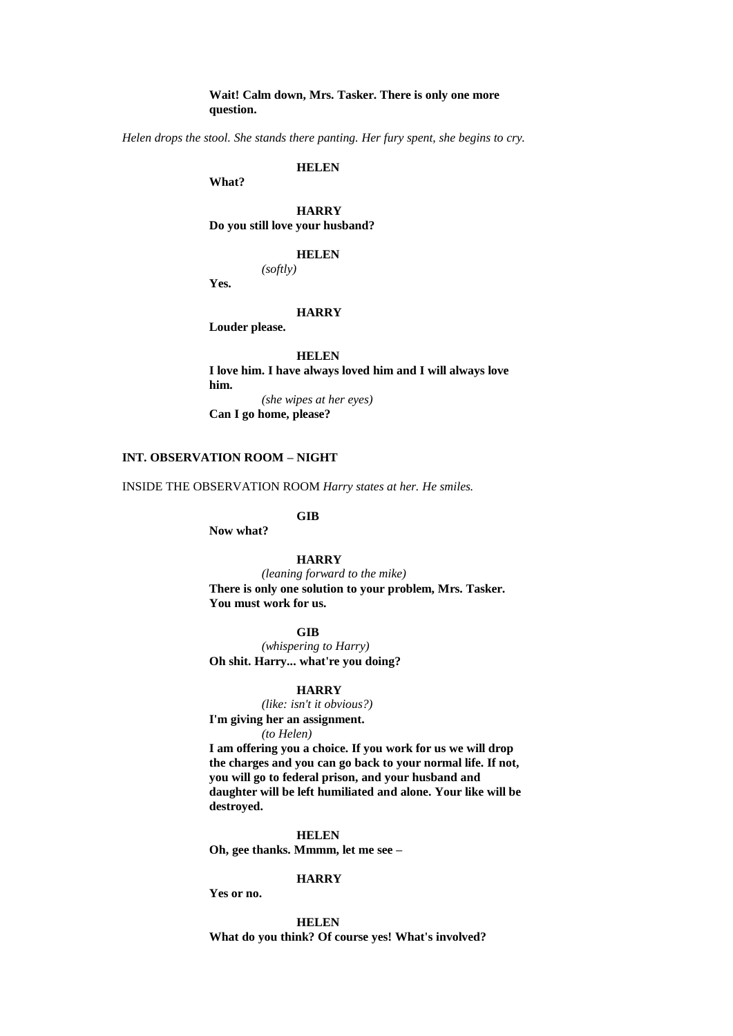**Wait! Calm down, Mrs. Tasker. There is only one more question.**

*Helen drops the stool. She stands there panting. Her fury spent, she begins to cry.*

**HELEN**

**What?**

**HARRY**

**Do you still love your husband?**

**HELEN**

*(softly)*

**Yes.**

**HARRY**

**Louder please.**

**HELEN**

**I love him. I have always loved him and I will always love him.**

*(she wipes at her eyes)*

**Can I go home, please?**

**INT. OBSERVATION ROOM – NIGHT**

INSIDE THE OBSERVATION ROOM *Harry states at her. He smiles.*

**GIB**

**Now what?**

**HARRY**

*(leaning forward to the mike)*

**There is only one solution to your problem, Mrs. Tasker. You must work for us.**

**GIB**

*(whispering to Harry)*

**Oh shit. Harry... what're you doing?**

**HARRY**

*(like: isn't it obvious?)*

**I'm giving her an assignment.**

*(to Helen)*

**I am offering you a choice. If you work for us we will drop the charges and you can go back to your normal life. If not, you will go to federal prison, and your husband and daughter will be left humiliated and alone. Your like will be destroyed.**

**HELEN**

**Oh, gee thanks. Mmmm, let me see –**

**HARRY**

**Yes or no.**

**HELEN**

**What do you think? Of course yes! What's involved?**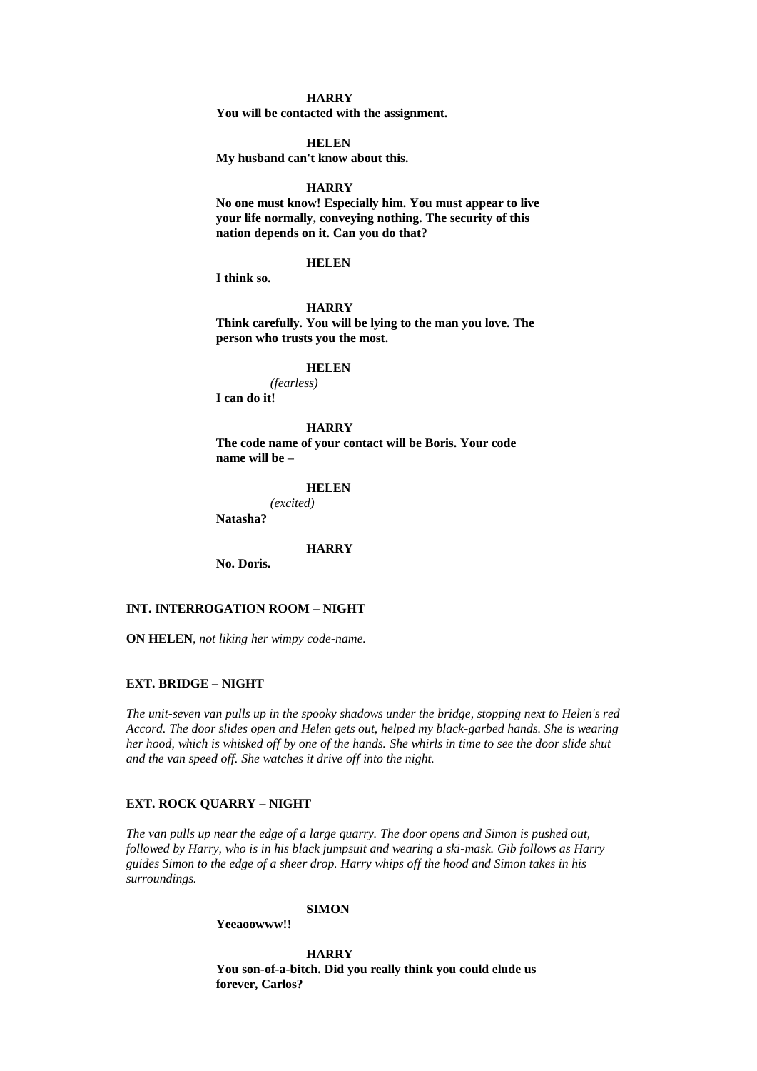**HARRY**
**You will be contacted with the assignment.**

**HELEN**
**My husband can't know about this.**

**HARRY**
**No one must know! Especially him. You must appear to live your life normally, conveying nothing. The security of this nation depends on it. Can you do that?**

**HELEN**
**I think so.**

**HARRY**
**Think carefully. You will be lying to the man you love. The person who trusts you the most.**

**HELEN**
*(fearless)*
**I can do it!**

**HARRY**
**The code name of your contact will be Boris. Your code name will be –**

**HELEN**
*(excited)*
**Natasha?**

**HARRY**
**No. Doris.**

**INT. INTERROGATION ROOM – NIGHT**

**ON HELEN**, *not liking her wimpy code-name.*

**EXT. BRIDGE – NIGHT**

*The unit-seven van pulls up in the spooky shadows under the bridge, stopping next to Helen's red Accord. The door slides open and Helen gets out, helped my black-garbed hands. She is wearing her hood, which is whisked off by one of the hands. She whirls in time to see the door slide shut and the van speed off. She watches it drive off into the night.*

**EXT. ROCK QUARRY – NIGHT**

*The van pulls up near the edge of a large quarry. The door opens and Simon is pushed out, followed by Harry, who is in his black jumpsuit and wearing a ski-mask. Gib follows as Harry guides Simon to the edge of a sheer drop. Harry whips off the hood and Simon takes in his surroundings.*

**SIMON**
**Yeeaoowww!!**

**HARRY**
**You son-of-a-bitch. Did you really think you could elude us forever, Carlos?**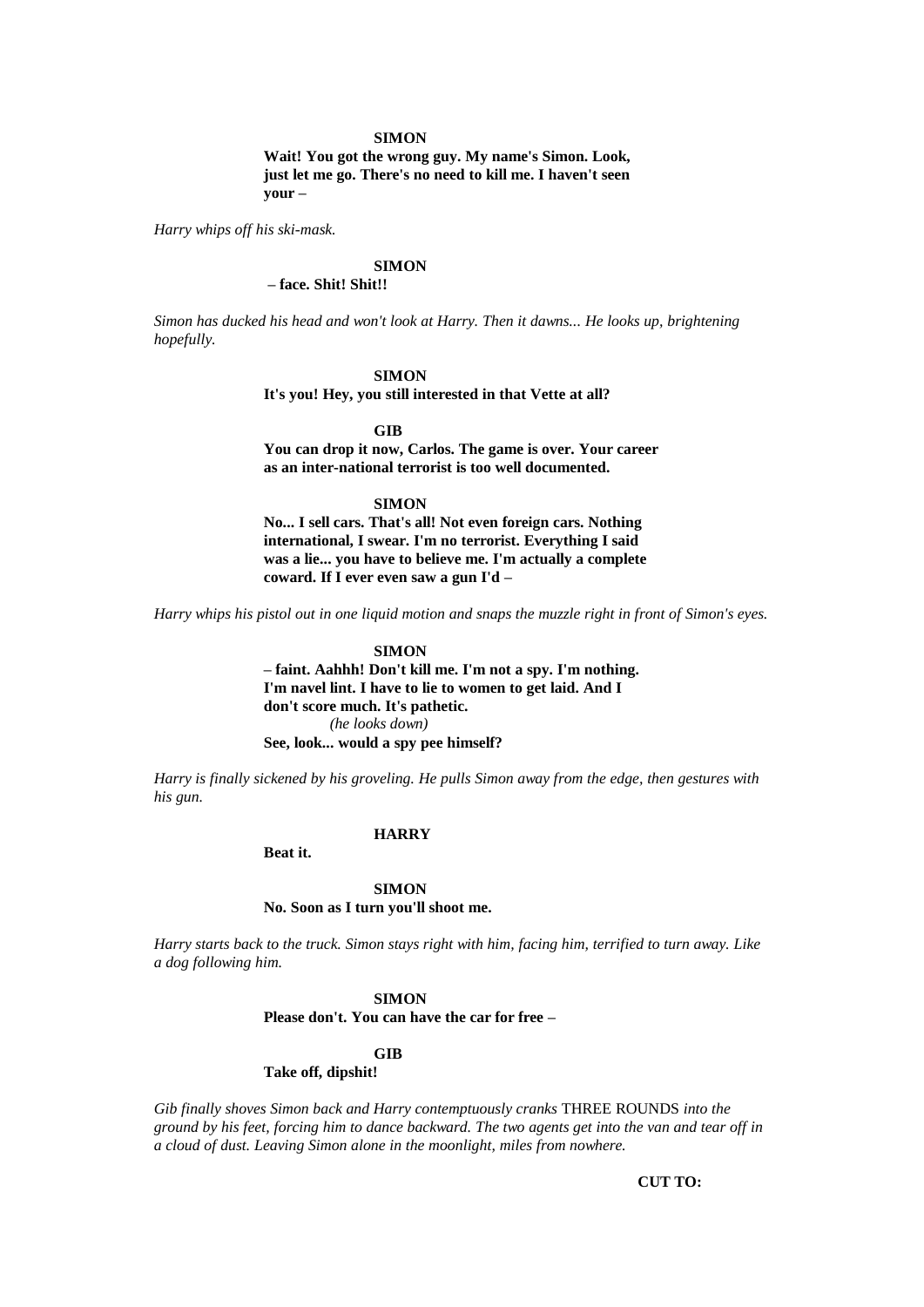**SIMON**

**Wait! You got the wrong guy. My name's Simon. Look, just let me go. There's no need to kill me. I haven't seen your –**

*Harry whips off his ski-mask.*

**SIMON**

**– face. Shit! Shit!!**

*Simon has ducked his head and won't look at Harry. Then it dawns... He looks up, brightening hopefully.*

**SIMON**

**It's you! Hey, you still interested in that Vette at all?**

**GIB**

**You can drop it now, Carlos. The game is over. Your career as an inter-national terrorist is too well documented.**

**SIMON**

**No... I sell cars. That's all! Not even foreign cars. Nothing international, I swear. I'm no terrorist. Everything I said was a lie... you have to believe me. I'm actually a complete coward. If I ever even saw a gun I'd –**

*Harry whips his pistol out in one liquid motion and snaps the muzzle right in front of Simon's eyes.*

**SIMON**

**– faint. Aahhh! Don't kill me. I'm not a spy. I'm nothing. I'm navel lint. I have to lie to women to get laid. And I don't score much. It's pathetic.**

*(he looks down)*

**See, look... would a spy pee himself?**

*Harry is finally sickened by his groveling. He pulls Simon away from the edge, then gestures with his gun.*

**HARRY**

**Beat it.**

**SIMON**

**No. Soon as I turn you'll shoot me.**

*Harry starts back to the truck. Simon stays right with him, facing him, terrified to turn away. Like a dog following him.*

**SIMON**

**Please don't. You can have the car for free –**

**GIB**

**Take off, dipshit!**

*Gib finally shoves Simon back and Harry contemptuously cranks* THREE ROUNDS *into the ground by his feet, forcing him to dance backward. The two agents get into the van and tear off in a cloud of dust. Leaving Simon alone in the moonlight, miles from nowhere.*

**CUT TO:**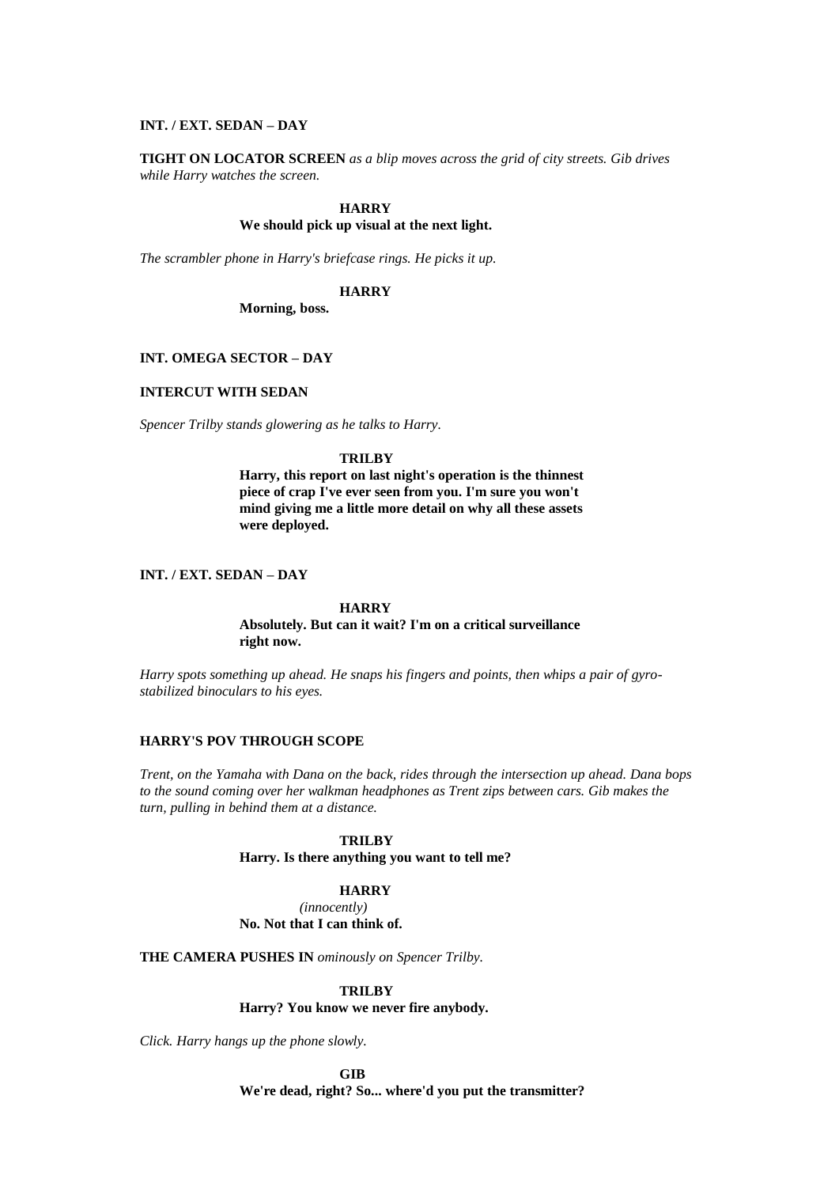**INT. / EXT. SEDAN – DAY**

**TIGHT ON LOCATOR SCREEN** *as a blip moves across the grid of city streets. Gib drives while Harry watches the screen.*

**HARRY**
**We should pick up visual at the next light.**

*The scrambler phone in Harry's briefcase rings. He picks it up.*

**HARRY**
**Morning, boss.**

**INT. OMEGA SECTOR – DAY**

**INTERCUT WITH SEDAN**

*Spencer Trilby stands glowering as he talks to Harry.*

**TRILBY**
**Harry, this report on last night's operation is the thinnest piece of crap I've ever seen from you. I'm sure you won't mind giving me a little more detail on why all these assets were deployed.**

**INT. / EXT. SEDAN – DAY**

**HARRY**
**Absolutely. But can it wait? I'm on a critical surveillance right now.**

*Harry spots something up ahead. He snaps his fingers and points, then whips a pair of gyro-stabilized binoculars to his eyes.*

**HARRY'S POV THROUGH SCOPE**

*Trent, on the Yamaha with Dana on the back, rides through the intersection up ahead. Dana bops to the sound coming over her walkman headphones as Trent zips between cars. Gib makes the turn, pulling in behind them at a distance.*

**TRILBY**
**Harry. Is there anything you want to tell me?**

**HARRY**
*(innocently)*
**No. Not that I can think of.**

**THE CAMERA PUSHES IN** *ominously on Spencer Trilby.*

**TRILBY**
**Harry? You know we never fire anybody.**

*Click. Harry hangs up the phone slowly.*

**GIB**
**We're dead, right? So... where'd you put the transmitter?**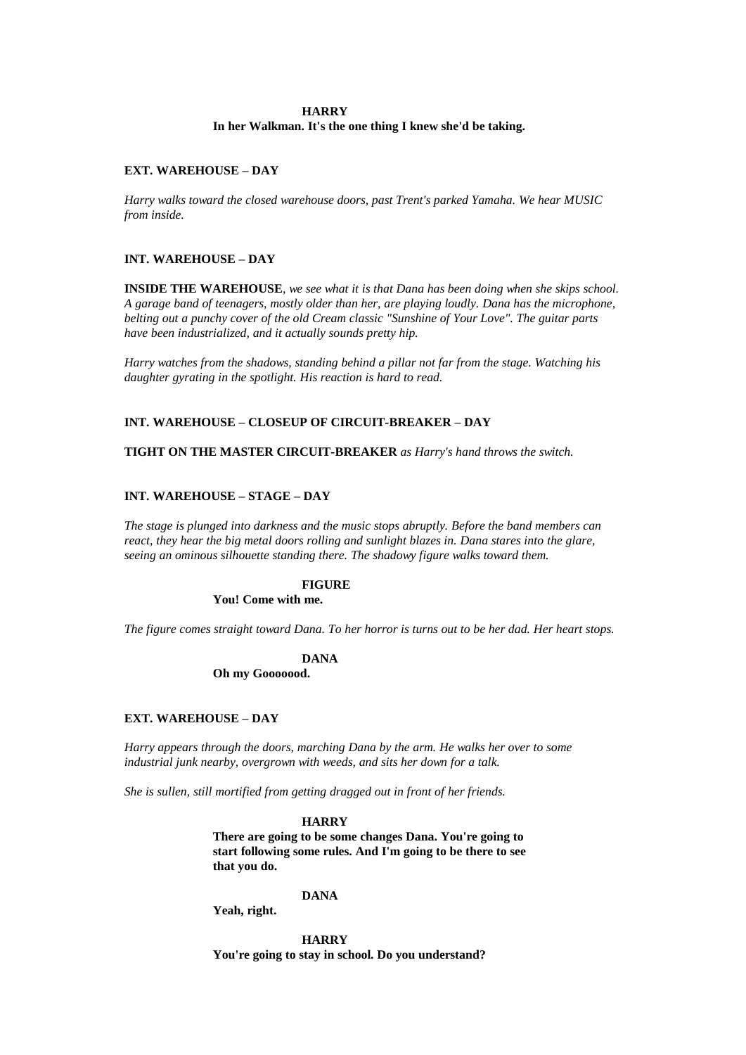**HARRY**

**In her Walkman. It's the one thing I knew she'd be taking.**

**EXT. WAREHOUSE – DAY**

*Harry walks toward the closed warehouse doors, past Trent's parked Yamaha. We hear MUSIC from inside.*

**INT. WAREHOUSE – DAY**

**INSIDE THE WAREHOUSE**, *we see what it is that Dana has been doing when she skips school. A garage band of teenagers, mostly older than her, are playing loudly. Dana has the microphone, belting out a punchy cover of the old Cream classic "Sunshine of Your Love". The guitar parts have been industrialized, and it actually sounds pretty hip.*

*Harry watches from the shadows, standing behind a pillar not far from the stage. Watching his daughter gyrating in the spotlight. His reaction is hard to read.*

**INT. WAREHOUSE – CLOSEUP OF CIRCUIT-BREAKER – DAY**

**TIGHT ON THE MASTER CIRCUIT-BREAKER** *as Harry's hand throws the switch.*

**INT. WAREHOUSE – STAGE – DAY**

*The stage is plunged into darkness and the music stops abruptly. Before the band members can react, they hear the big metal doors rolling and sunlight blazes in. Dana stares into the glare, seeing an ominous silhouette standing there. The shadowy figure walks toward them.*

**FIGURE**

**You! Come with me.**

*The figure comes straight toward Dana. To her horror is turns out to be her dad. Her heart stops.*

**DANA**

**Oh my Gooooood.**

**EXT. WAREHOUSE – DAY**

*Harry appears through the doors, marching Dana by the arm. He walks her over to some industrial junk nearby, overgrown with weeds, and sits her down for a talk.*

*She is sullen, still mortified from getting dragged out in front of her friends.*

**HARRY**

**There are going to be some changes Dana. You're going to start following some rules. And I'm going to be there to see that you do.**

**DANA**

**Yeah, right.**

**HARRY**

**You're going to stay in school. Do you understand?**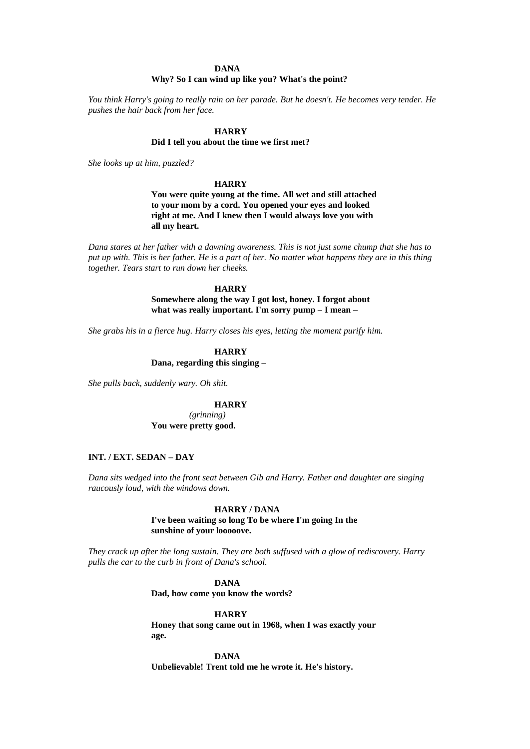**DANA**

**Why? So I can wind up like you? What's the point?**

*You think Harry's going to really rain on her parade. But he doesn't. He becomes very tender. He pushes the hair back from her face.*

**HARRY**

**Did I tell you about the time we first met?**

*She looks up at him, puzzled?*

**HARRY**

**You were quite young at the time. All wet and still attached to your mom by a cord. You opened your eyes and looked right at me. And I knew then I would always love you with all my heart.**

*Dana stares at her father with a dawning awareness. This is not just some chump that she has to put up with. This is her father. He is a part of her. No matter what happens they are in this thing together. Tears start to run down her cheeks.*

**HARRY**

**Somewhere along the way I got lost, honey. I forgot about what was really important. I'm sorry pump – I mean –**

*She grabs his in a fierce hug. Harry closes his eyes, letting the moment purify him.*

**HARRY**

**Dana, regarding this singing –**

*She pulls back, suddenly wary. Oh shit.*

**HARRY**

*(grinning)*

**You were pretty good.**

**INT. / EXT. SEDAN – DAY**

*Dana sits wedged into the front seat between Gib and Harry. Father and daughter are singing raucously loud, with the windows down.*

**HARRY / DANA**

**I've been waiting so long To be where I'm going In the sunshine of your looooove.**

*They crack up after the long sustain. They are both suffused with a glow of rediscovery. Harry pulls the car to the curb in front of Dana's school.*

**DANA**

**Dad, how come you know the words?**

**HARRY**

**Honey that song came out in 1968, when I was exactly your age.**

**DANA**

**Unbelievable! Trent told me he wrote it. He's history.**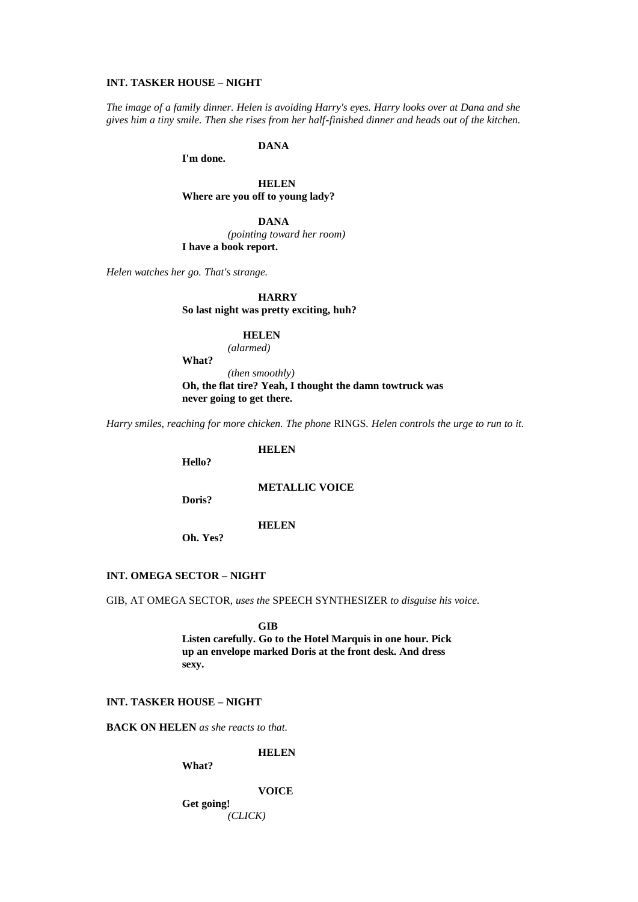**INT. TASKER HOUSE – NIGHT**

*The image of a family dinner. Helen is avoiding Harry's eyes. Harry looks over at Dana and she gives him a tiny smile. Then she rises from her half-finished dinner and heads out of the kitchen.*

**DANA**
**I'm done.**

**HELEN**
**Where are you off to young lady?**

**DANA**
*(pointing toward her room)*
**I have a book report.**

*Helen watches her go. That's strange.*

**HARRY**
**So last night was pretty exciting, huh?**

**HELEN**
*(alarmed)*
**What?**
*(then smoothly)*
**Oh, the flat tire? Yeah, I thought the damn towtruck was never going to get there.**

*Harry smiles, reaching for more chicken. The phone* RINGS. *Helen controls the urge to run to it.*

**HELEN**
**Hello?**

**METALLIC VOICE**
**Doris?**

**HELEN**
**Oh. Yes?**

**INT. OMEGA SECTOR – NIGHT**

GIB, AT OMEGA SECTOR, *uses the* SPEECH SYNTHESIZER *to disguise his voice.*

**GIB**
**Listen carefully. Go to the Hotel Marquis in one hour. Pick up an envelope marked Doris at the front desk. And dress sexy.**

**INT. TASKER HOUSE – NIGHT**

**BACK ON HELEN** *as she reacts to that.*

**HELEN**
**What?**

**VOICE**
**Get going!**
*(CLICK)*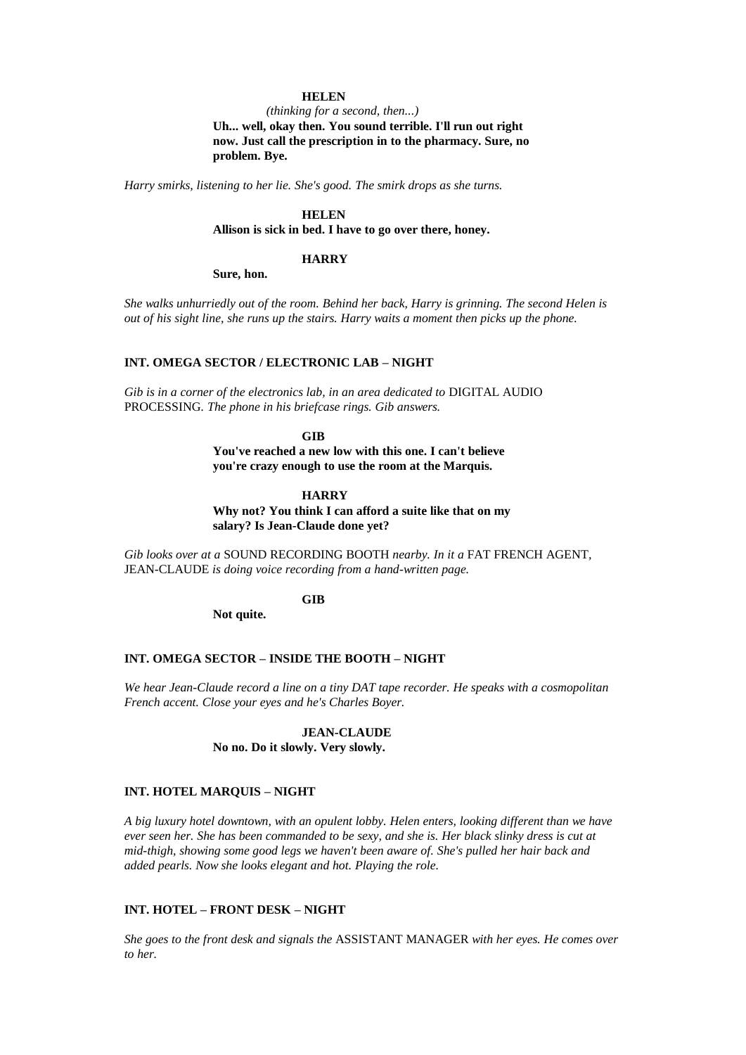**HELEN**

*(thinking for a second, then...)*

**Uh... well, okay then. You sound terrible. I'll run out right now. Just call the prescription in to the pharmacy. Sure, no problem. Bye.**

*Harry smirks, listening to her lie. She's good. The smirk drops as she turns.*

**HELEN**

**Allison is sick in bed. I have to go over there, honey.**

**HARRY**

**Sure, hon.**

*She walks unhurriedly out of the room. Behind her back, Harry is grinning. The second Helen is out of his sight line, she runs up the stairs. Harry waits a moment then picks up the phone.*

**INT. OMEGA SECTOR / ELECTRONIC LAB – NIGHT**

*Gib is in a corner of the electronics lab, in an area dedicated to* DIGITAL AUDIO PROCESSING. *The phone in his briefcase rings. Gib answers.*

**GIB**

**You've reached a new low with this one. I can't believe you're crazy enough to use the room at the Marquis.**

**HARRY**

**Why not? You think I can afford a suite like that on my salary? Is Jean-Claude done yet?**

*Gib looks over at a* SOUND RECORDING BOOTH *nearby. In it a* FAT FRENCH AGENT, JEAN-CLAUDE *is doing voice recording from a hand-written page.*

**GIB**

**Not quite.**

**INT. OMEGA SECTOR – INSIDE THE BOOTH – NIGHT**

*We hear Jean-Claude record a line on a tiny DAT tape recorder. He speaks with a cosmopolitan French accent. Close your eyes and he's Charles Boyer.*

**JEAN-CLAUDE**

**No no. Do it slowly. Very slowly.**

**INT. HOTEL MARQUIS – NIGHT**

*A big luxury hotel downtown, with an opulent lobby. Helen enters, looking different than we have ever seen her. She has been commanded to be sexy, and she is. Her black slinky dress is cut at mid-thigh, showing some good legs we haven't been aware of. She's pulled her hair back and added pearls. Now she looks elegant and hot. Playing the role.*

**INT. HOTEL – FRONT DESK – NIGHT**

*She goes to the front desk and signals the* ASSISTANT MANAGER *with her eyes. He comes over to her.*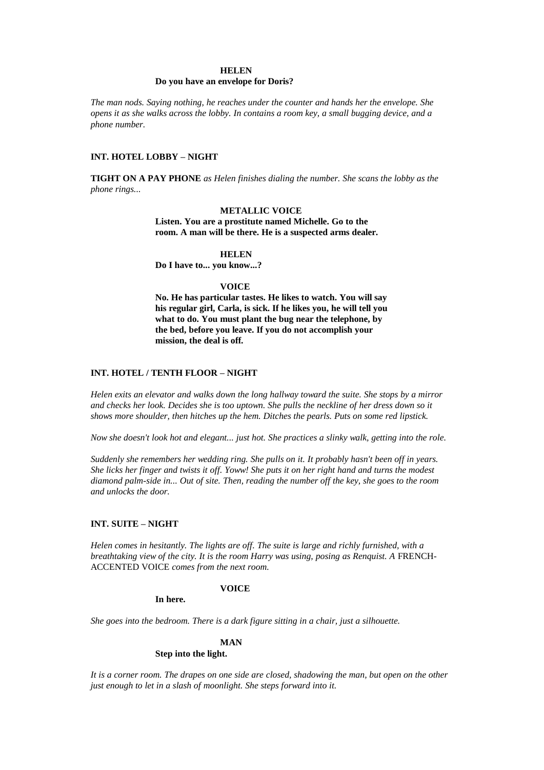**HELEN**
**Do you have an envelope for Doris?**

*The man nods. Saying nothing, he reaches under the counter and hands her the envelope. She opens it as she walks across the lobby. In contains a room key, a small bugging device, and a phone number.*

**INT. HOTEL LOBBY – NIGHT**

**TIGHT ON A PAY PHONE** *as Helen finishes dialing the number. She scans the lobby as the phone rings...*

**METALLIC VOICE**
**Listen. You are a prostitute named Michelle. Go to the room. A man will be there. He is a suspected arms dealer.**

**HELEN**
**Do I have to... you know...?**

**VOICE**
**No. He has particular tastes. He likes to watch. You will say his regular girl, Carla, is sick. If he likes you, he will tell you what to do. You must plant the bug near the telephone, by the bed, before you leave. If you do not accomplish your mission, the deal is off.**

**INT. HOTEL / TENTH FLOOR – NIGHT**

*Helen exits an elevator and walks down the long hallway toward the suite. She stops by a mirror and checks her look. Decides she is too uptown. She pulls the neckline of her dress down so it shows more shoulder, then hitches up the hem. Ditches the pearls. Puts on some red lipstick.*

*Now she doesn't look hot and elegant... just hot. She practices a slinky walk, getting into the role.*

*Suddenly she remembers her wedding ring. She pulls on it. It probably hasn't been off in years. She licks her finger and twists it off. Yoww! She puts it on her right hand and turns the modest diamond palm-side in... Out of site. Then, reading the number off the key, she goes to the room and unlocks the door.*

**INT. SUITE – NIGHT**

*Helen comes in hesitantly. The lights are off. The suite is large and richly furnished, with a breathtaking view of the city. It is the room Harry was using, posing as Renquist. A* FRENCH-ACCENTED VOICE *comes from the next room.*

**VOICE**
**In here.**

*She goes into the bedroom. There is a dark figure sitting in a chair, just a silhouette.*

**MAN**
**Step into the light.**

*It is a corner room. The drapes on one side are closed, shadowing the man, but open on the other just enough to let in a slash of moonlight. She steps forward into it.*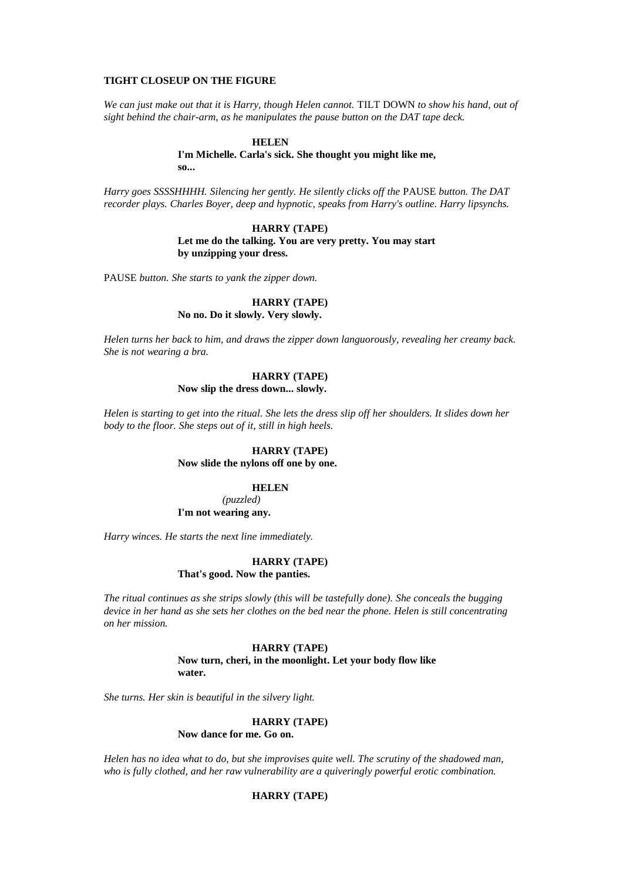**TIGHT CLOSEUP ON THE FIGURE**

*We can just make out that it is Harry, though Helen cannot.* TILT DOWN *to show his hand, out of sight behind the chair-arm, as he manipulates the pause button on the DAT tape deck.*

**HELEN**
**I'm Michelle. Carla's sick. She thought you might like me, so...**

*Harry goes SSSSHHHH. Silencing her gently. He silently clicks off the* PAUSE *button. The DAT recorder plays. Charles Boyer, deep and hypnotic, speaks from Harry's outline. Harry lipsynchs.*

**HARRY (TAPE)**
**Let me do the talking. You are very pretty. You may start by unzipping your dress.**

PAUSE *button. She starts to yank the zipper down.*

**HARRY (TAPE)**
**No no. Do it slowly. Very slowly.**

*Helen turns her back to him, and draws the zipper down languorously, revealing her creamy back. She is not wearing a bra.*

**HARRY (TAPE)**
**Now slip the dress down... slowly.**

*Helen is starting to get into the ritual. She lets the dress slip off her shoulders. It slides down her body to the floor. She steps out of it, still in high heels.*

**HARRY (TAPE)**
**Now slide the nylons off one by one.**

**HELEN**
*(puzzled)*
**I'm not wearing any.**

*Harry winces. He starts the next line immediately.*

**HARRY (TAPE)**
**That's good. Now the panties.**

*The ritual continues as she strips slowly (this will be tastefully done). She conceals the bugging device in her hand as she sets her clothes on the bed near the phone. Helen is still concentrating on her mission.*

**HARRY (TAPE)**
**Now turn, cheri, in the moonlight. Let your body flow like water.**

*She turns. Her skin is beautiful in the silvery light.*

**HARRY (TAPE)**
**Now dance for me. Go on.**

*Helen has no idea what to do, but she improvises quite well. The scrutiny of the shadowed man, who is fully clothed, and her raw vulnerability are a quiveringly powerful erotic combination.*

**HARRY (TAPE)**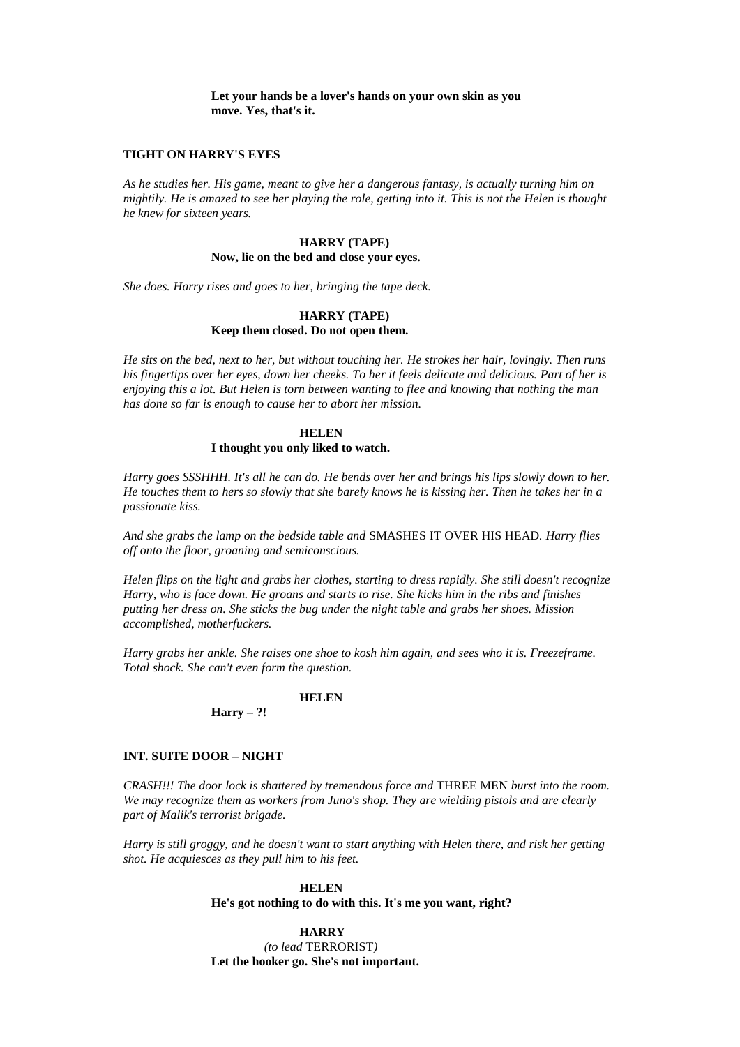**Let your hands be a lover's hands on your own skin as you move. Yes, that's it.**

**TIGHT ON HARRY'S EYES**

*As he studies her. His game, meant to give her a dangerous fantasy, is actually turning him on mightily. He is amazed to see her playing the role, getting into it. This is not the Helen is thought he knew for sixteen years.*

**HARRY (TAPE)**
**Now, lie on the bed and close your eyes.**

*She does. Harry rises and goes to her, bringing the tape deck.*

**HARRY (TAPE)**
**Keep them closed. Do not open them.**

*He sits on the bed, next to her, but without touching her. He strokes her hair, lovingly. Then runs his fingertips over her eyes, down her cheeks. To her it feels delicate and delicious. Part of her is enjoying this a lot. But Helen is torn between wanting to flee and knowing that nothing the man has done so far is enough to cause her to abort her mission.*

**HELEN**
**I thought you only liked to watch.**

*Harry goes SSSHHH. It's all he can do. He bends over her and brings his lips slowly down to her. He touches them to hers so slowly that she barely knows he is kissing her. Then he takes her in a passionate kiss.*

*And she grabs the lamp on the bedside table and* SMASHES IT OVER HIS HEAD*. Harry flies off onto the floor, groaning and semiconscious.*

*Helen flips on the light and grabs her clothes, starting to dress rapidly. She still doesn't recognize Harry, who is face down. He groans and starts to rise. She kicks him in the ribs and finishes putting her dress on. She sticks the bug under the night table and grabs her shoes. Mission accomplished, motherfuckers.*

*Harry grabs her ankle. She raises one shoe to kosh him again, and sees who it is. Freezeframe. Total shock. She can't even form the question.*

**HELEN**
**Harry – ?!**

**INT. SUITE DOOR – NIGHT**

*CRASH!!! The door lock is shattered by tremendous force and* THREE MEN *burst into the room. We may recognize them as workers from Juno's shop. They are wielding pistols and are clearly part of Malik's terrorist brigade.*

*Harry is still groggy, and he doesn't want to start anything with Helen there, and risk her getting shot. He acquiesces as they pull him to his feet.*

**HELEN**
**He's got nothing to do with this. It's me you want, right?**

**HARRY**
*(to lead* TERRORIST*)*
**Let the hooker go. She's not important.**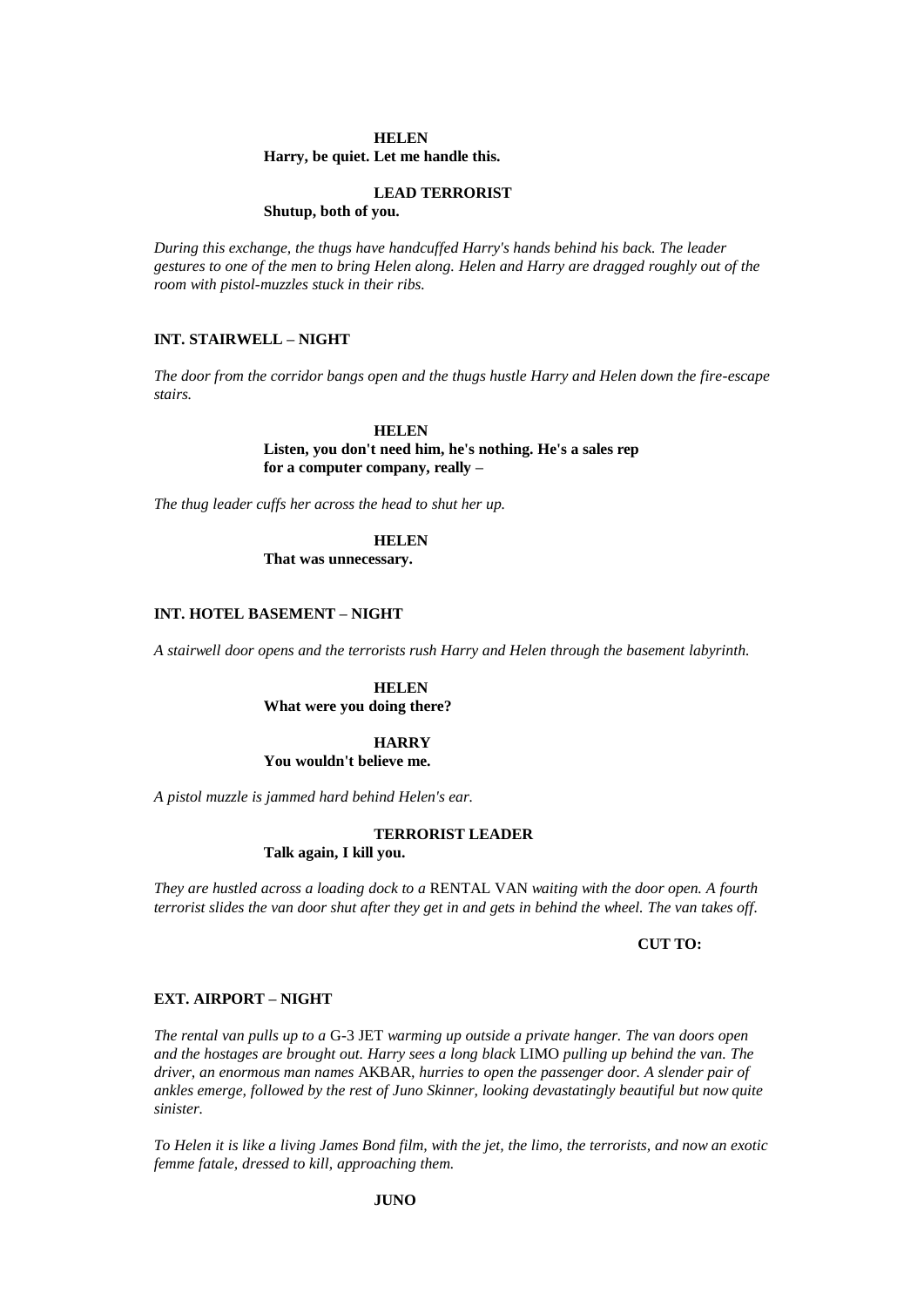**HELEN**
**Harry, be quiet. Let me handle this.**

**LEAD TERRORIST**
**Shutup, both of you.**

*During this exchange, the thugs have handcuffed Harry's hands behind his back. The leader gestures to one of the men to bring Helen along. Helen and Harry are dragged roughly out of the room with pistol-muzzles stuck in their ribs.*

**INT. STAIRWELL – NIGHT**

*The door from the corridor bangs open and the thugs hustle Harry and Helen down the fire-escape stairs.*

**HELEN**
**Listen, you don't need him, he's nothing. He's a sales rep for a computer company, really –**

*The thug leader cuffs her across the head to shut her up.*

**HELEN**
**That was unnecessary.**

**INT. HOTEL BASEMENT – NIGHT**

*A stairwell door opens and the terrorists rush Harry and Helen through the basement labyrinth.*

**HELEN**
**What were you doing there?**

**HARRY**
**You wouldn't believe me.**

*A pistol muzzle is jammed hard behind Helen's ear.*

**TERRORIST LEADER**
**Talk again, I kill you.**

*They are hustled across a loading dock to a* RENTAL VAN *waiting with the door open. A fourth terrorist slides the van door shut after they get in and gets in behind the wheel. The van takes off.*

**CUT TO:**

**EXT. AIRPORT – NIGHT**

*The rental van pulls up to a* G-3 JET *warming up outside a private hanger. The van doors open and the hostages are brought out. Harry sees a long black* LIMO *pulling up behind the van. The driver, an enormous man names* AKBAR, *hurries to open the passenger door. A slender pair of ankles emerge, followed by the rest of Juno Skinner, looking devastatingly beautiful but now quite sinister.*

*To Helen it is like a living James Bond film, with the jet, the limo, the terrorists, and now an exotic femme fatale, dressed to kill, approaching them.*

**JUNO**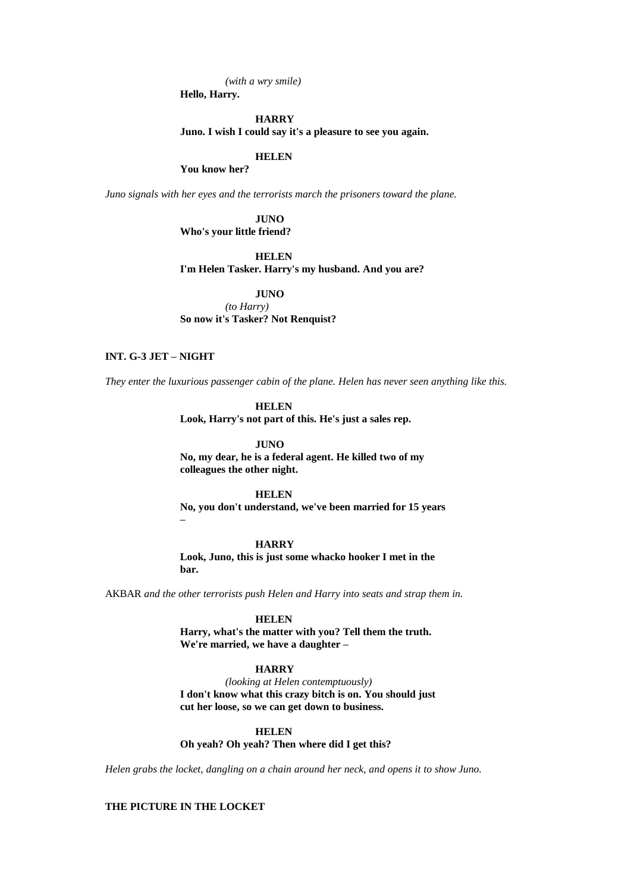*(with a wry smile)*
**Hello, Harry.**

**HARRY**
**Juno. I wish I could say it's a pleasure to see you again.**

**HELEN**
**You know her?**

*Juno signals with her eyes and the terrorists march the prisoners toward the plane.*

**JUNO**
**Who's your little friend?**

**HELEN**
**I'm Helen Tasker. Harry's my husband. And you are?**

**JUNO**
*(to Harry)*
**So now it's Tasker? Not Renquist?**

**INT. G-3 JET – NIGHT**

*They enter the luxurious passenger cabin of the plane. Helen has never seen anything like this.*

**HELEN**
**Look, Harry's not part of this. He's just a sales rep.**

**JUNO**
**No, my dear, he is a federal agent. He killed two of my colleagues the other night.**

**HELEN**
**No, you don't understand, we've been married for 15 years –**

**HARRY**
**Look, Juno, this is just some whacko hooker I met in the bar.**

AKBAR *and the other terrorists push Helen and Harry into seats and strap them in.*

**HELEN**
**Harry, what's the matter with you? Tell them the truth. We're married, we have a daughter –**

**HARRY**
*(looking at Helen contemptuously)*
**I don't know what this crazy bitch is on. You should just cut her loose, so we can get down to business.**

**HELEN**
**Oh yeah? Oh yeah? Then where did I get this?**

*Helen grabs the locket, dangling on a chain around her neck, and opens it to show Juno.*

**THE PICTURE IN THE LOCKET**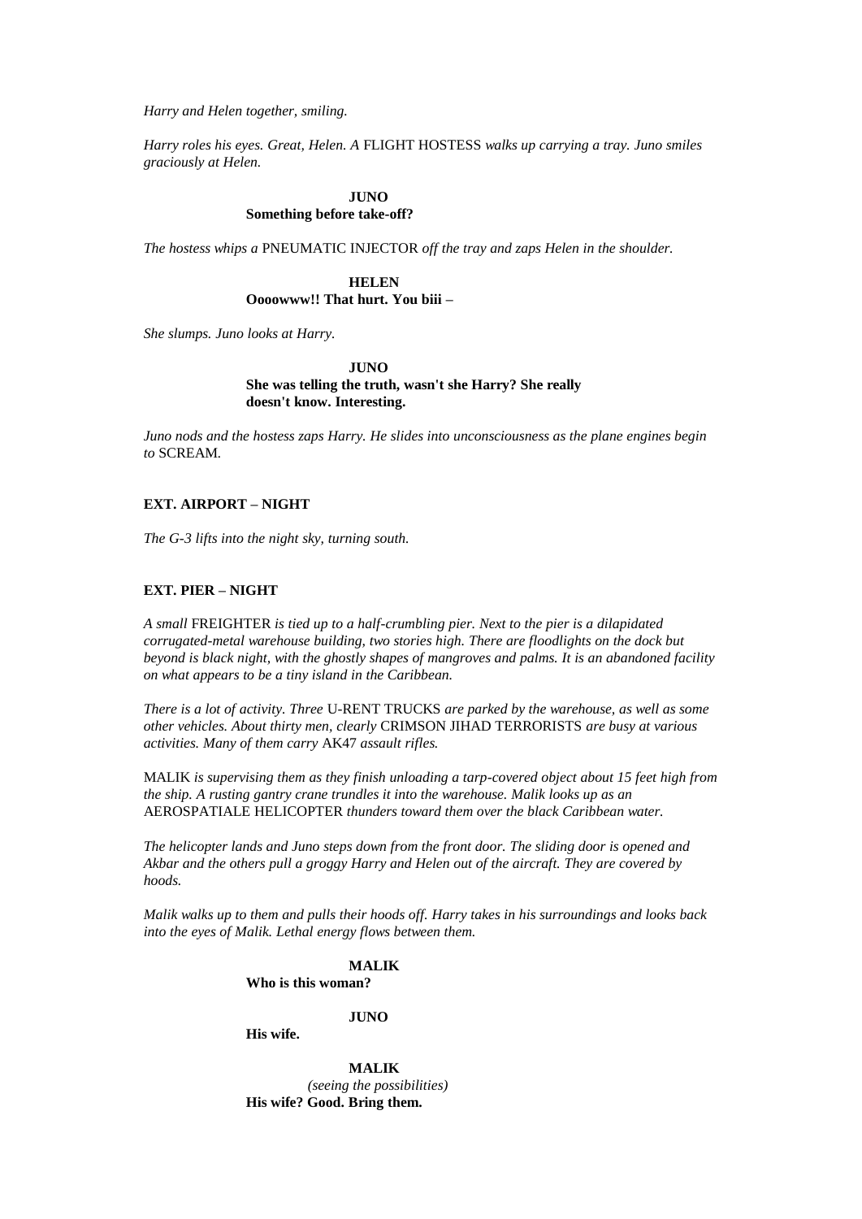*Harry and Helen together, smiling.*

*Harry roles his eyes. Great, Helen. A* FLIGHT HOSTESS *walks up carrying a tray. Juno smiles graciously at Helen.*

**JUNO**
**Something before take-off?**

*The hostess whips a* PNEUMATIC INJECTOR *off the tray and zaps Helen in the shoulder.*

**HELEN**
**Oooowww!! That hurt. You biii –**

*She slumps. Juno looks at Harry.*

**JUNO**
**She was telling the truth, wasn't she Harry? She really doesn't know. Interesting.**

*Juno nods and the hostess zaps Harry. He slides into unconsciousness as the plane engines begin to* SCREAM.

**EXT. AIRPORT – NIGHT**

*The G-3 lifts into the night sky, turning south.*

**EXT. PIER – NIGHT**

*A small* FREIGHTER *is tied up to a half-crumbling pier. Next to the pier is a dilapidated corrugated-metal warehouse building, two stories high. There are floodlights on the dock but beyond is black night, with the ghostly shapes of mangroves and palms. It is an abandoned facility on what appears to be a tiny island in the Caribbean.*

*There is a lot of activity. Three* U-RENT TRUCKS *are parked by the warehouse, as well as some other vehicles. About thirty men, clearly* CRIMSON JIHAD TERRORISTS *are busy at various activities. Many of them carry* AK47 *assault rifles.*

MALIK *is supervising them as they finish unloading a tarp-covered object about 15 feet high from the ship. A rusting gantry crane trundles it into the warehouse. Malik looks up as an* AEROSPATIALE HELICOPTER *thunders toward them over the black Caribbean water.*

*The helicopter lands and Juno steps down from the front door. The sliding door is opened and Akbar and the others pull a groggy Harry and Helen out of the aircraft. They are covered by hoods.*

*Malik walks up to them and pulls their hoods off. Harry takes in his surroundings and looks back into the eyes of Malik. Lethal energy flows between them.*

**MALIK**
**Who is this woman?**

**JUNO**
**His wife.**

**MALIK**
*(seeing the possibilities)*
**His wife? Good. Bring them.**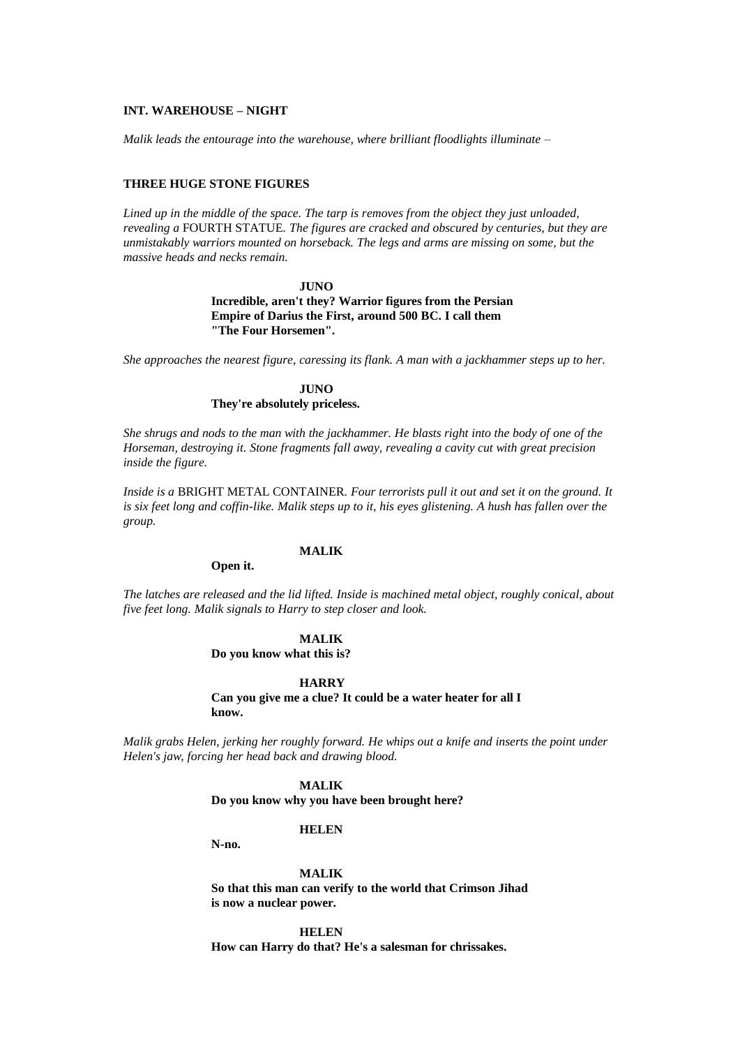**INT. WAREHOUSE – NIGHT**

*Malik leads the entourage into the warehouse, where brilliant floodlights illuminate –*

**THREE HUGE STONE FIGURES**

*Lined up in the middle of the space. The tarp is removes from the object they just unloaded, revealing a* FOURTH STATUE*. The figures are cracked and obscured by centuries, but they are unmistakably warriors mounted on horseback. The legs and arms are missing on some, but the massive heads and necks remain.*

**JUNO**
**Incredible, aren't they? Warrior figures from the Persian Empire of Darius the First, around 500 BC. I call them "The Four Horsemen".**

*She approaches the nearest figure, caressing its flank. A man with a jackhammer steps up to her.*

**JUNO**
**They're absolutely priceless.**

*She shrugs and nods to the man with the jackhammer. He blasts right into the body of one of the Horseman, destroying it. Stone fragments fall away, revealing a cavity cut with great precision inside the figure.*

*Inside is a* BRIGHT METAL CONTAINER*. Four terrorists pull it out and set it on the ground. It is six feet long and coffin-like. Malik steps up to it, his eyes glistening. A hush has fallen over the group.*

**MALIK**
**Open it.**

*The latches are released and the lid lifted. Inside is machined metal object, roughly conical, about five feet long. Malik signals to Harry to step closer and look.*

**MALIK**
**Do you know what this is?**

**HARRY**
**Can you give me a clue? It could be a water heater for all I know.**

*Malik grabs Helen, jerking her roughly forward. He whips out a knife and inserts the point under Helen's jaw, forcing her head back and drawing blood.*

**MALIK**
**Do you know why you have been brought here?**

**HELEN**
**N-no.**

**MALIK**
**So that this man can verify to the world that Crimson Jihad is now a nuclear power.**

**HELEN**
**How can Harry do that? He's a salesman for chrissakes.**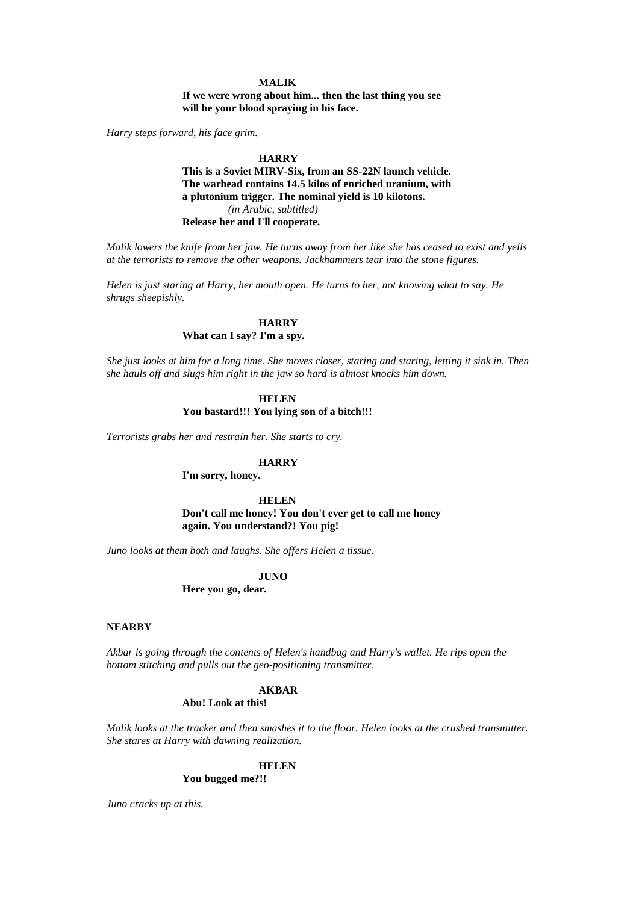**MALIK**
**If we were wrong about him... then the last thing you see will be your blood spraying in his face.**

*Harry steps forward, his face grim.*

**HARRY**
**This is a Soviet MIRV-Six, from an SS-22N launch vehicle. The warhead contains 14.5 kilos of enriched uranium, with a plutonium trigger. The nominal yield is 10 kilotons.**
*(in Arabic, subtitled)*
**Release her and I'll cooperate.**

*Malik lowers the knife from her jaw. He turns away from her like she has ceased to exist and yells at the terrorists to remove the other weapons. Jackhammers tear into the stone figures.*

*Helen is just staring at Harry, her mouth open. He turns to her, not knowing what to say. He shrugs sheepishly.*

**HARRY**
**What can I say? I'm a spy.**

*She just looks at him for a long time. She moves closer, staring and staring, letting it sink in. Then she hauls off and slugs him right in the jaw so hard is almost knocks him down.*

**HELEN**
**You bastard!!! You lying son of a bitch!!!**

*Terrorists grabs her and restrain her. She starts to cry.*

**HARRY**
**I'm sorry, honey.**

**HELEN**
**Don't call me honey! You don't ever get to call me honey again. You understand?! You pig!**

*Juno looks at them both and laughs. She offers Helen a tissue.*

**JUNO**
**Here you go, dear.**

**NEARBY**

*Akbar is going through the contents of Helen's handbag and Harry's wallet. He rips open the bottom stitching and pulls out the geo-positioning transmitter.*

**AKBAR**
**Abu! Look at this!**

*Malik looks at the tracker and then smashes it to the floor. Helen looks at the crushed transmitter. She stares at Harry with dawning realization.*

**HELEN**
**You bugged me?!!**

*Juno cracks up at this.*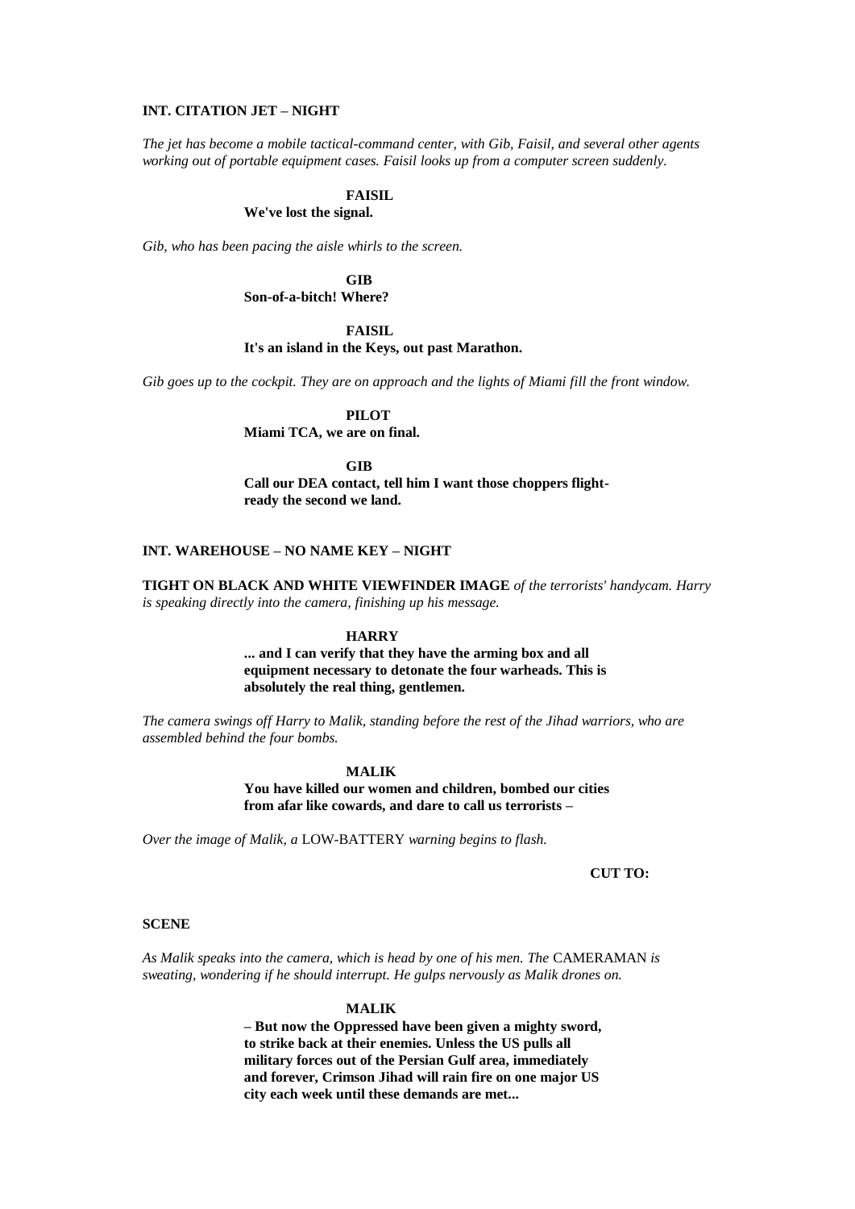**INT. CITATION JET – NIGHT**

*The jet has become a mobile tactical-command center, with Gib, Faisil, and several other agents working out of portable equipment cases. Faisil looks up from a computer screen suddenly.*

**FAISIL**
**We've lost the signal.**

*Gib, who has been pacing the aisle whirls to the screen.*

**GIB**
**Son-of-a-bitch! Where?**

**FAISIL**
**It's an island in the Keys, out past Marathon.**

*Gib goes up to the cockpit. They are on approach and the lights of Miami fill the front window.*

**PILOT**
**Miami TCA, we are on final.**

**GIB**
**Call our DEA contact, tell him I want those choppers flight-ready the second we land.**

**INT. WAREHOUSE – NO NAME KEY – NIGHT**

**TIGHT ON BLACK AND WHITE VIEWFINDER IMAGE** *of the terrorists' handycam. Harry is speaking directly into the camera, finishing up his message.*

**HARRY**
**... and I can verify that they have the arming box and all equipment necessary to detonate the four warheads. This is absolutely the real thing, gentlemen.**

*The camera swings off Harry to Malik, standing before the rest of the Jihad warriors, who are assembled behind the four bombs.*

**MALIK**
**You have killed our women and children, bombed our cities from afar like cowards, and dare to call us terrorists –**

*Over the image of Malik, a* LOW-BATTERY *warning begins to flash.*

**CUT TO:**

**SCENE**

*As Malik speaks into the camera, which is head by one of his men. The* CAMERAMAN *is sweating, wondering if he should interrupt. He gulps nervously as Malik drones on.*

**MALIK**
**– But now the Oppressed have been given a mighty sword, to strike back at their enemies. Unless the US pulls all military forces out of the Persian Gulf area, immediately and forever, Crimson Jihad will rain fire on one major US city each week until these demands are met...**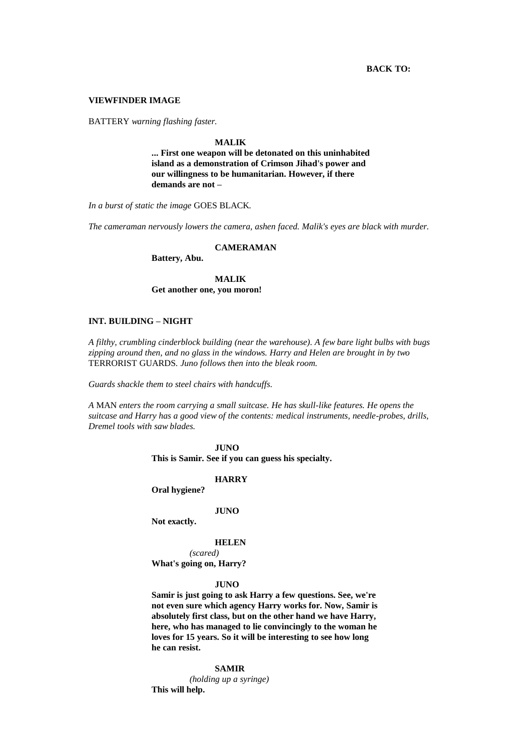**BACK TO:**

**VIEWFINDER IMAGE**

BATTERY *warning flashing faster.*

**MALIK**

**... First one weapon will be detonated on this uninhabited island as a demonstration of Crimson Jihad's power and our willingness to be humanitarian. However, if there demands are not –**

*In a burst of static the image* GOES BLACK*.*

*The cameraman nervously lowers the camera, ashen faced. Malik's eyes are black with murder.*

**CAMERAMAN**

**Battery, Abu.**

**MALIK**

**Get another one, you moron!**

**INT. BUILDING – NIGHT**

*A filthy, crumbling cinderblock building (near the warehouse). A few bare light bulbs with bugs zipping around then, and no glass in the windows. Harry and Helen are brought in by two* TERRORIST GUARDS*. Juno follows then into the bleak room.*

*Guards shackle them to steel chairs with handcuffs.*

*A* MAN *enters the room carrying a small suitcase. He has skull-like features. He opens the suitcase and Harry has a good view of the contents: medical instruments, needle-probes, drills, Dremel tools with saw blades.*

**JUNO**

**This is Samir. See if you can guess his specialty.**

**HARRY**

**Oral hygiene?**

**JUNO**

**Not exactly.**

**HELEN**

*(scared)*

**What's going on, Harry?**

**JUNO**

**Samir is just going to ask Harry a few questions. See, we're not even sure which agency Harry works for. Now, Samir is absolutely first class, but on the other hand we have Harry, here, who has managed to lie convincingly to the woman he loves for 15 years. So it will be interesting to see how long he can resist.**

**SAMIR**

*(holding up a syringe)*

**This will help.**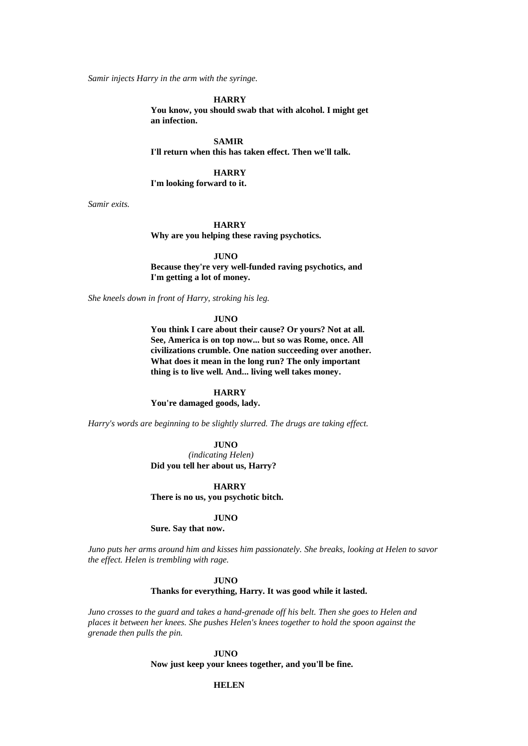*Samir injects Harry in the arm with the syringe.*

**HARRY**
**You know, you should swab that with alcohol. I might get an infection.**

**SAMIR**
**I'll return when this has taken effect. Then we'll talk.**

**HARRY**
**I'm looking forward to it.**

*Samir exits.*

**HARRY**
**Why are you helping these raving psychotics.**

**JUNO**
**Because they're very well-funded raving psychotics, and I'm getting a lot of money.**

*She kneels down in front of Harry, stroking his leg.*

**JUNO**
**You think I care about their cause? Or yours? Not at all. See, America is on top now... but so was Rome, once. All civilizations crumble. One nation succeeding over another. What does it mean in the long run? The only important thing is to live well. And... living well takes money.**

**HARRY**
**You're damaged goods, lady.**

*Harry's words are beginning to be slightly slurred. The drugs are taking effect.*

**JUNO**
*(indicating Helen)*
**Did you tell her about us, Harry?**

**HARRY**
**There is no us, you psychotic bitch.**

**JUNO**
**Sure. Say that now.**

*Juno puts her arms around him and kisses him passionately. She breaks, looking at Helen to savor the effect. Helen is trembling with rage.*

**JUNO**
**Thanks for everything, Harry. It was good while it lasted.**

*Juno crosses to the guard and takes a hand-grenade off his belt. Then she goes to Helen and places it between her knees. She pushes Helen's knees together to hold the spoon against the grenade then pulls the pin.*

**JUNO**
**Now just keep your knees together, and you'll be fine.**

**HELEN**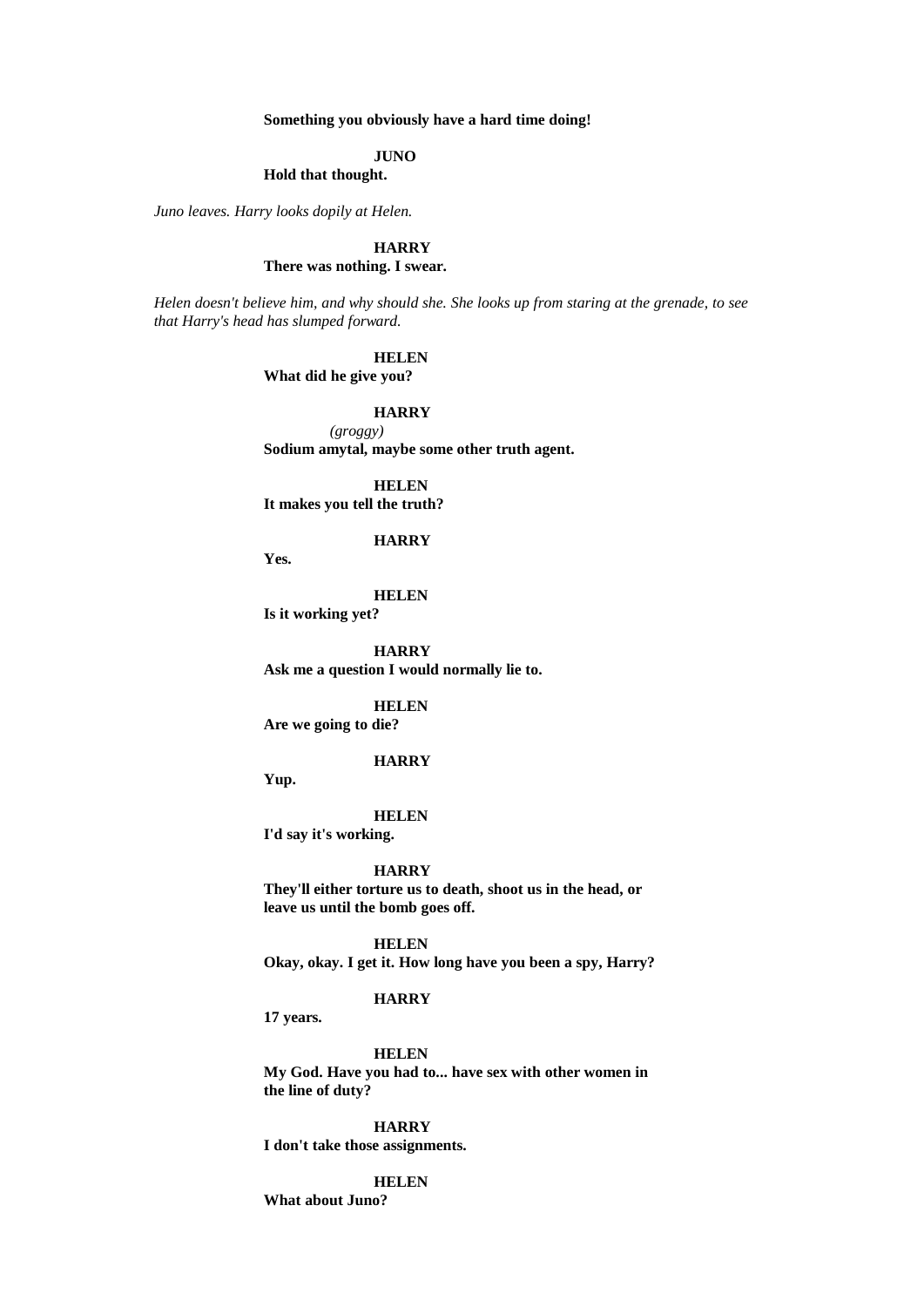**Something you obviously have a hard time doing!**

**JUNO**
**Hold that thought.**

*Juno leaves. Harry looks dopily at Helen.*

**HARRY**
**There was nothing. I swear.**

*Helen doesn't believe him, and why should she. She looks up from staring at the grenade, to see that Harry's head has slumped forward.*

**HELEN**
**What did he give you?**

**HARRY**
*(groggy)*
**Sodium amytal, maybe some other truth agent.**

**HELEN**
**It makes you tell the truth?**

**HARRY**
**Yes.**

**HELEN**
**Is it working yet?**

**HARRY**
**Ask me a question I would normally lie to.**

**HELEN**
**Are we going to die?**

**HARRY**
**Yup.**

**HELEN**
**I'd say it's working.**

**HARRY**
**They'll either torture us to death, shoot us in the head, or leave us until the bomb goes off.**

**HELEN**
**Okay, okay. I get it. How long have you been a spy, Harry?**

**HARRY**
**17 years.**

**HELEN**
**My God. Have you had to... have sex with other women in the line of duty?**

**HARRY**
**I don't take those assignments.**

**HELEN**
**What about Juno?**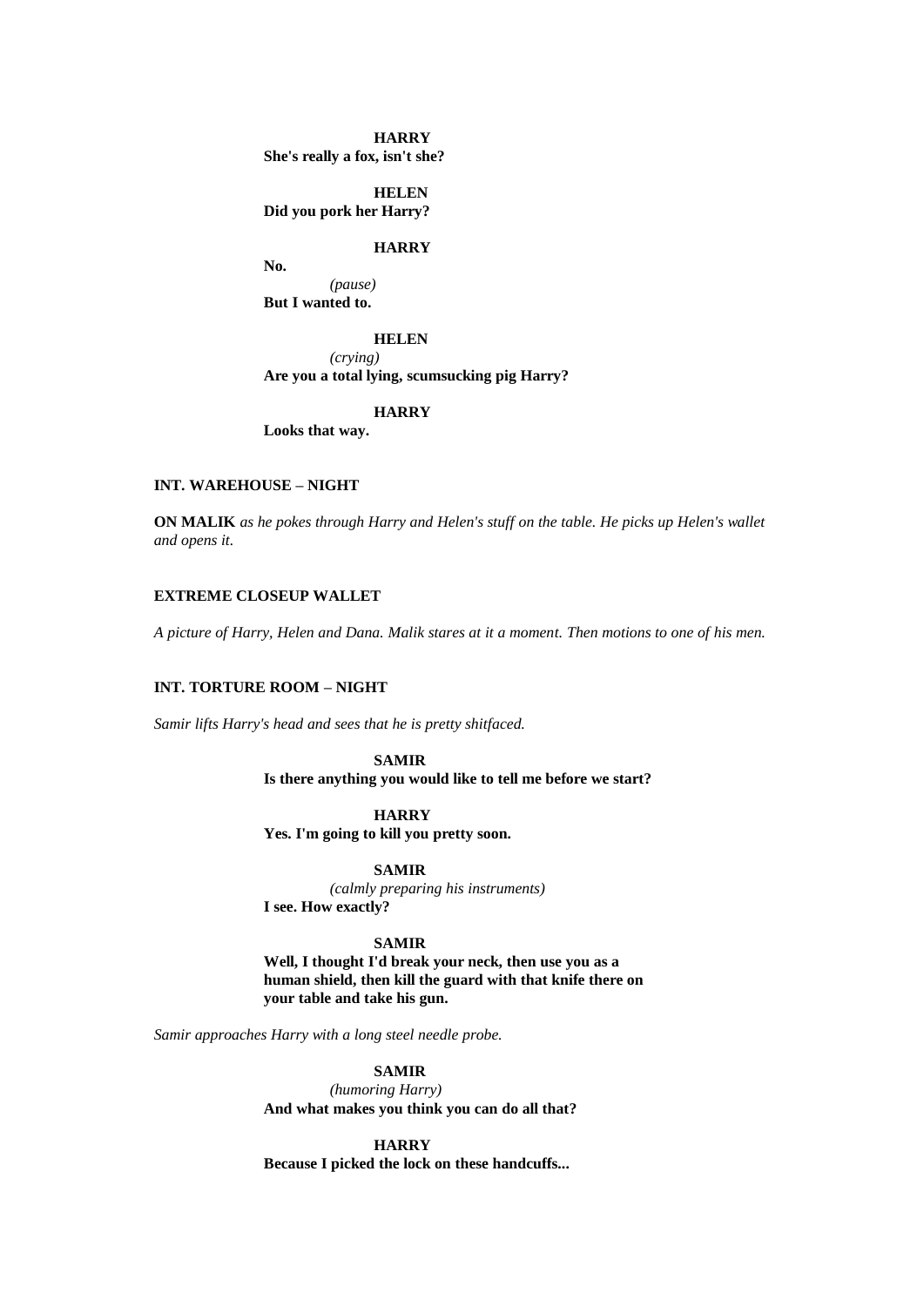**HARRY**
**She's really a fox, isn't she?**

**HELEN**
**Did you pork her Harry?**

**HARRY**
**No.**
*(pause)*
**But I wanted to.**

**HELEN**
*(crying)*
**Are you a total lying, scumsucking pig Harry?**

**HARRY**
**Looks that way.**

**INT. WAREHOUSE – NIGHT**

**ON MALIK** *as he pokes through Harry and Helen's stuff on the table. He picks up Helen's wallet and opens it.*

**EXTREME CLOSEUP WALLET**

*A picture of Harry, Helen and Dana. Malik stares at it a moment. Then motions to one of his men.*

**INT. TORTURE ROOM – NIGHT**

*Samir lifts Harry's head and sees that he is pretty shitfaced.*

**SAMIR**
**Is there anything you would like to tell me before we start?**

**HARRY**
**Yes. I'm going to kill you pretty soon.**

**SAMIR**
*(calmly preparing his instruments)*
**I see. How exactly?**

**SAMIR**
**Well, I thought I'd break your neck, then use you as a human shield, then kill the guard with that knife there on your table and take his gun.**

*Samir approaches Harry with a long steel needle probe.*

**SAMIR**
*(humoring Harry)*
**And what makes you think you can do all that?**

**HARRY**
**Because I picked the lock on these handcuffs...**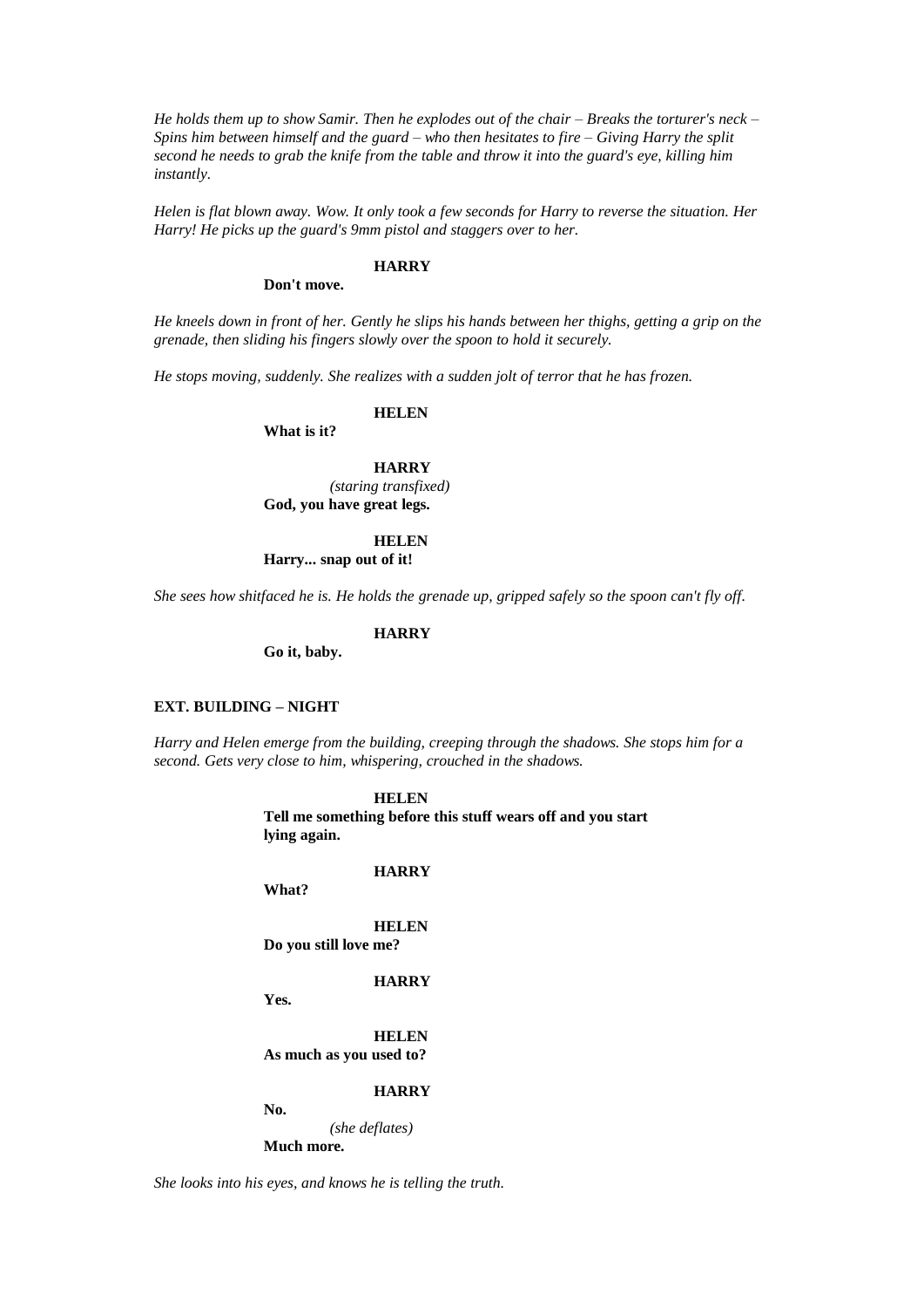*He holds them up to show Samir. Then he explodes out of the chair – Breaks the torturer's neck – Spins him between himself and the guard – who then hesitates to fire – Giving Harry the split second he needs to grab the knife from the table and throw it into the guard's eye, killing him instantly.*

*Helen is flat blown away. Wow. It only took a few seconds for Harry to reverse the situation. Her Harry! He picks up the guard's 9mm pistol and staggers over to her.*

**HARRY**

**Don't move.**

*He kneels down in front of her. Gently he slips his hands between her thighs, getting a grip on the grenade, then sliding his fingers slowly over the spoon to hold it securely.*

*He stops moving, suddenly. She realizes with a sudden jolt of terror that he has frozen.*

**HELEN**

**What is it?**

**HARRY**

*(staring transfixed)*

**God, you have great legs.**

**HELEN**

**Harry... snap out of it!**

*She sees how shitfaced he is. He holds the grenade up, gripped safely so the spoon can't fly off.*

**HARRY**

**Go it, baby.**

**EXT. BUILDING – NIGHT**

*Harry and Helen emerge from the building, creeping through the shadows. She stops him for a second. Gets very close to him, whispering, crouched in the shadows.*

**HELEN**

**Tell me something before this stuff wears off and you start lying again.**

**HARRY**

**What?**

**HELEN**

**Do you still love me?**

**HARRY**

**Yes.**

**HELEN**

**As much as you used to?**

**HARRY**

**No.**

*(she deflates)*

**Much more.**

*She looks into his eyes, and knows he is telling the truth.*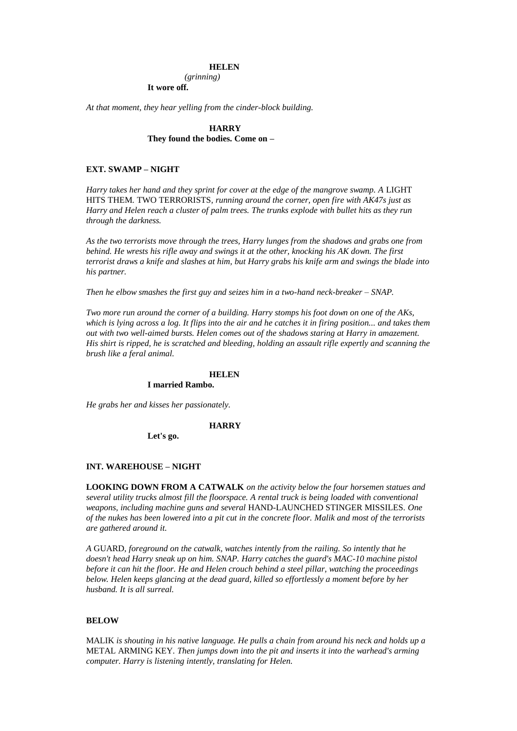**HELEN**

*(grinning)*

**It wore off.**

*At that moment, they hear yelling from the cinder-block building.*

**HARRY**

**They found the bodies. Come on –**

**EXT. SWAMP – NIGHT**

*Harry takes her hand and they sprint for cover at the edge of the mangrove swamp. A* LIGHT HITS THEM. TWO TERRORISTS*, running around the corner, open fire with AK47s just as Harry and Helen reach a cluster of palm trees. The trunks explode with bullet hits as they run through the darkness.*

*As the two terrorists move through the trees, Harry lunges from the shadows and grabs one from behind. He wrests his rifle away and swings it at the other, knocking his AK down. The first terrorist draws a knife and slashes at him, but Harry grabs his knife arm and swings the blade into his partner.*

*Then he elbow smashes the first guy and seizes him in a two-hand neck-breaker – SNAP.*

*Two more run around the corner of a building. Harry stomps his foot down on one of the AKs, which is lying across a log. It flips into the air and he catches it in firing position... and takes them out with two well-aimed bursts. Helen comes out of the shadows staring at Harry in amazement. His shirt is ripped, he is scratched and bleeding, holding an assault rifle expertly and scanning the brush like a feral animal.*

**HELEN**

**I married Rambo.**

*He grabs her and kisses her passionately.*

**HARRY**

**Let's go.**

**INT. WAREHOUSE – NIGHT**

**LOOKING DOWN FROM A CATWALK** *on the activity below the four horsemen statues and several utility trucks almost fill the floorspace. A rental truck is being loaded with conventional weapons, including machine guns and several* HAND-LAUNCHED STINGER MISSILES*. One of the nukes has been lowered into a pit cut in the concrete floor. Malik and most of the terrorists are gathered around it.*

*A* GUARD*, foreground on the catwalk, watches intently from the railing. So intently that he doesn't head Harry sneak up on him. SNAP. Harry catches the guard's MAC-10 machine pistol before it can hit the floor. He and Helen crouch behind a steel pillar, watching the proceedings below. Helen keeps glancing at the dead guard, killed so effortlessly a moment before by her husband. It is all surreal.*

**BELOW**

MALIK *is shouting in his native language. He pulls a chain from around his neck and holds up a* METAL ARMING KEY*. Then jumps down into the pit and inserts it into the warhead's arming computer. Harry is listening intently, translating for Helen.*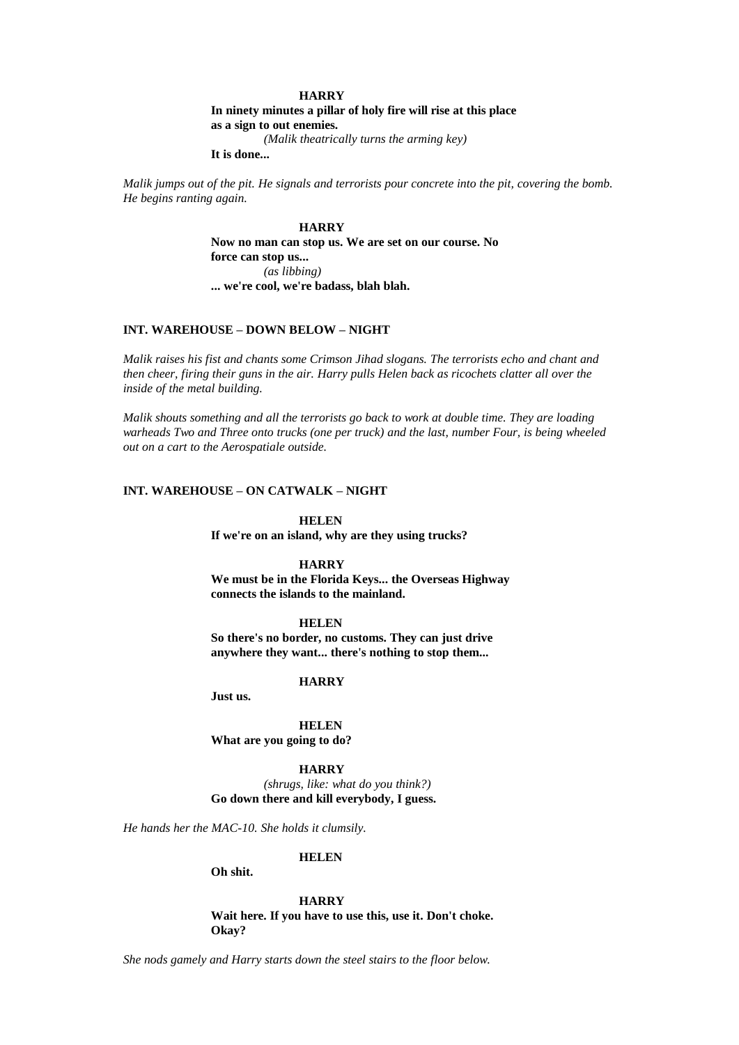**HARRY**

**In ninety minutes a pillar of holy fire will rise at this place as a sign to out enemies.**

*(Malik theatrically turns the arming key)*

**It is done...**

*Malik jumps out of the pit. He signals and terrorists pour concrete into the pit, covering the bomb. He begins ranting again.*

**HARRY**

**Now no man can stop us. We are set on our course. No force can stop us...**

*(as libbing)*

**... we're cool, we're badass, blah blah.**

**INT. WAREHOUSE – DOWN BELOW – NIGHT**

*Malik raises his fist and chants some Crimson Jihad slogans. The terrorists echo and chant and then cheer, firing their guns in the air. Harry pulls Helen back as ricochets clatter all over the inside of the metal building.*

*Malik shouts something and all the terrorists go back to work at double time. They are loading warheads Two and Three onto trucks (one per truck) and the last, number Four, is being wheeled out on a cart to the Aerospatiale outside.*

**INT. WAREHOUSE – ON CATWALK – NIGHT**

**HELEN**

**If we're on an island, why are they using trucks?**

**HARRY**

**We must be in the Florida Keys... the Overseas Highway connects the islands to the mainland.**

**HELEN**

**So there's no border, no customs. They can just drive anywhere they want... there's nothing to stop them...**

**HARRY**

**Just us.**

**HELEN**

**What are you going to do?**

**HARRY**

*(shrugs, like: what do you think?)*

**Go down there and kill everybody, I guess.**

*He hands her the MAC-10. She holds it clumsily.*

**HELEN**

**Oh shit.**

**HARRY**

**Wait here. If you have to use this, use it. Don't choke. Okay?**

*She nods gamely and Harry starts down the steel stairs to the floor below.*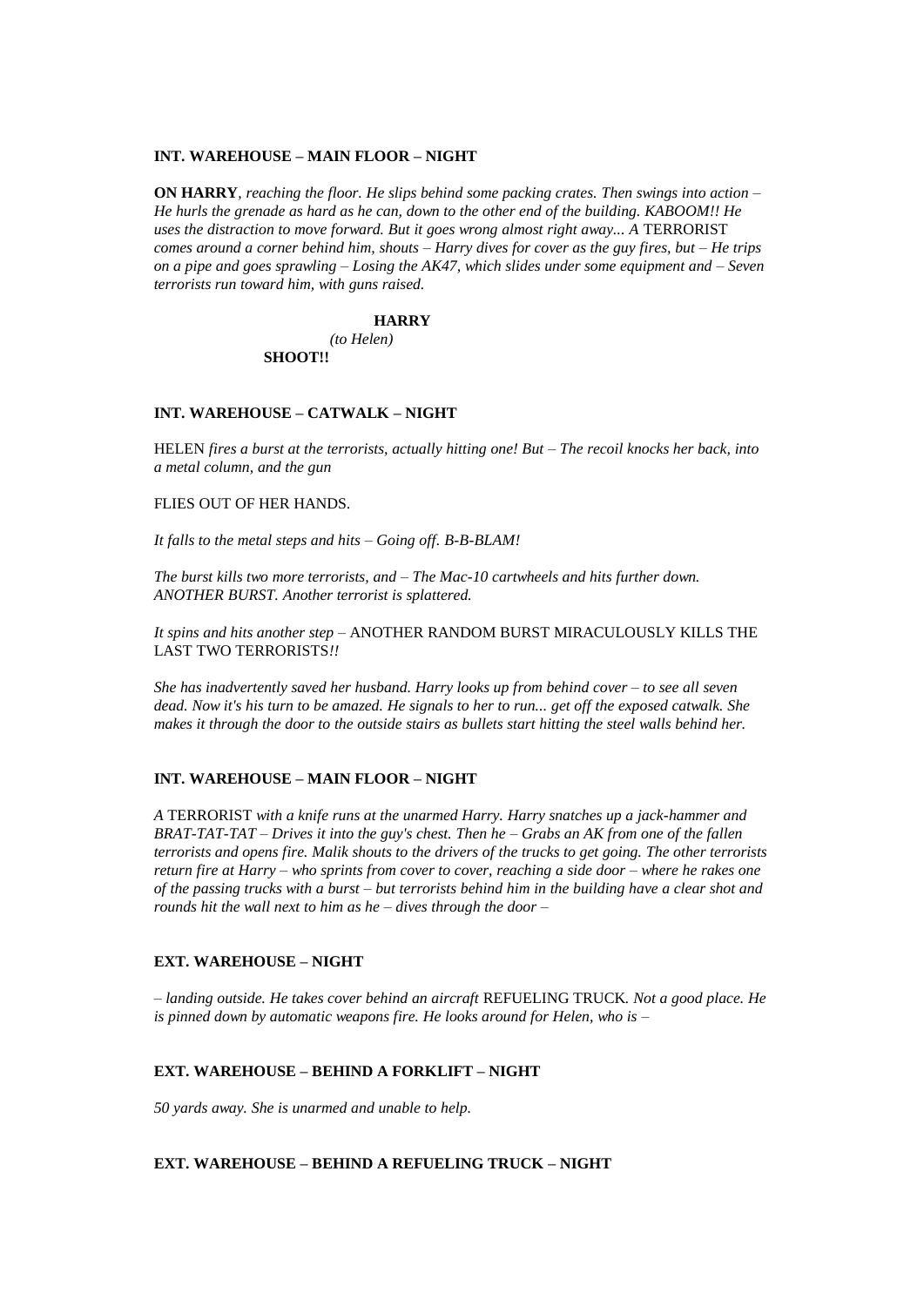**INT. WAREHOUSE – MAIN FLOOR – NIGHT**

**ON HARRY**, *reaching the floor. He slips behind some packing crates. Then swings into action – He hurls the grenade as hard as he can, down to the other end of the building. KABOOM!! He uses the distraction to move forward. But it goes wrong almost right away... A* TERRORIST *comes around a corner behind him, shouts – Harry dives for cover as the guy fires, but – He trips on a pipe and goes sprawling – Losing the AK47, which slides under some equipment and – Seven terrorists run toward him, with guns raised.*

**HARRY**
*(to Helen)*
**SHOOT!!**

**INT. WAREHOUSE – CATWALK – NIGHT**

HELEN *fires a burst at the terrorists, actually hitting one! But – The recoil knocks her back, into a metal column, and the gun*

FLIES OUT OF HER HANDS.

*It falls to the metal steps and hits – Going off. B-B-BLAM!*

*The burst kills two more terrorists, and – The Mac-10 cartwheels and hits further down. ANOTHER BURST. Another terrorist is splattered.*

*It spins and hits another step –* ANOTHER RANDOM BURST MIRACULOUSLY KILLS THE LAST TWO TERRORISTS*!!*

*She has inadvertently saved her husband. Harry looks up from behind cover – to see all seven dead. Now it's his turn to be amazed. He signals to her to run... get off the exposed catwalk. She makes it through the door to the outside stairs as bullets start hitting the steel walls behind her.*

**INT. WAREHOUSE – MAIN FLOOR – NIGHT**

*A* TERRORIST *with a knife runs at the unarmed Harry. Harry snatches up a jack-hammer and BRAT-TAT-TAT – Drives it into the guy's chest. Then he – Grabs an AK from one of the fallen terrorists and opens fire. Malik shouts to the drivers of the trucks to get going. The other terrorists return fire at Harry – who sprints from cover to cover, reaching a side door – where he rakes one of the passing trucks with a burst – but terrorists behind him in the building have a clear shot and rounds hit the wall next to him as he – dives through the door –*

**EXT. WAREHOUSE – NIGHT**

*– landing outside. He takes cover behind an aircraft* REFUELING TRUCK*. Not a good place. He is pinned down by automatic weapons fire. He looks around for Helen, who is –*

**EXT. WAREHOUSE – BEHIND A FORKLIFT – NIGHT**

*50 yards away. She is unarmed and unable to help.*

**EXT. WAREHOUSE – BEHIND A REFUELING TRUCK – NIGHT**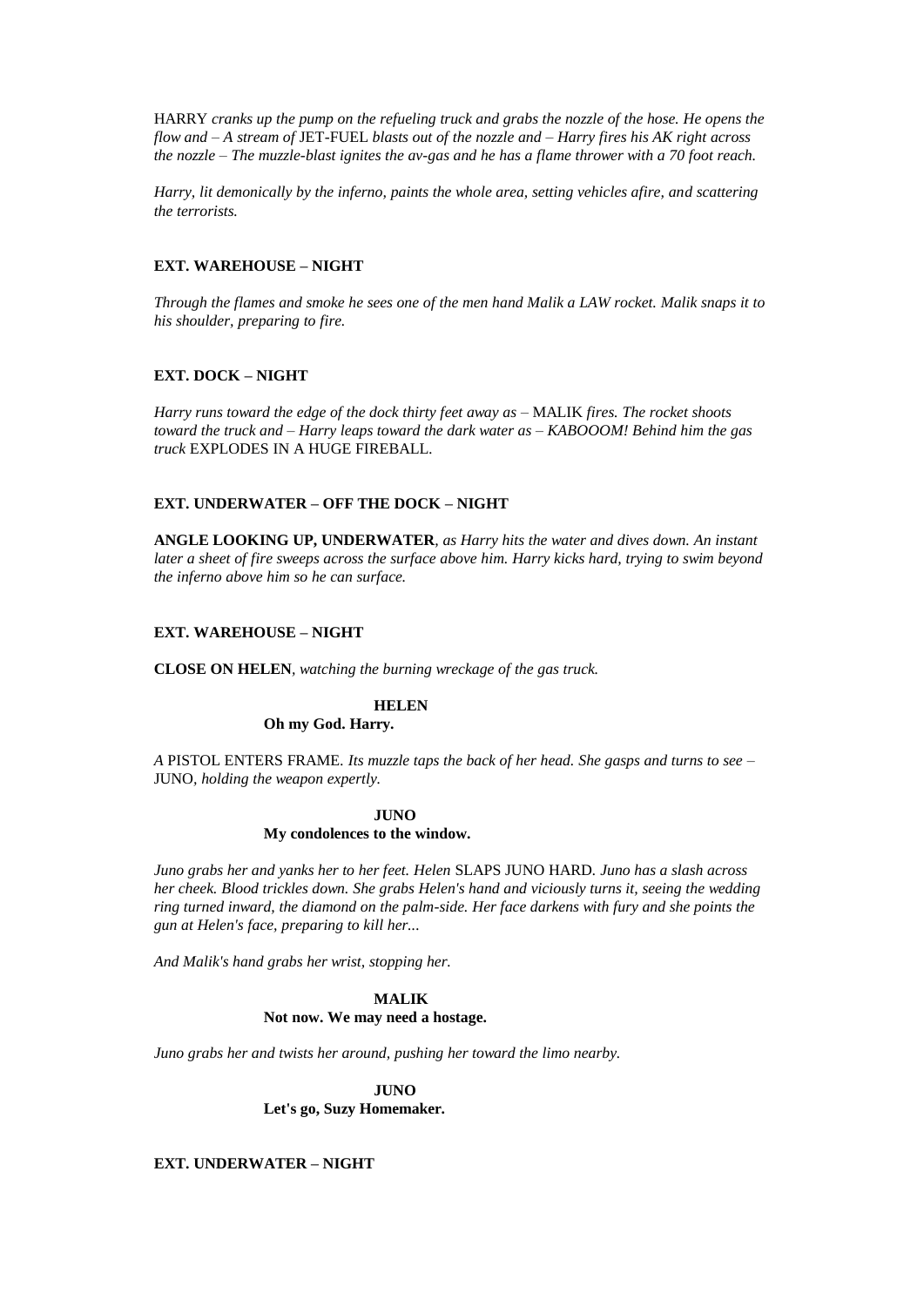HARRY *cranks up the pump on the refueling truck and grabs the nozzle of the hose. He opens the flow and – A stream of* JET-FUEL *blasts out of the nozzle and – Harry fires his AK right across the nozzle – The muzzle-blast ignites the av-gas and he has a flame thrower with a 70 foot reach.*

*Harry, lit demonically by the inferno, paints the whole area, setting vehicles afire, and scattering the terrorists.*

**EXT. WAREHOUSE – NIGHT**

*Through the flames and smoke he sees one of the men hand Malik a LAW rocket. Malik snaps it to his shoulder, preparing to fire.*

**EXT. DOCK – NIGHT**

*Harry runs toward the edge of the dock thirty feet away as –* MALIK *fires. The rocket shoots toward the truck and – Harry leaps toward the dark water as – KABOOOM! Behind him the gas truck* EXPLODES IN A HUGE FIREBALL.

**EXT. UNDERWATER – OFF THE DOCK – NIGHT**

**ANGLE LOOKING UP, UNDERWATER***, as Harry hits the water and dives down. An instant later a sheet of fire sweeps across the surface above him. Harry kicks hard, trying to swim beyond the inferno above him so he can surface.*

**EXT. WAREHOUSE – NIGHT**

**CLOSE ON HELEN***, watching the burning wreckage of the gas truck.*

**HELEN**
**Oh my God. Harry.**

*A* PISTOL ENTERS FRAME. *Its muzzle taps the back of her head. She gasps and turns to see –* JUNO*, holding the weapon expertly.*

**JUNO**
**My condolences to the window.**

*Juno grabs her and yanks her to her feet. Helen* SLAPS JUNO HARD. *Juno has a slash across her cheek. Blood trickles down. She grabs Helen's hand and viciously turns it, seeing the wedding ring turned inward, the diamond on the palm-side. Her face darkens with fury and she points the gun at Helen's face, preparing to kill her...*

*And Malik's hand grabs her wrist, stopping her.*

**MALIK**
**Not now. We may need a hostage.**

*Juno grabs her and twists her around, pushing her toward the limo nearby.*

**JUNO**
**Let's go, Suzy Homemaker.**

**EXT. UNDERWATER – NIGHT**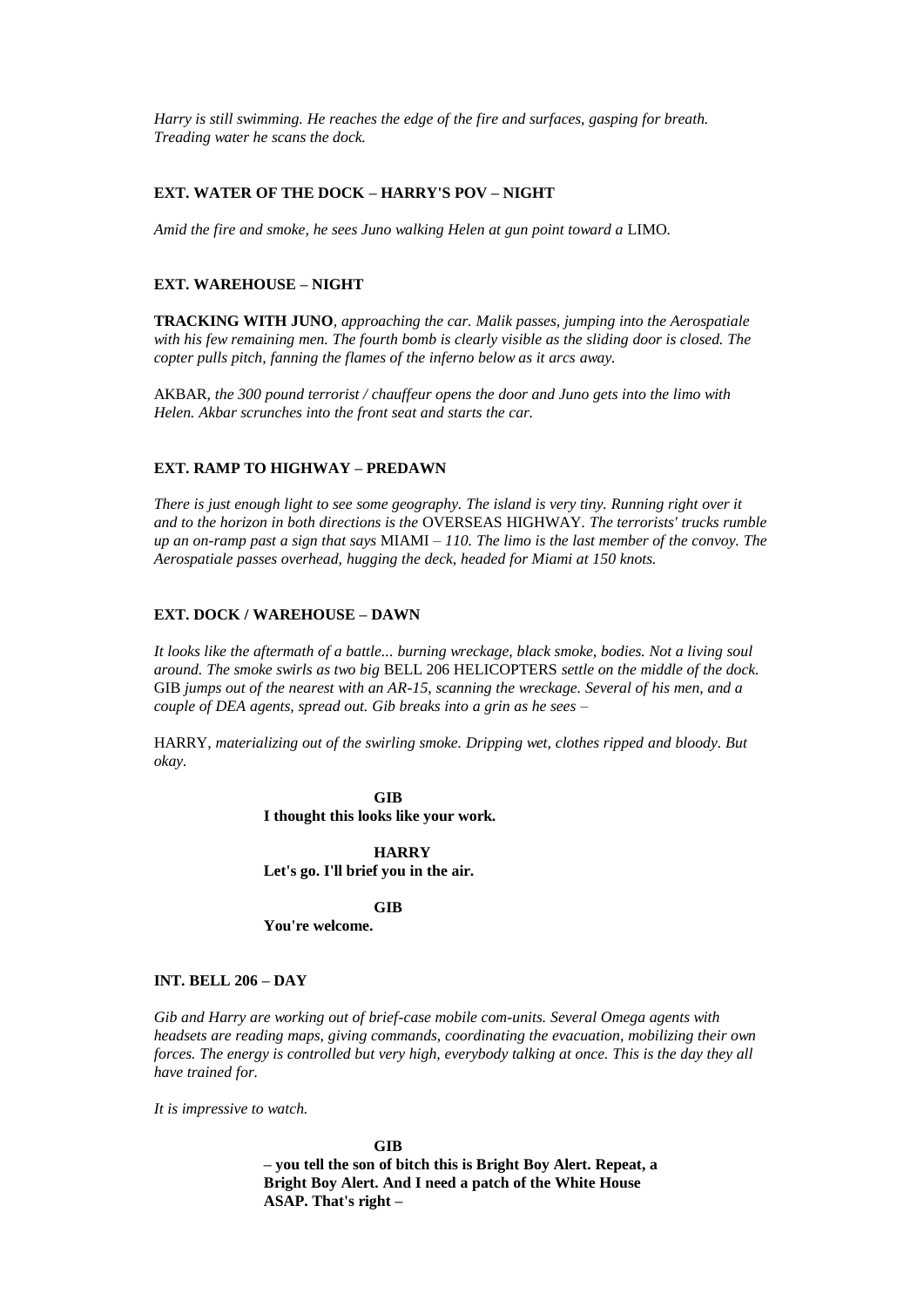*Harry is still swimming. He reaches the edge of the fire and surfaces, gasping for breath. Treading water he scans the dock.*

**EXT. WATER OF THE DOCK – HARRY'S POV – NIGHT**

*Amid the fire and smoke, he sees Juno walking Helen at gun point toward a* LIMO*.*

**EXT. WAREHOUSE – NIGHT**

**TRACKING WITH JUNO**, *approaching the car. Malik passes, jumping into the Aerospatiale with his few remaining men. The fourth bomb is clearly visible as the sliding door is closed. The copter pulls pitch, fanning the flames of the inferno below as it arcs away.*

AKBAR, *the 300 pound terrorist / chauffeur opens the door and Juno gets into the limo with Helen. Akbar scrunches into the front seat and starts the car.*

**EXT. RAMP TO HIGHWAY – PREDAWN**

*There is just enough light to see some geography. The island is very tiny. Running right over it and to the horizon in both directions is the* OVERSEAS HIGHWAY*. The terrorists' trucks rumble up an on-ramp past a sign that says* MIAMI *– 110. The limo is the last member of the convoy. The Aerospatiale passes overhead, hugging the deck, headed for Miami at 150 knots.*

**EXT. DOCK / WAREHOUSE – DAWN**

*It looks like the aftermath of a battle... burning wreckage, black smoke, bodies. Not a living soul around. The smoke swirls as two big* BELL 206 HELICOPTERS *settle on the middle of the dock.* GIB *jumps out of the nearest with an AR-15, scanning the wreckage. Several of his men, and a couple of DEA agents, spread out. Gib breaks into a grin as he sees –*

HARRY, *materializing out of the swirling smoke. Dripping wet, clothes ripped and bloody. But okay.*

**GIB**
**I thought this looks like your work.**

**HARRY**
**Let's go. I'll brief you in the air.**

**GIB**
**You're welcome.**

**INT. BELL 206 – DAY**

*Gib and Harry are working out of brief-case mobile com-units. Several Omega agents with headsets are reading maps, giving commands, coordinating the evacuation, mobilizing their own forces. The energy is controlled but very high, everybody talking at once. This is the day they all have trained for.*

*It is impressive to watch.*

**GIB**
**– you tell the son of bitch this is Bright Boy Alert. Repeat, a Bright Boy Alert. And I need a patch of the White House ASAP. That's right –**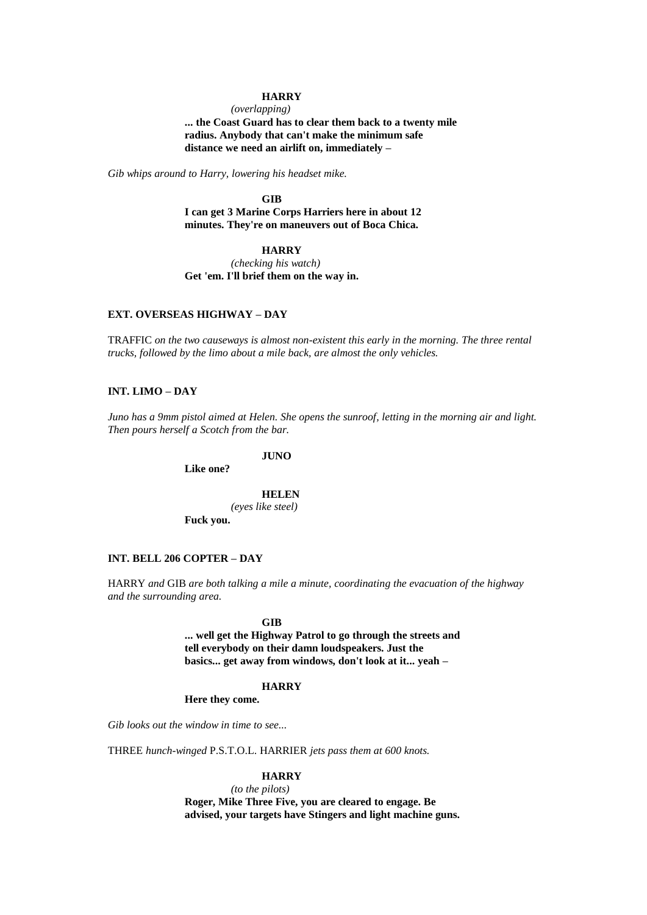**HARRY**

*(overlapping)*

**... the Coast Guard has to clear them back to a twenty mile radius. Anybody that can't make the minimum safe distance we need an airlift on, immediately –**

*Gib whips around to Harry, lowering his headset mike.*

**GIB**

**I can get 3 Marine Corps Harriers here in about 12 minutes. They're on maneuvers out of Boca Chica.**

**HARRY**

*(checking his watch)*

**Get 'em. I'll brief them on the way in.**

**EXT. OVERSEAS HIGHWAY – DAY**

TRAFFIC *on the two causeways is almost non-existent this early in the morning. The three rental trucks, followed by the limo about a mile back, are almost the only vehicles.*

**INT. LIMO – DAY**

*Juno has a 9mm pistol aimed at Helen. She opens the sunroof, letting in the morning air and light. Then pours herself a Scotch from the bar.*

**JUNO**

**Like one?**

**HELEN**

*(eyes like steel)*

**Fuck you.**

**INT. BELL 206 COPTER – DAY**

HARRY *and* GIB *are both talking a mile a minute, coordinating the evacuation of the highway and the surrounding area.*

**GIB**

**... well get the Highway Patrol to go through the streets and tell everybody on their damn loudspeakers. Just the basics... get away from windows, don't look at it... yeah –**

**HARRY**

**Here they come.**

*Gib looks out the window in time to see...*

THREE *hunch-winged* P.S.T.O.L. HARRIER *jets pass them at 600 knots.*

**HARRY**

*(to the pilots)*

**Roger, Mike Three Five, you are cleared to engage. Be advised, your targets have Stingers and light machine guns.**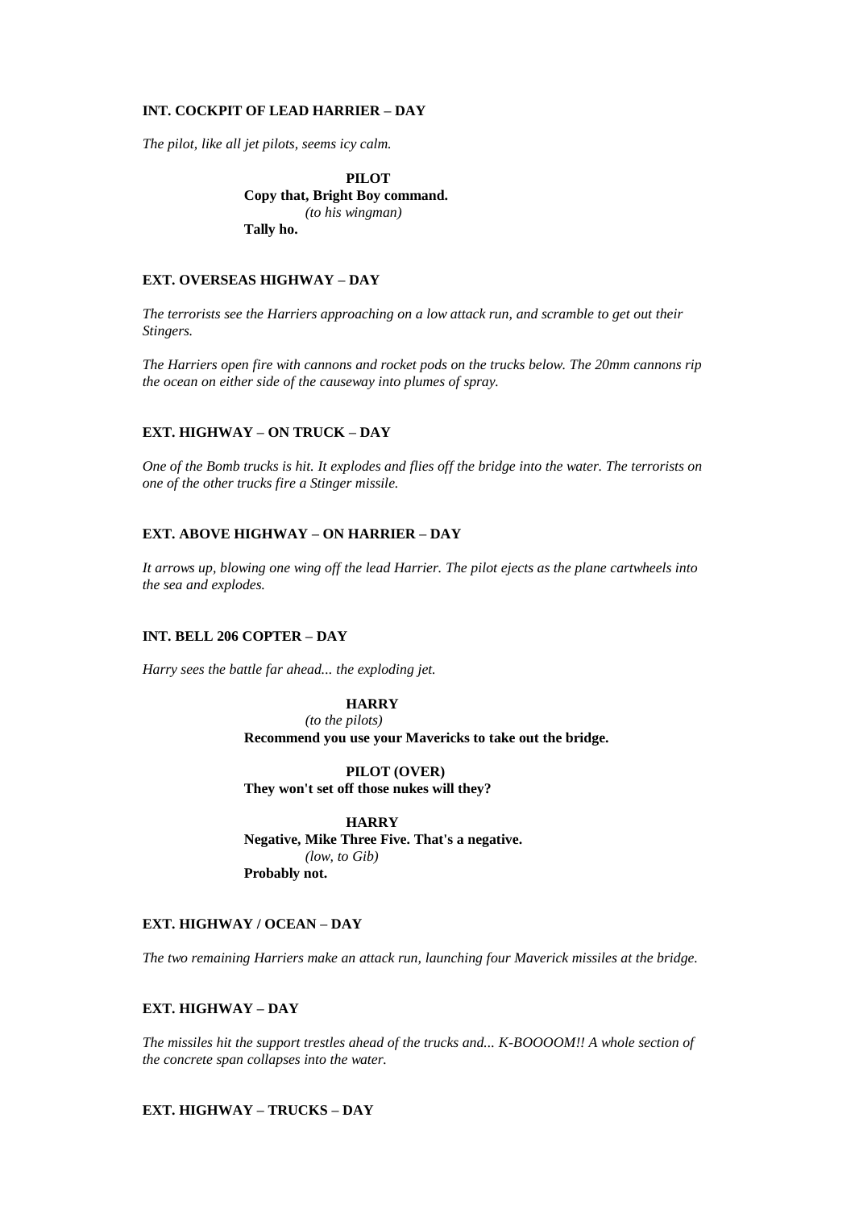**INT. COCKPIT OF LEAD HARRIER – DAY**

*The pilot, like all jet pilots, seems icy calm.*

**PILOT**
**Copy that, Bright Boy command.**
*(to his wingman)*
**Tally ho.**

**EXT. OVERSEAS HIGHWAY – DAY**

*The terrorists see the Harriers approaching on a low attack run, and scramble to get out their Stingers.*

*The Harriers open fire with cannons and rocket pods on the trucks below. The 20mm cannons rip the ocean on either side of the causeway into plumes of spray.*

**EXT. HIGHWAY – ON TRUCK – DAY**

*One of the Bomb trucks is hit. It explodes and flies off the bridge into the water. The terrorists on one of the other trucks fire a Stinger missile.*

**EXT. ABOVE HIGHWAY – ON HARRIER – DAY**

*It arrows up, blowing one wing off the lead Harrier. The pilot ejects as the plane cartwheels into the sea and explodes.*

**INT. BELL 206 COPTER – DAY**

*Harry sees the battle far ahead... the exploding jet.*

**HARRY**
*(to the pilots)*
**Recommend you use your Mavericks to take out the bridge.**

**PILOT (OVER)**
**They won't set off those nukes will they?**

**HARRY**
**Negative, Mike Three Five. That's a negative.**
*(low, to Gib)*
**Probably not.**

**EXT. HIGHWAY / OCEAN – DAY**

*The two remaining Harriers make an attack run, launching four Maverick missiles at the bridge.*

**EXT. HIGHWAY – DAY**

*The missiles hit the support trestles ahead of the trucks and... K-BOOOOM!! A whole section of the concrete span collapses into the water.*

**EXT. HIGHWAY – TRUCKS – DAY**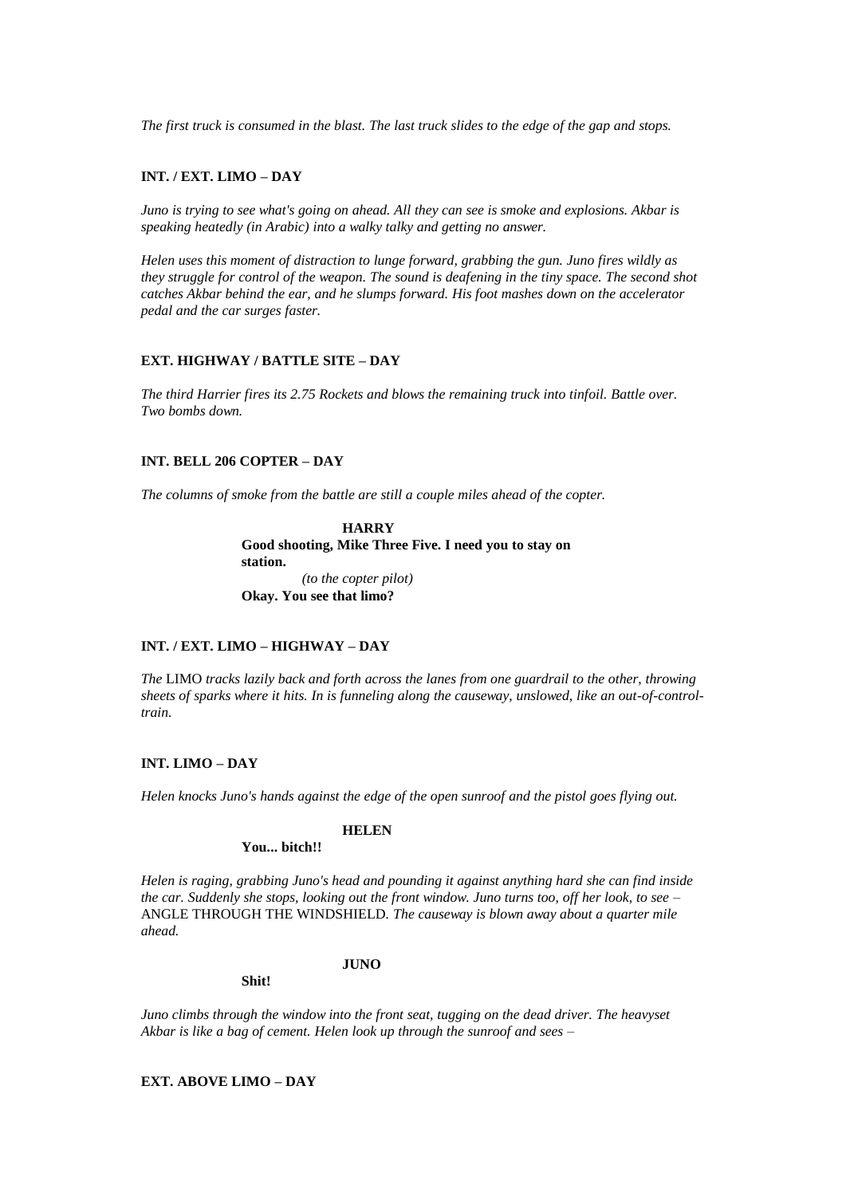*The first truck is consumed in the blast. The last truck slides to the edge of the gap and stops.*

**INT. / EXT. LIMO – DAY**

*Juno is trying to see what's going on ahead. All they can see is smoke and explosions. Akbar is speaking heatedly (in Arabic) into a walky talky and getting no answer.*

*Helen uses this moment of distraction to lunge forward, grabbing the gun. Juno fires wildly as they struggle for control of the weapon. The sound is deafening in the tiny space. The second shot catches Akbar behind the ear, and he slumps forward. His foot mashes down on the accelerator pedal and the car surges faster.*

**EXT. HIGHWAY / BATTLE SITE – DAY**

*The third Harrier fires its 2.75 Rockets and blows the remaining truck into tinfoil. Battle over. Two bombs down.*

**INT. BELL 206 COPTER – DAY**

*The columns of smoke from the battle are still a couple miles ahead of the copter.*

**HARRY**
**Good shooting, Mike Three Five. I need you to stay on station.**
*(to the copter pilot)*
**Okay. You see that limo?**

**INT. / EXT. LIMO – HIGHWAY – DAY**

*The* LIMO *tracks lazily back and forth across the lanes from one guardrail to the other, throwing sheets of sparks where it hits. In is funneling along the causeway, unslowed, like an out-of-control-train.*

**INT. LIMO – DAY**

*Helen knocks Juno's hands against the edge of the open sunroof and the pistol goes flying out.*

**HELEN**
**You... bitch!!**

*Helen is raging, grabbing Juno's head and pounding it against anything hard she can find inside the car. Suddenly she stops, looking out the front window. Juno turns too, off her look, to see –* ANGLE THROUGH THE WINDSHIELD. *The causeway is blown away about a quarter mile ahead.*

**JUNO**
**Shit!**

*Juno climbs through the window into the front seat, tugging on the dead driver. The heavyset Akbar is like a bag of cement. Helen look up through the sunroof and sees –*

**EXT. ABOVE LIMO – DAY**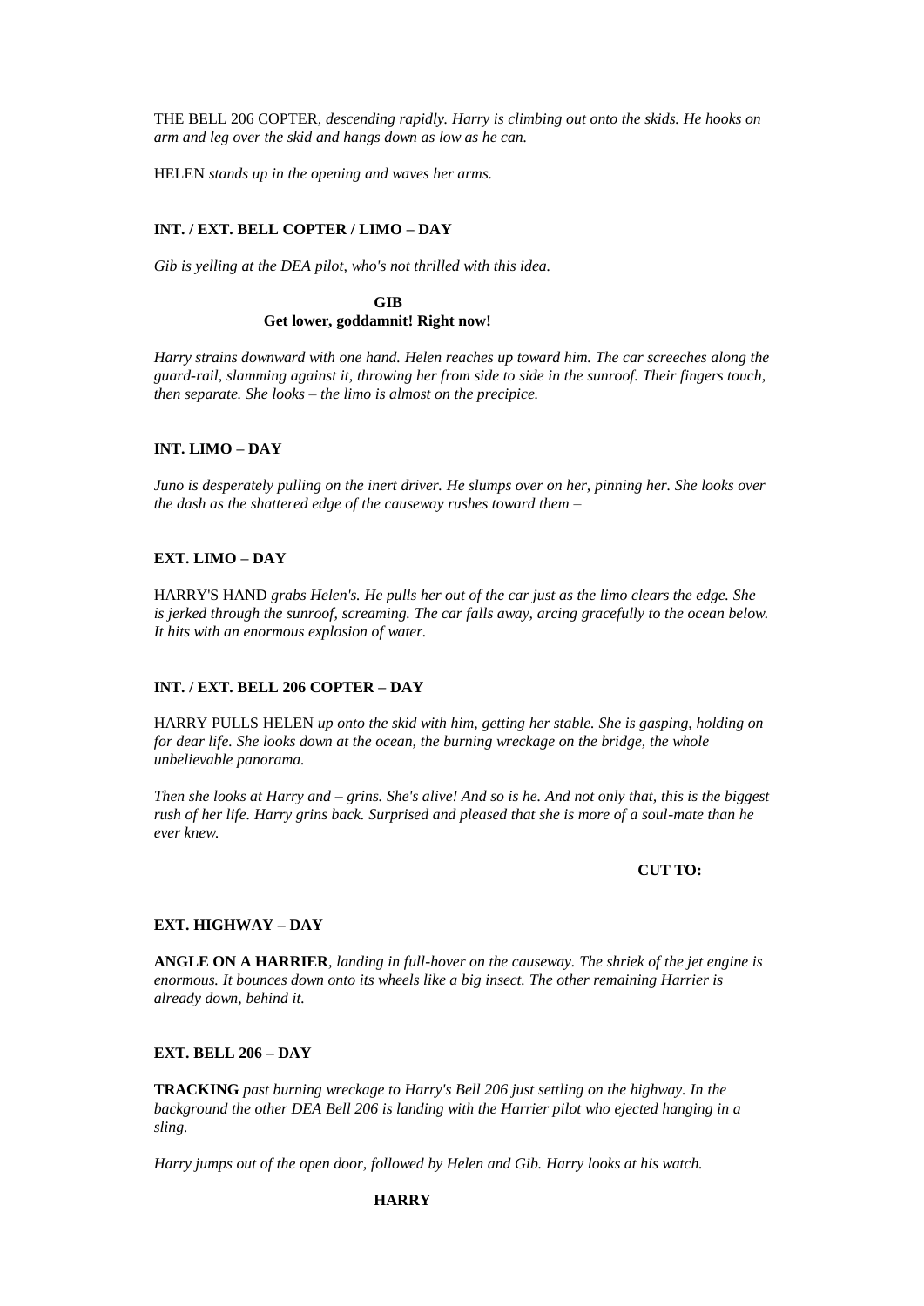THE BELL 206 COPTER, *descending rapidly. Harry is climbing out onto the skids. He hooks on arm and leg over the skid and hangs down as low as he can.*

HELEN *stands up in the opening and waves her arms.*

**INT. / EXT. BELL COPTER / LIMO – DAY**

*Gib is yelling at the DEA pilot, who's not thrilled with this idea.*

**GIB**
**Get lower, goddamnit! Right now!**

*Harry strains downward with one hand. Helen reaches up toward him. The car screeches along the guard-rail, slamming against it, throwing her from side to side in the sunroof. Their fingers touch, then separate. She looks – the limo is almost on the precipice.*

**INT. LIMO – DAY**

*Juno is desperately pulling on the inert driver. He slumps over on her, pinning her. She looks over the dash as the shattered edge of the causeway rushes toward them –*

**EXT. LIMO – DAY**

HARRY'S HAND *grabs Helen's. He pulls her out of the car just as the limo clears the edge. She is jerked through the sunroof, screaming. The car falls away, arcing gracefully to the ocean below. It hits with an enormous explosion of water.*

**INT. / EXT. BELL 206 COPTER – DAY**

HARRY PULLS HELEN *up onto the skid with him, getting her stable. She is gasping, holding on for dear life. She looks down at the ocean, the burning wreckage on the bridge, the whole unbelievable panorama.*

*Then she looks at Harry and – grins. She's alive! And so is he. And not only that, this is the biggest rush of her life. Harry grins back. Surprised and pleased that she is more of a soul-mate than he ever knew.*

**CUT TO:**

**EXT. HIGHWAY – DAY**

**ANGLE ON A HARRIER**, *landing in full-hover on the causeway. The shriek of the jet engine is enormous. It bounces down onto its wheels like a big insect. The other remaining Harrier is already down, behind it.*

**EXT. BELL 206 – DAY**

**TRACKING** *past burning wreckage to Harry's Bell 206 just settling on the highway. In the background the other DEA Bell 206 is landing with the Harrier pilot who ejected hanging in a sling.*

*Harry jumps out of the open door, followed by Helen and Gib. Harry looks at his watch.*

**HARRY**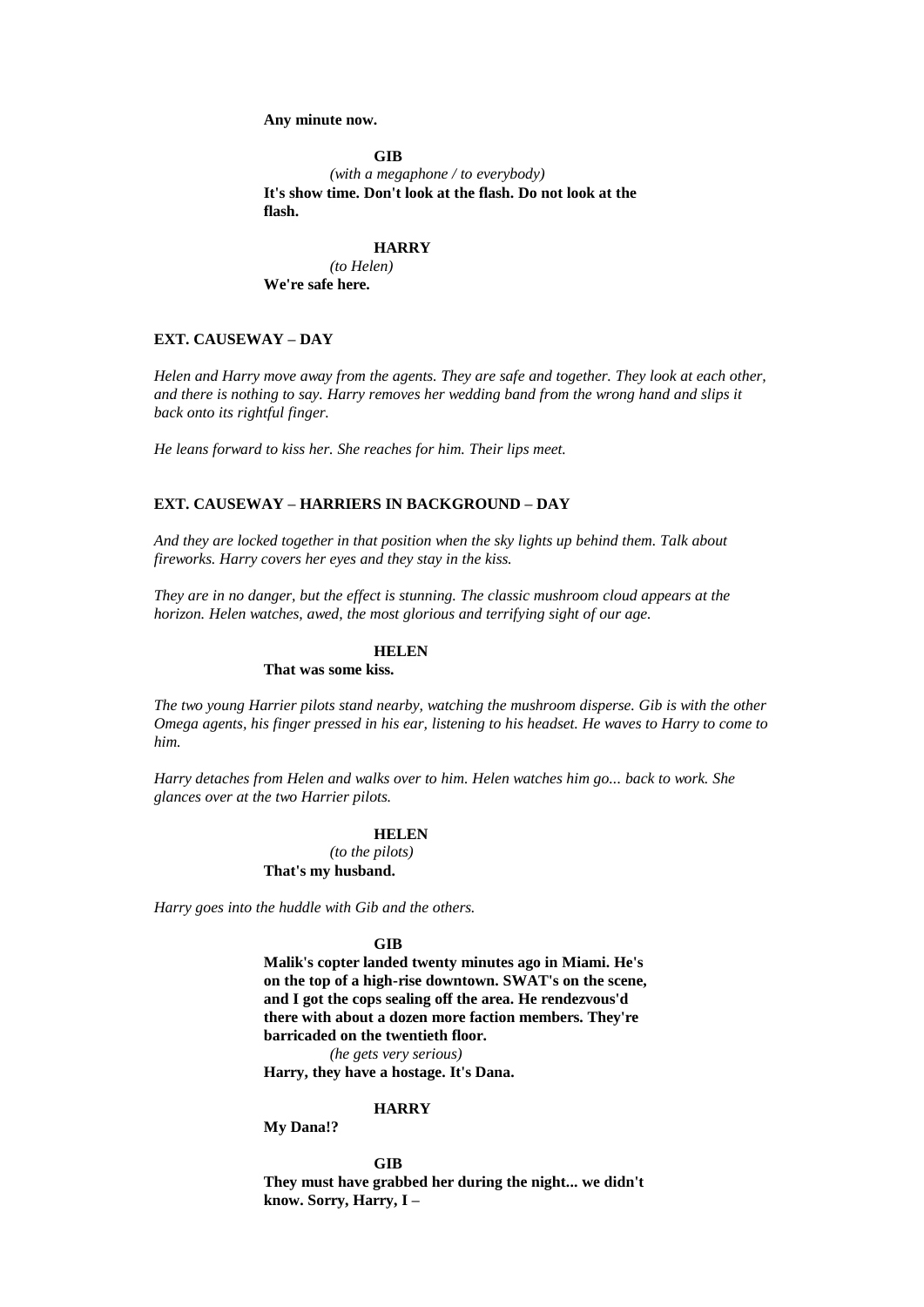**Any minute now.**

**GIB**

*(with a megaphone / to everybody)*

**It's show time. Don't look at the flash. Do not look at the flash.**

**HARRY**

*(to Helen)*

**We're safe here.**

**EXT. CAUSEWAY – DAY**

*Helen and Harry move away from the agents. They are safe and together. They look at each other, and there is nothing to say. Harry removes her wedding band from the wrong hand and slips it back onto its rightful finger.*

*He leans forward to kiss her. She reaches for him. Their lips meet.*

**EXT. CAUSEWAY – HARRIERS IN BACKGROUND – DAY**

*And they are locked together in that position when the sky lights up behind them. Talk about fireworks. Harry covers her eyes and they stay in the kiss.*

*They are in no danger, but the effect is stunning. The classic mushroom cloud appears at the horizon. Helen watches, awed, the most glorious and terrifying sight of our age.*

**HELEN**

**That was some kiss.**

*The two young Harrier pilots stand nearby, watching the mushroom disperse. Gib is with the other Omega agents, his finger pressed in his ear, listening to his headset. He waves to Harry to come to him.*

*Harry detaches from Helen and walks over to him. Helen watches him go... back to work. She glances over at the two Harrier pilots.*

**HELEN**

*(to the pilots)*

**That's my husband.**

*Harry goes into the huddle with Gib and the others.*

**GIB**

**Malik's copter landed twenty minutes ago in Miami. He's on the top of a high-rise downtown. SWAT's on the scene, and I got the cops sealing off the area. He rendezvous'd there with about a dozen more faction members. They're barricaded on the twentieth floor.**

*(he gets very serious)*

**Harry, they have a hostage. It's Dana.**

**HARRY**

**My Dana!?**

**GIB**

**They must have grabbed her during the night... we didn't know. Sorry, Harry, I –**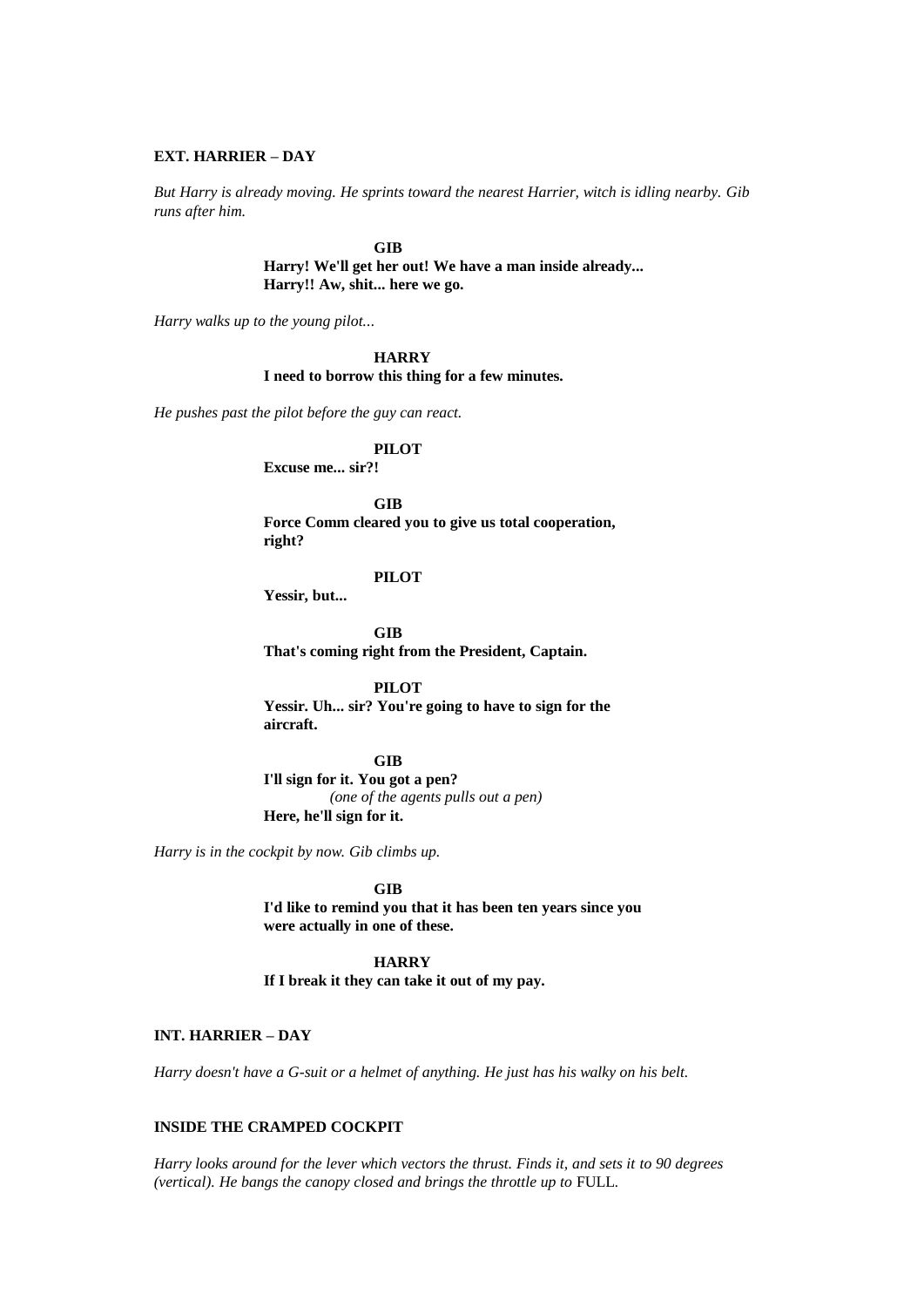**EXT. HARRIER – DAY**

*But Harry is already moving. He sprints toward the nearest Harrier, witch is idling nearby. Gib runs after him.*

**GIB**
**Harry! We'll get her out! We have a man inside already... Harry!! Aw, shit... here we go.**

*Harry walks up to the young pilot...*

**HARRY**
**I need to borrow this thing for a few minutes.**

*He pushes past the pilot before the guy can react.*

**PILOT**
**Excuse me... sir?!**

**GIB**
**Force Comm cleared you to give us total cooperation, right?**

**PILOT**
**Yessir, but...**

**GIB**
**That's coming right from the President, Captain.**

**PILOT**
**Yessir. Uh... sir? You're going to have to sign for the aircraft.**

**GIB**
**I'll sign for it. You got a pen?**
*(one of the agents pulls out a pen)*
**Here, he'll sign for it.**

*Harry is in the cockpit by now. Gib climbs up.*

**GIB**
**I'd like to remind you that it has been ten years since you were actually in one of these.**

**HARRY**
**If I break it they can take it out of my pay.**

**INT. HARRIER – DAY**

*Harry doesn't have a G-suit or a helmet of anything. He just has his walky on his belt.*

**INSIDE THE CRAMPED COCKPIT**

*Harry looks around for the lever which vectors the thrust. Finds it, and sets it to 90 degrees (vertical). He bangs the canopy closed and brings the throttle up to* FULL.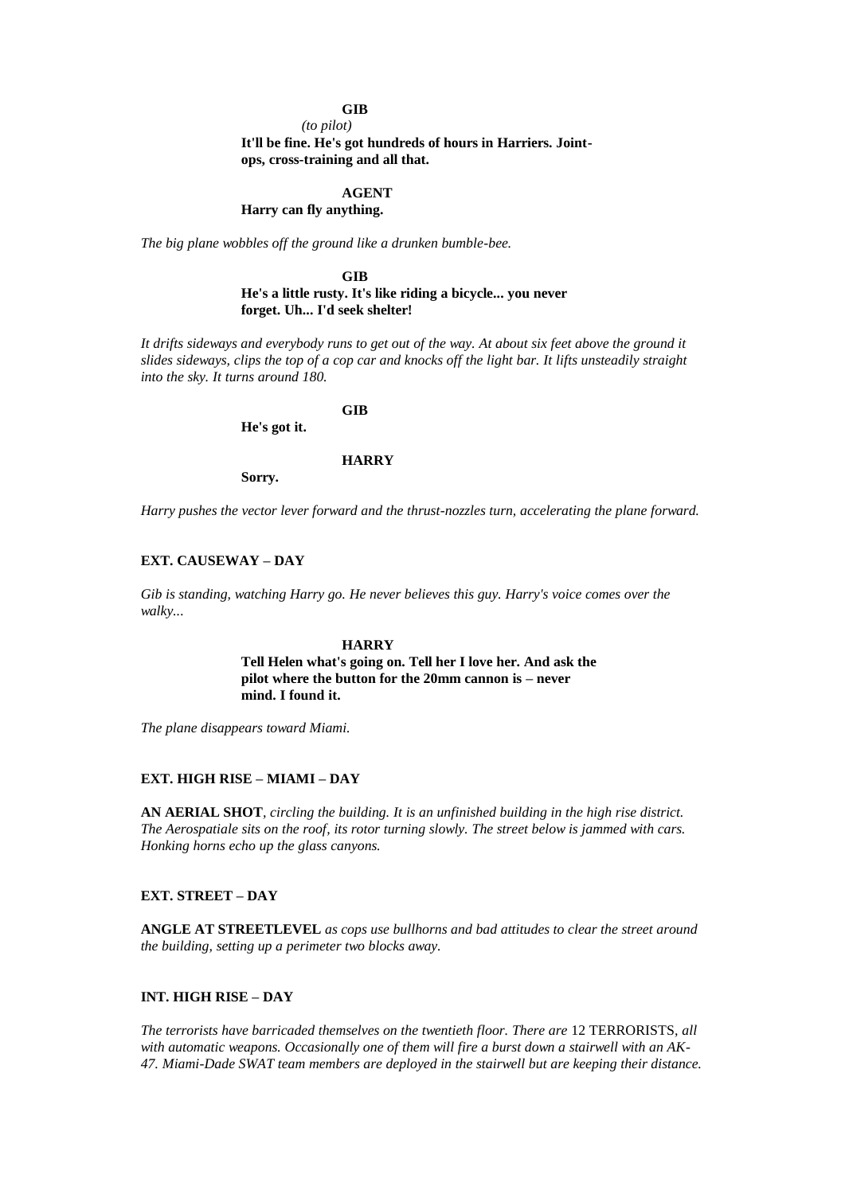**GIB**

*(to pilot)*

**It'll be fine. He's got hundreds of hours in Harriers. Joint-ops, cross-training and all that.**

**AGENT**

**Harry can fly anything.**

*The big plane wobbles off the ground like a drunken bumble-bee.*

**GIB**

**He's a little rusty. It's like riding a bicycle... you never forget. Uh... I'd seek shelter!**

*It drifts sideways and everybody runs to get out of the way. At about six feet above the ground it slides sideways, clips the top of a cop car and knocks off the light bar. It lifts unsteadily straight into the sky. It turns around 180.*

**GIB**

**He's got it.**

**HARRY**

**Sorry.**

*Harry pushes the vector lever forward and the thrust-nozzles turn, accelerating the plane forward.*

**EXT. CAUSEWAY – DAY**

*Gib is standing, watching Harry go. He never believes this guy. Harry's voice comes over the walky...*

**HARRY**

**Tell Helen what's going on. Tell her I love her. And ask the pilot where the button for the 20mm cannon is – never mind. I found it.**

*The plane disappears toward Miami.*

**EXT. HIGH RISE – MIAMI – DAY**

**AN AERIAL SHOT**, *circling the building. It is an unfinished building in the high rise district. The Aerospatiale sits on the roof, its rotor turning slowly. The street below is jammed with cars. Honking horns echo up the glass canyons.*

**EXT. STREET – DAY**

**ANGLE AT STREETLEVEL** *as cops use bullhorns and bad attitudes to clear the street around the building, setting up a perimeter two blocks away.*

**INT. HIGH RISE – DAY**

*The terrorists have barricaded themselves on the twentieth floor. There are* 12 TERRORISTS, *all with automatic weapons. Occasionally one of them will fire a burst down a stairwell with an AK-47. Miami-Dade SWAT team members are deployed in the stairwell but are keeping their distance.*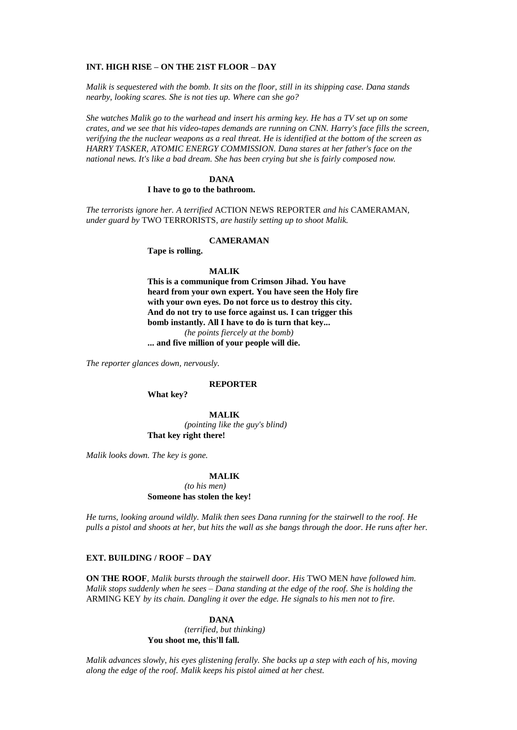**INT. HIGH RISE – ON THE 21ST FLOOR – DAY**

*Malik is sequestered with the bomb. It sits on the floor, still in its shipping case. Dana stands nearby, looking scares. She is not ties up. Where can she go?*

*She watches Malik go to the warhead and insert his arming key. He has a TV set up on some crates, and we see that his video-tapes demands are running on CNN. Harry's face fills the screen, verifying the the nuclear weapons as a real threat. He is identified at the bottom of the screen as HARRY TASKER, ATOMIC ENERGY COMMISSION. Dana stares at her father's face on the national news. It's like a bad dream. She has been crying but she is fairly composed now.*

**DANA**

**I have to go to the bathroom.**

*The terrorists ignore her. A terrified* ACTION NEWS REPORTER *and his* CAMERAMAN*, under guard by* TWO TERRORISTS*, are hastily setting up to shoot Malik.*

**CAMERAMAN**

**Tape is rolling.**

**MALIK**

**This is a communique from Crimson Jihad. You have heard from your own expert. You have seen the Holy fire with your own eyes. Do not force us to destroy this city. And do not try to use force against us. I can trigger this bomb instantly. All I have to do is turn that key...**

*(he points fiercely at the bomb)*

**... and five million of your people will die.**

*The reporter glances down, nervously.*

**REPORTER**

**What key?**

**MALIK**

*(pointing like the guy's blind)*

**That key right there!**

*Malik looks down. The key is gone.*

**MALIK**

*(to his men)*

**Someone has stolen the key!**

*He turns, looking around wildly. Malik then sees Dana running for the stairwell to the roof. He pulls a pistol and shoots at her, but hits the wall as she bangs through the door. He runs after her.*

**EXT. BUILDING / ROOF – DAY**

**ON THE ROOF***, Malik bursts through the stairwell door. His* TWO MEN *have followed him. Malik stops suddenly when he sees – Dana standing at the edge of the roof. She is holding the* ARMING KEY *by its chain. Dangling it over the edge. He signals to his men not to fire.*

**DANA**

*(terrified, but thinking)*

**You shoot me, this'll fall.**

*Malik advances slowly, his eyes glistening ferally. She backs up a step with each of his, moving along the edge of the roof. Malik keeps his pistol aimed at her chest.*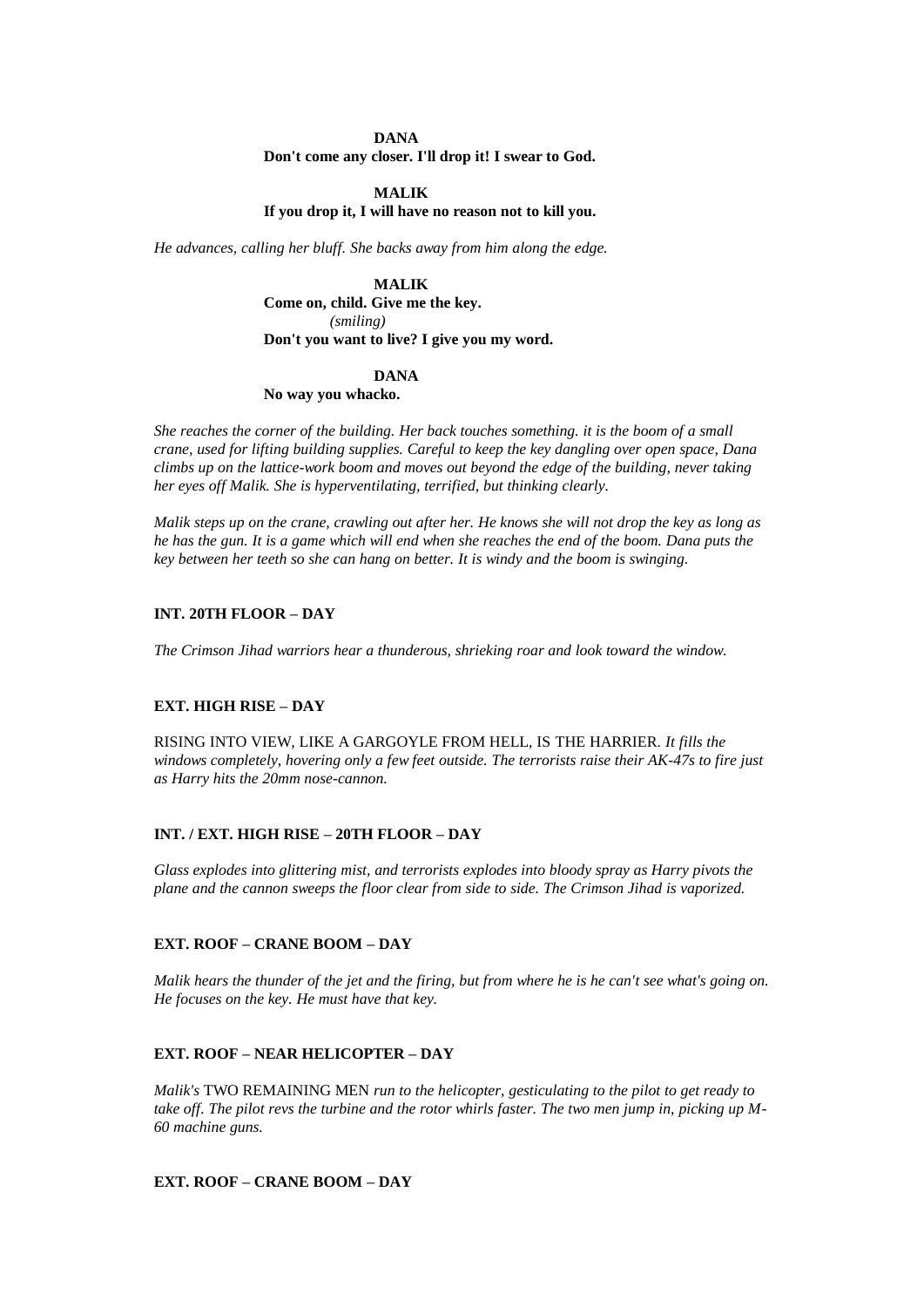**DANA**
**Don't come any closer. I'll drop it! I swear to God.**

**MALIK**
**If you drop it, I will have no reason not to kill you.**

*He advances, calling her bluff. She backs away from him along the edge.*

**MALIK**
**Come on, child. Give me the key.**
*(smiling)*
**Don't you want to live? I give you my word.**

**DANA**
**No way you whacko.**

*She reaches the corner of the building. Her back touches something. it is the boom of a small crane, used for lifting building supplies. Careful to keep the key dangling over open space, Dana climbs up on the lattice-work boom and moves out beyond the edge of the building, never taking her eyes off Malik. She is hyperventilating, terrified, but thinking clearly.*

*Malik steps up on the crane, crawling out after her. He knows she will not drop the key as long as he has the gun. It is a game which will end when she reaches the end of the boom. Dana puts the key between her teeth so she can hang on better. It is windy and the boom is swinging.*

**INT. 20TH FLOOR – DAY**

*The Crimson Jihad warriors hear a thunderous, shrieking roar and look toward the window.*

**EXT. HIGH RISE – DAY**

RISING INTO VIEW, LIKE A GARGOYLE FROM HELL, IS THE HARRIER. *It fills the windows completely, hovering only a few feet outside. The terrorists raise their AK-47s to fire just as Harry hits the 20mm nose-cannon.*

**INT. / EXT. HIGH RISE – 20TH FLOOR – DAY**

*Glass explodes into glittering mist, and terrorists explodes into bloody spray as Harry pivots the plane and the cannon sweeps the floor clear from side to side. The Crimson Jihad is vaporized.*

**EXT. ROOF – CRANE BOOM – DAY**

*Malik hears the thunder of the jet and the firing, but from where he is he can't see what's going on. He focuses on the key. He must have that key.*

**EXT. ROOF – NEAR HELICOPTER – DAY**

*Malik's* TWO REMAINING MEN *run to the helicopter, gesticulating to the pilot to get ready to take off. The pilot revs the turbine and the rotor whirls faster. The two men jump in, picking up M-60 machine guns.*

**EXT. ROOF – CRANE BOOM – DAY**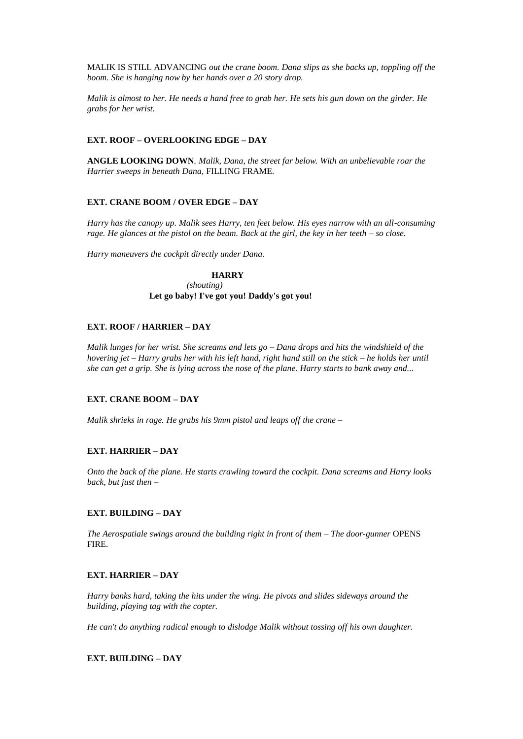MALIK IS STILL ADVANCING *out the crane boom. Dana slips as she backs up, toppling off the boom. She is hanging now by her hands over a 20 story drop.*

*Malik is almost to her. He needs a hand free to grab her. He sets his gun down on the girder. He grabs for her wrist.*

**EXT. ROOF – OVERLOOKING EDGE – DAY**

**ANGLE LOOKING DOWN**. *Malik, Dana, the street far below. With an unbelievable roar the Harrier sweeps in beneath Dana,* FILLING FRAME.

**EXT. CRANE BOOM / OVER EDGE – DAY**

*Harry has the canopy up. Malik sees Harry, ten feet below. His eyes narrow with an all-consuming rage. He glances at the pistol on the beam. Back at the girl, the key in her teeth – so close.*

*Harry maneuvers the cockpit directly under Dana.*

**HARRY**
*(shouting)*
**Let go baby! I've got you! Daddy's got you!**

**EXT. ROOF / HARRIER – DAY**

*Malik lunges for her wrist. She screams and lets go – Dana drops and hits the windshield of the hovering jet – Harry grabs her with his left hand, right hand still on the stick – he holds her until she can get a grip. She is lying across the nose of the plane. Harry starts to bank away and...*

**EXT. CRANE BOOM – DAY**

*Malik shrieks in rage. He grabs his 9mm pistol and leaps off the crane –*

**EXT. HARRIER – DAY**

*Onto the back of the plane. He starts crawling toward the cockpit. Dana screams and Harry looks back, but just then –*

**EXT. BUILDING – DAY**

*The Aerospatiale swings around the building right in front of them – The door-gunner* OPENS FIRE.

**EXT. HARRIER – DAY**

*Harry banks hard, taking the hits under the wing. He pivots and slides sideways around the building, playing tag with the copter.*

*He can't do anything radical enough to dislodge Malik without tossing off his own daughter.*

**EXT. BUILDING – DAY**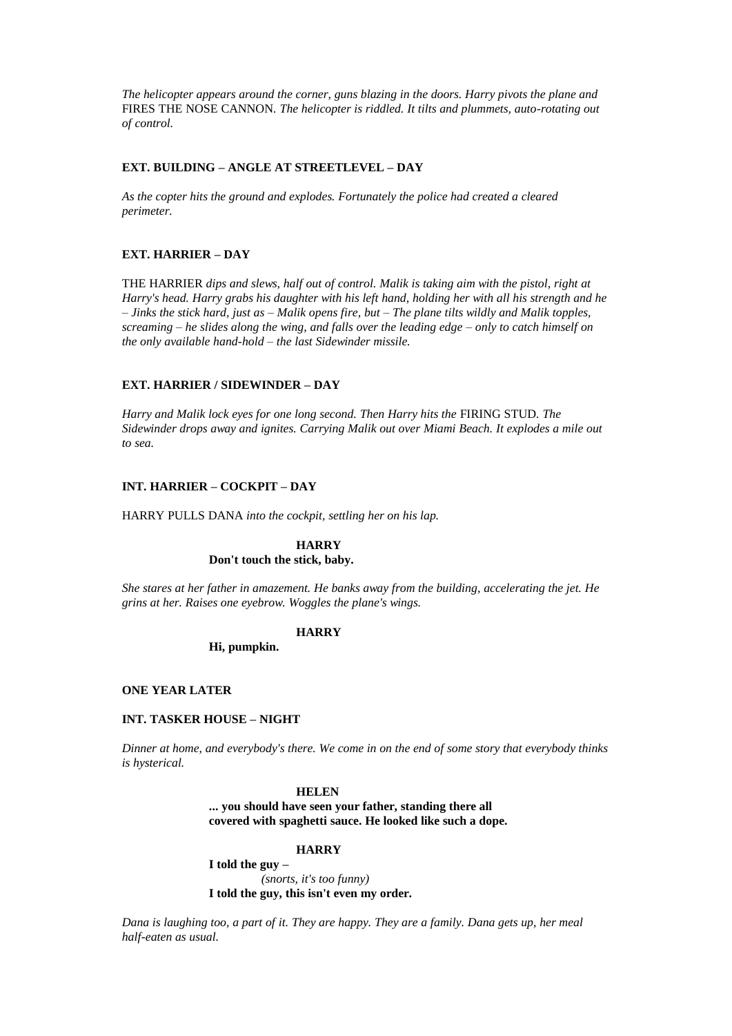*The helicopter appears around the corner, guns blazing in the doors. Harry pivots the plane and* FIRES THE NOSE CANNON. *The helicopter is riddled. It tilts and plummets, auto-rotating out of control.*

**EXT. BUILDING – ANGLE AT STREETLEVEL – DAY**

*As the copter hits the ground and explodes. Fortunately the police had created a cleared perimeter.*

**EXT. HARRIER – DAY**

THE HARRIER *dips and slews, half out of control. Malik is taking aim with the pistol, right at Harry's head. Harry grabs his daughter with his left hand, holding her with all his strength and he – Jinks the stick hard, just as – Malik opens fire, but – The plane tilts wildly and Malik topples, screaming – he slides along the wing, and falls over the leading edge – only to catch himself on the only available hand-hold – the last Sidewinder missile.*

**EXT. HARRIER / SIDEWINDER – DAY**

*Harry and Malik lock eyes for one long second. Then Harry hits the* FIRING STUD*. The Sidewinder drops away and ignites. Carrying Malik out over Miami Beach. It explodes a mile out to sea.*

**INT. HARRIER – COCKPIT – DAY**

HARRY PULLS DANA *into the cockpit, settling her on his lap.*

**HARRY**
**Don't touch the stick, baby.**

*She stares at her father in amazement. He banks away from the building, accelerating the jet. He grins at her. Raises one eyebrow. Woggles the plane's wings.*

**HARRY**
**Hi, pumpkin.**

**ONE YEAR LATER**

**INT. TASKER HOUSE – NIGHT**

*Dinner at home, and everybody's there. We come in on the end of some story that everybody thinks is hysterical.*

**HELEN**
**... you should have seen your father, standing there all covered with spaghetti sauce. He looked like such a dope.**

**HARRY**
**I told the guy –**
*(snorts, it's too funny)*
**I told the guy, this isn't even my order.**

*Dana is laughing too, a part of it. They are happy. They are a family. Dana gets up, her meal half-eaten as usual.*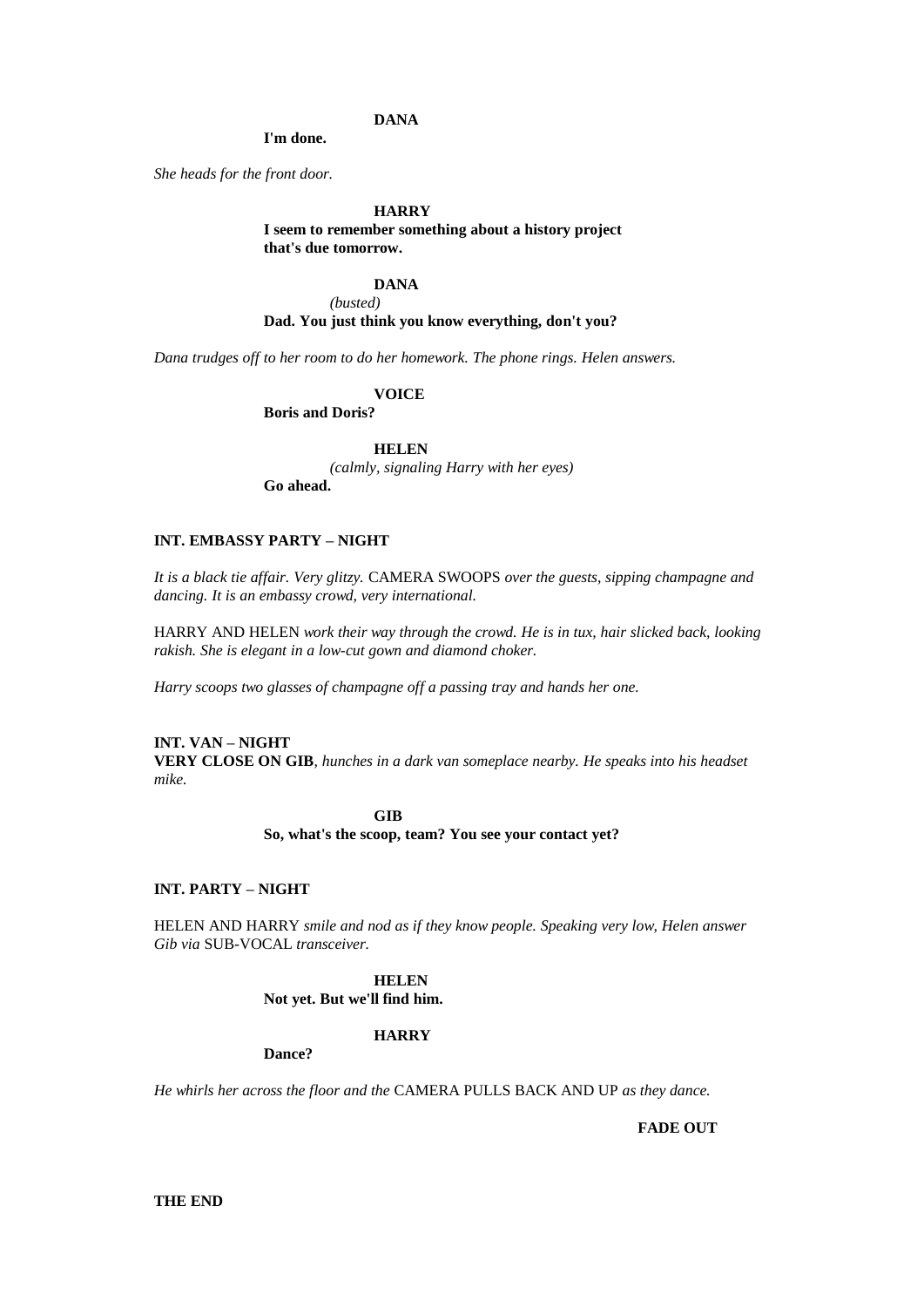**DANA**

**I'm done.**

*She heads for the front door.*

**HARRY**

**I seem to remember something about a history project that's due tomorrow.**

**DANA**

*(busted)*

**Dad. You just think you know everything, don't you?**

*Dana trudges off to her room to do her homework. The phone rings. Helen answers.*

**VOICE**

**Boris and Doris?**

**HELEN**

*(calmly, signaling Harry with her eyes)*

**Go ahead.**

**INT. EMBASSY PARTY – NIGHT**

*It is a black tie affair. Very glitzy.* CAMERA SWOOPS *over the guests, sipping champagne and dancing. It is an embassy crowd, very international.*

HARRY AND HELEN *work their way through the crowd. He is in tux, hair slicked back, looking rakish. She is elegant in a low-cut gown and diamond choker.*

*Harry scoops two glasses of champagne off a passing tray and hands her one.*

**INT. VAN – NIGHT**

**VERY CLOSE ON GIB**, *hunches in a dark van someplace nearby. He speaks into his headset mike.*

**GIB**

**So, what's the scoop, team? You see your contact yet?**

**INT. PARTY – NIGHT**

HELEN AND HARRY *smile and nod as if they know people. Speaking very low, Helen answer Gib via* SUB-VOCAL *transceiver.*

**HELEN**

**Not yet. But we'll find him.**

**HARRY**

**Dance?**

*He whirls her across the floor and the* CAMERA PULLS BACK AND UP *as they dance.*

**FADE OUT**

**THE END**